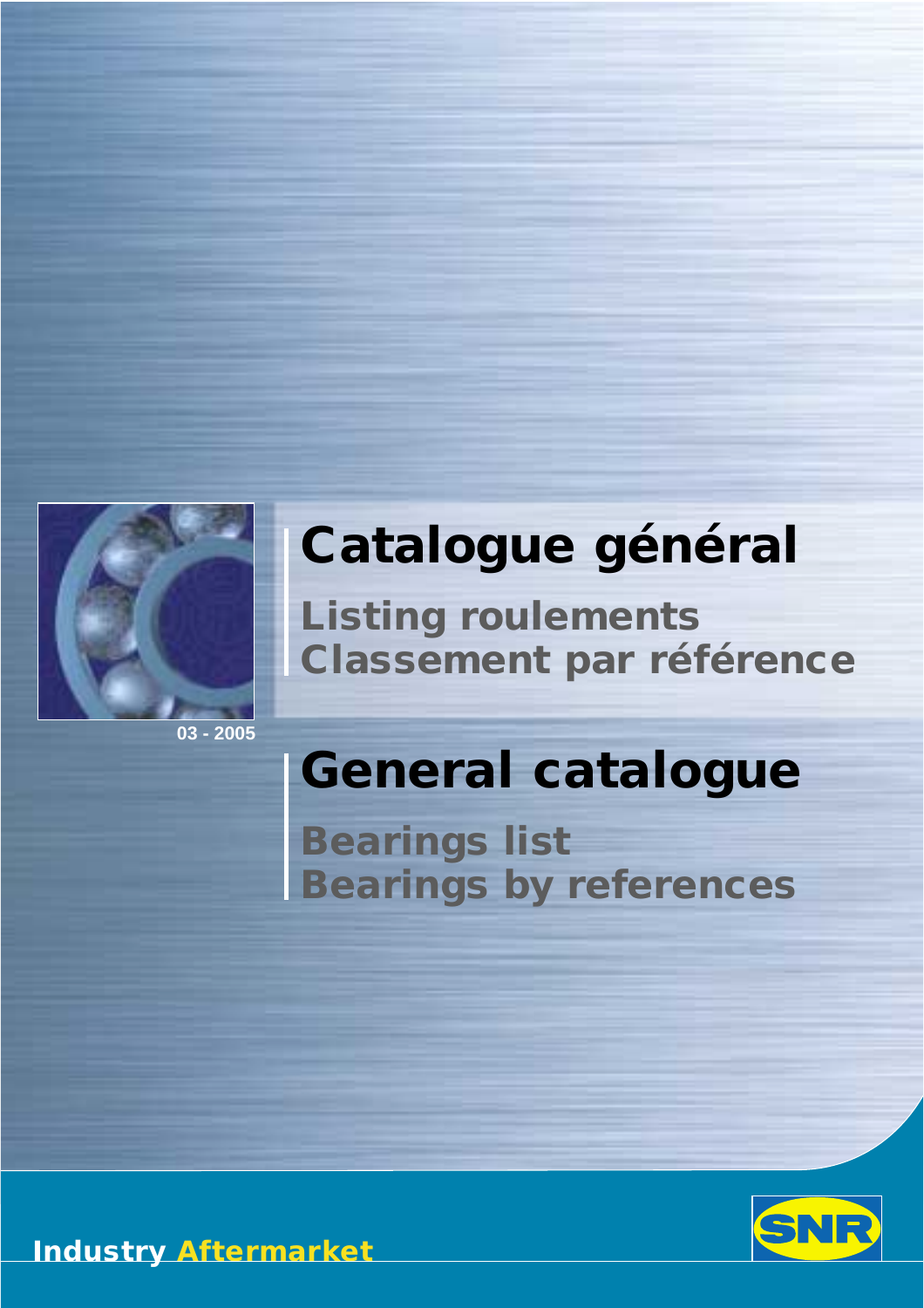# Catalogue général

## Listing roulements
## Classement par référence

03 - 2005

# General catalogue

## Bearings list
## Bearings by references

Industry Aftermarket

SNR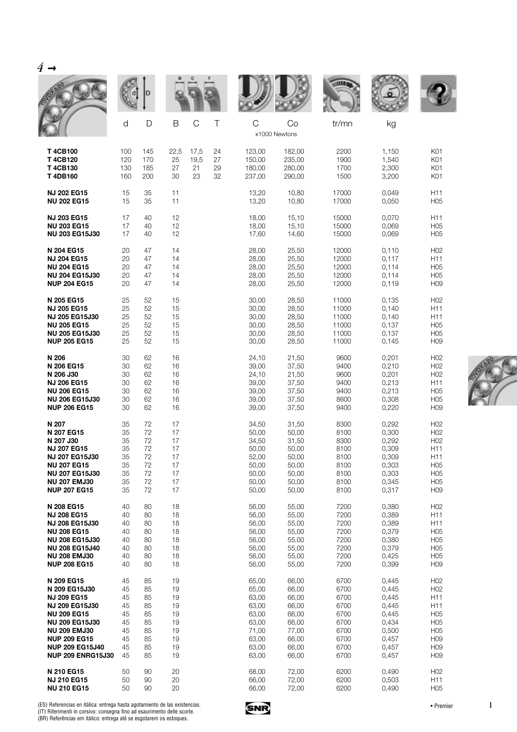| | d | D | B | C | T | C | Co | tr/mn | kg | |
|---|---|---|---|---|---|---|---|---|---|---|
| | | | | | | x1000 Newtons | | | | |
| **T 4CB100** | 100 | 145 | 22,5 | 17,5 | 24 | 123,00 | 182,00 | 2200 | 1,150 | K01 |
| **T 4CB120** | 120 | 170 | 25 | 19,5 | 27 | 150,00 | 235,00 | 1900 | 1,540 | K01 |
| **T 4CB130** | 130 | 185 | 27 | 21 | 29 | 180,00 | 280,00 | 1700 | 2,300 | K01 |
| **T 4DB160** | 160 | 200 | 30 | 23 | 32 | 237,00 | 290,00 | 1500 | 3,200 | K01 |
| **NJ 202 EG15** | 15 | 35 | 11 | | | 13,20 | 10,80 | 17000 | 0,049 | H11 |
| **NU 202 EG15** | 15 | 35 | 11 | | | 13,20 | 10,80 | 17000 | 0,050 | H05 |
| **NJ 203 EG15** | 17 | 40 | 12 | | | 18,00 | 15,10 | 15000 | 0,070 | H11 |
| **NU 203 EG15** | 17 | 40 | 12 | | | 18,00 | 15,10 | 15000 | 0,069 | H05 |
| **NU 203 EG15J30** | 17 | 40 | 12 | | | 17,60 | 14,60 | 15000 | 0,069 | H05 |
| **N 204 EG15** | 20 | 47 | 14 | | | 28,00 | 25,50 | 12000 | 0,110 | H02 |
| **NJ 204 EG15** | 20 | 47 | 14 | | | 28,00 | 25,50 | 12000 | 0,117 | H11 |
| **NU 204 EG15** | 20 | 47 | 14 | | | 28,00 | 25,50 | 12000 | 0,114 | H05 |
| **NU 204 EG15J30** | 20 | 47 | 14 | | | 28,00 | 25,50 | 12000 | 0,114 | H05 |
| **NUP 204 EG15** | 20 | 47 | 14 | | | 28,00 | 25,50 | 12000 | 0,119 | H09 |
| **N 205 EG15** | 25 | 52 | 15 | | | 30,00 | 28,50 | 11000 | 0,135 | H02 |
| **NJ 205 EG15** | 25 | 52 | 15 | | | 30,00 | 28,50 | 11000 | 0,140 | H11 |
| **NJ 205 EG15J30** | 25 | 52 | 15 | | | 30,00 | 28,50 | 11000 | 0,140 | H11 |
| **NU 205 EG15** | 25 | 52 | 15 | | | 30,00 | 28,50 | 11000 | 0,137 | H05 |
| **NU 205 EG15J30** | 25 | 52 | 15 | | | 30,00 | 28,50 | 11000 | 0,137 | H05 |
| **NUP 205 EG15** | 25 | 52 | 15 | | | 30,00 | 28,50 | 11000 | 0,145 | H09 |
| **N 206** | 30 | 62 | 16 | | | 24,10 | 21,50 | 9600 | 0,201 | H02 |
| **N 206 EG15** | 30 | 62 | 16 | | | 39,00 | 37,50 | 9400 | 0,210 | H02 |
| **N 206 J30** | 30 | 62 | 16 | | | 24,10 | 21,50 | 9600 | 0,201 | H02 |
| **NJ 206 EG15** | 30 | 62 | 16 | | | 39,00 | 37,50 | 9400 | 0,213 | H11 |
| **NU 206 EG15** | 30 | 62 | 16 | | | 39,00 | 37,50 | 9400 | 0,213 | H05 |
| **NU 206 EG15J30** | 30 | 62 | 16 | | | 39,00 | 37,50 | 8600 | 0,308 | H05 |
| **NUP 206 EG15** | 30 | 62 | 16 | | | 39,00 | 37,50 | 9400 | 0,220 | H09 |
| **N 207** | 35 | 72 | 17 | | | 34,50 | 31,50 | 8300 | 0,292 | H02 |
| **N 207 EG15** | 35 | 72 | 17 | | | 50,00 | 50,00 | 8100 | 0,300 | H02 |
| **N 207 J30** | 35 | 72 | 17 | | | 34,50 | 31,50 | 8300 | 0,292 | H02 |
| **NJ 207 EG15** | 35 | 72 | 17 | | | 50,00 | 50,00 | 8100 | 0,309 | H11 |
| **NJ 207 EG15J30** | 35 | 72 | 17 | | | 52,00 | 50,00 | 8100 | 0,309 | H11 |
| **NU 207 EG15** | 35 | 72 | 17 | | | 50,00 | 50,00 | 8100 | 0,303 | H05 |
| **NU 207 EG15J30** | 35 | 72 | 17 | | | 50,00 | 50,00 | 8100 | 0,303 | H05 |
| **NU 207 EMJ30** | 35 | 72 | 17 | | | 50,00 | 50,00 | 8100 | 0,345 | H05 |
| **NUP 207 EG15** | 35 | 72 | 17 | | | 50,00 | 50,00 | 8100 | 0,317 | H09 |
| **N 208 EG15** | 40 | 80 | 18 | | | 56,00 | 55,00 | 7200 | 0,380 | H02 |
| **NJ 208 EG15** | 40 | 80 | 18 | | | 56,00 | 55,00 | 7200 | 0,389 | H11 |
| **NJ 208 EG15J30** | 40 | 80 | 18 | | | 56,00 | 55,00 | 7200 | 0,389 | H11 |
| **NU 208 EG15** | 40 | 80 | 18 | | | 56,00 | 55,00 | 7200 | 0,379 | H05 |
| **NU 208 EG15J30** | 40 | 80 | 18 | | | 56,00 | 55,00 | 7200 | 0,380 | H05 |
| **NU 208 EG15J40** | 40 | 80 | 18 | | | 56,00 | 55,00 | 7200 | 0,379 | H05 |
| **NU 208 EMJ30** | 40 | 80 | 18 | | | 56,00 | 55,00 | 7200 | 0,425 | H05 |
| **NUP 208 EG15** | 40 | 80 | 18 | | | 56,00 | 55,00 | 7200 | 0,399 | H09 |
| **N 209 EG15** | 45 | 85 | 19 | | | 65,00 | 66,00 | 6700 | 0,445 | H02 |
| **N 209 EG15J30** | 45 | 85 | 19 | | | 65,00 | 66,00 | 6700 | 0,445 | H02 |
| **NJ 209 EG15** | 45 | 85 | 19 | | | 63,00 | 66,00 | 6700 | 0,445 | H11 |
| **NJ 209 EG15J30** | 45 | 85 | 19 | | | 63,00 | 66,00 | 6700 | 0,445 | H11 |
| **NU 209 EG15** | 45 | 85 | 19 | | | 63,00 | 66,00 | 6700 | 0,445 | H05 |
| **NU 209 EG15J30** | 45 | 85 | 19 | | | 63,00 | 66,00 | 6700 | 0,434 | H05 |
| **NU 209 EMJ30** | 45 | 85 | 19 | | | 71,00 | 77,00 | 6700 | 0,500 | H05 |
| **NUP 209 EG15** | 45 | 85 | 19 | | | 63,00 | 66,00 | 6700 | 0,457 | H09 |
| **NUP 209 EG15J40** | 45 | 85 | 19 | | | 63,00 | 66,00 | 6700 | 0,457 | H09 |
| **NUP 209 ENRG15J30** | 45 | 85 | 19 | | | 63,00 | 66,00 | 6700 | 0,457 | H09 |
| **N 210 EG15** | 50 | 90 | 20 | | | 68,00 | 72,00 | 6200 | 0,490 | H02 |
| **NJ 210 EG15** | 50 | 90 | 20 | | | 66,00 | 72,00 | 6200 | 0,503 | H11 |
| **NU 210 EG15** | 50 | 90 | 20 | | | 66,00 | 72,00 | 6200 | 0,490 | H05 |

(ES) Referencias en itálica: entrega hasta agotamiento de las existencias.
(IT) Riferimenti in corsivo: consegna fino ad esaurimento delle scorte.
(BR) Referências em itálico: entrega até se esgotarem os estoques.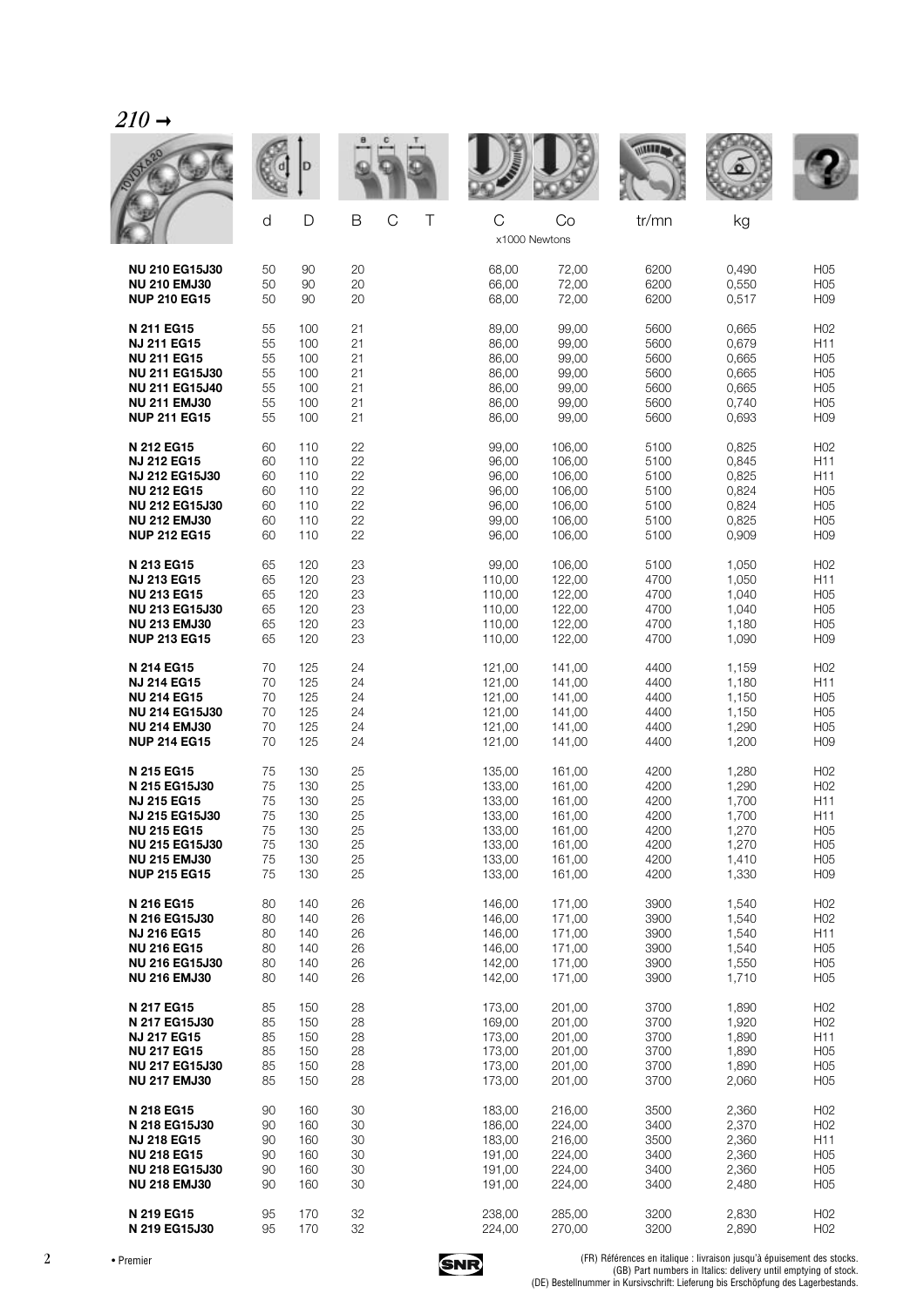## *210* →

| | d | D | B | C | T | C | Co | tr/mn | kg | |
|---|---|---|---|---|---|---|---|---|---|---|
| | | | | | | x1000 Newtons | | | | |
| **NU 210 EG15J30** | 50 | 90 | 20 | | | 68,00 | 72,00 | 6200 | 0,490 | H05 |
| **NU 210 EMJ30** | 50 | 90 | 20 | | | 66,00 | 72,00 | 6200 | 0,550 | H05 |
| **NUP 210 EG15** | 50 | 90 | 20 | | | 68,00 | 72,00 | 6200 | 0,517 | H09 |
| **N 211 EG15** | 55 | 100 | 21 | | | 89,00 | 99,00 | 5600 | 0,665 | H02 |
| **NJ 211 EG15** | 55 | 100 | 21 | | | 86,00 | 99,00 | 5600 | 0,679 | H11 |
| **NU 211 EG15** | 55 | 100 | 21 | | | 86,00 | 99,00 | 5600 | 0,665 | H05 |
| **NU 211 EG15J30** | 55 | 100 | 21 | | | 86,00 | 99,00 | 5600 | 0,665 | H05 |
| **NU 211 EG15J40** | 55 | 100 | 21 | | | 86,00 | 99,00 | 5600 | 0,665 | H05 |
| **NU 211 EMJ30** | 55 | 100 | 21 | | | 86,00 | 99,00 | 5600 | 0,740 | H05 |
| **NUP 211 EG15** | 55 | 100 | 21 | | | 86,00 | 99,00 | 5600 | 0,693 | H09 |
| **N 212 EG15** | 60 | 110 | 22 | | | 99,00 | 106,00 | 5100 | 0,825 | H02 |
| **NJ 212 EG15** | 60 | 110 | 22 | | | 96,00 | 106,00 | 5100 | 0,845 | H11 |
| **NJ 212 EG15J30** | 60 | 110 | 22 | | | 96,00 | 106,00 | 5100 | 0,825 | H11 |
| **NU 212 EG15** | 60 | 110 | 22 | | | 96,00 | 106,00 | 5100 | 0,824 | H05 |
| **NU 212 EG15J30** | 60 | 110 | 22 | | | 96,00 | 106,00 | 5100 | 0,824 | H05 |
| **NU 212 EMJ30** | 60 | 110 | 22 | | | 99,00 | 106,00 | 5100 | 0,825 | H05 |
| **NUP 212 EG15** | 60 | 110 | 22 | | | 96,00 | 106,00 | 5100 | 0,909 | H09 |
| **N 213 EG15** | 65 | 120 | 23 | | | 99,00 | 106,00 | 5100 | 1,050 | H02 |
| **NJ 213 EG15** | 65 | 120 | 23 | | | 110,00 | 122,00 | 4700 | 1,050 | H11 |
| **NU 213 EG15** | 65 | 120 | 23 | | | 110,00 | 122,00 | 4700 | 1,040 | H05 |
| **NU 213 EG15J30** | 65 | 120 | 23 | | | 110,00 | 122,00 | 4700 | 1,040 | H05 |
| **NU 213 EMJ30** | 65 | 120 | 23 | | | 110,00 | 122,00 | 4700 | 1,180 | H05 |
| **NUP 213 EG15** | 65 | 120 | 23 | | | 110,00 | 122,00 | 4700 | 1,090 | H09 |
| **N 214 EG15** | 70 | 125 | 24 | | | 121,00 | 141,00 | 4400 | 1,159 | H02 |
| **NJ 214 EG15** | 70 | 125 | 24 | | | 121,00 | 141,00 | 4400 | 1,180 | H11 |
| **NU 214 EG15** | 70 | 125 | 24 | | | 121,00 | 141,00 | 4400 | 1,150 | H05 |
| **NU 214 EG15J30** | 70 | 125 | 24 | | | 121,00 | 141,00 | 4400 | 1,150 | H05 |
| **NU 214 EMJ30** | 70 | 125 | 24 | | | 121,00 | 141,00 | 4400 | 1,290 | H05 |
| **NUP 214 EG15** | 70 | 125 | 24 | | | 121,00 | 141,00 | 4400 | 1,200 | H09 |
| **N 215 EG15** | 75 | 130 | 25 | | | 135,00 | 161,00 | 4200 | 1,280 | H02 |
| **N 215 EG15J30** | 75 | 130 | 25 | | | 133,00 | 161,00 | 4200 | 1,290 | H02 |
| **NJ 215 EG15** | 75 | 130 | 25 | | | 133,00 | 161,00 | 4200 | 1,700 | H11 |
| **NJ 215 EG15J30** | 75 | 130 | 25 | | | 133,00 | 161,00 | 4200 | 1,700 | H11 |
| **NU 215 EG15** | 75 | 130 | 25 | | | 133,00 | 161,00 | 4200 | 1,270 | H05 |
| **NU 215 EG15J30** | 75 | 130 | 25 | | | 133,00 | 161,00 | 4200 | 1,270 | H05 |
| **NU 215 EMJ30** | 75 | 130 | 25 | | | 133,00 | 161,00 | 4200 | 1,410 | H05 |
| **NUP 215 EG15** | 75 | 130 | 25 | | | 133,00 | 161,00 | 4200 | 1,330 | H09 |
| **N 216 EG15** | 80 | 140 | 26 | | | 146,00 | 171,00 | 3900 | 1,540 | H02 |
| **N 216 EG15J30** | 80 | 140 | 26 | | | 146,00 | 171,00 | 3900 | 1,540 | H02 |
| **NJ 216 EG15** | 80 | 140 | 26 | | | 146,00 | 171,00 | 3900 | 1,540 | H11 |
| **NU 216 EG15** | 80 | 140 | 26 | | | 146,00 | 171,00 | 3900 | 1,540 | H05 |
| **NU 216 EG15J30** | 80 | 140 | 26 | | | 142,00 | 171,00 | 3900 | 1,550 | H05 |
| **NU 216 EMJ30** | 80 | 140 | 26 | | | 142,00 | 171,00 | 3900 | 1,710 | H05 |
| **N 217 EG15** | 85 | 150 | 28 | | | 173,00 | 201,00 | 3700 | 1,890 | H02 |
| **N 217 EG15J30** | 85 | 150 | 28 | | | 169,00 | 201,00 | 3700 | 1,920 | H02 |
| **NJ 217 EG15** | 85 | 150 | 28 | | | 173,00 | 201,00 | 3700 | 1,890 | H11 |
| **NU 217 EG15** | 85 | 150 | 28 | | | 173,00 | 201,00 | 3700 | 1,890 | H05 |
| **NU 217 EG15J30** | 85 | 150 | 28 | | | 173,00 | 201,00 | 3700 | 1,890 | H05 |
| **NU 217 EMJ30** | 85 | 150 | 28 | | | 173,00 | 201,00 | 3700 | 2,060 | H05 |
| **N 218 EG15** | 90 | 160 | 30 | | | 183,00 | 216,00 | 3500 | 2,360 | H02 |
| **N 218 EG15J30** | 90 | 160 | 30 | | | 186,00 | 224,00 | 3400 | 2,370 | H02 |
| **NJ 218 EG15** | 90 | 160 | 30 | | | 183,00 | 216,00 | 3500 | 2,360 | H11 |
| **NU 218 EG15** | 90 | 160 | 30 | | | 191,00 | 224,00 | 3400 | 2,360 | H05 |
| **NU 218 EG15J30** | 90 | 160 | 30 | | | 191,00 | 224,00 | 3400 | 2,360 | H05 |
| **NU 218 EMJ30** | 90 | 160 | 30 | | | 191,00 | 224,00 | 3400 | 2,480 | H05 |
| **N 219 EG15** | 95 | 170 | 32 | | | 238,00 | 285,00 | 3200 | 2,830 | H02 |
| **N 219 EG15J30** | 95 | 170 | 32 | | | 224,00 | 270,00 | 3200 | 2,890 | H02 |

• Premier

(FR) Références en italique : livraison jusqu'à épuisement des stocks.
(GB) Part numbers in Italics: delivery until emptying of stock.
(DE) Bestellnummer in Kursivschrift: Lieferung bis Erschöpfung des Lagerbestands.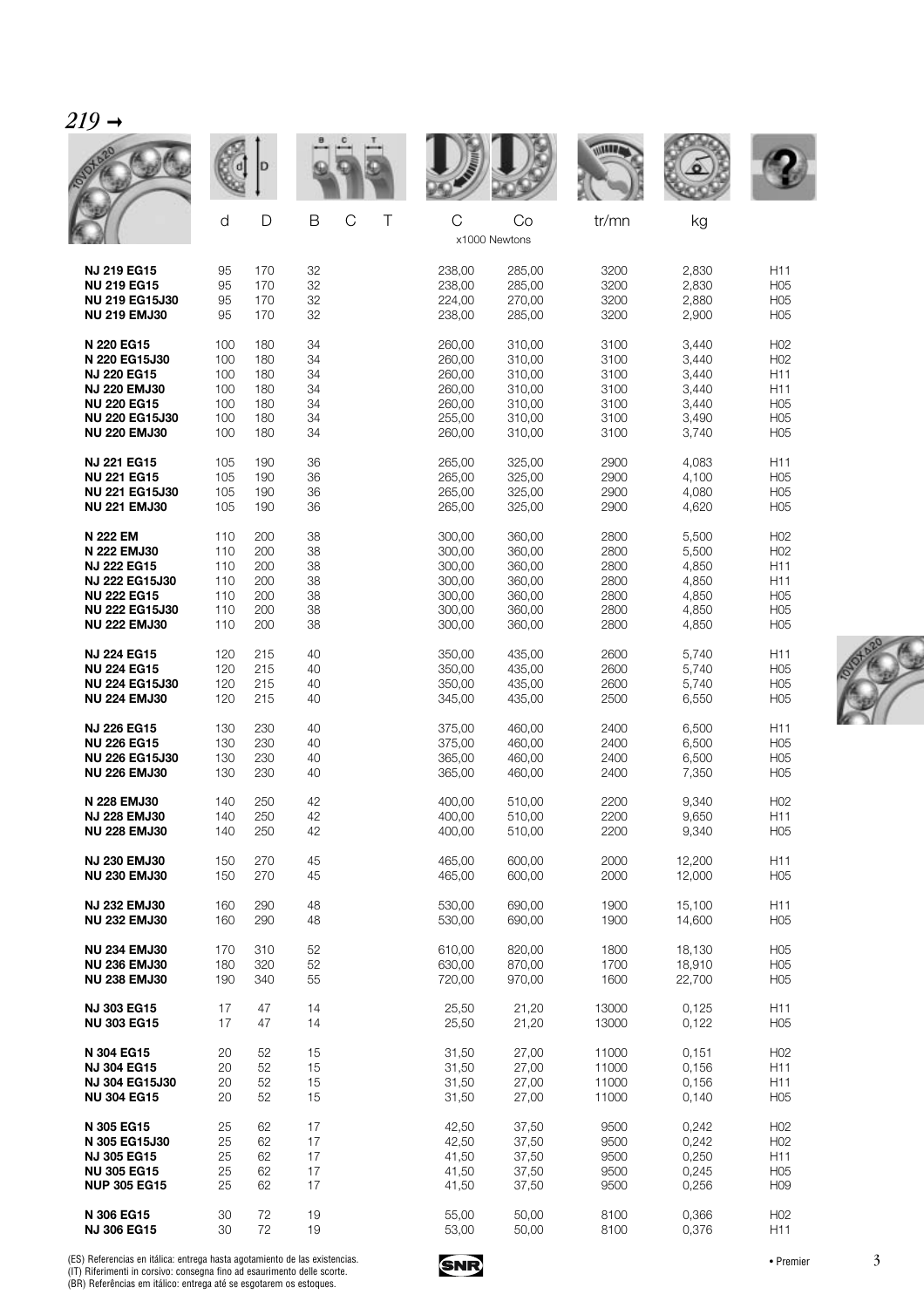## 219 →

| | d | D | B | C | T | C | Co | tr/mn | kg | |
|---|---|---|---|---|---|---|---|---|---|---|
| | | | | | | x1000 Newtons | | | | |
| **NJ 219 EG15** | 95 | 170 | 32 | | | 238,00 | 285,00 | 3200 | 2,830 | H11 |
| **NU 219 EG15** | 95 | 170 | 32 | | | 238,00 | 285,00 | 3200 | 2,830 | H05 |
| **NU 219 EG15J30** | 95 | 170 | 32 | | | 224,00 | 270,00 | 3200 | 2,880 | H05 |
| **NU 219 EMJ30** | 95 | 170 | 32 | | | 238,00 | 285,00 | 3200 | 2,900 | H05 |
| **N 220 EG15** | 100 | 180 | 34 | | | 260,00 | 310,00 | 3100 | 3,440 | H02 |
| **N 220 EG15J30** | 100 | 180 | 34 | | | 260,00 | 310,00 | 3100 | 3,440 | H02 |
| **NJ 220 EG15** | 100 | 180 | 34 | | | 260,00 | 310,00 | 3100 | 3,440 | H11 |
| **NJ 220 EMJ30** | 100 | 180 | 34 | | | 260,00 | 310,00 | 3100 | 3,440 | H11 |
| **NU 220 EG15** | 100 | 180 | 34 | | | 260,00 | 310,00 | 3100 | 3,440 | H05 |
| **NU 220 EG15J30** | 100 | 180 | 34 | | | 255,00 | 310,00 | 3100 | 3,490 | H05 |
| **NU 220 EMJ30** | 100 | 180 | 34 | | | 260,00 | 310,00 | 3100 | 3,740 | H05 |
| **NJ 221 EG15** | 105 | 190 | 36 | | | 265,00 | 325,00 | 2900 | 4,083 | H11 |
| **NU 221 EG15** | 105 | 190 | 36 | | | 265,00 | 325,00 | 2900 | 4,100 | H05 |
| **NU 221 EG15J30** | 105 | 190 | 36 | | | 265,00 | 325,00 | 2900 | 4,080 | H05 |
| **NU 221 EMJ30** | 105 | 190 | 36 | | | 265,00 | 325,00 | 2900 | 4,620 | H05 |
| **N 222 EM** | 110 | 200 | 38 | | | 300,00 | 360,00 | 2800 | 5,500 | H02 |
| **N 222 EMJ30** | 110 | 200 | 38 | | | 300,00 | 360,00 | 2800 | 5,500 | H02 |
| **NJ 222 EG15** | 110 | 200 | 38 | | | 300,00 | 360,00 | 2800 | 4,850 | H11 |
| **NJ 222 EG15J30** | 110 | 200 | 38 | | | 300,00 | 360,00 | 2800 | 4,850 | H11 |
| **NU 222 EG15** | 110 | 200 | 38 | | | 300,00 | 360,00 | 2800 | 4,850 | H05 |
| **NU 222 EG15J30** | 110 | 200 | 38 | | | 300,00 | 360,00 | 2800 | 4,850 | H05 |
| **NU 222 EMJ30** | 110 | 200 | 38 | | | 300,00 | 360,00 | 2800 | 4,850 | H05 |
| **NJ 224 EG15** | 120 | 215 | 40 | | | 350,00 | 435,00 | 2600 | 5,740 | H11 |
| **NU 224 EG15** | 120 | 215 | 40 | | | 350,00 | 435,00 | 2600 | 5,740 | H05 |
| **NU 224 EG15J30** | 120 | 215 | 40 | | | 350,00 | 435,00 | 2600 | 5,740 | H05 |
| **NU 224 EMJ30** | 120 | 215 | 40 | | | 345,00 | 435,00 | 2500 | 6,550 | H05 |
| **NJ 226 EG15** | 130 | 230 | 40 | | | 375,00 | 460,00 | 2400 | 6,500 | H11 |
| **NU 226 EG15** | 130 | 230 | 40 | | | 375,00 | 460,00 | 2400 | 6,500 | H05 |
| **NU 226 EG15J30** | 130 | 230 | 40 | | | 365,00 | 460,00 | 2400 | 6,500 | H05 |
| **NU 226 EMJ30** | 130 | 230 | 40 | | | 365,00 | 460,00 | 2400 | 7,350 | H05 |
| **N 228 EMJ30** | 140 | 250 | 42 | | | 400,00 | 510,00 | 2200 | 9,340 | H02 |
| **NJ 228 EMJ30** | 140 | 250 | 42 | | | 400,00 | 510,00 | 2200 | 9,650 | H11 |
| **NU 228 EMJ30** | 140 | 250 | 42 | | | 400,00 | 510,00 | 2200 | 9,340 | H05 |
| **NJ 230 EMJ30** | 150 | 270 | 45 | | | 465,00 | 600,00 | 2000 | 12,200 | H11 |
| **NU 230 EMJ30** | 150 | 270 | 45 | | | 465,00 | 600,00 | 2000 | 12,000 | H05 |
| **NJ 232 EMJ30** | 160 | 290 | 48 | | | 530,00 | 690,00 | 1900 | 15,100 | H11 |
| **NU 232 EMJ30** | 160 | 290 | 48 | | | 530,00 | 690,00 | 1900 | 14,600 | H05 |
| **NU 234 EMJ30** | 170 | 310 | 52 | | | 610,00 | 820,00 | 1800 | 18,130 | H05 |
| **NU 236 EMJ30** | 180 | 320 | 52 | | | 630,00 | 870,00 | 1700 | 18,910 | H05 |
| **NU 238 EMJ30** | 190 | 340 | 55 | | | 720,00 | 970,00 | 1600 | 22,700 | H05 |
| **NJ 303 EG15** | 17 | 47 | 14 | | | 25,50 | 21,20 | 13000 | 0,125 | H11 |
| **NU 303 EG15** | 17 | 47 | 14 | | | 25,50 | 21,20 | 13000 | 0,122 | H05 |
| **N 304 EG15** | 20 | 52 | 15 | | | 31,50 | 27,00 | 11000 | 0,151 | H02 |
| **NJ 304 EG15** | 20 | 52 | 15 | | | 31,50 | 27,00 | 11000 | 0,156 | H11 |
| **NJ 304 EG15J30** | 20 | 52 | 15 | | | 31,50 | 27,00 | 11000 | 0,156 | H11 |
| **NU 304 EG15** | 20 | 52 | 15 | | | 31,50 | 27,00 | 11000 | 0,140 | H05 |
| **N 305 EG15** | 25 | 62 | 17 | | | 42,50 | 37,50 | 9500 | 0,242 | H02 |
| **N 305 EG15J30** | 25 | 62 | 17 | | | 42,50 | 37,50 | 9500 | 0,242 | H02 |
| **NJ 305 EG15** | 25 | 62 | 17 | | | 41,50 | 37,50 | 9500 | 0,250 | H11 |
| **NU 305 EG15** | 25 | 62 | 17 | | | 41,50 | 37,50 | 9500 | 0,245 | H05 |
| **NUP 305 EG15** | 25 | 62 | 17 | | | 41,50 | 37,50 | 9500 | 0,256 | H09 |
| **N 306 EG15** | 30 | 72 | 19 | | | 55,00 | 50,00 | 8100 | 0,366 | H02 |
| **NJ 306 EG15** | 30 | 72 | 19 | | | 53,00 | 50,00 | 8100 | 0,376 | H11 |

(ES) Referencias en itálica: entrega hasta agotamiento de las existencias.
(IT) Riferimenti in corsivo: consegna fino ad esaurimento delle scorte.
(BR) Referências em itálico: entrega até se esgotarem os estoques.

• Premier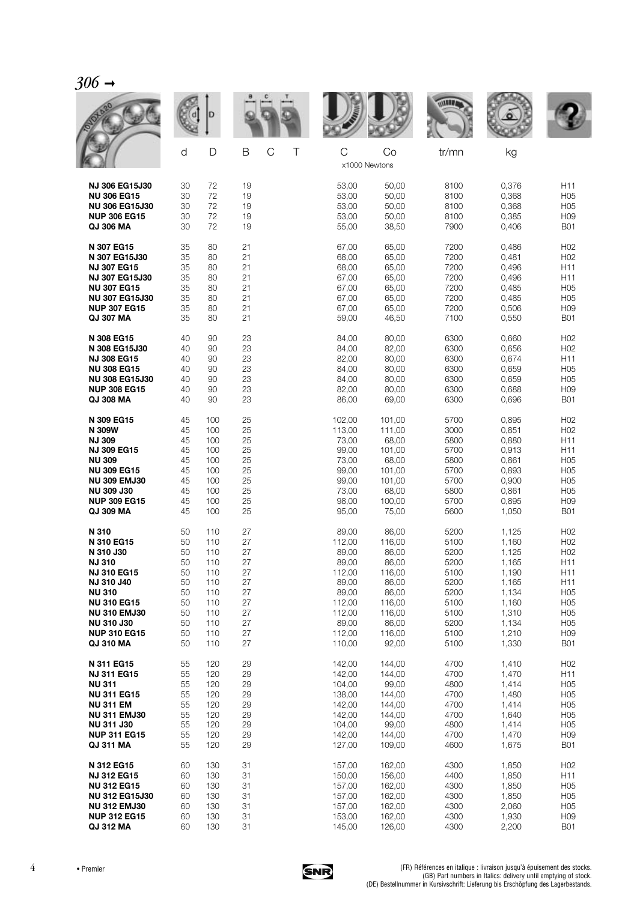# *306* →

| | d | D | B | C | T | C | Co | tr/mn | kg | |
|---|---|---|---|---|---|---|---|---|---|---|
| | | | | | | x1000 Newtons | | | | |
| **NJ 306 EG15J30** | 30 | 72 | 19 | | | 53,00 | 50,00 | 8100 | 0,376 | H11 |
| **NU 306 EG15** | 30 | 72 | 19 | | | 53,00 | 50,00 | 8100 | 0,368 | H05 |
| **NU 306 EG15J30** | 30 | 72 | 19 | | | 53,00 | 50,00 | 8100 | 0,368 | H05 |
| **NUP 306 EG15** | 30 | 72 | 19 | | | 53,00 | 50,00 | 8100 | 0,385 | H09 |
| **QJ 306 MA** | 30 | 72 | 19 | | | 55,00 | 38,50 | 7900 | 0,406 | B01 |
| **N 307 EG15** | 35 | 80 | 21 | | | 67,00 | 65,00 | 7200 | 0,486 | H02 |
| **N 307 EG15J30** | 35 | 80 | 21 | | | 68,00 | 65,00 | 7200 | 0,481 | H02 |
| **NJ 307 EG15** | 35 | 80 | 21 | | | 68,00 | 65,00 | 7200 | 0,496 | H11 |
| **NJ 307 EG15J30** | 35 | 80 | 21 | | | 67,00 | 65,00 | 7200 | 0,496 | H11 |
| **NU 307 EG15** | 35 | 80 | 21 | | | 67,00 | 65,00 | 7200 | 0,485 | H05 |
| **NU 307 EG15J30** | 35 | 80 | 21 | | | 67,00 | 65,00 | 7200 | 0,485 | H05 |
| **NUP 307 EG15** | 35 | 80 | 21 | | | 67,00 | 65,00 | 7200 | 0,506 | H09 |
| **QJ 307 MA** | 35 | 80 | 21 | | | 59,00 | 46,50 | 7100 | 0,550 | B01 |
| **N 308 EG15** | 40 | 90 | 23 | | | 84,00 | 80,00 | 6300 | 0,660 | H02 |
| **N 308 EG15J30** | 40 | 90 | 23 | | | 84,00 | 82,00 | 6300 | 0,656 | H02 |
| **NJ 308 EG15** | 40 | 90 | 23 | | | 82,00 | 80,00 | 6300 | 0,674 | H11 |
| **NU 308 EG15** | 40 | 90 | 23 | | | 84,00 | 80,00 | 6300 | 0,659 | H05 |
| **NU 308 EG15J30** | 40 | 90 | 23 | | | 84,00 | 80,00 | 6300 | 0,659 | H05 |
| **NUP 308 EG15** | 40 | 90 | 23 | | | 82,00 | 80,00 | 6300 | 0,688 | H09 |
| **QJ 308 MA** | 40 | 90 | 23 | | | 86,00 | 69,00 | 6300 | 0,696 | B01 |
| **N 309 EG15** | 45 | 100 | 25 | | | 102,00 | 101,00 | 5700 | 0,895 | H02 |
| **N 309W** | 45 | 100 | 25 | | | 113,00 | 111,00 | 3000 | 0,851 | H02 |
| **NJ 309** | 45 | 100 | 25 | | | 73,00 | 68,00 | 5800 | 0,880 | H11 |
| **NJ 309 EG15** | 45 | 100 | 25 | | | 99,00 | 101,00 | 5700 | 0,913 | H11 |
| **NU 309** | 45 | 100 | 25 | | | 73,00 | 68,00 | 5800 | 0,861 | H05 |
| **NU 309 EG15** | 45 | 100 | 25 | | | 99,00 | 101,00 | 5700 | 0,893 | H05 |
| **NU 309 EMJ30** | 45 | 100 | 25 | | | 99,00 | 101,00 | 5700 | 0,900 | H05 |
| **NU 309 J30** | 45 | 100 | 25 | | | 73,00 | 68,00 | 5800 | 0,861 | H05 |
| **NUP 309 EG15** | 45 | 100 | 25 | | | 98,00 | 100,00 | 5700 | 0,895 | H09 |
| **QJ 309 MA** | 45 | 100 | 25 | | | 95,00 | 75,00 | 5600 | 1,050 | B01 |
| **N 310** | 50 | 110 | 27 | | | 89,00 | 86,00 | 5200 | 1,125 | H02 |
| **N 310 EG15** | 50 | 110 | 27 | | | 112,00 | 116,00 | 5100 | 1,160 | H02 |
| **N 310 J30** | 50 | 110 | 27 | | | 89,00 | 86,00 | 5200 | 1,125 | H02 |
| **NJ 310** | 50 | 110 | 27 | | | 89,00 | 86,00 | 5200 | 1,165 | H11 |
| **NJ 310 EG15** | 50 | 110 | 27 | | | 112,00 | 116,00 | 5100 | 1,190 | H11 |
| **NJ 310 J40** | 50 | 110 | 27 | | | 89,00 | 86,00 | 5200 | 1,165 | H11 |
| **NU 310** | 50 | 110 | 27 | | | 89,00 | 86,00 | 5200 | 1,134 | H05 |
| **NU 310 EG15** | 50 | 110 | 27 | | | 112,00 | 116,00 | 5100 | 1,160 | H05 |
| **NU 310 EMJ30** | 50 | 110 | 27 | | | 112,00 | 116,00 | 5100 | 1,310 | H05 |
| **NU 310 J30** | 50 | 110 | 27 | | | 89,00 | 86,00 | 5200 | 1,134 | H05 |
| **NUP 310 EG15** | 50 | 110 | 27 | | | 112,00 | 116,00 | 5100 | 1,210 | H09 |
| **QJ 310 MA** | 50 | 110 | 27 | | | 110,00 | 92,00 | 5100 | 1,330 | B01 |
| **N 311 EG15** | 55 | 120 | 29 | | | 142,00 | 144,00 | 4700 | 1,410 | H02 |
| **NJ 311 EG15** | 55 | 120 | 29 | | | 142,00 | 144,00 | 4700 | 1,470 | H11 |
| **NU 311** | 55 | 120 | 29 | | | 104,00 | 99,00 | 4800 | 1,414 | H05 |
| **NU 311 EG15** | 55 | 120 | 29 | | | 138,00 | 144,00 | 4700 | 1,480 | H05 |
| **NU 311 EM** | 55 | 120 | 29 | | | 142,00 | 144,00 | 4700 | 1,414 | H05 |
| **NU 311 EMJ30** | 55 | 120 | 29 | | | 142,00 | 144,00 | 4700 | 1,640 | H05 |
| **NU 311 J30** | 55 | 120 | 29 | | | 104,00 | 99,00 | 4800 | 1,414 | H05 |
| **NUP 311 EG15** | 55 | 120 | 29 | | | 142,00 | 144,00 | 4700 | 1,470 | H09 |
| **QJ 311 MA** | 55 | 120 | 29 | | | 127,00 | 109,00 | 4600 | 1,675 | B01 |
| **N 312 EG15** | 60 | 130 | 31 | | | 157,00 | 162,00 | 4300 | 1,850 | H02 |
| **NJ 312 EG15** | 60 | 130 | 31 | | | 150,00 | 156,00 | 4400 | 1,850 | H11 |
| **NU 312 EG15** | 60 | 130 | 31 | | | 157,00 | 162,00 | 4300 | 1,850 | H05 |
| **NU 312 EG15J30** | 60 | 130 | 31 | | | 157,00 | 162,00 | 4300 | 1,850 | H05 |
| **NU 312 EMJ30** | 60 | 130 | 31 | | | 157,00 | 162,00 | 4300 | 2,060 | H05 |
| **NUP 312 EG15** | 60 | 130 | 31 | | | 153,00 | 162,00 | 4300 | 1,930 | H09 |
| **QJ 312 MA** | 60 | 130 | 31 | | | 145,00 | 126,00 | 4300 | 2,200 | B01 |

• Premier

(FR) Références en italique : livraison jusqu'à épuisement des stocks.
(GB) Part numbers in Italics: delivery until emptying of stock.
(DE) Bestellnummer in Kursivschrift: Lieferung bis Erschöpfung des Lagerbestands.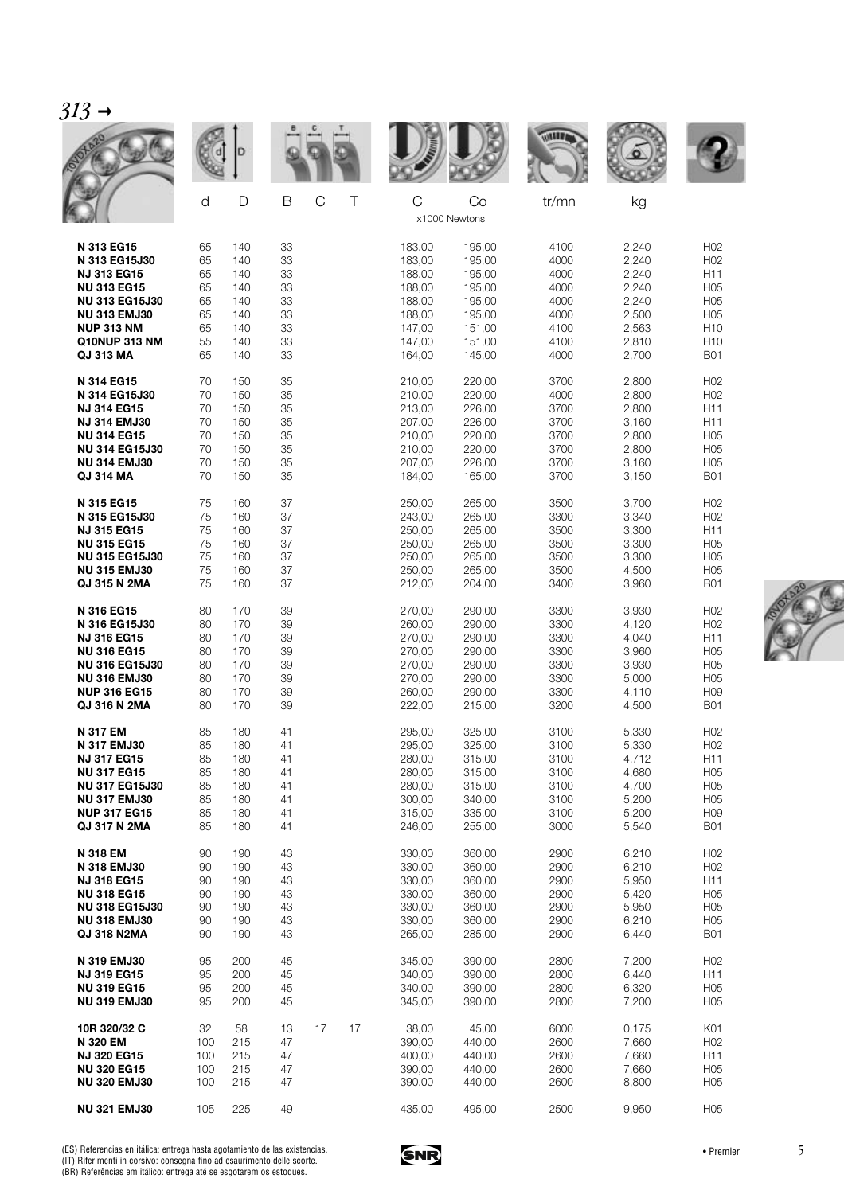*313 →*

| | d | D | B | C | T | C | Co | tr/mn | kg | |
|---|---|---|---|---|---|---|---|---|---|---|
| | | | | | | x1000 Newtons | | | | |
| **N 313 EG15** | 65 | 140 | 33 | | | 183,00 | 195,00 | 4100 | 2,240 | H02 |
| **N 313 EG15J30** | 65 | 140 | 33 | | | 183,00 | 195,00 | 4000 | 2,240 | H02 |
| **NJ 313 EG15** | 65 | 140 | 33 | | | 188,00 | 195,00 | 4000 | 2,240 | H11 |
| **NU 313 EG15** | 65 | 140 | 33 | | | 188,00 | 195,00 | 4000 | 2,240 | H05 |
| **NU 313 EG15J30** | 65 | 140 | 33 | | | 188,00 | 195,00 | 4000 | 2,240 | H05 |
| **NU 313 EMJ30** | 65 | 140 | 33 | | | 188,00 | 195,00 | 4000 | 2,500 | H05 |
| **NUP 313 NM** | 65 | 140 | 33 | | | 147,00 | 151,00 | 4100 | 2,563 | H10 |
| **Q10NUP 313 NM** | 55 | 140 | 33 | | | 147,00 | 151,00 | 4100 | 2,810 | H10 |
| **QJ 313 MA** | 65 | 140 | 33 | | | 164,00 | 145,00 | 4000 | 2,700 | B01 |
| **N 314 EG15** | 70 | 150 | 35 | | | 210,00 | 220,00 | 3700 | 2,800 | H02 |
| **N 314 EG15J30** | 70 | 150 | 35 | | | 210,00 | 220,00 | 4000 | 2,800 | H02 |
| **NJ 314 EG15** | 70 | 150 | 35 | | | 213,00 | 226,00 | 3700 | 2,800 | H11 |
| **NJ 314 EMJ30** | 70 | 150 | 35 | | | 207,00 | 226,00 | 3700 | 3,160 | H11 |
| **NU 314 EG15** | 70 | 150 | 35 | | | 210,00 | 220,00 | 3700 | 2,800 | H05 |
| **NU 314 EG15J30** | 70 | 150 | 35 | | | 210,00 | 220,00 | 3700 | 2,800 | H05 |
| **NU 314 EMJ30** | 70 | 150 | 35 | | | 207,00 | 226,00 | 3700 | 3,160 | H05 |
| **QJ 314 MA** | 70 | 150 | 35 | | | 184,00 | 165,00 | 3700 | 3,150 | B01 |
| **N 315 EG15** | 75 | 160 | 37 | | | 250,00 | 265,00 | 3500 | 3,700 | H02 |
| **N 315 EG15J30** | 75 | 160 | 37 | | | 243,00 | 265,00 | 3300 | 3,340 | H02 |
| **NJ 315 EG15** | 75 | 160 | 37 | | | 250,00 | 265,00 | 3500 | 3,300 | H11 |
| **NU 315 EG15** | 75 | 160 | 37 | | | 250,00 | 265,00 | 3500 | 3,300 | H05 |
| **NU 315 EG15J30** | 75 | 160 | 37 | | | 250,00 | 265,00 | 3500 | 3,300 | H05 |
| **NU 315 EMJ30** | 75 | 160 | 37 | | | 250,00 | 265,00 | 3500 | 4,500 | H05 |
| **QJ 315 N 2MA** | 75 | 160 | 37 | | | 212,00 | 204,00 | 3400 | 3,960 | B01 |
| **N 316 EG15** | 80 | 170 | 39 | | | 270,00 | 290,00 | 3300 | 3,930 | H02 |
| **N 316 EG15J30** | 80 | 170 | 39 | | | 260,00 | 290,00 | 3300 | 4,120 | H02 |
| **NJ 316 EG15** | 80 | 170 | 39 | | | 270,00 | 290,00 | 3300 | 4,040 | H11 |
| **NU 316 EG15** | 80 | 170 | 39 | | | 270,00 | 290,00 | 3300 | 3,960 | H05 |
| **NU 316 EG15J30** | 80 | 170 | 39 | | | 270,00 | 290,00 | 3300 | 3,930 | H05 |
| **NU 316 EMJ30** | 80 | 170 | 39 | | | 270,00 | 290,00 | 3300 | 5,000 | H05 |
| **NUP 316 EG15** | 80 | 170 | 39 | | | 260,00 | 290,00 | 3300 | 4,110 | H09 |
| **QJ 316 N 2MA** | 80 | 170 | 39 | | | 222,00 | 215,00 | 3200 | 4,500 | B01 |
| **N 317 EM** | 85 | 180 | 41 | | | 295,00 | 325,00 | 3100 | 5,330 | H02 |
| **N 317 EMJ30** | 85 | 180 | 41 | | | 295,00 | 325,00 | 3100 | 5,330 | H02 |
| **NJ 317 EG15** | 85 | 180 | 41 | | | 280,00 | 315,00 | 3100 | 4,712 | H11 |
| **NU 317 EG15** | 85 | 180 | 41 | | | 280,00 | 315,00 | 3100 | 4,680 | H05 |
| **NU 317 EG15J30** | 85 | 180 | 41 | | | 280,00 | 315,00 | 3100 | 4,700 | H05 |
| **NU 317 EMJ30** | 85 | 180 | 41 | | | 300,00 | 340,00 | 3100 | 5,200 | H05 |
| **NUP 317 EG15** | 85 | 180 | 41 | | | 315,00 | 335,00 | 3100 | 5,200 | H09 |
| **QJ 317 N 2MA** | 85 | 180 | 41 | | | 246,00 | 255,00 | 3000 | 5,540 | B01 |
| **N 318 EM** | 90 | 190 | 43 | | | 330,00 | 360,00 | 2900 | 6,210 | H02 |
| **N 318 EMJ30** | 90 | 190 | 43 | | | 330,00 | 360,00 | 2900 | 6,210 | H02 |
| **NJ 318 EG15** | 90 | 190 | 43 | | | 330,00 | 360,00 | 2900 | 5,950 | H11 |
| **NU 318 EG15** | 90 | 190 | 43 | | | 330,00 | 360,00 | 2900 | 5,420 | H05 |
| **NU 318 EG15J30** | 90 | 190 | 43 | | | 330,00 | 360,00 | 2900 | 5,950 | H05 |
| **NU 318 EMJ30** | 90 | 190 | 43 | | | 330,00 | 360,00 | 2900 | 6,210 | H05 |
| **QJ 318 N2MA** | 90 | 190 | 43 | | | 265,00 | 285,00 | 2900 | 6,440 | B01 |
| **N 319 EMJ30** | 95 | 200 | 45 | | | 345,00 | 390,00 | 2800 | 7,200 | H02 |
| **NJ 319 EG15** | 95 | 200 | 45 | | | 340,00 | 390,00 | 2800 | 6,440 | H11 |
| **NU 319 EG15** | 95 | 200 | 45 | | | 340,00 | 390,00 | 2800 | 6,320 | H05 |
| **NU 319 EMJ30** | 95 | 200 | 45 | | | 345,00 | 390,00 | 2800 | 7,200 | H05 |
| **10R 320/32 C** | 32 | 58 | 13 | 17 | 17 | 38,00 | 45,00 | 6000 | 0,175 | K01 |
| **N 320 EM** | 100 | 215 | 47 | | | 390,00 | 440,00 | 2600 | 7,660 | H02 |
| **NJ 320 EG15** | 100 | 215 | 47 | | | 400,00 | 440,00 | 2600 | 7,660 | H11 |
| **NU 320 EG15** | 100 | 215 | 47 | | | 390,00 | 440,00 | 2600 | 7,660 | H05 |
| **NU 320 EMJ30** | 100 | 215 | 47 | | | 390,00 | 440,00 | 2600 | 8,800 | H05 |
| **NU 321 EMJ30** | 105 | 225 | 49 | | | 435,00 | 495,00 | 2500 | 9,950 | H05 |

(ES) Referencias en itálica: entrega hasta agotamiento de las existencias.
(IT) Riferimenti in corsivo: consegna fino ad esaurimento delle scorte.
(BR) Referências em itálico: entrega até se esgotarem os estoques.

• Premier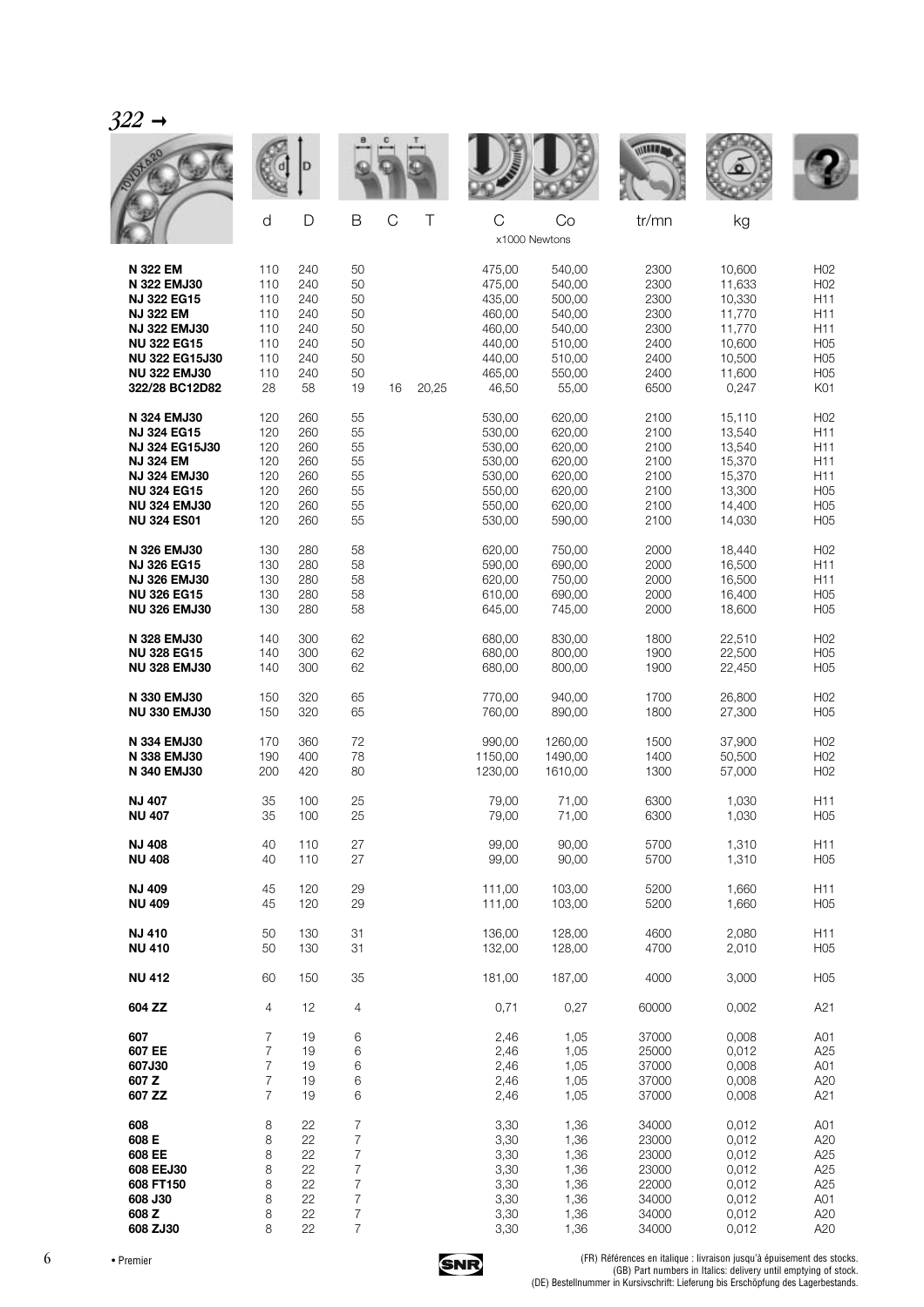*322 →*

| | d | D | B | C | T | C | Co | tr/mn | kg | |
|---|---|---|---|---|---|---|---|---|---|---|
| | | | | | | x1000 Newtons | | | | |
| **N 322 EM** | 110 | 240 | 50 | | | 475,00 | 540,00 | 2300 | 10,600 | H02 |
| **N 322 EMJ30** | 110 | 240 | 50 | | | 475,00 | 540,00 | 2300 | 11,633 | H02 |
| **NJ 322 EG15** | 110 | 240 | 50 | | | 435,00 | 500,00 | 2300 | 10,330 | H11 |
| **NJ 322 EM** | 110 | 240 | 50 | | | 460,00 | 540,00 | 2300 | 11,770 | H11 |
| **NJ 322 EMJ30** | 110 | 240 | 50 | | | 460,00 | 540,00 | 2300 | 11,770 | H11 |
| **NU 322 EG15** | 110 | 240 | 50 | | | 440,00 | 510,00 | 2400 | 10,600 | H05 |
| **NU 322 EG15J30** | 110 | 240 | 50 | | | 440,00 | 510,00 | 2400 | 10,500 | H05 |
| **NU 322 EMJ30** | 110 | 240 | 50 | | | 465,00 | 550,00 | 2400 | 11,600 | H05 |
| **322/28 BC12D82** | 28 | 58 | 19 | 16 | 20,25 | 46,50 | 55,00 | 6500 | 0,247 | K01 |
| **N 324 EMJ30** | 120 | 260 | 55 | | | 530,00 | 620,00 | 2100 | 15,110 | H02 |
| **NJ 324 EG15** | 120 | 260 | 55 | | | 530,00 | 620,00 | 2100 | 13,540 | H11 |
| **NJ 324 EG15J30** | 120 | 260 | 55 | | | 530,00 | 620,00 | 2100 | 13,540 | H11 |
| **NJ 324 EM** | 120 | 260 | 55 | | | 530,00 | 620,00 | 2100 | 15,370 | H11 |
| **NJ 324 EMJ30** | 120 | 260 | 55 | | | 530,00 | 620,00 | 2100 | 15,370 | H11 |
| **NU 324 EG15** | 120 | 260 | 55 | | | 550,00 | 620,00 | 2100 | 13,300 | H05 |
| **NU 324 EMJ30** | 120 | 260 | 55 | | | 550,00 | 620,00 | 2100 | 14,400 | H05 |
| **NU 324 ES01** | 120 | 260 | 55 | | | 530,00 | 590,00 | 2100 | 14,030 | H05 |
| **N 326 EMJ30** | 130 | 280 | 58 | | | 620,00 | 750,00 | 2000 | 18,440 | H02 |
| **NJ 326 EG15** | 130 | 280 | 58 | | | 590,00 | 690,00 | 2000 | 16,500 | H11 |
| **NJ 326 EMJ30** | 130 | 280 | 58 | | | 620,00 | 750,00 | 2000 | 16,500 | H11 |
| **NU 326 EG15** | 130 | 280 | 58 | | | 610,00 | 690,00 | 2000 | 16,400 | H05 |
| **NU 326 EMJ30** | 130 | 280 | 58 | | | 645,00 | 745,00 | 2000 | 18,600 | H05 |
| **N 328 EMJ30** | 140 | 300 | 62 | | | 680,00 | 830,00 | 1800 | 22,510 | H02 |
| **NU 328 EG15** | 140 | 300 | 62 | | | 680,00 | 800,00 | 1900 | 22,500 | H05 |
| **NU 328 EMJ30** | 140 | 300 | 62 | | | 680,00 | 800,00 | 1900 | 22,450 | H05 |
| **N 330 EMJ30** | 150 | 320 | 65 | | | 770,00 | 940,00 | 1700 | 26,800 | H02 |
| **NU 330 EMJ30** | 150 | 320 | 65 | | | 760,00 | 890,00 | 1800 | 27,300 | H05 |
| **N 334 EMJ30** | 170 | 360 | 72 | | | 990,00 | 1260,00 | 1500 | 37,900 | H02 |
| **N 338 EMJ30** | 190 | 400 | 78 | | | 1150,00 | 1490,00 | 1400 | 50,500 | H02 |
| **N 340 EMJ30** | 200 | 420 | 80 | | | 1230,00 | 1610,00 | 1300 | 57,000 | H02 |
| **NJ 407** | 35 | 100 | 25 | | | 79,00 | 71,00 | 6300 | 1,030 | H11 |
| **NU 407** | 35 | 100 | 25 | | | 79,00 | 71,00 | 6300 | 1,030 | H05 |
| **NJ 408** | 40 | 110 | 27 | | | 99,00 | 90,00 | 5700 | 1,310 | H11 |
| **NU 408** | 40 | 110 | 27 | | | 99,00 | 90,00 | 5700 | 1,310 | H05 |
| **NJ 409** | 45 | 120 | 29 | | | 111,00 | 103,00 | 5200 | 1,660 | H11 |
| **NU 409** | 45 | 120 | 29 | | | 111,00 | 103,00 | 5200 | 1,660 | H05 |
| **NJ 410** | 50 | 130 | 31 | | | 136,00 | 128,00 | 4600 | 2,080 | H11 |
| **NU 410** | 50 | 130 | 31 | | | 132,00 | 128,00 | 4700 | 2,010 | H05 |
| **NU 412** | 60 | 150 | 35 | | | 181,00 | 187,00 | 4000 | 3,000 | H05 |
| **604 ZZ** | 4 | 12 | 4 | | | 0,71 | 0,27 | 60000 | 0,002 | A21 |
| **607** | 7 | 19 | 6 | | | 2,46 | 1,05 | 37000 | 0,008 | A01 |
| **607 EE** | 7 | 19 | 6 | | | 2,46 | 1,05 | 25000 | 0,012 | A25 |
| **607J30** | 7 | 19 | 6 | | | 2,46 | 1,05 | 37000 | 0,008 | A01 |
| **607 Z** | 7 | 19 | 6 | | | 2,46 | 1,05 | 37000 | 0,008 | A20 |
| **607 ZZ** | 7 | 19 | 6 | | | 2,46 | 1,05 | 37000 | 0,008 | A21 |
| **608** | 8 | 22 | 7 | | | 3,30 | 1,36 | 34000 | 0,012 | A01 |
| **608 E** | 8 | 22 | 7 | | | 3,30 | 1,36 | 23000 | 0,012 | A20 |
| **608 EE** | 8 | 22 | 7 | | | 3,30 | 1,36 | 23000 | 0,012 | A25 |
| **608 EEJ30** | 8 | 22 | 7 | | | 3,30 | 1,36 | 23000 | 0,012 | A25 |
| **608 FT150** | 8 | 22 | 7 | | | 3,30 | 1,36 | 22000 | 0,012 | A25 |
| **608 J30** | 8 | 22 | 7 | | | 3,30 | 1,36 | 34000 | 0,012 | A01 |
| **608 Z** | 8 | 22 | 7 | | | 3,30 | 1,36 | 34000 | 0,012 | A20 |
| **608 ZJ30** | 8 | 22 | 7 | | | 3,30 | 1,36 | 34000 | 0,012 | A20 |

• Premier

(FR) Références en italique : livraison jusqu'à épuisement des stocks.
(GB) Part numbers in Italics: delivery until emptying of stock.
(DE) Bestellnummer in Kursivschrift: Lieferung bis Erschöpfung des Lagerbestands.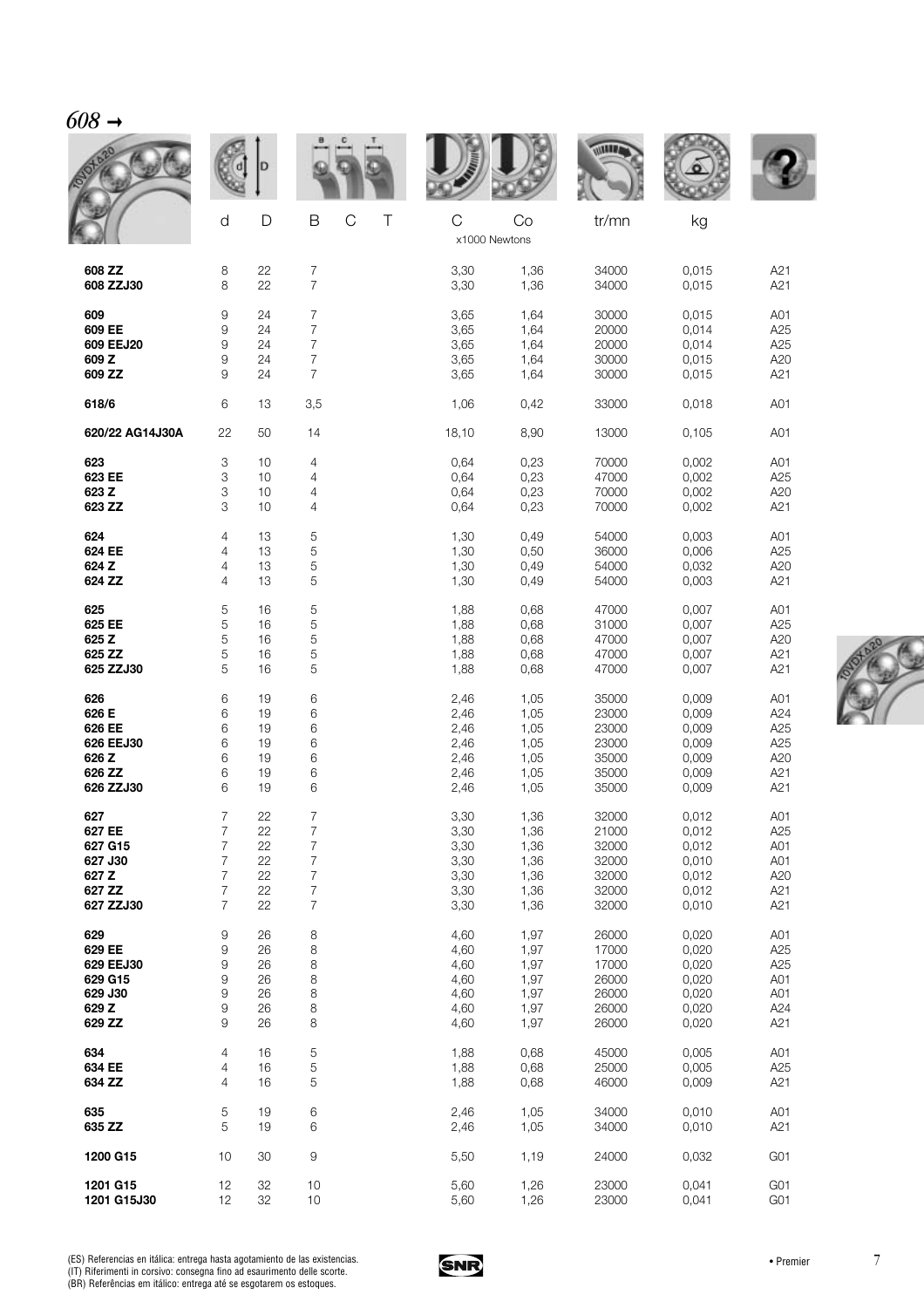*608* →

| | d | D | B | C | T | C | Co | tr/mn | kg | |
|---|---|---|---|---|---|---|---|---|---|---|
| | | | | | | x1000 Newtons | | | | |
| **608 ZZ** | 8 | 22 | 7 | | | 3,30 | 1,36 | 34000 | 0,015 | A21 |
| **608 ZZJ30** | 8 | 22 | 7 | | | 3,30 | 1,36 | 34000 | 0,015 | A21 |
| **609** | 9 | 24 | 7 | | | 3,65 | 1,64 | 30000 | 0,015 | A01 |
| **609 EE** | 9 | 24 | 7 | | | 3,65 | 1,64 | 20000 | 0,014 | A25 |
| **609 EEJ20** | 9 | 24 | 7 | | | 3,65 | 1,64 | 20000 | 0,014 | A25 |
| **609 Z** | 9 | 24 | 7 | | | 3,65 | 1,64 | 30000 | 0,015 | A20 |
| **609 ZZ** | 9 | 24 | 7 | | | 3,65 | 1,64 | 30000 | 0,015 | A21 |
| **618/6** | 6 | 13 | 3,5 | | | 1,06 | 0,42 | 33000 | 0,018 | A01 |
| **620/22 AG14J30A** | 22 | 50 | 14 | | | 18,10 | 8,90 | 13000 | 0,105 | A01 |
| **623** | 3 | 10 | 4 | | | 0,64 | 0,23 | 70000 | 0,002 | A01 |
| **623 EE** | 3 | 10 | 4 | | | 0,64 | 0,23 | 47000 | 0,002 | A25 |
| **623 Z** | 3 | 10 | 4 | | | 0,64 | 0,23 | 70000 | 0,002 | A20 |
| **623 ZZ** | 3 | 10 | 4 | | | 0,64 | 0,23 | 70000 | 0,002 | A21 |
| **624** | 4 | 13 | 5 | | | 1,30 | 0,49 | 54000 | 0,003 | A01 |
| **624 EE** | 4 | 13 | 5 | | | 1,30 | 0,50 | 36000 | 0,006 | A25 |
| **624 Z** | 4 | 13 | 5 | | | 1,30 | 0,49 | 54000 | 0,032 | A20 |
| **624 ZZ** | 4 | 13 | 5 | | | 1,30 | 0,49 | 54000 | 0,003 | A21 |
| **625** | 5 | 16 | 5 | | | 1,88 | 0,68 | 47000 | 0,007 | A01 |
| **625 EE** | 5 | 16 | 5 | | | 1,88 | 0,68 | 31000 | 0,007 | A25 |
| **625 Z** | 5 | 16 | 5 | | | 1,88 | 0,68 | 47000 | 0,007 | A20 |
| **625 ZZ** | 5 | 16 | 5 | | | 1,88 | 0,68 | 47000 | 0,007 | A21 |
| **625 ZZJ30** | 5 | 16 | 5 | | | 1,88 | 0,68 | 47000 | 0,007 | A21 |
| **626** | 6 | 19 | 6 | | | 2,46 | 1,05 | 35000 | 0,009 | A01 |
| **626 E** | 6 | 19 | 6 | | | 2,46 | 1,05 | 23000 | 0,009 | A24 |
| **626 EE** | 6 | 19 | 6 | | | 2,46 | 1,05 | 23000 | 0,009 | A25 |
| **626 EEJ30** | 6 | 19 | 6 | | | 2,46 | 1,05 | 23000 | 0,009 | A25 |
| **626 Z** | 6 | 19 | 6 | | | 2,46 | 1,05 | 35000 | 0,009 | A20 |
| **626 ZZ** | 6 | 19 | 6 | | | 2,46 | 1,05 | 35000 | 0,009 | A21 |
| **626 ZZJ30** | 6 | 19 | 6 | | | 2,46 | 1,05 | 35000 | 0,009 | A21 |
| **627** | 7 | 22 | 7 | | | 3,30 | 1,36 | 32000 | 0,012 | A01 |
| **627 EE** | 7 | 22 | 7 | | | 3,30 | 1,36 | 21000 | 0,012 | A25 |
| **627 G15** | 7 | 22 | 7 | | | 3,30 | 1,36 | 32000 | 0,012 | A01 |
| **627 J30** | 7 | 22 | 7 | | | 3,30 | 1,36 | 32000 | 0,010 | A01 |
| **627 Z** | 7 | 22 | 7 | | | 3,30 | 1,36 | 32000 | 0,012 | A20 |
| **627 ZZ** | 7 | 22 | 7 | | | 3,30 | 1,36 | 32000 | 0,012 | A21 |
| **627 ZZJ30** | 7 | 22 | 7 | | | 3,30 | 1,36 | 32000 | 0,010 | A21 |
| **629** | 9 | 26 | 8 | | | 4,60 | 1,97 | 26000 | 0,020 | A01 |
| **629 EE** | 9 | 26 | 8 | | | 4,60 | 1,97 | 17000 | 0,020 | A25 |
| **629 EEJ30** | 9 | 26 | 8 | | | 4,60 | 1,97 | 17000 | 0,020 | A25 |
| **629 G15** | 9 | 26 | 8 | | | 4,60 | 1,97 | 26000 | 0,020 | A01 |
| **629 J30** | 9 | 26 | 8 | | | 4,60 | 1,97 | 26000 | 0,020 | A01 |
| **629 Z** | 9 | 26 | 8 | | | 4,60 | 1,97 | 26000 | 0,020 | A24 |
| **629 ZZ** | 9 | 26 | 8 | | | 4,60 | 1,97 | 26000 | 0,020 | A21 |
| **634** | 4 | 16 | 5 | | | 1,88 | 0,68 | 45000 | 0,005 | A01 |
| **634 EE** | 4 | 16 | 5 | | | 1,88 | 0,68 | 25000 | 0,005 | A25 |
| **634 ZZ** | 4 | 16 | 5 | | | 1,88 | 0,68 | 46000 | 0,009 | A21 |
| **635** | 5 | 19 | 6 | | | 2,46 | 1,05 | 34000 | 0,010 | A01 |
| **635 ZZ** | 5 | 19 | 6 | | | 2,46 | 1,05 | 34000 | 0,010 | A21 |
| **1200 G15** | 10 | 30 | 9 | | | 5,50 | 1,19 | 24000 | 0,032 | G01 |
| **1201 G15** | 12 | 32 | 10 | | | 5,60 | 1,26 | 23000 | 0,041 | G01 |
| **1201 G15J30** | 12 | 32 | 10 | | | 5,60 | 1,26 | 23000 | 0,041 | G01 |

(ES) Referencias en itálica: entrega hasta agotamiento de las existencias.
(IT) Riferimenti in corsivo: consegna fino ad esaurimento delle scorte.
(BR) Referências em itálico: entrega até se esgotarem os estoques.

• Premier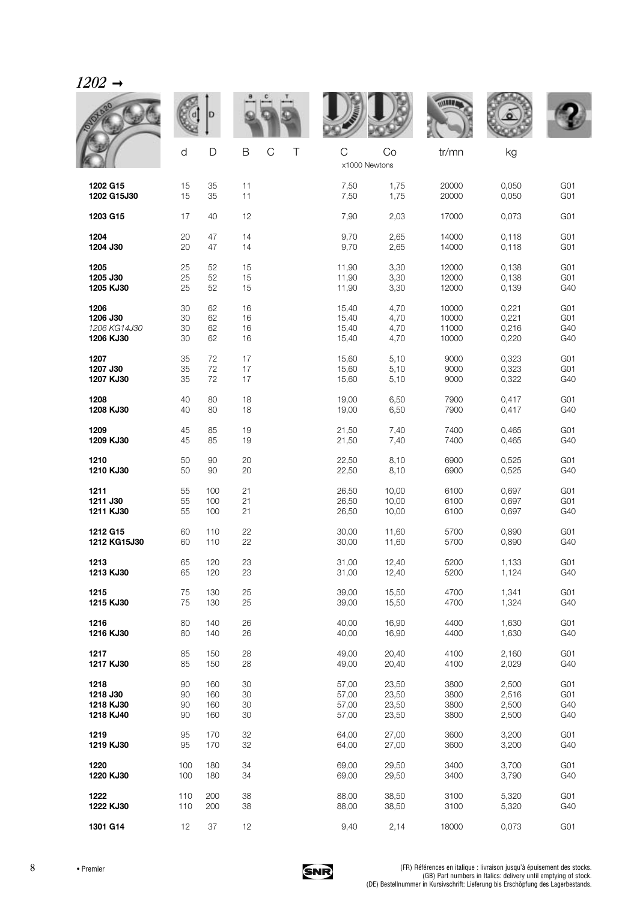# *1202 →*

| | d | D | B | C | T | C | Co | tr/mn | kg | |
|---|---|---|---|---|---|---|---|---|---|---|
| | | | | | | x1000 Newtons | | | | |
| **1202 G15** | 15 | 35 | 11 | | | 7,50 | 1,75 | 20000 | 0,050 | G01 |
| **1202 G15J30** | 15 | 35 | 11 | | | 7,50 | 1,75 | 20000 | 0,050 | G01 |
| **1203 G15** | 17 | 40 | 12 | | | 7,90 | 2,03 | 17000 | 0,073 | G01 |
| **1204** | 20 | 47 | 14 | | | 9,70 | 2,65 | 14000 | 0,118 | G01 |
| **1204 J30** | 20 | 47 | 14 | | | 9,70 | 2,65 | 14000 | 0,118 | G01 |
| **1205** | 25 | 52 | 15 | | | 11,90 | 3,30 | 12000 | 0,138 | G01 |
| **1205 J30** | 25 | 52 | 15 | | | 11,90 | 3,30 | 12000 | 0,138 | G01 |
| **1205 KJ30** | 25 | 52 | 15 | | | 11,90 | 3,30 | 12000 | 0,139 | G40 |
| **1206** | 30 | 62 | 16 | | | 15,40 | 4,70 | 10000 | 0,221 | G01 |
| **1206 J30** | 30 | 62 | 16 | | | 15,40 | 4,70 | 10000 | 0,221 | G01 |
| *1206 KG14J30* | 30 | 62 | 16 | | | 15,40 | 4,70 | 11000 | 0,216 | G40 |
| **1206 KJ30** | 30 | 62 | 16 | | | 15,40 | 4,70 | 10000 | 0,220 | G40 |
| **1207** | 35 | 72 | 17 | | | 15,60 | 5,10 | 9000 | 0,323 | G01 |
| **1207 J30** | 35 | 72 | 17 | | | 15,60 | 5,10 | 9000 | 0,323 | G01 |
| **1207 KJ30** | 35 | 72 | 17 | | | 15,60 | 5,10 | 9000 | 0,322 | G40 |
| **1208** | 40 | 80 | 18 | | | 19,00 | 6,50 | 7900 | 0,417 | G01 |
| **1208 KJ30** | 40 | 80 | 18 | | | 19,00 | 6,50 | 7900 | 0,417 | G40 |
| **1209** | 45 | 85 | 19 | | | 21,50 | 7,40 | 7400 | 0,465 | G01 |
| **1209 KJ30** | 45 | 85 | 19 | | | 21,50 | 7,40 | 7400 | 0,465 | G40 |
| **1210** | 50 | 90 | 20 | | | 22,50 | 8,10 | 6900 | 0,525 | G01 |
| **1210 KJ30** | 50 | 90 | 20 | | | 22,50 | 8,10 | 6900 | 0,525 | G40 |
| **1211** | 55 | 100 | 21 | | | 26,50 | 10,00 | 6100 | 0,697 | G01 |
| **1211 J30** | 55 | 100 | 21 | | | 26,50 | 10,00 | 6100 | 0,697 | G01 |
| **1211 KJ30** | 55 | 100 | 21 | | | 26,50 | 10,00 | 6100 | 0,697 | G40 |
| **1212 G15** | 60 | 110 | 22 | | | 30,00 | 11,60 | 5700 | 0,890 | G01 |
| **1212 KG15J30** | 60 | 110 | 22 | | | 30,00 | 11,60 | 5700 | 0,890 | G40 |
| **1213** | 65 | 120 | 23 | | | 31,00 | 12,40 | 5200 | 1,133 | G01 |
| **1213 KJ30** | 65 | 120 | 23 | | | 31,00 | 12,40 | 5200 | 1,124 | G40 |
| **1215** | 75 | 130 | 25 | | | 39,00 | 15,50 | 4700 | 1,341 | G01 |
| **1215 KJ30** | 75 | 130 | 25 | | | 39,00 | 15,50 | 4700 | 1,324 | G40 |
| **1216** | 80 | 140 | 26 | | | 40,00 | 16,90 | 4400 | 1,630 | G01 |
| **1216 KJ30** | 80 | 140 | 26 | | | 40,00 | 16,90 | 4400 | 1,630 | G40 |
| **1217** | 85 | 150 | 28 | | | 49,00 | 20,40 | 4100 | 2,160 | G01 |
| **1217 KJ30** | 85 | 150 | 28 | | | 49,00 | 20,40 | 4100 | 2,029 | G40 |
| **1218** | 90 | 160 | 30 | | | 57,00 | 23,50 | 3800 | 2,500 | G01 |
| **1218 J30** | 90 | 160 | 30 | | | 57,00 | 23,50 | 3800 | 2,516 | G01 |
| **1218 KJ30** | 90 | 160 | 30 | | | 57,00 | 23,50 | 3800 | 2,500 | G40 |
| **1218 KJ40** | 90 | 160 | 30 | | | 57,00 | 23,50 | 3800 | 2,500 | G40 |
| **1219** | 95 | 170 | 32 | | | 64,00 | 27,00 | 3600 | 3,200 | G01 |
| **1219 KJ30** | 95 | 170 | 32 | | | 64,00 | 27,00 | 3600 | 3,200 | G40 |
| **1220** | 100 | 180 | 34 | | | 69,00 | 29,50 | 3400 | 3,700 | G01 |
| **1220 KJ30** | 100 | 180 | 34 | | | 69,00 | 29,50 | 3400 | 3,790 | G40 |
| **1222** | 110 | 200 | 38 | | | 88,00 | 38,50 | 3100 | 5,320 | G01 |
| **1222 KJ30** | 110 | 200 | 38 | | | 88,00 | 38,50 | 3100 | 5,320 | G40 |
| **1301 G14** | 12 | 37 | 12 | | | 9,40 | 2,14 | 18000 | 0,073 | G01 |

• Premier

(FR) Références en italique : livraison jusqu'à épuisement des stocks.
(GB) Part numbers in Italics: delivery until emptying of stock.
(DE) Bestellnummer in Kursivschrift: Lieferung bis Erschöpfung des Lagerbestands.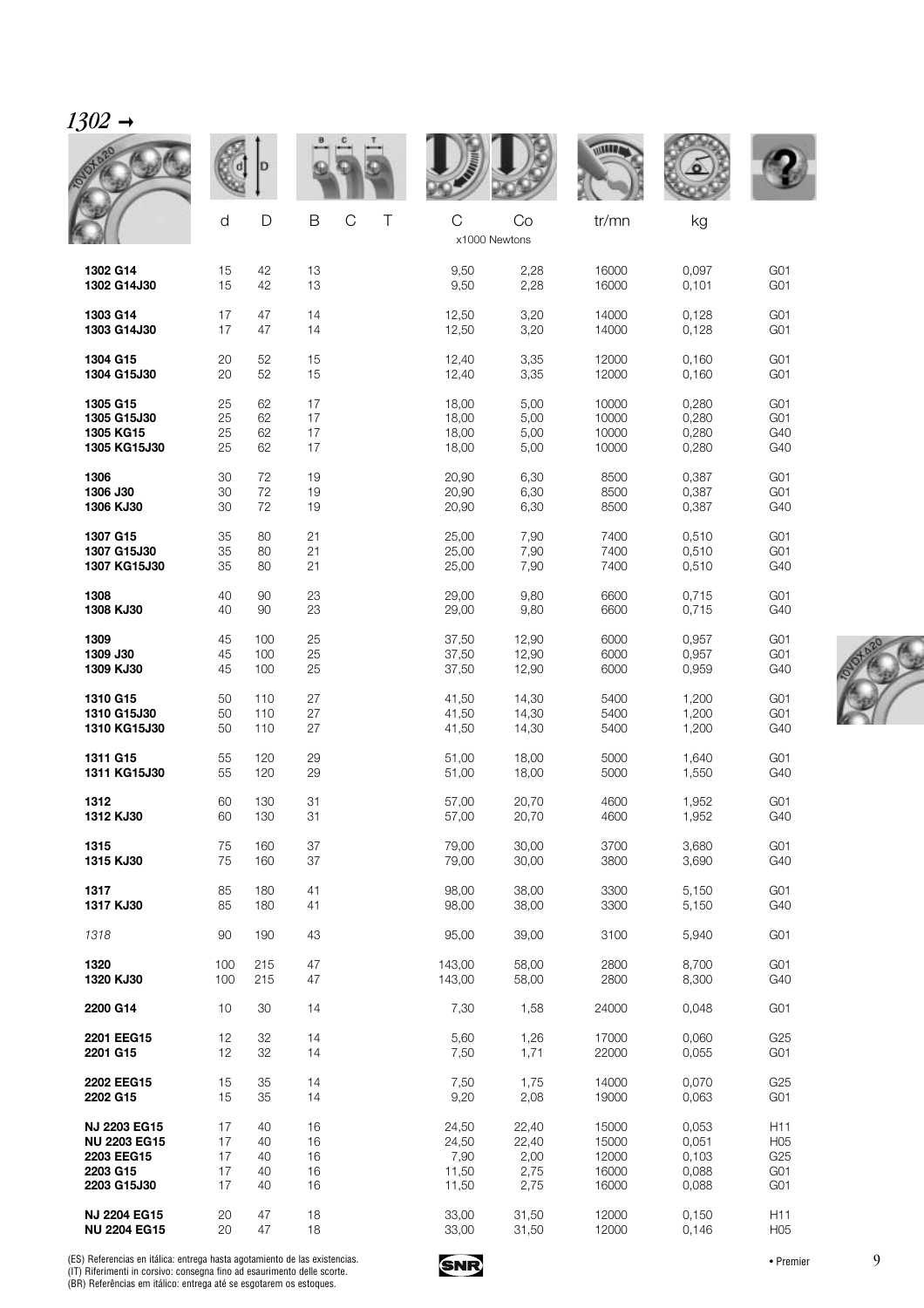# *1302 →*

| | d | D | B | C | T | C | Co | tr/mn | kg | |
|---|---|---|---|---|---|---|---|---|---|---|
| | | | | | | x1000 Newtons | | | | |
| **1302 G14** | 15 | 42 | 13 | | | 9,50 | 2,28 | 16000 | 0,097 | G01 |
| **1302 G14J30** | 15 | 42 | 13 | | | 9,50 | 2,28 | 16000 | 0,101 | G01 |
| **1303 G14** | 17 | 47 | 14 | | | 12,50 | 3,20 | 14000 | 0,128 | G01 |
| **1303 G14J30** | 17 | 47 | 14 | | | 12,50 | 3,20 | 14000 | 0,128 | G01 |
| **1304 G15** | 20 | 52 | 15 | | | 12,40 | 3,35 | 12000 | 0,160 | G01 |
| **1304 G15J30** | 20 | 52 | 15 | | | 12,40 | 3,35 | 12000 | 0,160 | G01 |
| **1305 G15** | 25 | 62 | 17 | | | 18,00 | 5,00 | 10000 | 0,280 | G01 |
| **1305 G15J30** | 25 | 62 | 17 | | | 18,00 | 5,00 | 10000 | 0,280 | G01 |
| **1305 KG15** | 25 | 62 | 17 | | | 18,00 | 5,00 | 10000 | 0,280 | G40 |
| **1305 KG15J30** | 25 | 62 | 17 | | | 18,00 | 5,00 | 10000 | 0,280 | G40 |
| **1306** | 30 | 72 | 19 | | | 20,90 | 6,30 | 8500 | 0,387 | G01 |
| **1306 J30** | 30 | 72 | 19 | | | 20,90 | 6,30 | 8500 | 0,387 | G01 |
| **1306 KJ30** | 30 | 72 | 19 | | | 20,90 | 6,30 | 8500 | 0,387 | G40 |
| **1307 G15** | 35 | 80 | 21 | | | 25,00 | 7,90 | 7400 | 0,510 | G01 |
| **1307 G15J30** | 35 | 80 | 21 | | | 25,00 | 7,90 | 7400 | 0,510 | G01 |
| **1307 KG15J30** | 35 | 80 | 21 | | | 25,00 | 7,90 | 7400 | 0,510 | G40 |
| **1308** | 40 | 90 | 23 | | | 29,00 | 9,80 | 6600 | 0,715 | G01 |
| **1308 KJ30** | 40 | 90 | 23 | | | 29,00 | 9,80 | 6600 | 0,715 | G40 |
| **1309** | 45 | 100 | 25 | | | 37,50 | 12,90 | 6000 | 0,957 | G01 |
| **1309 J30** | 45 | 100 | 25 | | | 37,50 | 12,90 | 6000 | 0,957 | G01 |
| **1309 KJ30** | 45 | 100 | 25 | | | 37,50 | 12,90 | 6000 | 0,959 | G40 |
| **1310 G15** | 50 | 110 | 27 | | | 41,50 | 14,30 | 5400 | 1,200 | G01 |
| **1310 G15J30** | 50 | 110 | 27 | | | 41,50 | 14,30 | 5400 | 1,200 | G01 |
| **1310 KG15J30** | 50 | 110 | 27 | | | 41,50 | 14,30 | 5400 | 1,200 | G40 |
| **1311 G15** | 55 | 120 | 29 | | | 51,00 | 18,00 | 5000 | 1,640 | G01 |
| **1311 KG15J30** | 55 | 120 | 29 | | | 51,00 | 18,00 | 5000 | 1,550 | G40 |
| **1312** | 60 | 130 | 31 | | | 57,00 | 20,70 | 4600 | 1,952 | G01 |
| **1312 KJ30** | 60 | 130 | 31 | | | 57,00 | 20,70 | 4600 | 1,952 | G40 |
| **1315** | 75 | 160 | 37 | | | 79,00 | 30,00 | 3700 | 3,680 | G01 |
| **1315 KJ30** | 75 | 160 | 37 | | | 79,00 | 30,00 | 3800 | 3,690 | G40 |
| **1317** | 85 | 180 | 41 | | | 98,00 | 38,00 | 3300 | 5,150 | G01 |
| **1317 KJ30** | 85 | 180 | 41 | | | 98,00 | 38,00 | 3300 | 5,150 | G40 |
| *1318* | 90 | 190 | 43 | | | 95,00 | 39,00 | 3100 | 5,940 | G01 |
| **1320** | 100 | 215 | 47 | | | 143,00 | 58,00 | 2800 | 8,700 | G01 |
| **1320 KJ30** | 100 | 215 | 47 | | | 143,00 | 58,00 | 2800 | 8,300 | G40 |
| **2200 G14** | 10 | 30 | 14 | | | 7,30 | 1,58 | 24000 | 0,048 | G01 |
| **2201 EEG15** | 12 | 32 | 14 | | | 5,60 | 1,26 | 17000 | 0,060 | G25 |
| **2201 G15** | 12 | 32 | 14 | | | 7,50 | 1,71 | 22000 | 0,055 | G01 |
| **2202 EEG15** | 15 | 35 | 14 | | | 7,50 | 1,75 | 14000 | 0,070 | G25 |
| **2202 G15** | 15 | 35 | 14 | | | 9,20 | 2,08 | 19000 | 0,063 | G01 |
| **NJ 2203 EG15** | 17 | 40 | 16 | | | 24,50 | 22,40 | 15000 | 0,053 | H11 |
| **NU 2203 EG15** | 17 | 40 | 16 | | | 24,50 | 22,40 | 15000 | 0,051 | H05 |
| **2203 EEG15** | 17 | 40 | 16 | | | 7,90 | 2,00 | 12000 | 0,103 | G25 |
| **2203 G15** | 17 | 40 | 16 | | | 11,50 | 2,75 | 16000 | 0,088 | G01 |
| **2203 G15J30** | 17 | 40 | 16 | | | 11,50 | 2,75 | 16000 | 0,088 | G01 |
| **NJ 2204 EG15** | 20 | 47 | 18 | | | 33,00 | 31,50 | 12000 | 0,150 | H11 |
| **NU 2204 EG15** | 20 | 47 | 18 | | | 33,00 | 31,50 | 12000 | 0,146 | H05 |

(ES) Referencias en itálica: entrega hasta agotamiento de las existencias.
(IT) Riferimenti in corsivo: consegna fino ad esaurimento delle scorte.
(BR) Referências em itálico: entrega até se esgotarem os estoques.

• Premier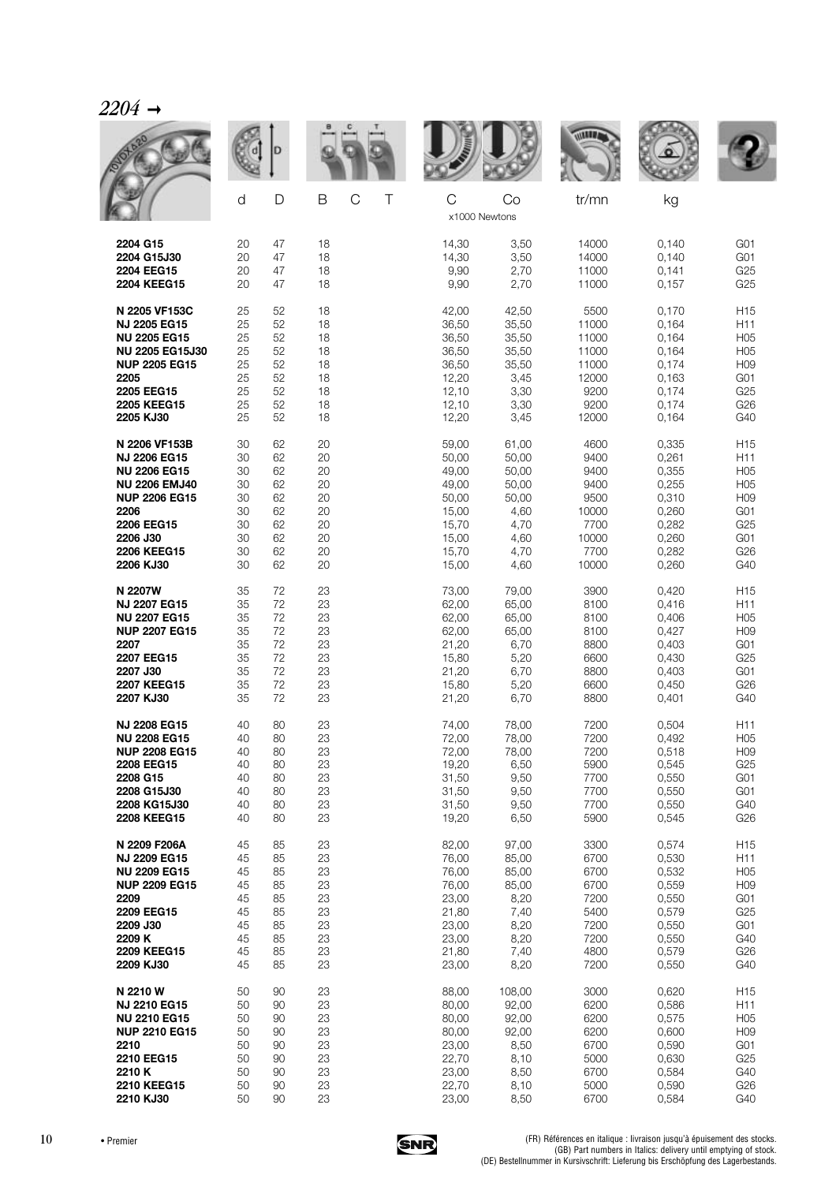## *2204* →

| | d | D | B | C | T | C | Co | tr/mn | kg | |
|---|---|---|---|---|---|---|---|---|---|---|
| | | | | | | x1000 Newtons | | | | |
| **2204 G15** | 20 | 47 | 18 | | | 14,30 | 3,50 | 14000 | 0,140 | G01 |
| **2204 G15J30** | 20 | 47 | 18 | | | 14,30 | 3,50 | 14000 | 0,140 | G01 |
| **2204 EEG15** | 20 | 47 | 18 | | | 9,90 | 2,70 | 11000 | 0,141 | G25 |
| **2204 KEEG15** | 20 | 47 | 18 | | | 9,90 | 2,70 | 11000 | 0,157 | G25 |
| **N 2205 VF153C** | 25 | 52 | 18 | | | 42,00 | 42,50 | 5500 | 0,170 | H15 |
| **NJ 2205 EG15** | 25 | 52 | 18 | | | 36,50 | 35,50 | 11000 | 0,164 | H11 |
| **NU 2205 EG15** | 25 | 52 | 18 | | | 36,50 | 35,50 | 11000 | 0,164 | H05 |
| **NU 2205 EG15J30** | 25 | 52 | 18 | | | 36,50 | 35,50 | 11000 | 0,164 | H05 |
| **NUP 2205 EG15** | 25 | 52 | 18 | | | 36,50 | 35,50 | 11000 | 0,174 | H09 |
| **2205** | 25 | 52 | 18 | | | 12,20 | 3,45 | 12000 | 0,163 | G01 |
| **2205 EEG15** | 25 | 52 | 18 | | | 12,10 | 3,30 | 9200 | 0,174 | G25 |
| **2205 KEEG15** | 25 | 52 | 18 | | | 12,10 | 3,30 | 9200 | 0,174 | G26 |
| **2205 KJ30** | 25 | 52 | 18 | | | 12,20 | 3,45 | 12000 | 0,164 | G40 |
| **N 2206 VF153B** | 30 | 62 | 20 | | | 59,00 | 61,00 | 4600 | 0,335 | H15 |
| **NJ 2206 EG15** | 30 | 62 | 20 | | | 50,00 | 50,00 | 9400 | 0,261 | H11 |
| **NU 2206 EG15** | 30 | 62 | 20 | | | 49,00 | 50,00 | 9400 | 0,355 | H05 |
| **NU 2206 EMJ40** | 30 | 62 | 20 | | | 49,00 | 50,00 | 9400 | 0,255 | H05 |
| **NUP 2206 EG15** | 30 | 62 | 20 | | | 50,00 | 50,00 | 9500 | 0,310 | H09 |
| **2206** | 30 | 62 | 20 | | | 15,00 | 4,60 | 10000 | 0,260 | G01 |
| **2206 EEG15** | 30 | 62 | 20 | | | 15,70 | 4,70 | 7700 | 0,282 | G25 |
| **2206 J30** | 30 | 62 | 20 | | | 15,00 | 4,60 | 10000 | 0,260 | G01 |
| **2206 KEEG15** | 30 | 62 | 20 | | | 15,70 | 4,70 | 7700 | 0,282 | G26 |
| **2206 KJ30** | 30 | 62 | 20 | | | 15,00 | 4,60 | 10000 | 0,260 | G40 |
| **N 2207W** | 35 | 72 | 23 | | | 73,00 | 79,00 | 3900 | 0,420 | H15 |
| **NJ 2207 EG15** | 35 | 72 | 23 | | | 62,00 | 65,00 | 8100 | 0,416 | H11 |
| **NU 2207 EG15** | 35 | 72 | 23 | | | 62,00 | 65,00 | 8100 | 0,406 | H05 |
| **NUP 2207 EG15** | 35 | 72 | 23 | | | 62,00 | 65,00 | 8100 | 0,427 | H09 |
| **2207** | 35 | 72 | 23 | | | 21,20 | 6,70 | 8800 | 0,403 | G01 |
| **2207 EEG15** | 35 | 72 | 23 | | | 15,80 | 5,20 | 6600 | 0,430 | G25 |
| **2207 J30** | 35 | 72 | 23 | | | 21,20 | 6,70 | 8800 | 0,403 | G01 |
| **2207 KEEG15** | 35 | 72 | 23 | | | 15,80 | 5,20 | 6600 | 0,450 | G26 |
| **2207 KJ30** | 35 | 72 | 23 | | | 21,20 | 6,70 | 8800 | 0,401 | G40 |
| **NJ 2208 EG15** | 40 | 80 | 23 | | | 74,00 | 78,00 | 7200 | 0,504 | H11 |
| **NU 2208 EG15** | 40 | 80 | 23 | | | 72,00 | 78,00 | 7200 | 0,492 | H05 |
| **NUP 2208 EG15** | 40 | 80 | 23 | | | 72,00 | 78,00 | 7200 | 0,518 | H09 |
| **2208 EEG15** | 40 | 80 | 23 | | | 19,20 | 6,50 | 5900 | 0,545 | G25 |
| **2208 G15** | 40 | 80 | 23 | | | 31,50 | 9,50 | 7700 | 0,550 | G01 |
| **2208 G15J30** | 40 | 80 | 23 | | | 31,50 | 9,50 | 7700 | 0,550 | G01 |
| **2208 KG15J30** | 40 | 80 | 23 | | | 31,50 | 9,50 | 7700 | 0,550 | G40 |
| **2208 KEEG15** | 40 | 80 | 23 | | | 19,20 | 6,50 | 5900 | 0,545 | G26 |
| **N 2209 F206A** | 45 | 85 | 23 | | | 82,00 | 97,00 | 3300 | 0,574 | H15 |
| **NJ 2209 EG15** | 45 | 85 | 23 | | | 76,00 | 85,00 | 6700 | 0,530 | H11 |
| **NU 2209 EG15** | 45 | 85 | 23 | | | 76,00 | 85,00 | 6700 | 0,532 | H05 |
| **NUP 2209 EG15** | 45 | 85 | 23 | | | 76,00 | 85,00 | 6700 | 0,559 | H09 |
| **2209** | 45 | 85 | 23 | | | 23,00 | 8,20 | 7200 | 0,550 | G01 |
| **2209 EEG15** | 45 | 85 | 23 | | | 21,80 | 7,40 | 5400 | 0,579 | G25 |
| **2209 J30** | 45 | 85 | 23 | | | 23,00 | 8,20 | 7200 | 0,550 | G01 |
| **2209 K** | 45 | 85 | 23 | | | 23,00 | 8,20 | 7200 | 0,550 | G40 |
| **2209 KEEG15** | 45 | 85 | 23 | | | 21,80 | 7,40 | 4800 | 0,579 | G26 |
| **2209 KJ30** | 45 | 85 | 23 | | | 23,00 | 8,20 | 7200 | 0,550 | G40 |
| **N 2210 W** | 50 | 90 | 23 | | | 88,00 | 108,00 | 3000 | 0,620 | H15 |
| **NJ 2210 EG15** | 50 | 90 | 23 | | | 80,00 | 92,00 | 6200 | 0,586 | H11 |
| **NU 2210 EG15** | 50 | 90 | 23 | | | 80,00 | 92,00 | 6200 | 0,575 | H05 |
| **NUP 2210 EG15** | 50 | 90 | 23 | | | 80,00 | 92,00 | 6200 | 0,600 | H09 |
| **2210** | 50 | 90 | 23 | | | 23,00 | 8,50 | 6700 | 0,590 | G01 |
| **2210 EEG15** | 50 | 90 | 23 | | | 22,70 | 8,10 | 5000 | 0,630 | G25 |
| **2210 K** | 50 | 90 | 23 | | | 23,00 | 8,50 | 6700 | 0,584 | G40 |
| **2210 KEEG15** | 50 | 90 | 23 | | | 22,70 | 8,10 | 5000 | 0,590 | G26 |
| **2210 KJ30** | 50 | 90 | 23 | | | 23,00 | 8,50 | 6700 | 0,584 | G40 |

• Premier

(FR) Références en italique : livraison jusqu'à épuisement des stocks.
(GB) Part numbers in Italics: delivery until emptying of stock.
(DE) Bestellnummer in Kursivschrift: Lieferung bis Erschöpfung des Lagerbestands.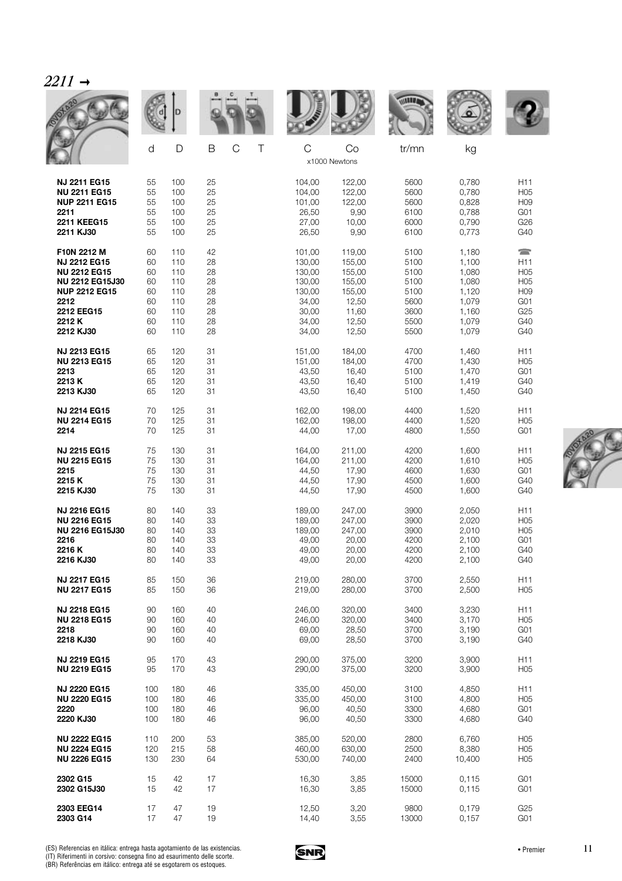# *2211* →

| | d | D | B | C | T | C | Co | tr/mn | kg | |
|---|---|---|---|---|---|---|---|---|---|---|
| | | | | | | x1000 Newtons | | | | |
| **NJ 2211 EG15** | 55 | 100 | 25 | | | 104,00 | 122,00 | 5600 | 0,780 | H11 |
| **NU 2211 EG15** | 55 | 100 | 25 | | | 104,00 | 122,00 | 5600 | 0,780 | H05 |
| **NUP 2211 EG15** | 55 | 100 | 25 | | | 101,00 | 122,00 | 5600 | 0,828 | H09 |
| **2211** | 55 | 100 | 25 | | | 26,50 | 9,90 | 6100 | 0,788 | G01 |
| **2211 KEEG15** | 55 | 100 | 25 | | | 27,00 | 10,00 | 6000 | 0,790 | G26 |
| **2211 KJ30** | 55 | 100 | 25 | | | 26,50 | 9,90 | 6100 | 0,773 | G40 |
| **F10N 2212 M** | 60 | 110 | 42 | | | 101,00 | 119,00 | 5100 | 1,180 | ☎ |
| **NJ 2212 EG15** | 60 | 110 | 28 | | | 130,00 | 155,00 | 5100 | 1,100 | H11 |
| **NU 2212 EG15** | 60 | 110 | 28 | | | 130,00 | 155,00 | 5100 | 1,080 | H05 |
| **NU 2212 EG15J30** | 60 | 110 | 28 | | | 130,00 | 155,00 | 5100 | 1,080 | H05 |
| **NUP 2212 EG15** | 60 | 110 | 28 | | | 130,00 | 155,00 | 5100 | 1,120 | H09 |
| **2212** | 60 | 110 | 28 | | | 34,00 | 12,50 | 5600 | 1,079 | G01 |
| **2212 EEG15** | 60 | 110 | 28 | | | 30,00 | 11,60 | 3600 | 1,160 | G25 |
| **2212 K** | 60 | 110 | 28 | | | 34,00 | 12,50 | 5500 | 1,079 | G40 |
| **2212 KJ30** | 60 | 110 | 28 | | | 34,00 | 12,50 | 5500 | 1,079 | G40 |
| **NJ 2213 EG15** | 65 | 120 | 31 | | | 151,00 | 184,00 | 4700 | 1,460 | H11 |
| **NU 2213 EG15** | 65 | 120 | 31 | | | 151,00 | 184,00 | 4700 | 1,430 | H05 |
| **2213** | 65 | 120 | 31 | | | 43,50 | 16,40 | 5100 | 1,470 | G01 |
| **2213 K** | 65 | 120 | 31 | | | 43,50 | 16,40 | 5100 | 1,419 | G40 |
| **2213 KJ30** | 65 | 120 | 31 | | | 43,50 | 16,40 | 5100 | 1,450 | G40 |
| **NJ 2214 EG15** | 70 | 125 | 31 | | | 162,00 | 198,00 | 4400 | 1,520 | H11 |
| **NU 2214 EG15** | 70 | 125 | 31 | | | 162,00 | 198,00 | 4400 | 1,520 | H05 |
| **2214** | 70 | 125 | 31 | | | 44,00 | 17,00 | 4800 | 1,550 | G01 |
| **NJ 2215 EG15** | 75 | 130 | 31 | | | 164,00 | 211,00 | 4200 | 1,600 | H11 |
| **NU 2215 EG15** | 75 | 130 | 31 | | | 164,00 | 211,00 | 4200 | 1,610 | H05 |
| **2215** | 75 | 130 | 31 | | | 44,50 | 17,90 | 4600 | 1,630 | G01 |
| **2215 K** | 75 | 130 | 31 | | | 44,50 | 17,90 | 4500 | 1,600 | G40 |
| **2215 KJ30** | 75 | 130 | 31 | | | 44,50 | 17,90 | 4500 | 1,600 | G40 |
| **NJ 2216 EG15** | 80 | 140 | 33 | | | 189,00 | 247,00 | 3900 | 2,050 | H11 |
| **NU 2216 EG15** | 80 | 140 | 33 | | | 189,00 | 247,00 | 3900 | 2,020 | H05 |
| **NU 2216 EG15J30** | 80 | 140 | 33 | | | 189,00 | 247,00 | 3900 | 2,010 | H05 |
| **2216** | 80 | 140 | 33 | | | 49,00 | 20,00 | 4200 | 2,100 | G01 |
| **2216 K** | 80 | 140 | 33 | | | 49,00 | 20,00 | 4200 | 2,100 | G40 |
| **2216 KJ30** | 80 | 140 | 33 | | | 49,00 | 20,00 | 4200 | 2,100 | G40 |
| **NJ 2217 EG15** | 85 | 150 | 36 | | | 219,00 | 280,00 | 3700 | 2,550 | H11 |
| **NU 2217 EG15** | 85 | 150 | 36 | | | 219,00 | 280,00 | 3700 | 2,500 | H05 |
| **NJ 2218 EG15** | 90 | 160 | 40 | | | 246,00 | 320,00 | 3400 | 3,230 | H11 |
| **NU 2218 EG15** | 90 | 160 | 40 | | | 246,00 | 320,00 | 3400 | 3,170 | H05 |
| **2218** | 90 | 160 | 40 | | | 69,00 | 28,50 | 3700 | 3,190 | G01 |
| **2218 KJ30** | 90 | 160 | 40 | | | 69,00 | 28,50 | 3700 | 3,190 | G40 |
| **NJ 2219 EG15** | 95 | 170 | 43 | | | 290,00 | 375,00 | 3200 | 3,900 | H11 |
| **NU 2219 EG15** | 95 | 170 | 43 | | | 290,00 | 375,00 | 3200 | 3,900 | H05 |
| **NJ 2220 EG15** | 100 | 180 | 46 | | | 335,00 | 450,00 | 3100 | 4,850 | H11 |
| **NU 2220 EG15** | 100 | 180 | 46 | | | 335,00 | 450,00 | 3100 | 4,800 | H05 |
| **2220** | 100 | 180 | 46 | | | 96,00 | 40,50 | 3300 | 4,680 | G01 |
| **2220 KJ30** | 100 | 180 | 46 | | | 96,00 | 40,50 | 3300 | 4,680 | G40 |
| **NU 2222 EG15** | 110 | 200 | 53 | | | 385,00 | 520,00 | 2800 | 6,760 | H05 |
| **NU 2224 EG15** | 120 | 215 | 58 | | | 460,00 | 630,00 | 2500 | 8,380 | H05 |
| **NU 2226 EG15** | 130 | 230 | 64 | | | 530,00 | 740,00 | 2400 | 10,400 | H05 |
| **2302 G15** | 15 | 42 | 17 | | | 16,30 | 3,85 | 15000 | 0,115 | G01 |
| **2302 G15J30** | 15 | 42 | 17 | | | 16,30 | 3,85 | 15000 | 0,115 | G01 |
| **2303 EEG14** | 17 | 47 | 19 | | | 12,50 | 3,20 | 9800 | 0,179 | G25 |
| **2303 G14** | 17 | 47 | 19 | | | 14,40 | 3,55 | 13000 | 0,157 | G01 |

(ES) Referencias en itálica: entrega hasta agotamiento de las existencias.
(IT) Riferimenti in corsivo: consegna fino ad esaurimento delle scorte.
(BR) Referências em itálico: entrega até se esgotarem os estoques.

• Premier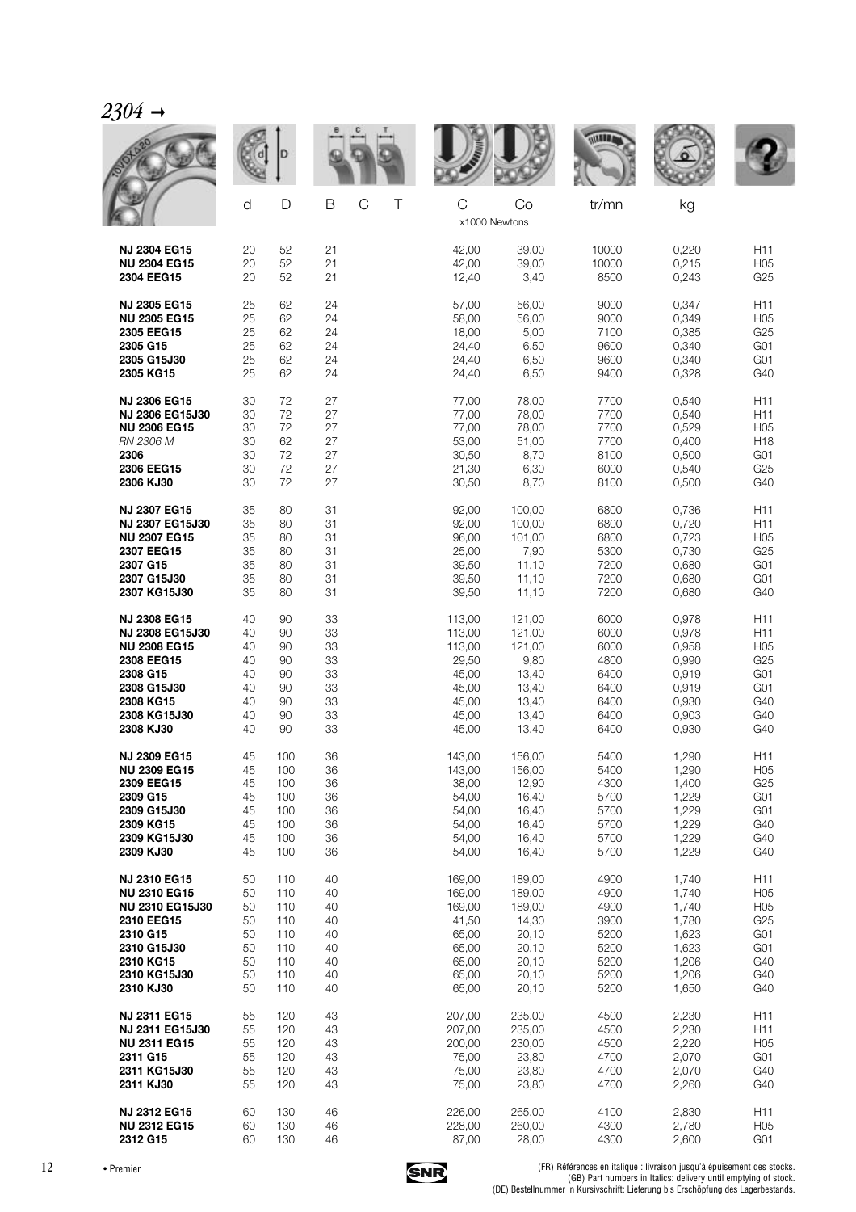# *2304 →*

| | d | D | B | C | T | C | Co | tr/mn | kg | |
|---|---|---|---|---|---|---|---|---|---|---|
| | | | | | | x1000 Newtons | | | | |
| **NJ 2304 EG15** | 20 | 52 | 21 | | | 42,00 | 39,00 | 10000 | 0,220 | H11 |
| **NU 2304 EG15** | 20 | 52 | 21 | | | 42,00 | 39,00 | 10000 | 0,215 | H05 |
| **2304 EEG15** | 20 | 52 | 21 | | | 12,40 | 3,40 | 8500 | 0,243 | G25 |
| **NJ 2305 EG15** | 25 | 62 | 24 | | | 57,00 | 56,00 | 9000 | 0,347 | H11 |
| **NU 2305 EG15** | 25 | 62 | 24 | | | 58,00 | 56,00 | 9000 | 0,349 | H05 |
| **2305 EEG15** | 25 | 62 | 24 | | | 18,00 | 5,00 | 7100 | 0,385 | G25 |
| **2305 G15** | 25 | 62 | 24 | | | 24,40 | 6,50 | 9600 | 0,340 | G01 |
| **2305 G15J30** | 25 | 62 | 24 | | | 24,40 | 6,50 | 9600 | 0,340 | G01 |
| **2305 KG15** | 25 | 62 | 24 | | | 24,40 | 6,50 | 9400 | 0,328 | G40 |
| **NJ 2306 EG15** | 30 | 72 | 27 | | | 77,00 | 78,00 | 7700 | 0,540 | H11 |
| **NJ 2306 EG15J30** | 30 | 72 | 27 | | | 77,00 | 78,00 | 7700 | 0,540 | H11 |
| **NU 2306 EG15** | 30 | 72 | 27 | | | 77,00 | 78,00 | 7700 | 0,529 | H05 |
| *RN 2306 M* | 30 | 62 | 27 | | | 53,00 | 51,00 | 7700 | 0,400 | H18 |
| **2306** | 30 | 72 | 27 | | | 30,50 | 8,70 | 8100 | 0,500 | G01 |
| **2306 EEG15** | 30 | 72 | 27 | | | 21,30 | 6,30 | 6000 | 0,540 | G25 |
| **2306 KJ30** | 30 | 72 | 27 | | | 30,50 | 8,70 | 8100 | 0,500 | G40 |
| **NJ 2307 EG15** | 35 | 80 | 31 | | | 92,00 | 100,00 | 6800 | 0,736 | H11 |
| **NJ 2307 EG15J30** | 35 | 80 | 31 | | | 92,00 | 100,00 | 6800 | 0,720 | H11 |
| **NU 2307 EG15** | 35 | 80 | 31 | | | 96,00 | 101,00 | 6800 | 0,723 | H05 |
| **2307 EEG15** | 35 | 80 | 31 | | | 25,00 | 7,90 | 5300 | 0,730 | G25 |
| **2307 G15** | 35 | 80 | 31 | | | 39,50 | 11,10 | 7200 | 0,680 | G01 |
| **2307 G15J30** | 35 | 80 | 31 | | | 39,50 | 11,10 | 7200 | 0,680 | G01 |
| **2307 KG15J30** | 35 | 80 | 31 | | | 39,50 | 11,10 | 7200 | 0,680 | G40 |
| **NJ 2308 EG15** | 40 | 90 | 33 | | | 113,00 | 121,00 | 6000 | 0,978 | H11 |
| **NJ 2308 EG15J30** | 40 | 90 | 33 | | | 113,00 | 121,00 | 6000 | 0,978 | H11 |
| **NU 2308 EG15** | 40 | 90 | 33 | | | 113,00 | 121,00 | 6000 | 0,958 | H05 |
| **2308 EEG15** | 40 | 90 | 33 | | | 29,50 | 9,80 | 4800 | 0,990 | G25 |
| **2308 G15** | 40 | 90 | 33 | | | 45,00 | 13,40 | 6400 | 0,919 | G01 |
| **2308 G15J30** | 40 | 90 | 33 | | | 45,00 | 13,40 | 6400 | 0,919 | G01 |
| **2308 KG15** | 40 | 90 | 33 | | | 45,00 | 13,40 | 6400 | 0,930 | G40 |
| **2308 KG15J30** | 40 | 90 | 33 | | | 45,00 | 13,40 | 6400 | 0,903 | G40 |
| **2308 KJ30** | 40 | 90 | 33 | | | 45,00 | 13,40 | 6400 | 0,930 | G40 |
| **NJ 2309 EG15** | 45 | 100 | 36 | | | 143,00 | 156,00 | 5400 | 1,290 | H11 |
| **NU 2309 EG15** | 45 | 100 | 36 | | | 143,00 | 156,00 | 5400 | 1,290 | H05 |
| **2309 EEG15** | 45 | 100 | 36 | | | 38,00 | 12,90 | 4300 | 1,400 | G25 |
| **2309 G15** | 45 | 100 | 36 | | | 54,00 | 16,40 | 5700 | 1,229 | G01 |
| **2309 G15J30** | 45 | 100 | 36 | | | 54,00 | 16,40 | 5700 | 1,229 | G01 |
| **2309 KG15** | 45 | 100 | 36 | | | 54,00 | 16,40 | 5700 | 1,229 | G40 |
| **2309 KG15J30** | 45 | 100 | 36 | | | 54,00 | 16,40 | 5700 | 1,229 | G40 |
| **2309 KJ30** | 45 | 100 | 36 | | | 54,00 | 16,40 | 5700 | 1,229 | G40 |
| **NJ 2310 EG15** | 50 | 110 | 40 | | | 169,00 | 189,00 | 4900 | 1,740 | H11 |
| **NU 2310 EG15** | 50 | 110 | 40 | | | 169,00 | 189,00 | 4900 | 1,740 | H05 |
| **NU 2310 EG15J30** | 50 | 110 | 40 | | | 169,00 | 189,00 | 4900 | 1,740 | H05 |
| **2310 EEG15** | 50 | 110 | 40 | | | 41,50 | 14,30 | 3900 | 1,780 | G25 |
| **2310 G15** | 50 | 110 | 40 | | | 65,00 | 20,10 | 5200 | 1,623 | G01 |
| **2310 G15J30** | 50 | 110 | 40 | | | 65,00 | 20,10 | 5200 | 1,623 | G01 |
| **2310 KG15** | 50 | 110 | 40 | | | 65,00 | 20,10 | 5200 | 1,206 | G40 |
| **2310 KG15J30** | 50 | 110 | 40 | | | 65,00 | 20,10 | 5200 | 1,206 | G40 |
| **2310 KJ30** | 50 | 110 | 40 | | | 65,00 | 20,10 | 5200 | 1,650 | G40 |
| **NJ 2311 EG15** | 55 | 120 | 43 | | | 207,00 | 235,00 | 4500 | 2,230 | H11 |
| **NJ 2311 EG15J30** | 55 | 120 | 43 | | | 207,00 | 235,00 | 4500 | 2,230 | H11 |
| **NU 2311 EG15** | 55 | 120 | 43 | | | 200,00 | 230,00 | 4500 | 2,220 | H05 |
| **2311 G15** | 55 | 120 | 43 | | | 75,00 | 23,80 | 4700 | 2,070 | G01 |
| **2311 KG15J30** | 55 | 120 | 43 | | | 75,00 | 23,80 | 4700 | 2,070 | G40 |
| **2311 KJ30** | 55 | 120 | 43 | | | 75,00 | 23,80 | 4700 | 2,260 | G40 |
| **NJ 2312 EG15** | 60 | 130 | 46 | | | 226,00 | 265,00 | 4100 | 2,830 | H11 |
| **NU 2312 EG15** | 60 | 130 | 46 | | | 228,00 | 260,00 | 4300 | 2,780 | H05 |
| **2312 G15** | 60 | 130 | 46 | | | 87,00 | 28,00 | 4300 | 2,600 | G01 |

• Premier

(FR) Références en italique : livraison jusqu'à épuisement des stocks.
(GB) Part numbers in Italics: delivery until emptying of stock.
(DE) Bestellnummer in Kursivschrift: Lieferung bis Erschöpfung des Lagerbestands.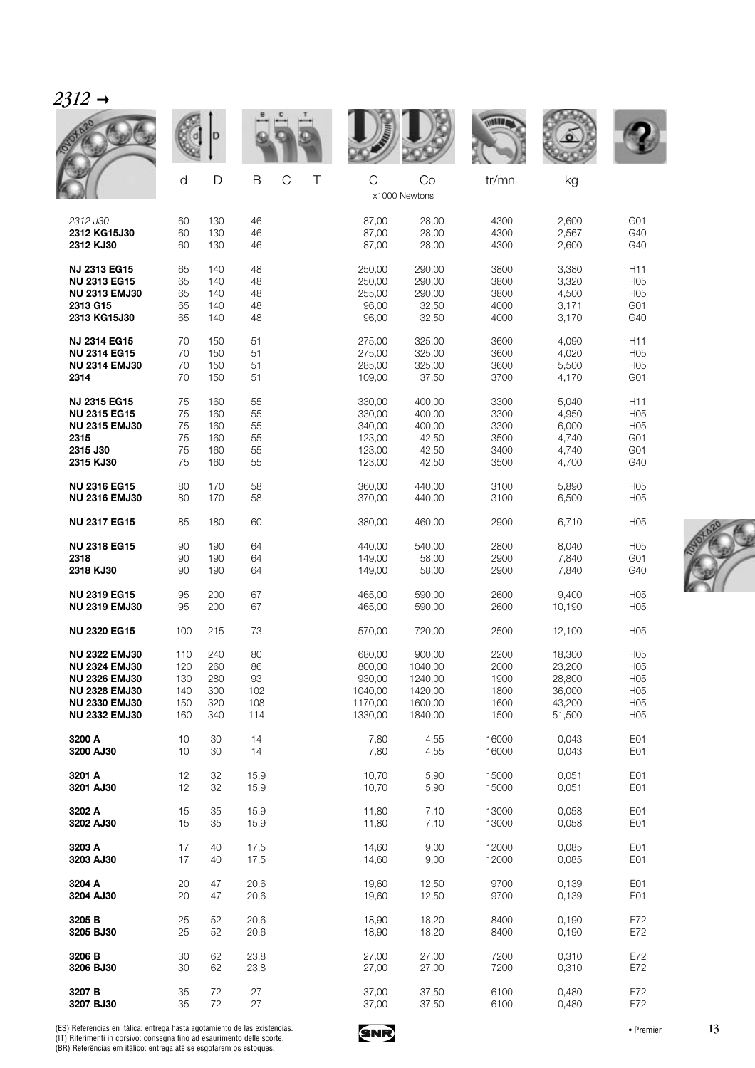*2312 →*

| | d | D | B | C | T | C | Co | tr/mn | kg | |
|---|---|---|---|---|---|---|---|---|---|---|
| | | | | | | x1000 Newtons | | | | |
| *2312 J30* | 60 | 130 | 46 | | | 87,00 | 28,00 | 4300 | 2,600 | G01 |
| **2312 KG15J30** | 60 | 130 | 46 | | | 87,00 | 28,00 | 4300 | 2,567 | G40 |
| **2312 KJ30** | 60 | 130 | 46 | | | 87,00 | 28,00 | 4300 | 2,600 | G40 |
| **NJ 2313 EG15** | 65 | 140 | 48 | | | 250,00 | 290,00 | 3800 | 3,380 | H11 |
| **NU 2313 EG15** | 65 | 140 | 48 | | | 250,00 | 290,00 | 3800 | 3,320 | H05 |
| **NU 2313 EMJ30** | 65 | 140 | 48 | | | 255,00 | 290,00 | 3800 | 4,500 | H05 |
| **2313 G15** | 65 | 140 | 48 | | | 96,00 | 32,50 | 4000 | 3,171 | G01 |
| **2313 KG15J30** | 65 | 140 | 48 | | | 96,00 | 32,50 | 4000 | 3,170 | G40 |
| **NJ 2314 EG15** | 70 | 150 | 51 | | | 275,00 | 325,00 | 3600 | 4,090 | H11 |
| **NU 2314 EG15** | 70 | 150 | 51 | | | 275,00 | 325,00 | 3600 | 4,020 | H05 |
| **NU 2314 EMJ30** | 70 | 150 | 51 | | | 285,00 | 325,00 | 3600 | 5,500 | H05 |
| **2314** | 70 | 150 | 51 | | | 109,00 | 37,50 | 3700 | 4,170 | G01 |
| **NJ 2315 EG15** | 75 | 160 | 55 | | | 330,00 | 400,00 | 3300 | 5,040 | H11 |
| **NU 2315 EG15** | 75 | 160 | 55 | | | 330,00 | 400,00 | 3300 | 4,950 | H05 |
| **NU 2315 EMJ30** | 75 | 160 | 55 | | | 340,00 | 400,00 | 3300 | 6,000 | H05 |
| **2315** | 75 | 160 | 55 | | | 123,00 | 42,50 | 3500 | 4,740 | G01 |
| **2315 J30** | 75 | 160 | 55 | | | 123,00 | 42,50 | 3400 | 4,740 | G01 |
| **2315 KJ30** | 75 | 160 | 55 | | | 123,00 | 42,50 | 3500 | 4,700 | G40 |
| **NU 2316 EG15** | 80 | 170 | 58 | | | 360,00 | 440,00 | 3100 | 5,890 | H05 |
| **NU 2316 EMJ30** | 80 | 170 | 58 | | | 370,00 | 440,00 | 3100 | 6,500 | H05 |
| **NU 2317 EG15** | 85 | 180 | 60 | | | 380,00 | 460,00 | 2900 | 6,710 | H05 |
| **NU 2318 EG15** | 90 | 190 | 64 | | | 440,00 | 540,00 | 2800 | 8,040 | H05 |
| **2318** | 90 | 190 | 64 | | | 149,00 | 58,00 | 2900 | 7,840 | G01 |
| **2318 KJ30** | 90 | 190 | 64 | | | 149,00 | 58,00 | 2900 | 7,840 | G40 |
| **NU 2319 EG15** | 95 | 200 | 67 | | | 465,00 | 590,00 | 2600 | 9,400 | H05 |
| **NU 2319 EMJ30** | 95 | 200 | 67 | | | 465,00 | 590,00 | 2600 | 10,190 | H05 |
| **NU 2320 EG15** | 100 | 215 | 73 | | | 570,00 | 720,00 | 2500 | 12,100 | H05 |
| **NU 2322 EMJ30** | 110 | 240 | 80 | | | 680,00 | 900,00 | 2200 | 18,300 | H05 |
| **NU 2324 EMJ30** | 120 | 260 | 86 | | | 800,00 | 1040,00 | 2000 | 23,200 | H05 |
| **NU 2326 EMJ30** | 130 | 280 | 93 | | | 930,00 | 1240,00 | 1900 | 28,800 | H05 |
| **NU 2328 EMJ30** | 140 | 300 | 102 | | | 1040,00 | 1420,00 | 1800 | 36,000 | H05 |
| **NU 2330 EMJ30** | 150 | 320 | 108 | | | 1170,00 | 1600,00 | 1600 | 43,200 | H05 |
| **NU 2332 EMJ30** | 160 | 340 | 114 | | | 1330,00 | 1840,00 | 1500 | 51,500 | H05 |
| **3200 A** | 10 | 30 | 14 | | | 7,80 | 4,55 | 16000 | 0,043 | E01 |
| **3200 AJ30** | 10 | 30 | 14 | | | 7,80 | 4,55 | 16000 | 0,043 | E01 |
| **3201 A** | 12 | 32 | 15,9 | | | 10,70 | 5,90 | 15000 | 0,051 | E01 |
| **3201 AJ30** | 12 | 32 | 15,9 | | | 10,70 | 5,90 | 15000 | 0,051 | E01 |
| **3202 A** | 15 | 35 | 15,9 | | | 11,80 | 7,10 | 13000 | 0,058 | E01 |
| **3202 AJ30** | 15 | 35 | 15,9 | | | 11,80 | 7,10 | 13000 | 0,058 | E01 |
| **3203 A** | 17 | 40 | 17,5 | | | 14,60 | 9,00 | 12000 | 0,085 | E01 |
| **3203 AJ30** | 17 | 40 | 17,5 | | | 14,60 | 9,00 | 12000 | 0,085 | E01 |
| **3204 A** | 20 | 47 | 20,6 | | | 19,60 | 12,50 | 9700 | 0,139 | E01 |
| **3204 AJ30** | 20 | 47 | 20,6 | | | 19,60 | 12,50 | 9700 | 0,139 | E01 |
| **3205 B** | 25 | 52 | 20,6 | | | 18,90 | 18,20 | 8400 | 0,190 | E72 |
| **3205 BJ30** | 25 | 52 | 20,6 | | | 18,90 | 18,20 | 8400 | 0,190 | E72 |
| **3206 B** | 30 | 62 | 23,8 | | | 27,00 | 27,00 | 7200 | 0,310 | E72 |
| **3206 BJ30** | 30 | 62 | 23,8 | | | 27,00 | 27,00 | 7200 | 0,310 | E72 |
| **3207 B** | 35 | 72 | 27 | | | 37,00 | 37,50 | 6100 | 0,480 | E72 |
| **3207 BJ30** | 35 | 72 | 27 | | | 37,00 | 37,50 | 6100 | 0,480 | E72 |

(ES) Referencias en itálica: entrega hasta agotamiento de las existencias.
(IT) Riferimenti in corsivo: consegna fino ad esaurimento delle scorte.
(BR) Referências em itálico: entrega até se esgotarem os estoques.

• Premier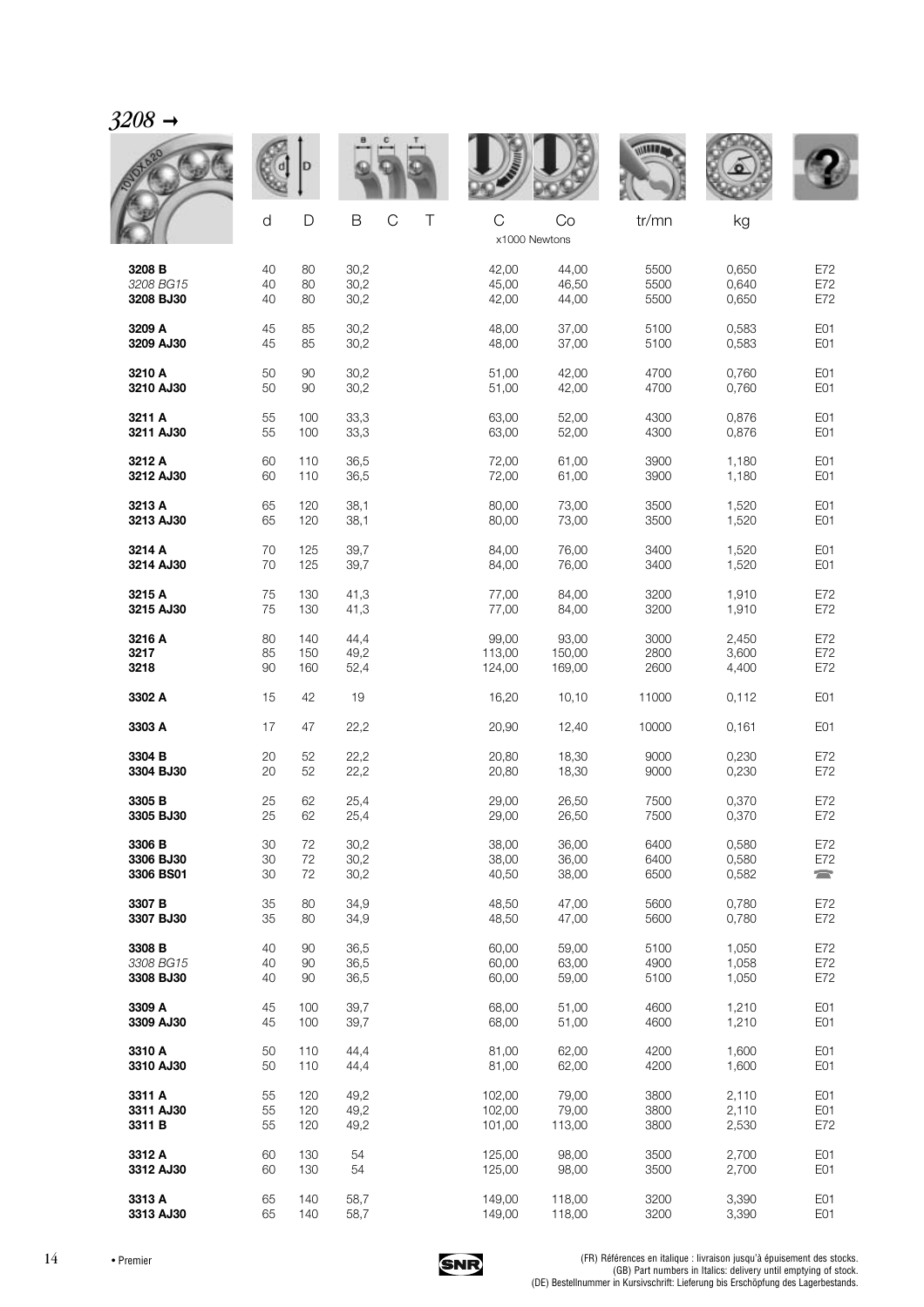# *3208* →

| | d | D | B | C | T | C | Co | tr/mn | kg | |
|---|---|---|---|---|---|---|---|---|---|---|
| | | | | | | x1000 Newtons | | | | |
| **3208 B** | 40 | 80 | 30,2 | | | 42,00 | 44,00 | 5500 | 0,650 | E72 |
| *3208 BG15* | 40 | 80 | 30,2 | | | 45,00 | 46,50 | 5500 | 0,640 | E72 |
| **3208 BJ30** | 40 | 80 | 30,2 | | | 42,00 | 44,00 | 5500 | 0,650 | E72 |
| **3209 A** | 45 | 85 | 30,2 | | | 48,00 | 37,00 | 5100 | 0,583 | E01 |
| **3209 AJ30** | 45 | 85 | 30,2 | | | 48,00 | 37,00 | 5100 | 0,583 | E01 |
| **3210 A** | 50 | 90 | 30,2 | | | 51,00 | 42,00 | 4700 | 0,760 | E01 |
| **3210 AJ30** | 50 | 90 | 30,2 | | | 51,00 | 42,00 | 4700 | 0,760 | E01 |
| **3211 A** | 55 | 100 | 33,3 | | | 63,00 | 52,00 | 4300 | 0,876 | E01 |
| **3211 AJ30** | 55 | 100 | 33,3 | | | 63,00 | 52,00 | 4300 | 0,876 | E01 |
| **3212 A** | 60 | 110 | 36,5 | | | 72,00 | 61,00 | 3900 | 1,180 | E01 |
| **3212 AJ30** | 60 | 110 | 36,5 | | | 72,00 | 61,00 | 3900 | 1,180 | E01 |
| **3213 A** | 65 | 120 | 38,1 | | | 80,00 | 73,00 | 3500 | 1,520 | E01 |
| **3213 AJ30** | 65 | 120 | 38,1 | | | 80,00 | 73,00 | 3500 | 1,520 | E01 |
| **3214 A** | 70 | 125 | 39,7 | | | 84,00 | 76,00 | 3400 | 1,520 | E01 |
| **3214 AJ30** | 70 | 125 | 39,7 | | | 84,00 | 76,00 | 3400 | 1,520 | E01 |
| **3215 A** | 75 | 130 | 41,3 | | | 77,00 | 84,00 | 3200 | 1,910 | E72 |
| **3215 AJ30** | 75 | 130 | 41,3 | | | 77,00 | 84,00 | 3200 | 1,910 | E72 |
| **3216 A** | 80 | 140 | 44,4 | | | 99,00 | 93,00 | 3000 | 2,450 | E72 |
| **3217** | 85 | 150 | 49,2 | | | 113,00 | 150,00 | 2800 | 3,600 | E72 |
| **3218** | 90 | 160 | 52,4 | | | 124,00 | 169,00 | 2600 | 4,400 | E72 |
| **3302 A** | 15 | 42 | 19 | | | 16,20 | 10,10 | 11000 | 0,112 | E01 |
| **3303 A** | 17 | 47 | 22,2 | | | 20,90 | 12,40 | 10000 | 0,161 | E01 |
| **3304 B** | 20 | 52 | 22,2 | | | 20,80 | 18,30 | 9000 | 0,230 | E72 |
| **3304 BJ30** | 20 | 52 | 22,2 | | | 20,80 | 18,30 | 9000 | 0,230 | E72 |
| **3305 B** | 25 | 62 | 25,4 | | | 29,00 | 26,50 | 7500 | 0,370 | E72 |
| **3305 BJ30** | 25 | 62 | 25,4 | | | 29,00 | 26,50 | 7500 | 0,370 | E72 |
| **3306 B** | 30 | 72 | 30,2 | | | 38,00 | 36,00 | 6400 | 0,580 | E72 |
| **3306 BJ30** | 30 | 72 | 30,2 | | | 38,00 | 36,00 | 6400 | 0,580 | E72 |
| **3306 BS01** | 30 | 72 | 30,2 | | | 40,50 | 38,00 | 6500 | 0,582 | ☎ |
| **3307 B** | 35 | 80 | 34,9 | | | 48,50 | 47,00 | 5600 | 0,780 | E72 |
| **3307 BJ30** | 35 | 80 | 34,9 | | | 48,50 | 47,00 | 5600 | 0,780 | E72 |
| **3308 B** | 40 | 90 | 36,5 | | | 60,00 | 59,00 | 5100 | 1,050 | E72 |
| *3308 BG15* | 40 | 90 | 36,5 | | | 60,00 | 63,00 | 4900 | 1,058 | E72 |
| **3308 BJ30** | 40 | 90 | 36,5 | | | 60,00 | 59,00 | 5100 | 1,050 | E72 |
| **3309 A** | 45 | 100 | 39,7 | | | 68,00 | 51,00 | 4600 | 1,210 | E01 |
| **3309 AJ30** | 45 | 100 | 39,7 | | | 68,00 | 51,00 | 4600 | 1,210 | E01 |
| **3310 A** | 50 | 110 | 44,4 | | | 81,00 | 62,00 | 4200 | 1,600 | E01 |
| **3310 AJ30** | 50 | 110 | 44,4 | | | 81,00 | 62,00 | 4200 | 1,600 | E01 |
| **3311 A** | 55 | 120 | 49,2 | | | 102,00 | 79,00 | 3800 | 2,110 | E01 |
| **3311 AJ30** | 55 | 120 | 49,2 | | | 102,00 | 79,00 | 3800 | 2,110 | E01 |
| **3311 B** | 55 | 120 | 49,2 | | | 101,00 | 113,00 | 3800 | 2,530 | E72 |
| **3312 A** | 60 | 130 | 54 | | | 125,00 | 98,00 | 3500 | 2,700 | E01 |
| **3312 AJ30** | 60 | 130 | 54 | | | 125,00 | 98,00 | 3500 | 2,700 | E01 |
| **3313 A** | 65 | 140 | 58,7 | | | 149,00 | 118,00 | 3200 | 3,390 | E01 |
| **3313 AJ30** | 65 | 140 | 58,7 | | | 149,00 | 118,00 | 3200 | 3,390 | E01 |

• Premier

(FR) Références en italique : livraison jusqu'à épuisement des stocks.
(GB) Part numbers in Italics: delivery until emptying of stock.
(DE) Bestellnummer in Kursivschrift: Lieferung bis Erschöpfung des Lagerbestands.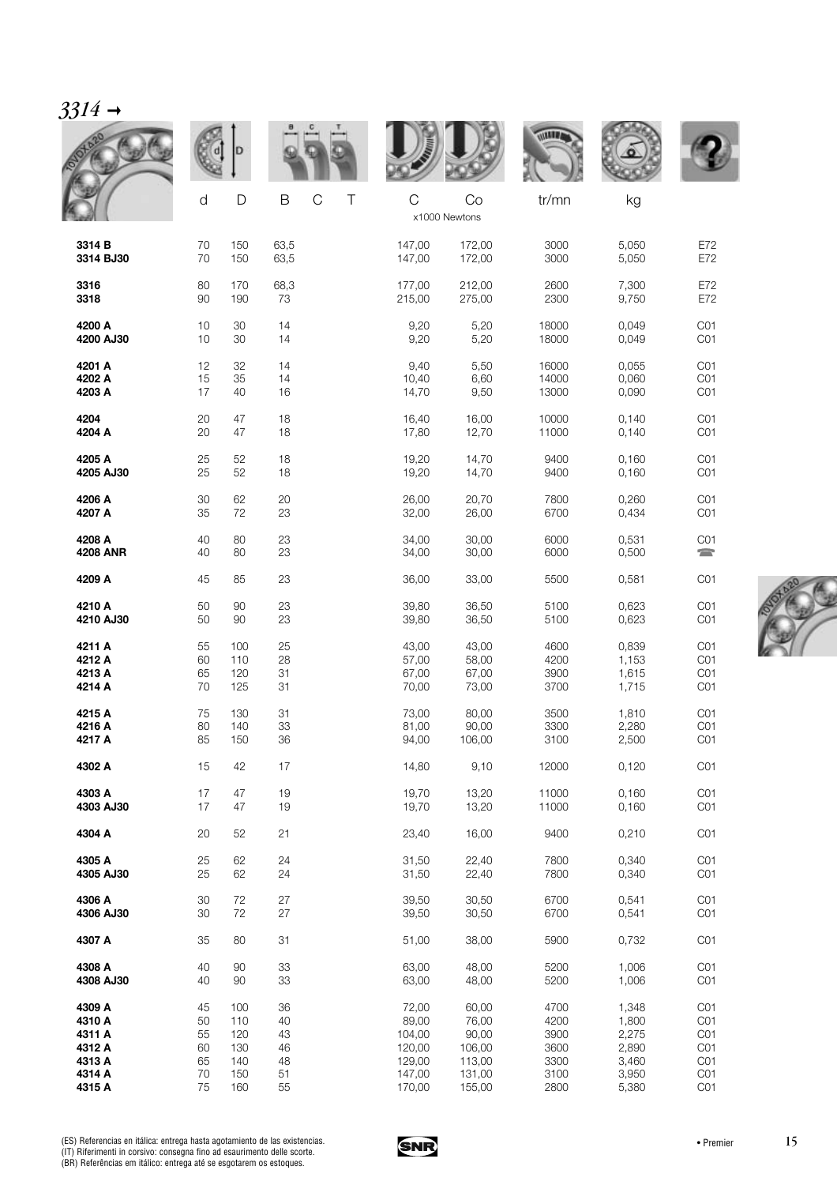*3314 →*

| | d | D | B | C | T | C | Co | tr/mn | kg | |
|---|---|---|---|---|---|---|---|---|---|---|
| | | | | | | x1000 Newtons | | | | |
| **3314 B** | 70 | 150 | 63,5 | | | 147,00 | 172,00 | 3000 | 5,050 | E72 |
| **3314 BJ30** | 70 | 150 | 63,5 | | | 147,00 | 172,00 | 3000 | 5,050 | E72 |
| **3316** | 80 | 170 | 68,3 | | | 177,00 | 212,00 | 2600 | 7,300 | E72 |
| **3318** | 90 | 190 | 73 | | | 215,00 | 275,00 | 2300 | 9,750 | E72 |
| **4200 A** | 10 | 30 | 14 | | | 9,20 | 5,20 | 18000 | 0,049 | C01 |
| **4200 AJ30** | 10 | 30 | 14 | | | 9,20 | 5,20 | 18000 | 0,049 | C01 |
| **4201 A** | 12 | 32 | 14 | | | 9,40 | 5,50 | 16000 | 0,055 | C01 |
| **4202 A** | 15 | 35 | 14 | | | 10,40 | 6,60 | 14000 | 0,060 | C01 |
| **4203 A** | 17 | 40 | 16 | | | 14,70 | 9,50 | 13000 | 0,090 | C01 |
| **4204** | 20 | 47 | 18 | | | 16,40 | 16,00 | 10000 | 0,140 | C01 |
| **4204 A** | 20 | 47 | 18 | | | 17,80 | 12,70 | 11000 | 0,140 | C01 |
| **4205 A** | 25 | 52 | 18 | | | 19,20 | 14,70 | 9400 | 0,160 | C01 |
| **4205 AJ30** | 25 | 52 | 18 | | | 19,20 | 14,70 | 9400 | 0,160 | C01 |
| **4206 A** | 30 | 62 | 20 | | | 26,00 | 20,70 | 7800 | 0,260 | C01 |
| **4207 A** | 35 | 72 | 23 | | | 32,00 | 26,00 | 6700 | 0,434 | C01 |
| **4208 A** | 40 | 80 | 23 | | | 34,00 | 30,00 | 6000 | 0,531 | C01 |
| **4208 ANR** | 40 | 80 | 23 | | | 34,00 | 30,00 | 6000 | 0,500 | ☎ |
| **4209 A** | 45 | 85 | 23 | | | 36,00 | 33,00 | 5500 | 0,581 | C01 |
| **4210 A** | 50 | 90 | 23 | | | 39,80 | 36,50 | 5100 | 0,623 | C01 |
| **4210 AJ30** | 50 | 90 | 23 | | | 39,80 | 36,50 | 5100 | 0,623 | C01 |
| **4211 A** | 55 | 100 | 25 | | | 43,00 | 43,00 | 4600 | 0,839 | C01 |
| **4212 A** | 60 | 110 | 28 | | | 57,00 | 58,00 | 4200 | 1,153 | C01 |
| **4213 A** | 65 | 120 | 31 | | | 67,00 | 67,00 | 3900 | 1,615 | C01 |
| **4214 A** | 70 | 125 | 31 | | | 70,00 | 73,00 | 3700 | 1,715 | C01 |
| **4215 A** | 75 | 130 | 31 | | | 73,00 | 80,00 | 3500 | 1,810 | C01 |
| **4216 A** | 80 | 140 | 33 | | | 81,00 | 90,00 | 3300 | 2,280 | C01 |
| **4217 A** | 85 | 150 | 36 | | | 94,00 | 106,00 | 3100 | 2,500 | C01 |
| **4302 A** | 15 | 42 | 17 | | | 14,80 | 9,10 | 12000 | 0,120 | C01 |
| **4303 A** | 17 | 47 | 19 | | | 19,70 | 13,20 | 11000 | 0,160 | C01 |
| **4303 AJ30** | 17 | 47 | 19 | | | 19,70 | 13,20 | 11000 | 0,160 | C01 |
| **4304 A** | 20 | 52 | 21 | | | 23,40 | 16,00 | 9400 | 0,210 | C01 |
| **4305 A** | 25 | 62 | 24 | | | 31,50 | 22,40 | 7800 | 0,340 | C01 |
| **4305 AJ30** | 25 | 62 | 24 | | | 31,50 | 22,40 | 7800 | 0,340 | C01 |
| **4306 A** | 30 | 72 | 27 | | | 39,50 | 30,50 | 6700 | 0,541 | C01 |
| **4306 AJ30** | 30 | 72 | 27 | | | 39,50 | 30,50 | 6700 | 0,541 | C01 |
| **4307 A** | 35 | 80 | 31 | | | 51,00 | 38,00 | 5900 | 0,732 | C01 |
| **4308 A** | 40 | 90 | 33 | | | 63,00 | 48,00 | 5200 | 1,006 | C01 |
| **4308 AJ30** | 40 | 90 | 33 | | | 63,00 | 48,00 | 5200 | 1,006 | C01 |
| **4309 A** | 45 | 100 | 36 | | | 72,00 | 60,00 | 4700 | 1,348 | C01 |
| **4310 A** | 50 | 110 | 40 | | | 89,00 | 76,00 | 4200 | 1,800 | C01 |
| **4311 A** | 55 | 120 | 43 | | | 104,00 | 90,00 | 3900 | 2,275 | C01 |
| **4312 A** | 60 | 130 | 46 | | | 120,00 | 106,00 | 3600 | 2,890 | C01 |
| **4313 A** | 65 | 140 | 48 | | | 129,00 | 113,00 | 3300 | 3,460 | C01 |
| **4314 A** | 70 | 150 | 51 | | | 147,00 | 131,00 | 3100 | 3,950 | C01 |
| **4315 A** | 75 | 160 | 55 | | | 170,00 | 155,00 | 2800 | 5,380 | C01 |

(ES) Referencias en itálica: entrega hasta agotamiento de las existencias.
(IT) Riferimenti in corsivo: consegna fino ad esaurimento delle scorte.
(BR) Referências em itálico: entrega até se esgotarem os estoques.

• Premier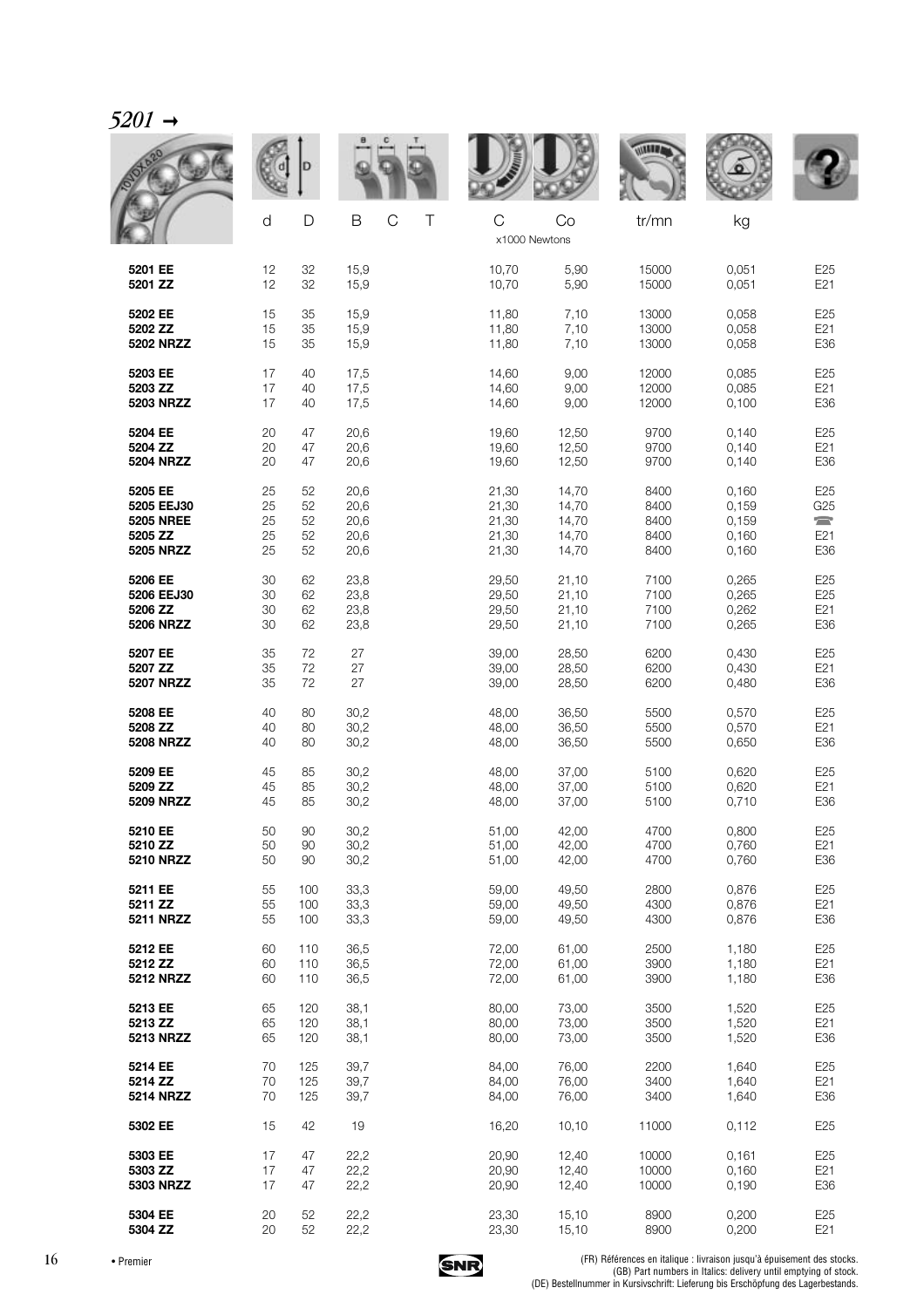## *5201* →

| | d | D | B | C | T | C | Co | tr/mn | kg | |
|---|---|---|---|---|---|---|---|---|---|---|
| | | | | | | x1000 Newtons | | | | |
| **5201 EE** | 12 | 32 | 15,9 | | | 10,70 | 5,90 | 15000 | 0,051 | E25 |
| **5201 ZZ** | 12 | 32 | 15,9 | | | 10,70 | 5,90 | 15000 | 0,051 | E21 |
| **5202 EE** | 15 | 35 | 15,9 | | | 11,80 | 7,10 | 13000 | 0,058 | E25 |
| **5202 ZZ** | 15 | 35 | 15,9 | | | 11,80 | 7,10 | 13000 | 0,058 | E21 |
| **5202 NRZZ** | 15 | 35 | 15,9 | | | 11,80 | 7,10 | 13000 | 0,058 | E36 |
| **5203 EE** | 17 | 40 | 17,5 | | | 14,60 | 9,00 | 12000 | 0,085 | E25 |
| **5203 ZZ** | 17 | 40 | 17,5 | | | 14,60 | 9,00 | 12000 | 0,085 | E21 |
| **5203 NRZZ** | 17 | 40 | 17,5 | | | 14,60 | 9,00 | 12000 | 0,100 | E36 |
| **5204 EE** | 20 | 47 | 20,6 | | | 19,60 | 12,50 | 9700 | 0,140 | E25 |
| **5204 ZZ** | 20 | 47 | 20,6 | | | 19,60 | 12,50 | 9700 | 0,140 | E21 |
| **5204 NRZZ** | 20 | 47 | 20,6 | | | 19,60 | 12,50 | 9700 | 0,140 | E36 |
| **5205 EE** | 25 | 52 | 20,6 | | | 21,30 | 14,70 | 8400 | 0,160 | E25 |
| **5205 EEJ30** | 25 | 52 | 20,6 | | | 21,30 | 14,70 | 8400 | 0,159 | G25 |
| **5205 NREE** | 25 | 52 | 20,6 | | | 21,30 | 14,70 | 8400 | 0,159 | ☎ |
| **5205 ZZ** | 25 | 52 | 20,6 | | | 21,30 | 14,70 | 8400 | 0,160 | E21 |
| **5205 NRZZ** | 25 | 52 | 20,6 | | | 21,30 | 14,70 | 8400 | 0,160 | E36 |
| **5206 EE** | 30 | 62 | 23,8 | | | 29,50 | 21,10 | 7100 | 0,265 | E25 |
| **5206 EEJ30** | 30 | 62 | 23,8 | | | 29,50 | 21,10 | 7100 | 0,265 | E25 |
| **5206 ZZ** | 30 | 62 | 23,8 | | | 29,50 | 21,10 | 7100 | 0,262 | E21 |
| **5206 NRZZ** | 30 | 62 | 23,8 | | | 29,50 | 21,10 | 7100 | 0,265 | E36 |
| **5207 EE** | 35 | 72 | 27 | | | 39,00 | 28,50 | 6200 | 0,430 | E25 |
| **5207 ZZ** | 35 | 72 | 27 | | | 39,00 | 28,50 | 6200 | 0,430 | E21 |
| **5207 NRZZ** | 35 | 72 | 27 | | | 39,00 | 28,50 | 6200 | 0,480 | E36 |
| **5208 EE** | 40 | 80 | 30,2 | | | 48,00 | 36,50 | 5500 | 0,570 | E25 |
| **5208 ZZ** | 40 | 80 | 30,2 | | | 48,00 | 36,50 | 5500 | 0,570 | E21 |
| **5208 NRZZ** | 40 | 80 | 30,2 | | | 48,00 | 36,50 | 5500 | 0,650 | E36 |
| **5209 EE** | 45 | 85 | 30,2 | | | 48,00 | 37,00 | 5100 | 0,620 | E25 |
| **5209 ZZ** | 45 | 85 | 30,2 | | | 48,00 | 37,00 | 5100 | 0,620 | E21 |
| **5209 NRZZ** | 45 | 85 | 30,2 | | | 48,00 | 37,00 | 5100 | 0,710 | E36 |
| **5210 EE** | 50 | 90 | 30,2 | | | 51,00 | 42,00 | 4700 | 0,800 | E25 |
| **5210 ZZ** | 50 | 90 | 30,2 | | | 51,00 | 42,00 | 4700 | 0,760 | E21 |
| **5210 NRZZ** | 50 | 90 | 30,2 | | | 51,00 | 42,00 | 4700 | 0,760 | E36 |
| **5211 EE** | 55 | 100 | 33,3 | | | 59,00 | 49,50 | 2800 | 0,876 | E25 |
| **5211 ZZ** | 55 | 100 | 33,3 | | | 59,00 | 49,50 | 4300 | 0,876 | E21 |
| **5211 NRZZ** | 55 | 100 | 33,3 | | | 59,00 | 49,50 | 4300 | 0,876 | E36 |
| **5212 EE** | 60 | 110 | 36,5 | | | 72,00 | 61,00 | 2500 | 1,180 | E25 |
| **5212 ZZ** | 60 | 110 | 36,5 | | | 72,00 | 61,00 | 3900 | 1,180 | E21 |
| **5212 NRZZ** | 60 | 110 | 36,5 | | | 72,00 | 61,00 | 3900 | 1,180 | E36 |
| **5213 EE** | 65 | 120 | 38,1 | | | 80,00 | 73,00 | 3500 | 1,520 | E25 |
| **5213 ZZ** | 65 | 120 | 38,1 | | | 80,00 | 73,00 | 3500 | 1,520 | E21 |
| **5213 NRZZ** | 65 | 120 | 38,1 | | | 80,00 | 73,00 | 3500 | 1,520 | E36 |
| **5214 EE** | 70 | 125 | 39,7 | | | 84,00 | 76,00 | 2200 | 1,640 | E25 |
| **5214 ZZ** | 70 | 125 | 39,7 | | | 84,00 | 76,00 | 3400 | 1,640 | E21 |
| **5214 NRZZ** | 70 | 125 | 39,7 | | | 84,00 | 76,00 | 3400 | 1,640 | E36 |
| **5302 EE** | 15 | 42 | 19 | | | 16,20 | 10,10 | 11000 | 0,112 | E25 |
| **5303 EE** | 17 | 47 | 22,2 | | | 20,90 | 12,40 | 10000 | 0,161 | E25 |
| **5303 ZZ** | 17 | 47 | 22,2 | | | 20,90 | 12,40 | 10000 | 0,160 | E21 |
| **5303 NRZZ** | 17 | 47 | 22,2 | | | 20,90 | 12,40 | 10000 | 0,190 | E36 |
| **5304 EE** | 20 | 52 | 22,2 | | | 23,30 | 15,10 | 8900 | 0,200 | E25 |
| **5304 ZZ** | 20 | 52 | 22,2 | | | 23,30 | 15,10 | 8900 | 0,200 | E21 |

• Premier

(FR) Références en italique : livraison jusqu'à épuisement des stocks.
(GB) Part numbers in Italics: delivery until emptying of stock.
(DE) Bestellnummer in Kursivschrift: Lieferung bis Erschöpfung des Lagerbestands.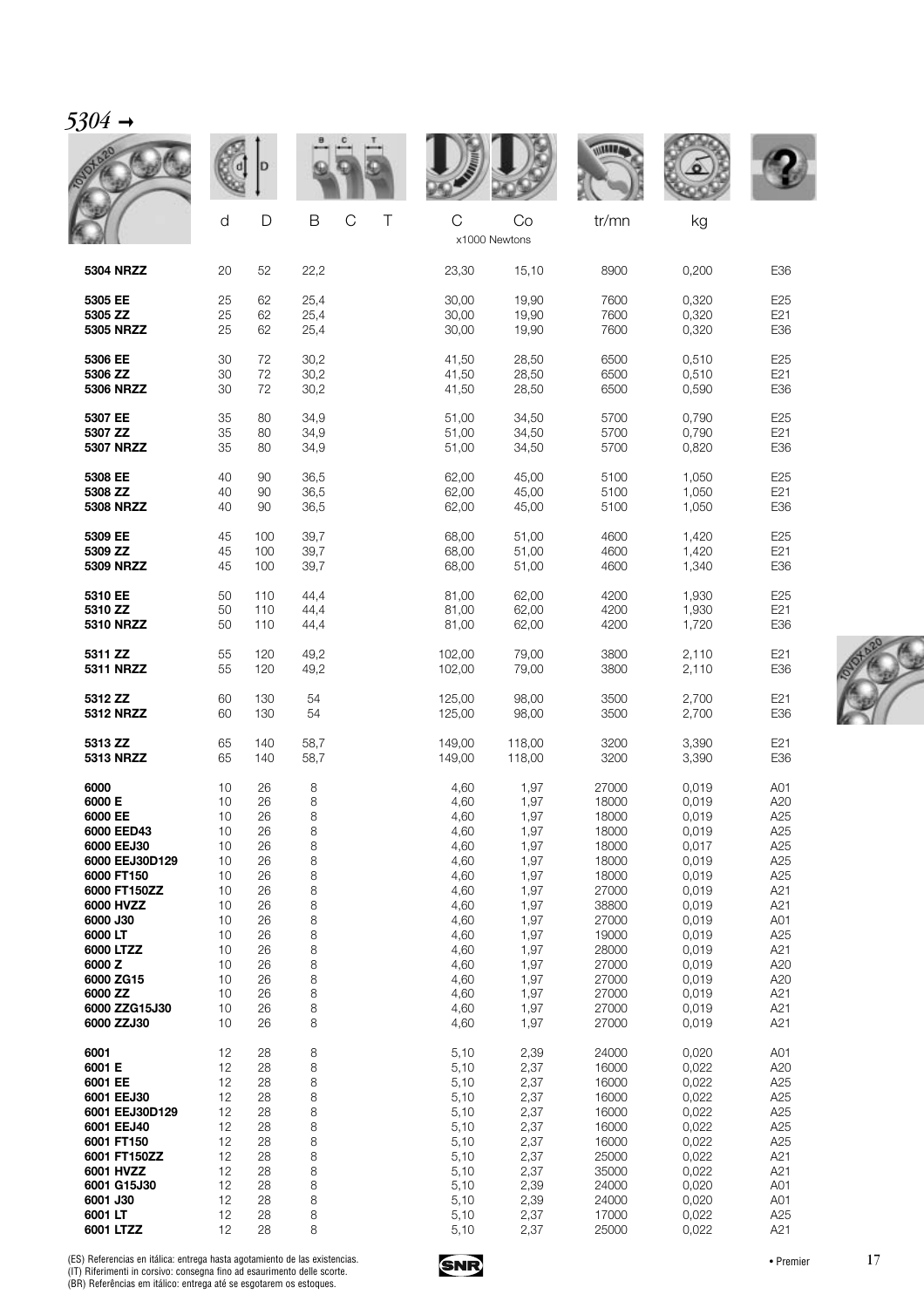# 5304 →

| | d | D | B | C | T | C | Co | tr/mn | kg | |
|---|---|---|---|---|---|---|---|---|---|---|
| | | | | | | x1000 Newtons | | | | |
| **5304 NRZZ** | 20 | 52 | 22,2 | | | 23,30 | 15,10 | 8900 | 0,200 | E36 |
| **5305 EE** | 25 | 62 | 25,4 | | | 30,00 | 19,90 | 7600 | 0,320 | E25 |
| **5305 ZZ** | 25 | 62 | 25,4 | | | 30,00 | 19,90 | 7600 | 0,320 | E21 |
| **5305 NRZZ** | 25 | 62 | 25,4 | | | 30,00 | 19,90 | 7600 | 0,320 | E36 |
| **5306 EE** | 30 | 72 | 30,2 | | | 41,50 | 28,50 | 6500 | 0,510 | E25 |
| **5306 ZZ** | 30 | 72 | 30,2 | | | 41,50 | 28,50 | 6500 | 0,510 | E21 |
| **5306 NRZZ** | 30 | 72 | 30,2 | | | 41,50 | 28,50 | 6500 | 0,590 | E36 |
| **5307 EE** | 35 | 80 | 34,9 | | | 51,00 | 34,50 | 5700 | 0,790 | E25 |
| **5307 ZZ** | 35 | 80 | 34,9 | | | 51,00 | 34,50 | 5700 | 0,790 | E21 |
| **5307 NRZZ** | 35 | 80 | 34,9 | | | 51,00 | 34,50 | 5700 | 0,820 | E36 |
| **5308 EE** | 40 | 90 | 36,5 | | | 62,00 | 45,00 | 5100 | 1,050 | E25 |
| **5308 ZZ** | 40 | 90 | 36,5 | | | 62,00 | 45,00 | 5100 | 1,050 | E21 |
| **5308 NRZZ** | 40 | 90 | 36,5 | | | 62,00 | 45,00 | 5100 | 1,050 | E36 |
| **5309 EE** | 45 | 100 | 39,7 | | | 68,00 | 51,00 | 4600 | 1,420 | E25 |
| **5309 ZZ** | 45 | 100 | 39,7 | | | 68,00 | 51,00 | 4600 | 1,420 | E21 |
| **5309 NRZZ** | 45 | 100 | 39,7 | | | 68,00 | 51,00 | 4600 | 1,340 | E36 |
| **5310 EE** | 50 | 110 | 44,4 | | | 81,00 | 62,00 | 4200 | 1,930 | E25 |
| **5310 ZZ** | 50 | 110 | 44,4 | | | 81,00 | 62,00 | 4200 | 1,930 | E21 |
| **5310 NRZZ** | 50 | 110 | 44,4 | | | 81,00 | 62,00 | 4200 | 1,720 | E36 |
| **5311 ZZ** | 55 | 120 | 49,2 | | | 102,00 | 79,00 | 3800 | 2,110 | E21 |
| **5311 NRZZ** | 55 | 120 | 49,2 | | | 102,00 | 79,00 | 3800 | 2,110 | E36 |
| **5312 ZZ** | 60 | 130 | 54 | | | 125,00 | 98,00 | 3500 | 2,700 | E21 |
| **5312 NRZZ** | 60 | 130 | 54 | | | 125,00 | 98,00 | 3500 | 2,700 | E36 |
| **5313 ZZ** | 65 | 140 | 58,7 | | | 149,00 | 118,00 | 3200 | 3,390 | E21 |
| **5313 NRZZ** | 65 | 140 | 58,7 | | | 149,00 | 118,00 | 3200 | 3,390 | E36 |
| **6000** | 10 | 26 | 8 | | | 4,60 | 1,97 | 27000 | 0,019 | A01 |
| **6000 E** | 10 | 26 | 8 | | | 4,60 | 1,97 | 18000 | 0,019 | A20 |
| **6000 EE** | 10 | 26 | 8 | | | 4,60 | 1,97 | 18000 | 0,019 | A25 |
| **6000 EED43** | 10 | 26 | 8 | | | 4,60 | 1,97 | 18000 | 0,019 | A25 |
| **6000 EEJ30** | 10 | 26 | 8 | | | 4,60 | 1,97 | 18000 | 0,017 | A25 |
| **6000 EEJ30D129** | 10 | 26 | 8 | | | 4,60 | 1,97 | 18000 | 0,019 | A25 |
| **6000 FT150** | 10 | 26 | 8 | | | 4,60 | 1,97 | 18000 | 0,019 | A25 |
| **6000 FT150ZZ** | 10 | 26 | 8 | | | 4,60 | 1,97 | 27000 | 0,019 | A21 |
| **6000 HVZZ** | 10 | 26 | 8 | | | 4,60 | 1,97 | 38800 | 0,019 | A21 |
| **6000 J30** | 10 | 26 | 8 | | | 4,60 | 1,97 | 27000 | 0,019 | A01 |
| **6000 LT** | 10 | 26 | 8 | | | 4,60 | 1,97 | 19000 | 0,019 | A25 |
| **6000 LTZZ** | 10 | 26 | 8 | | | 4,60 | 1,97 | 28000 | 0,019 | A21 |
| **6000 Z** | 10 | 26 | 8 | | | 4,60 | 1,97 | 27000 | 0,019 | A20 |
| **6000 ZG15** | 10 | 26 | 8 | | | 4,60 | 1,97 | 27000 | 0,019 | A20 |
| **6000 ZZ** | 10 | 26 | 8 | | | 4,60 | 1,97 | 27000 | 0,019 | A21 |
| **6000 ZZG15J30** | 10 | 26 | 8 | | | 4,60 | 1,97 | 27000 | 0,019 | A21 |
| **6000 ZZJ30** | 10 | 26 | 8 | | | 4,60 | 1,97 | 27000 | 0,019 | A21 |
| **6001** | 12 | 28 | 8 | | | 5,10 | 2,39 | 24000 | 0,020 | A01 |
| **6001 E** | 12 | 28 | 8 | | | 5,10 | 2,37 | 16000 | 0,022 | A20 |
| **6001 EE** | 12 | 28 | 8 | | | 5,10 | 2,37 | 16000 | 0,022 | A25 |
| **6001 EEJ30** | 12 | 28 | 8 | | | 5,10 | 2,37 | 16000 | 0,022 | A25 |
| **6001 EEJ30D129** | 12 | 28 | 8 | | | 5,10 | 2,37 | 16000 | 0,022 | A25 |
| **6001 EEJ40** | 12 | 28 | 8 | | | 5,10 | 2,37 | 16000 | 0,022 | A25 |
| **6001 FT150** | 12 | 28 | 8 | | | 5,10 | 2,37 | 16000 | 0,022 | A25 |
| **6001 FT150ZZ** | 12 | 28 | 8 | | | 5,10 | 2,37 | 25000 | 0,022 | A21 |
| **6001 HVZZ** | 12 | 28 | 8 | | | 5,10 | 2,37 | 35000 | 0,022 | A21 |
| **6001 G15J30** | 12 | 28 | 8 | | | 5,10 | 2,39 | 24000 | 0,020 | A01 |
| **6001 J30** | 12 | 28 | 8 | | | 5,10 | 2,39 | 24000 | 0,020 | A01 |
| **6001 LT** | 12 | 28 | 8 | | | 5,10 | 2,37 | 17000 | 0,022 | A25 |
| **6001 LTZZ** | 12 | 28 | 8 | | | 5,10 | 2,37 | 25000 | 0,022 | A21 |

(ES) Referencias en itálica: entrega hasta agotamiento de las existencias.
(IT) Riferimenti in corsivo: consegna fino ad esaurimento delle scorte.
(BR) Referências em itálico: entrega até se esgotarem os estoques.

• Premier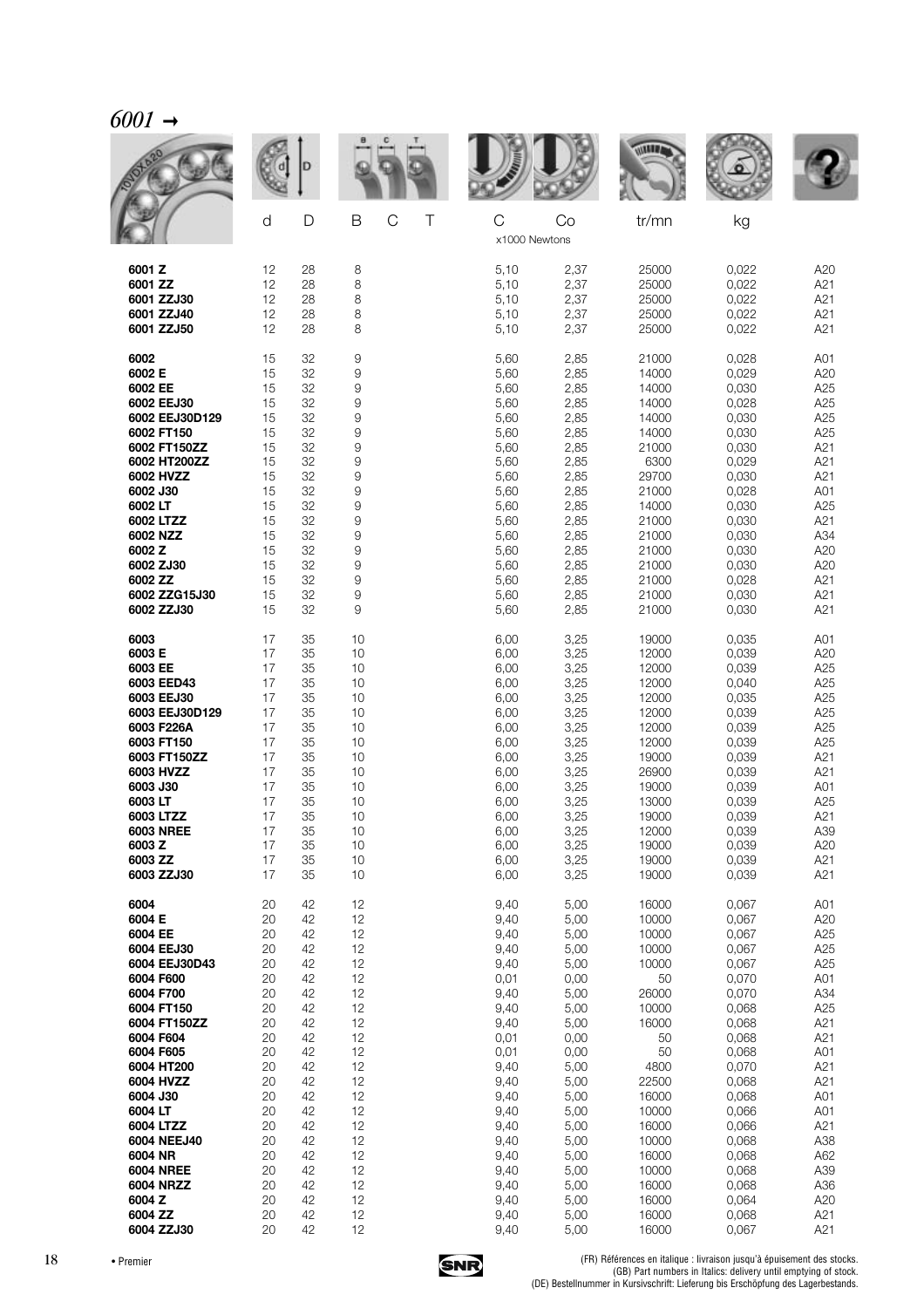# *6001* →

| | d | D | B | C | T | C | Co | tr/mn | kg | |
|---|---|---|---|---|---|---|---|---|---|---|
| | | | | | | x1000 Newtons | | | | |
| **6001 Z** | 12 | 28 | 8 | | | 5,10 | 2,37 | 25000 | 0,022 | A20 |
| **6001 ZZ** | 12 | 28 | 8 | | | 5,10 | 2,37 | 25000 | 0,022 | A21 |
| **6001 ZZJ30** | 12 | 28 | 8 | | | 5,10 | 2,37 | 25000 | 0,022 | A21 |
| **6001 ZZJ40** | 12 | 28 | 8 | | | 5,10 | 2,37 | 25000 | 0,022 | A21 |
| **6001 ZZJ50** | 12 | 28 | 8 | | | 5,10 | 2,37 | 25000 | 0,022 | A21 |
| **6002** | 15 | 32 | 9 | | | 5,60 | 2,85 | 21000 | 0,028 | A01 |
| **6002 E** | 15 | 32 | 9 | | | 5,60 | 2,85 | 14000 | 0,029 | A20 |
| **6002 EE** | 15 | 32 | 9 | | | 5,60 | 2,85 | 14000 | 0,030 | A25 |
| **6002 EEJ30** | 15 | 32 | 9 | | | 5,60 | 2,85 | 14000 | 0,028 | A25 |
| **6002 EEJ30D129** | 15 | 32 | 9 | | | 5,60 | 2,85 | 14000 | 0,030 | A25 |
| **6002 FT150** | 15 | 32 | 9 | | | 5,60 | 2,85 | 14000 | 0,030 | A25 |
| **6002 FT150ZZ** | 15 | 32 | 9 | | | 5,60 | 2,85 | 21000 | 0,030 | A21 |
| **6002 HT200ZZ** | 15 | 32 | 9 | | | 5,60 | 2,85 | 6300 | 0,029 | A21 |
| **6002 HVZZ** | 15 | 32 | 9 | | | 5,60 | 2,85 | 29700 | 0,030 | A21 |
| **6002 J30** | 15 | 32 | 9 | | | 5,60 | 2,85 | 21000 | 0,028 | A01 |
| **6002 LT** | 15 | 32 | 9 | | | 5,60 | 2,85 | 14000 | 0,030 | A25 |
| **6002 LTZZ** | 15 | 32 | 9 | | | 5,60 | 2,85 | 21000 | 0,030 | A21 |
| **6002 NZZ** | 15 | 32 | 9 | | | 5,60 | 2,85 | 21000 | 0,030 | A34 |
| **6002 Z** | 15 | 32 | 9 | | | 5,60 | 2,85 | 21000 | 0,030 | A20 |
| **6002 ZJ30** | 15 | 32 | 9 | | | 5,60 | 2,85 | 21000 | 0,030 | A20 |
| **6002 ZZ** | 15 | 32 | 9 | | | 5,60 | 2,85 | 21000 | 0,028 | A21 |
| **6002 ZZG15J30** | 15 | 32 | 9 | | | 5,60 | 2,85 | 21000 | 0,030 | A21 |
| **6002 ZZJ30** | 15 | 32 | 9 | | | 5,60 | 2,85 | 21000 | 0,030 | A21 |
| **6003** | 17 | 35 | 10 | | | 6,00 | 3,25 | 19000 | 0,035 | A01 |
| **6003 E** | 17 | 35 | 10 | | | 6,00 | 3,25 | 12000 | 0,039 | A20 |
| **6003 EE** | 17 | 35 | 10 | | | 6,00 | 3,25 | 12000 | 0,039 | A25 |
| **6003 EED43** | 17 | 35 | 10 | | | 6,00 | 3,25 | 12000 | 0,040 | A25 |
| **6003 EEJ30** | 17 | 35 | 10 | | | 6,00 | 3,25 | 12000 | 0,035 | A25 |
| **6003 EEJ30D129** | 17 | 35 | 10 | | | 6,00 | 3,25 | 12000 | 0,039 | A25 |
| **6003 F226A** | 17 | 35 | 10 | | | 6,00 | 3,25 | 12000 | 0,039 | A25 |
| **6003 FT150** | 17 | 35 | 10 | | | 6,00 | 3,25 | 12000 | 0,039 | A25 |
| **6003 FT150ZZ** | 17 | 35 | 10 | | | 6,00 | 3,25 | 19000 | 0,039 | A21 |
| **6003 HVZZ** | 17 | 35 | 10 | | | 6,00 | 3,25 | 26900 | 0,039 | A21 |
| **6003 J30** | 17 | 35 | 10 | | | 6,00 | 3,25 | 19000 | 0,039 | A01 |
| **6003 LT** | 17 | 35 | 10 | | | 6,00 | 3,25 | 13000 | 0,039 | A25 |
| **6003 LTZZ** | 17 | 35 | 10 | | | 6,00 | 3,25 | 19000 | 0,039 | A21 |
| **6003 NREE** | 17 | 35 | 10 | | | 6,00 | 3,25 | 12000 | 0,039 | A39 |
| **6003 Z** | 17 | 35 | 10 | | | 6,00 | 3,25 | 19000 | 0,039 | A20 |
| **6003 ZZ** | 17 | 35 | 10 | | | 6,00 | 3,25 | 19000 | 0,039 | A21 |
| **6003 ZZJ30** | 17 | 35 | 10 | | | 6,00 | 3,25 | 19000 | 0,039 | A21 |
| **6004** | 20 | 42 | 12 | | | 9,40 | 5,00 | 16000 | 0,067 | A01 |
| **6004 E** | 20 | 42 | 12 | | | 9,40 | 5,00 | 10000 | 0,067 | A20 |
| **6004 EE** | 20 | 42 | 12 | | | 9,40 | 5,00 | 10000 | 0,067 | A25 |
| **6004 EEJ30** | 20 | 42 | 12 | | | 9,40 | 5,00 | 10000 | 0,067 | A25 |
| **6004 EEJ30D43** | 20 | 42 | 12 | | | 9,40 | 5,00 | 10000 | 0,067 | A25 |
| **6004 F600** | 20 | 42 | 12 | | | 0,01 | 0,00 | 50 | 0,070 | A01 |
| **6004 F700** | 20 | 42 | 12 | | | 9,40 | 5,00 | 26000 | 0,070 | A34 |
| **6004 FT150** | 20 | 42 | 12 | | | 9,40 | 5,00 | 10000 | 0,068 | A25 |
| **6004 FT150ZZ** | 20 | 42 | 12 | | | 9,40 | 5,00 | 16000 | 0,068 | A21 |
| **6004 F604** | 20 | 42 | 12 | | | 0,01 | 0,00 | 50 | 0,068 | A21 |
| **6004 F605** | 20 | 42 | 12 | | | 0,01 | 0,00 | 50 | 0,068 | A01 |
| **6004 HT200** | 20 | 42 | 12 | | | 9,40 | 5,00 | 4800 | 0,070 | A21 |
| **6004 HVZZ** | 20 | 42 | 12 | | | 9,40 | 5,00 | 22500 | 0,068 | A21 |
| **6004 J30** | 20 | 42 | 12 | | | 9,40 | 5,00 | 16000 | 0,068 | A01 |
| **6004 LT** | 20 | 42 | 12 | | | 9,40 | 5,00 | 10000 | 0,066 | A01 |
| **6004 LTZZ** | 20 | 42 | 12 | | | 9,40 | 5,00 | 16000 | 0,066 | A21 |
| **6004 NEEJ40** | 20 | 42 | 12 | | | 9,40 | 5,00 | 10000 | 0,068 | A38 |
| **6004 NR** | 20 | 42 | 12 | | | 9,40 | 5,00 | 16000 | 0,068 | A62 |
| **6004 NREE** | 20 | 42 | 12 | | | 9,40 | 5,00 | 10000 | 0,068 | A39 |
| **6004 NRZZ** | 20 | 42 | 12 | | | 9,40 | 5,00 | 16000 | 0,068 | A36 |
| **6004 Z** | 20 | 42 | 12 | | | 9,40 | 5,00 | 16000 | 0,064 | A20 |
| **6004 ZZ** | 20 | 42 | 12 | | | 9,40 | 5,00 | 16000 | 0,068 | A21 |
| **6004 ZZJ30** | 20 | 42 | 12 | | | 9,40 | 5,00 | 16000 | 0,067 | A21 |

• Premier

(FR) Références en italique : livraison jusqu'à épuisement des stocks.
(GB) Part numbers in Italics: delivery until emptying of stock.
(DE) Bestellnummer in Kursivschrift: Lieferung bis Erschöpfung des Lagerbestands.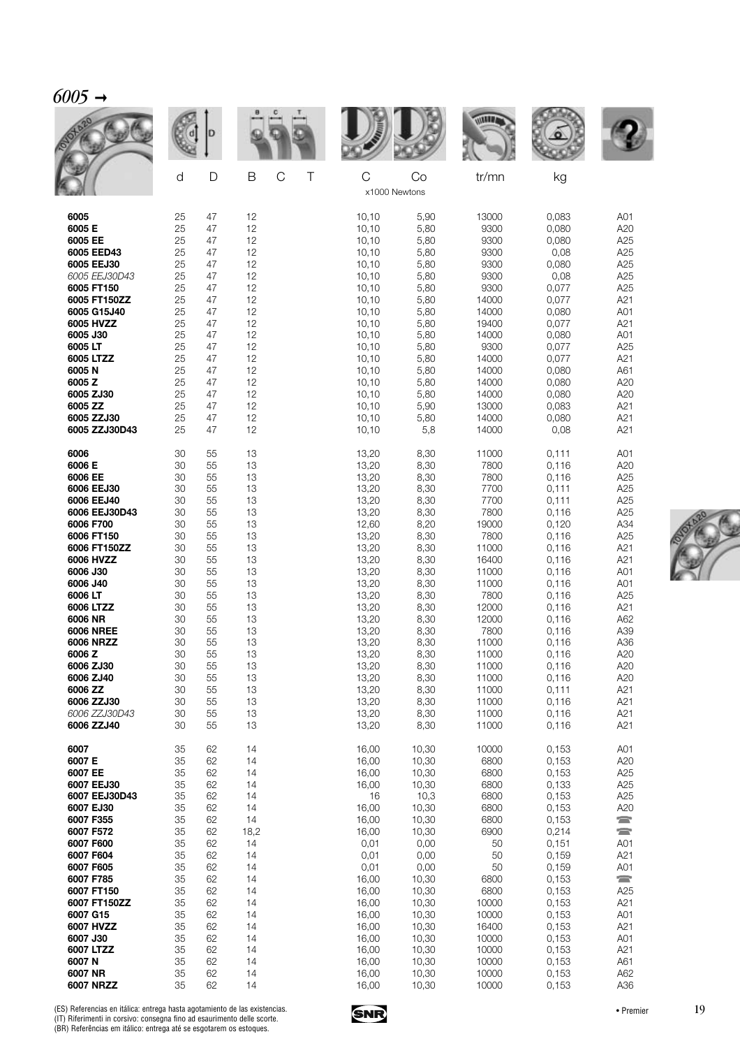# 6005 →

| | d | D | B | C | T | C | Co | tr/mn | kg | |
|---|---|---|---|---|---|---|---|---|---|---|
| | | | | | | x1000 Newtons | | | | |
| **6005** | 25 | 47 | 12 | | | 10,10 | 5,90 | 13000 | 0,083 | A01 |
| **6005 E** | 25 | 47 | 12 | | | 10,10 | 5,80 | 9300 | 0,080 | A20 |
| **6005 EE** | 25 | 47 | 12 | | | 10,10 | 5,80 | 9300 | 0,080 | A25 |
| **6005 EED43** | 25 | 47 | 12 | | | 10,10 | 5,80 | 9300 | 0,08 | A25 |
| **6005 EEJ30** | 25 | 47 | 12 | | | 10,10 | 5,80 | 9300 | 0,080 | A25 |
| *6005 EEJ30D43* | 25 | 47 | 12 | | | 10,10 | 5,80 | 9300 | 0,08 | A25 |
| **6005 FT150** | 25 | 47 | 12 | | | 10,10 | 5,80 | 9300 | 0,077 | A25 |
| **6005 FT150ZZ** | 25 | 47 | 12 | | | 10,10 | 5,80 | 14000 | 0,077 | A21 |
| **6005 G15J40** | 25 | 47 | 12 | | | 10,10 | 5,80 | 14000 | 0,080 | A01 |
| **6005 HVZZ** | 25 | 47 | 12 | | | 10,10 | 5,80 | 19400 | 0,077 | A21 |
| **6005 J30** | 25 | 47 | 12 | | | 10,10 | 5,80 | 14000 | 0,080 | A01 |
| **6005 LT** | 25 | 47 | 12 | | | 10,10 | 5,80 | 9300 | 0,077 | A25 |
| **6005 LTZZ** | 25 | 47 | 12 | | | 10,10 | 5,80 | 14000 | 0,077 | A21 |
| **6005 N** | 25 | 47 | 12 | | | 10,10 | 5,80 | 14000 | 0,080 | A61 |
| **6005 Z** | 25 | 47 | 12 | | | 10,10 | 5,80 | 14000 | 0,080 | A20 |
| **6005 ZJ30** | 25 | 47 | 12 | | | 10,10 | 5,80 | 14000 | 0,080 | A20 |
| **6005 ZZ** | 25 | 47 | 12 | | | 10,10 | 5,90 | 13000 | 0,083 | A21 |
| **6005 ZZJ30** | 25 | 47 | 12 | | | 10,10 | 5,80 | 14000 | 0,080 | A21 |
| **6005 ZZJ30D43** | 25 | 47 | 12 | | | 10,10 | 5,8 | 14000 | 0,08 | A21 |
| **6006** | 30 | 55 | 13 | | | 13,20 | 8,30 | 11000 | 0,111 | A01 |
| **6006 E** | 30 | 55 | 13 | | | 13,20 | 8,30 | 7800 | 0,116 | A20 |
| **6006 EE** | 30 | 55 | 13 | | | 13,20 | 8,30 | 7800 | 0,116 | A25 |
| **6006 EEJ30** | 30 | 55 | 13 | | | 13,20 | 8,30 | 7700 | 0,111 | A25 |
| **6006 EEJ40** | 30 | 55 | 13 | | | 13,20 | 8,30 | 7700 | 0,111 | A25 |
| **6006 EEJ30D43** | 30 | 55 | 13 | | | 13,20 | 8,30 | 7800 | 0,116 | A25 |
| **6006 F700** | 30 | 55 | 13 | | | 12,60 | 8,20 | 19000 | 0,120 | A34 |
| **6006 FT150** | 30 | 55 | 13 | | | 13,20 | 8,30 | 7800 | 0,116 | A25 |
| **6006 FT150ZZ** | 30 | 55 | 13 | | | 13,20 | 8,30 | 11000 | 0,116 | A21 |
| **6006 HVZZ** | 30 | 55 | 13 | | | 13,20 | 8,30 | 16400 | 0,116 | A21 |
| **6006 J30** | 30 | 55 | 13 | | | 13,20 | 8,30 | 11000 | 0,116 | A01 |
| **6006 J40** | 30 | 55 | 13 | | | 13,20 | 8,30 | 11000 | 0,116 | A01 |
| **6006 LT** | 30 | 55 | 13 | | | 13,20 | 8,30 | 7800 | 0,116 | A25 |
| **6006 LTZZ** | 30 | 55 | 13 | | | 13,20 | 8,30 | 12000 | 0,116 | A21 |
| **6006 NR** | 30 | 55 | 13 | | | 13,20 | 8,30 | 12000 | 0,116 | A62 |
| **6006 NREE** | 30 | 55 | 13 | | | 13,20 | 8,30 | 7800 | 0,116 | A39 |
| **6006 NRZZ** | 30 | 55 | 13 | | | 13,20 | 8,30 | 11000 | 0,116 | A36 |
| **6006 Z** | 30 | 55 | 13 | | | 13,20 | 8,30 | 11000 | 0,116 | A20 |
| **6006 ZJ30** | 30 | 55 | 13 | | | 13,20 | 8,30 | 11000 | 0,116 | A20 |
| **6006 ZJ40** | 30 | 55 | 13 | | | 13,20 | 8,30 | 11000 | 0,116 | A20 |
| **6006 ZZ** | 30 | 55 | 13 | | | 13,20 | 8,30 | 11000 | 0,111 | A21 |
| **6006 ZZJ30** | 30 | 55 | 13 | | | 13,20 | 8,30 | 11000 | 0,116 | A21 |
| *6006 ZZJ30D43* | 30 | 55 | 13 | | | 13,20 | 8,30 | 11000 | 0,116 | A21 |
| **6006 ZZJ40** | 30 | 55 | 13 | | | 13,20 | 8,30 | 11000 | 0,116 | A21 |
| **6007** | 35 | 62 | 14 | | | 16,00 | 10,30 | 10000 | 0,153 | A01 |
| **6007 E** | 35 | 62 | 14 | | | 16,00 | 10,30 | 6800 | 0,153 | A20 |
| **6007 EE** | 35 | 62 | 14 | | | 16,00 | 10,30 | 6800 | 0,153 | A25 |
| **6007 EEJ30** | 35 | 62 | 14 | | | 16,00 | 10,30 | 6800 | 0,133 | A25 |
| **6007 EEJ30D43** | 35 | 62 | 14 | | | 16 | 10,3 | 6800 | 0,153 | A25 |
| **6007 EJ30** | 35 | 62 | 14 | | | 16,00 | 10,30 | 6800 | 0,153 | A20 |
| **6007 F355** | 35 | 62 | 14 | | | 16,00 | 10,30 | 6800 | 0,153 | ☎ |
| **6007 F572** | 35 | 62 | 18,2 | | | 16,00 | 10,30 | 6900 | 0,214 | ☎ |
| **6007 F600** | 35 | 62 | 14 | | | 0,01 | 0,00 | 50 | 0,151 | A01 |
| **6007 F604** | 35 | 62 | 14 | | | 0,01 | 0,00 | 50 | 0,159 | A21 |
| **6007 F605** | 35 | 62 | 14 | | | 0,01 | 0,00 | 50 | 0,159 | A01 |
| **6007 F785** | 35 | 62 | 14 | | | 16,00 | 10,30 | 6800 | 0,153 | ☎ |
| **6007 FT150** | 35 | 62 | 14 | | | 16,00 | 10,30 | 6800 | 0,153 | A25 |
| **6007 FT150ZZ** | 35 | 62 | 14 | | | 16,00 | 10,30 | 10000 | 0,153 | A21 |
| **6007 G15** | 35 | 62 | 14 | | | 16,00 | 10,30 | 10000 | 0,153 | A01 |
| **6007 HVZZ** | 35 | 62 | 14 | | | 16,00 | 10,30 | 16400 | 0,153 | A21 |
| **6007 J30** | 35 | 62 | 14 | | | 16,00 | 10,30 | 10000 | 0,153 | A01 |
| **6007 LTZZ** | 35 | 62 | 14 | | | 16,00 | 10,30 | 10000 | 0,153 | A21 |
| **6007 N** | 35 | 62 | 14 | | | 16,00 | 10,30 | 10000 | 0,153 | A61 |
| **6007 NR** | 35 | 62 | 14 | | | 16,00 | 10,30 | 10000 | 0,153 | A62 |
| **6007 NRZZ** | 35 | 62 | 14 | | | 16,00 | 10,30 | 10000 | 0,153 | A36 |

(ES) Referencias en itálica: entrega hasta agotamiento de las existencias.
(IT) Riferimenti in corsivo: consegna fino ad esaurimento delle scorte.
(BR) Referências em itálico: entrega até se esgotarem os estoques.

• Premier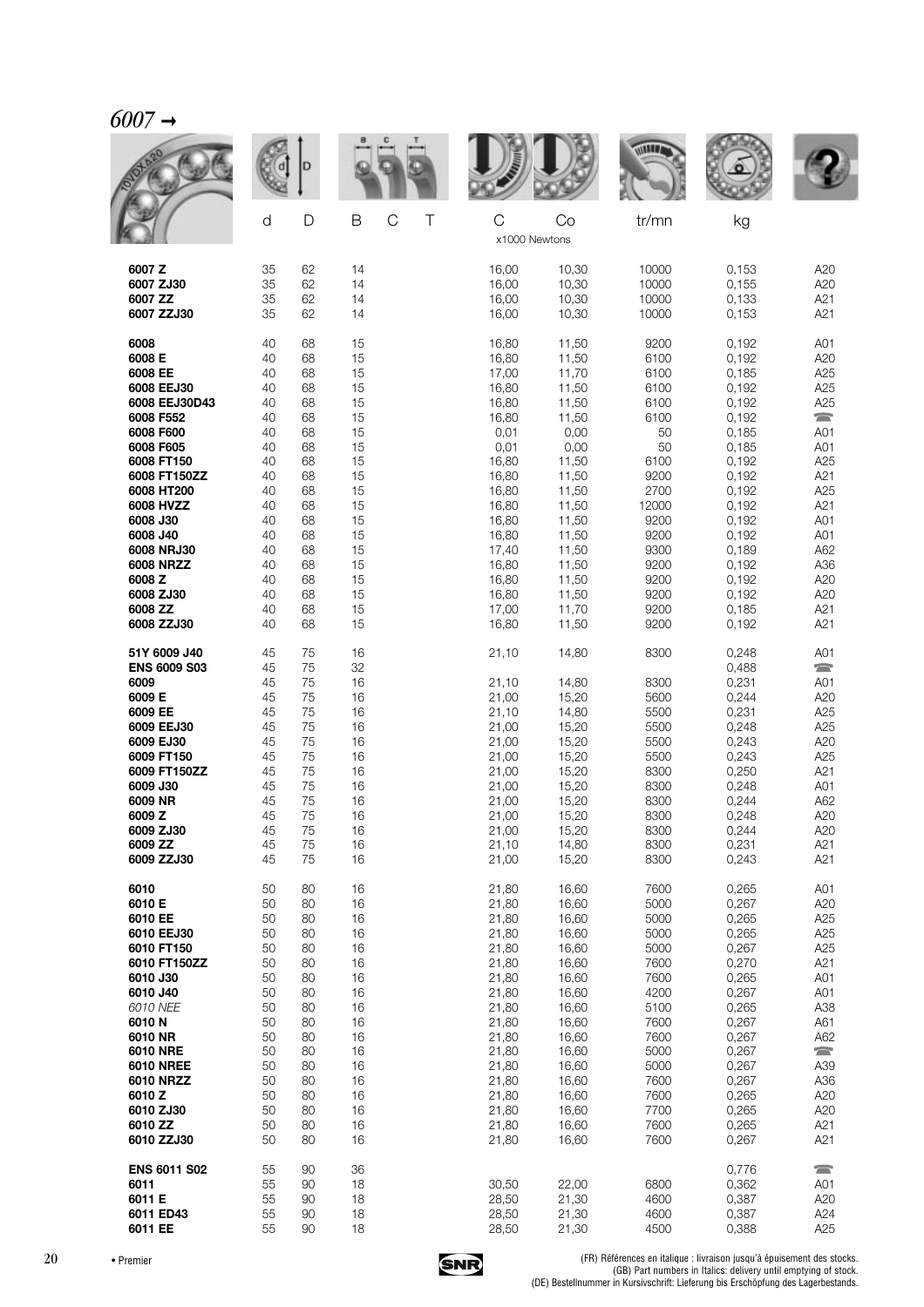# *6007* →

| | d | D | B | C | T | C | Co | tr/mn | kg | |
|---|---|---|---|---|---|---|---|---|---|---|
| | | | | | | x1000 Newtons | | | | |
| **6007 Z** | 35 | 62 | 14 | | | 16,00 | 10,30 | 10000 | 0,153 | A20 |
| **6007 ZJ30** | 35 | 62 | 14 | | | 16,00 | 10,30 | 10000 | 0,155 | A20 |
| **6007 ZZ** | 35 | 62 | 14 | | | 16,00 | 10,30 | 10000 | 0,133 | A21 |
| **6007 ZZJ30** | 35 | 62 | 14 | | | 16,00 | 10,30 | 10000 | 0,153 | A21 |
| **6008** | 40 | 68 | 15 | | | 16,80 | 11,50 | 9200 | 0,192 | A01 |
| **6008 E** | 40 | 68 | 15 | | | 16,80 | 11,50 | 6100 | 0,192 | A20 |
| **6008 EE** | 40 | 68 | 15 | | | 17,00 | 11,70 | 6100 | 0,185 | A25 |
| **6008 EEJ30** | 40 | 68 | 15 | | | 16,80 | 11,50 | 6100 | 0,192 | A25 |
| **6008 EEJ30D43** | 40 | 68 | 15 | | | 16,80 | 11,50 | 6100 | 0,192 | A25 |
| **6008 F552** | 40 | 68 | 15 | | | 16,80 | 11,50 | 6100 | 0,192 | ☎ |
| **6008 F600** | 40 | 68 | 15 | | | 0,01 | 0,00 | 50 | 0,185 | A01 |
| **6008 F605** | 40 | 68 | 15 | | | 0,01 | 0,00 | 50 | 0,185 | A01 |
| **6008 FT150** | 40 | 68 | 15 | | | 16,80 | 11,50 | 6100 | 0,192 | A25 |
| **6008 FT150ZZ** | 40 | 68 | 15 | | | 16,80 | 11,50 | 9200 | 0,192 | A21 |
| **6008 HT200** | 40 | 68 | 15 | | | 16,80 | 11,50 | 2700 | 0,192 | A25 |
| **6008 HVZZ** | 40 | 68 | 15 | | | 16,80 | 11,50 | 12000 | 0,192 | A21 |
| **6008 J30** | 40 | 68 | 15 | | | 16,80 | 11,50 | 9200 | 0,192 | A01 |
| **6008 J40** | 40 | 68 | 15 | | | 16,80 | 11,50 | 9200 | 0,192 | A01 |
| **6008 NRJ30** | 40 | 68 | 15 | | | 17,40 | 11,50 | 9300 | 0,189 | A62 |
| **6008 NRZZ** | 40 | 68 | 15 | | | 16,80 | 11,50 | 9200 | 0,192 | A36 |
| **6008 Z** | 40 | 68 | 15 | | | 16,80 | 11,50 | 9200 | 0,192 | A20 |
| **6008 ZJ30** | 40 | 68 | 15 | | | 16,80 | 11,50 | 9200 | 0,192 | A20 |
| **6008 ZZ** | 40 | 68 | 15 | | | 17,00 | 11,70 | 9200 | 0,185 | A21 |
| **6008 ZZJ30** | 40 | 68 | 15 | | | 16,80 | 11,50 | 9200 | 0,192 | A21 |
| **51Y 6009 J40** | 45 | 75 | 16 | | | 21,10 | 14,80 | 8300 | 0,248 | A01 |
| **ENS 6009 S03** | 45 | 75 | 32 | | | | | | 0,488 | ☎ |
| **6009** | 45 | 75 | 16 | | | 21,10 | 14,80 | 8300 | 0,231 | A01 |
| **6009 E** | 45 | 75 | 16 | | | 21,00 | 15,20 | 5600 | 0,244 | A20 |
| **6009 EE** | 45 | 75 | 16 | | | 21,10 | 14,80 | 5500 | 0,231 | A25 |
| **6009 EEJ30** | 45 | 75 | 16 | | | 21,00 | 15,20 | 5500 | 0,248 | A25 |
| **6009 EJ30** | 45 | 75 | 16 | | | 21,00 | 15,20 | 5500 | 0,243 | A20 |
| **6009 FT150** | 45 | 75 | 16 | | | 21,00 | 15,20 | 5500 | 0,243 | A25 |
| **6009 FT150ZZ** | 45 | 75 | 16 | | | 21,00 | 15,20 | 8300 | 0,250 | A21 |
| **6009 J30** | 45 | 75 | 16 | | | 21,00 | 15,20 | 8300 | 0,248 | A01 |
| **6009 NR** | 45 | 75 | 16 | | | 21,00 | 15,20 | 8300 | 0,244 | A62 |
| **6009 Z** | 45 | 75 | 16 | | | 21,00 | 15,20 | 8300 | 0,248 | A20 |
| **6009 ZJ30** | 45 | 75 | 16 | | | 21,00 | 15,20 | 8300 | 0,244 | A20 |
| **6009 ZZ** | 45 | 75 | 16 | | | 21,10 | 14,80 | 8300 | 0,231 | A21 |
| **6009 ZZJ30** | 45 | 75 | 16 | | | 21,00 | 15,20 | 8300 | 0,243 | A21 |
| **6010** | 50 | 80 | 16 | | | 21,80 | 16,60 | 7600 | 0,265 | A01 |
| **6010 E** | 50 | 80 | 16 | | | 21,80 | 16,60 | 5000 | 0,267 | A20 |
| **6010 EE** | 50 | 80 | 16 | | | 21,80 | 16,60 | 5000 | 0,265 | A25 |
| **6010 EEJ30** | 50 | 80 | 16 | | | 21,80 | 16,60 | 5000 | 0,265 | A25 |
| **6010 FT150** | 50 | 80 | 16 | | | 21,80 | 16,60 | 5000 | 0,267 | A25 |
| **6010 FT150ZZ** | 50 | 80 | 16 | | | 21,80 | 16,60 | 7600 | 0,270 | A21 |
| **6010 J30** | 50 | 80 | 16 | | | 21,80 | 16,60 | 7600 | 0,265 | A01 |
| **6010 J40** | 50 | 80 | 16 | | | 21,80 | 16,60 | 4200 | 0,267 | A01 |
| *6010 NEE* | 50 | 80 | 16 | | | 21,80 | 16,60 | 5100 | 0,265 | A38 |
| **6010 N** | 50 | 80 | 16 | | | 21,80 | 16,60 | 7600 | 0,267 | A61 |
| **6010 NR** | 50 | 80 | 16 | | | 21,80 | 16,60 | 7600 | 0,267 | A62 |
| **6010 NRE** | 50 | 80 | 16 | | | 21,80 | 16,60 | 5000 | 0,267 | ☎ |
| **6010 NREE** | 50 | 80 | 16 | | | 21,80 | 16,60 | 5000 | 0,267 | A39 |
| **6010 NRZZ** | 50 | 80 | 16 | | | 21,80 | 16,60 | 7600 | 0,267 | A36 |
| **6010 Z** | 50 | 80 | 16 | | | 21,80 | 16,60 | 7600 | 0,265 | A20 |
| **6010 ZJ30** | 50 | 80 | 16 | | | 21,80 | 16,60 | 7700 | 0,265 | A20 |
| **6010 ZZ** | 50 | 80 | 16 | | | 21,80 | 16,60 | 7600 | 0,265 | A21 |
| **6010 ZZJ30** | 50 | 80 | 16 | | | 21,80 | 16,60 | 7600 | 0,267 | A21 |
| **ENS 6011 S02** | 55 | 90 | 36 | | | | | | 0,776 | ☎ |
| **6011** | 55 | 90 | 18 | | | 30,50 | 22,00 | 6800 | 0,362 | A01 |
| **6011 E** | 55 | 90 | 18 | | | 28,50 | 21,30 | 4600 | 0,387 | A20 |
| **6011 ED43** | 55 | 90 | 18 | | | 28,50 | 21,30 | 4600 | 0,387 | A24 |
| **6011 EE** | 55 | 90 | 18 | | | 28,50 | 21,30 | 4500 | 0,388 | A25 |

• Premier

(FR) Références en italique : livraison jusqu'à épuisement des stocks.
(GB) Part numbers in Italics: delivery until emptying of stock.
(DE) Bestellnummer in Kursivschrift: Lieferung bis Erschöpfung des Lagerbestands.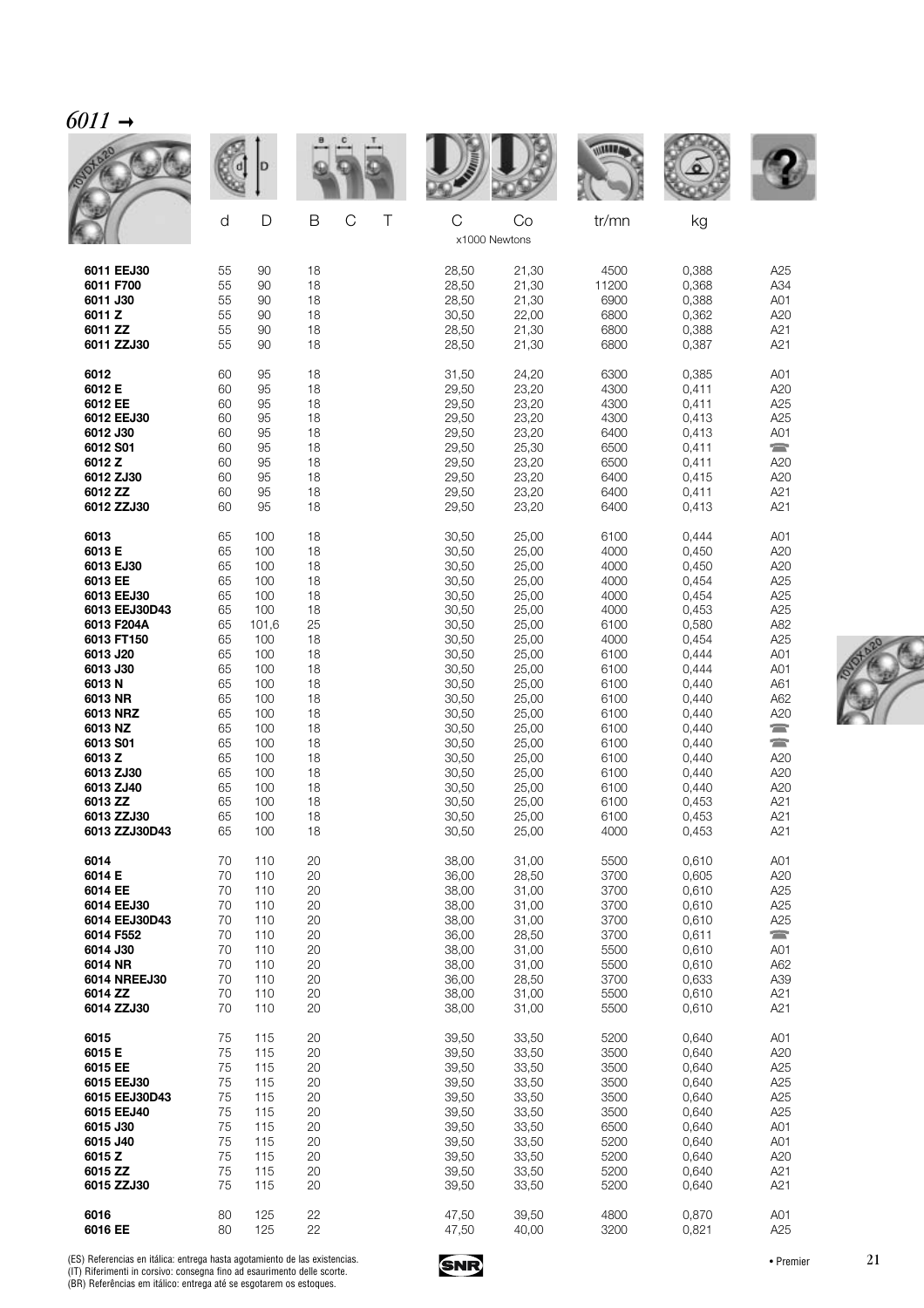# *6011* →

| | d | D | B | C | T | C | Co | tr/mn | kg | |
|---|---|---|---|---|---|---|---|---|---|---|
| | | | | | | x1000 Newtons | | | | |
| **6011 EEJ30** | 55 | 90 | 18 | | | 28,50 | 21,30 | 4500 | 0,388 | A25 |
| **6011 F700** | 55 | 90 | 18 | | | 28,50 | 21,30 | 11200 | 0,368 | A34 |
| **6011 J30** | 55 | 90 | 18 | | | 28,50 | 21,30 | 6900 | 0,388 | A01 |
| **6011 Z** | 55 | 90 | 18 | | | 30,50 | 22,00 | 6800 | 0,362 | A20 |
| **6011 ZZ** | 55 | 90 | 18 | | | 28,50 | 21,30 | 6800 | 0,388 | A21 |
| **6011 ZZJ30** | 55 | 90 | 18 | | | 28,50 | 21,30 | 6800 | 0,387 | A21 |
| **6012** | 60 | 95 | 18 | | | 31,50 | 24,20 | 6300 | 0,385 | A01 |
| **6012 E** | 60 | 95 | 18 | | | 29,50 | 23,20 | 4300 | 0,411 | A20 |
| **6012 EE** | 60 | 95 | 18 | | | 29,50 | 23,20 | 4300 | 0,411 | A25 |
| **6012 EEJ30** | 60 | 95 | 18 | | | 29,50 | 23,20 | 4300 | 0,413 | A25 |
| **6012 J30** | 60 | 95 | 18 | | | 29,50 | 23,20 | 6400 | 0,413 | A01 |
| **6012 S01** | 60 | 95 | 18 | | | 29,50 | 25,30 | 6500 | 0,411 | ☎ |
| **6012 Z** | 60 | 95 | 18 | | | 29,50 | 23,20 | 6500 | 0,411 | A20 |
| **6012 ZJ30** | 60 | 95 | 18 | | | 29,50 | 23,20 | 6400 | 0,415 | A20 |
| **6012 ZZ** | 60 | 95 | 18 | | | 29,50 | 23,20 | 6400 | 0,411 | A21 |
| **6012 ZZJ30** | 60 | 95 | 18 | | | 29,50 | 23,20 | 6400 | 0,413 | A21 |
| **6013** | 65 | 100 | 18 | | | 30,50 | 25,00 | 6100 | 0,444 | A01 |
| **6013 E** | 65 | 100 | 18 | | | 30,50 | 25,00 | 4000 | 0,450 | A20 |
| **6013 EJ30** | 65 | 100 | 18 | | | 30,50 | 25,00 | 4000 | 0,450 | A20 |
| **6013 EE** | 65 | 100 | 18 | | | 30,50 | 25,00 | 4000 | 0,454 | A25 |
| **6013 EEJ30** | 65 | 100 | 18 | | | 30,50 | 25,00 | 4000 | 0,454 | A25 |
| **6013 EEJ30D43** | 65 | 100 | 18 | | | 30,50 | 25,00 | 4000 | 0,453 | A25 |
| **6013 F204A** | 65 | 101,6 | 25 | | | 30,50 | 25,00 | 6100 | 0,580 | A82 |
| **6013 FT150** | 65 | 100 | 18 | | | 30,50 | 25,00 | 4000 | 0,454 | A25 |
| **6013 J20** | 65 | 100 | 18 | | | 30,50 | 25,00 | 6100 | 0,444 | A01 |
| **6013 J30** | 65 | 100 | 18 | | | 30,50 | 25,00 | 6100 | 0,444 | A01 |
| **6013 N** | 65 | 100 | 18 | | | 30,50 | 25,00 | 6100 | 0,440 | A61 |
| **6013 NR** | 65 | 100 | 18 | | | 30,50 | 25,00 | 6100 | 0,440 | A62 |
| **6013 NRZ** | 65 | 100 | 18 | | | 30,50 | 25,00 | 6100 | 0,440 | A20 |
| **6013 NZ** | 65 | 100 | 18 | | | 30,50 | 25,00 | 6100 | 0,440 | ☎ |
| **6013 S01** | 65 | 100 | 18 | | | 30,50 | 25,00 | 6100 | 0,440 | ☎ |
| **6013 Z** | 65 | 100 | 18 | | | 30,50 | 25,00 | 6100 | 0,440 | A20 |
| **6013 ZJ30** | 65 | 100 | 18 | | | 30,50 | 25,00 | 6100 | 0,440 | A20 |
| **6013 ZJ40** | 65 | 100 | 18 | | | 30,50 | 25,00 | 6100 | 0,440 | A20 |
| **6013 ZZ** | 65 | 100 | 18 | | | 30,50 | 25,00 | 6100 | 0,453 | A21 |
| **6013 ZZJ30** | 65 | 100 | 18 | | | 30,50 | 25,00 | 6100 | 0,453 | A21 |
| **6013 ZZJ30D43** | 65 | 100 | 18 | | | 30,50 | 25,00 | 4000 | 0,453 | A21 |
| **6014** | 70 | 110 | 20 | | | 38,00 | 31,00 | 5500 | 0,610 | A01 |
| **6014 E** | 70 | 110 | 20 | | | 36,00 | 28,50 | 3700 | 0,605 | A20 |
| **6014 EE** | 70 | 110 | 20 | | | 38,00 | 31,00 | 3700 | 0,610 | A25 |
| **6014 EEJ30** | 70 | 110 | 20 | | | 38,00 | 31,00 | 3700 | 0,610 | A25 |
| **6014 EEJ30D43** | 70 | 110 | 20 | | | 38,00 | 31,00 | 3700 | 0,610 | A25 |
| **6014 F552** | 70 | 110 | 20 | | | 36,00 | 28,50 | 3700 | 0,611 | ☎ |
| **6014 J30** | 70 | 110 | 20 | | | 38,00 | 31,00 | 5500 | 0,610 | A01 |
| **6014 NR** | 70 | 110 | 20 | | | 38,00 | 31,00 | 5500 | 0,610 | A62 |
| **6014 NREEJ30** | 70 | 110 | 20 | | | 36,00 | 28,50 | 3700 | 0,633 | A39 |
| **6014 ZZ** | 70 | 110 | 20 | | | 38,00 | 31,00 | 5500 | 0,610 | A21 |
| **6014 ZZJ30** | 70 | 110 | 20 | | | 38,00 | 31,00 | 5500 | 0,610 | A21 |
| **6015** | 75 | 115 | 20 | | | 39,50 | 33,50 | 5200 | 0,640 | A01 |
| **6015 E** | 75 | 115 | 20 | | | 39,50 | 33,50 | 3500 | 0,640 | A20 |
| **6015 EE** | 75 | 115 | 20 | | | 39,50 | 33,50 | 3500 | 0,640 | A25 |
| **6015 EEJ30** | 75 | 115 | 20 | | | 39,50 | 33,50 | 3500 | 0,640 | A25 |
| **6015 EEJ30D43** | 75 | 115 | 20 | | | 39,50 | 33,50 | 3500 | 0,640 | A25 |
| **6015 EEJ40** | 75 | 115 | 20 | | | 39,50 | 33,50 | 3500 | 0,640 | A25 |
| **6015 J30** | 75 | 115 | 20 | | | 39,50 | 33,50 | 6500 | 0,640 | A01 |
| **6015 J40** | 75 | 115 | 20 | | | 39,50 | 33,50 | 5200 | 0,640 | A01 |
| **6015 Z** | 75 | 115 | 20 | | | 39,50 | 33,50 | 5200 | 0,640 | A20 |
| **6015 ZZ** | 75 | 115 | 20 | | | 39,50 | 33,50 | 5200 | 0,640 | A21 |
| **6015 ZZJ30** | 75 | 115 | 20 | | | 39,50 | 33,50 | 5200 | 0,640 | A21 |
| **6016** | 80 | 125 | 22 | | | 47,50 | 39,50 | 4800 | 0,870 | A01 |
| **6016 EE** | 80 | 125 | 22 | | | 47,50 | 40,00 | 3200 | 0,821 | A25 |

(ES) Referencias en itálica: entrega hasta agotamiento de las existencias.
(IT) Riferimenti in corsivo: consegna fino ad esaurimento delle scorte.
(BR) Referências em itálico: entrega até se esgotarem os estoques.

• Premier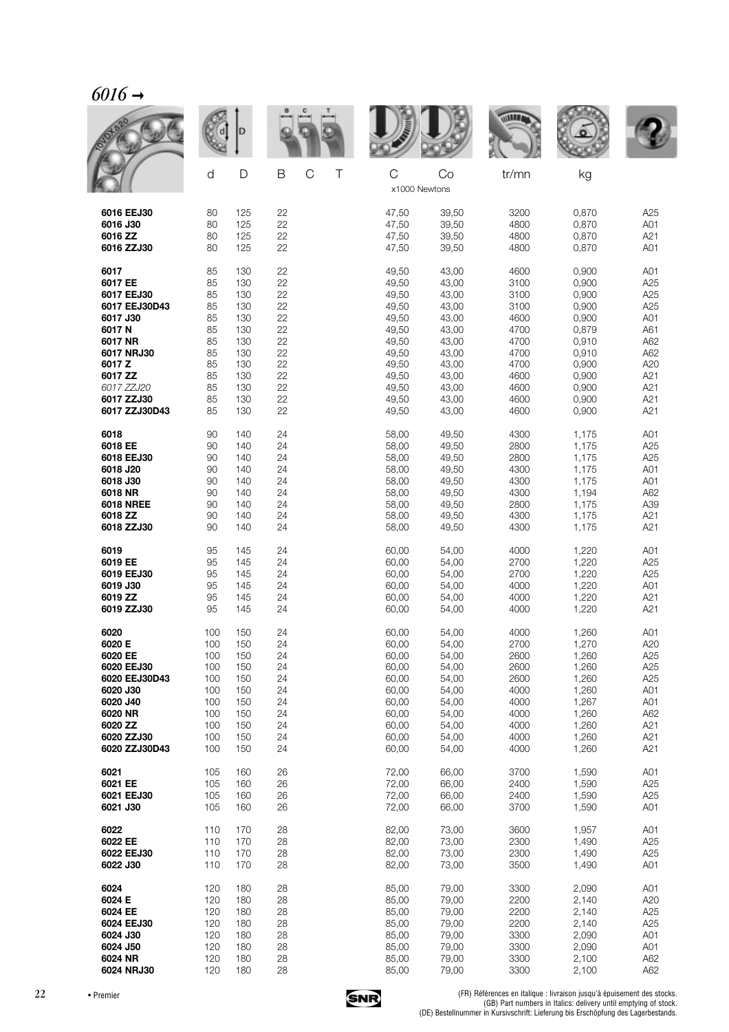# *6016 →*

| | d | D | B | C | T | C | Co | tr/mn | kg | |
|---|---|---|---|---|---|---|---|---|---|---|
| | | | | | | x1000 Newtons | | | | |
| **6016 EEJ30** | 80 | 125 | 22 | | | 47,50 | 39,50 | 3200 | 0,870 | A25 |
| **6016 J30** | 80 | 125 | 22 | | | 47,50 | 39,50 | 4800 | 0,870 | A01 |
| **6016 ZZ** | 80 | 125 | 22 | | | 47,50 | 39,50 | 4800 | 0,870 | A21 |
| **6016 ZZJ30** | 80 | 125 | 22 | | | 47,50 | 39,50 | 4800 | 0,870 | A01 |
| **6017** | 85 | 130 | 22 | | | 49,50 | 43,00 | 4600 | 0,900 | A01 |
| **6017 EE** | 85 | 130 | 22 | | | 49,50 | 43,00 | 3100 | 0,900 | A25 |
| **6017 EEJ30** | 85 | 130 | 22 | | | 49,50 | 43,00 | 3100 | 0,900 | A25 |
| **6017 EEJ30D43** | 85 | 130 | 22 | | | 49,50 | 43,00 | 3100 | 0,900 | A25 |
| **6017 J30** | 85 | 130 | 22 | | | 49,50 | 43,00 | 4600 | 0,900 | A01 |
| **6017 N** | 85 | 130 | 22 | | | 49,50 | 43,00 | 4700 | 0,879 | A61 |
| **6017 NR** | 85 | 130 | 22 | | | 49,50 | 43,00 | 4700 | 0,910 | A62 |
| **6017 NRJ30** | 85 | 130 | 22 | | | 49,50 | 43,00 | 4700 | 0,910 | A62 |
| **6017 Z** | 85 | 130 | 22 | | | 49,50 | 43,00 | 4700 | 0,900 | A20 |
| **6017 ZZ** | 85 | 130 | 22 | | | 49,50 | 43,00 | 4600 | 0,900 | A21 |
| *6017 ZZJ20* | 85 | 130 | 22 | | | 49,50 | 43,00 | 4600 | 0,900 | A21 |
| **6017 ZZJ30** | 85 | 130 | 22 | | | 49,50 | 43,00 | 4600 | 0,900 | A21 |
| **6017 ZZJ30D43** | 85 | 130 | 22 | | | 49,50 | 43,00 | 4600 | 0,900 | A21 |
| **6018** | 90 | 140 | 24 | | | 58,00 | 49,50 | 4300 | 1,175 | A01 |
| **6018 EE** | 90 | 140 | 24 | | | 58,00 | 49,50 | 2800 | 1,175 | A25 |
| **6018 EEJ30** | 90 | 140 | 24 | | | 58,00 | 49,50 | 2800 | 1,175 | A25 |
| **6018 J20** | 90 | 140 | 24 | | | 58,00 | 49,50 | 4300 | 1,175 | A01 |
| **6018 J30** | 90 | 140 | 24 | | | 58,00 | 49,50 | 4300 | 1,175 | A01 |
| **6018 NR** | 90 | 140 | 24 | | | 58,00 | 49,50 | 4300 | 1,194 | A62 |
| **6018 NREE** | 90 | 140 | 24 | | | 58,00 | 49,50 | 2800 | 1,175 | A39 |
| **6018 ZZ** | 90 | 140 | 24 | | | 58,00 | 49,50 | 4300 | 1,175 | A21 |
| **6018 ZZJ30** | 90 | 140 | 24 | | | 58,00 | 49,50 | 4300 | 1,175 | A21 |
| **6019** | 95 | 145 | 24 | | | 60,00 | 54,00 | 4000 | 1,220 | A01 |
| **6019 EE** | 95 | 145 | 24 | | | 60,00 | 54,00 | 2700 | 1,220 | A25 |
| **6019 EEJ30** | 95 | 145 | 24 | | | 60,00 | 54,00 | 2700 | 1,220 | A25 |
| **6019 J30** | 95 | 145 | 24 | | | 60,00 | 54,00 | 4000 | 1,220 | A01 |
| **6019 ZZ** | 95 | 145 | 24 | | | 60,00 | 54,00 | 4000 | 1,220 | A21 |
| **6019 ZZJ30** | 95 | 145 | 24 | | | 60,00 | 54,00 | 4000 | 1,220 | A21 |
| **6020** | 100 | 150 | 24 | | | 60,00 | 54,00 | 4000 | 1,260 | A01 |
| **6020 E** | 100 | 150 | 24 | | | 60,00 | 54,00 | 2700 | 1,270 | A20 |
| **6020 EE** | 100 | 150 | 24 | | | 60,00 | 54,00 | 2600 | 1,260 | A25 |
| **6020 EEJ30** | 100 | 150 | 24 | | | 60,00 | 54,00 | 2600 | 1,260 | A25 |
| **6020 EEJ30D43** | 100 | 150 | 24 | | | 60,00 | 54,00 | 2600 | 1,260 | A25 |
| **6020 J30** | 100 | 150 | 24 | | | 60,00 | 54,00 | 4000 | 1,260 | A01 |
| **6020 J40** | 100 | 150 | 24 | | | 60,00 | 54,00 | 4000 | 1,267 | A01 |
| **6020 NR** | 100 | 150 | 24 | | | 60,00 | 54,00 | 4000 | 1,260 | A62 |
| **6020 ZZ** | 100 | 150 | 24 | | | 60,00 | 54,00 | 4000 | 1,260 | A21 |
| **6020 ZZJ30** | 100 | 150 | 24 | | | 60,00 | 54,00 | 4000 | 1,260 | A21 |
| **6020 ZZJ30D43** | 100 | 150 | 24 | | | 60,00 | 54,00 | 4000 | 1,260 | A21 |
| **6021** | 105 | 160 | 26 | | | 72,00 | 66,00 | 3700 | 1,590 | A01 |
| **6021 EE** | 105 | 160 | 26 | | | 72,00 | 66,00 | 2400 | 1,590 | A25 |
| **6021 EEJ30** | 105 | 160 | 26 | | | 72,00 | 66,00 | 2400 | 1,590 | A25 |
| **6021 J30** | 105 | 160 | 26 | | | 72,00 | 66,00 | 3700 | 1,590 | A01 |
| **6022** | 110 | 170 | 28 | | | 82,00 | 73,00 | 3600 | 1,957 | A01 |
| **6022 EE** | 110 | 170 | 28 | | | 82,00 | 73,00 | 2300 | 1,490 | A25 |
| **6022 EEJ30** | 110 | 170 | 28 | | | 82,00 | 73,00 | 2300 | 1,490 | A25 |
| **6022 J30** | 110 | 170 | 28 | | | 82,00 | 73,00 | 3500 | 1,490 | A01 |
| **6024** | 120 | 180 | 28 | | | 85,00 | 79,00 | 3300 | 2,090 | A01 |
| **6024 E** | 120 | 180 | 28 | | | 85,00 | 79,00 | 2200 | 2,140 | A20 |
| **6024 EE** | 120 | 180 | 28 | | | 85,00 | 79,00 | 2200 | 2,140 | A25 |
| **6024 EEJ30** | 120 | 180 | 28 | | | 85,00 | 79,00 | 2200 | 2,140 | A25 |
| **6024 J30** | 120 | 180 | 28 | | | 85,00 | 79,00 | 3300 | 2,090 | A01 |
| **6024 J50** | 120 | 180 | 28 | | | 85,00 | 79,00 | 3300 | 2,090 | A01 |
| **6024 NR** | 120 | 180 | 28 | | | 85,00 | 79,00 | 3300 | 2,100 | A62 |
| **6024 NRJ30** | 120 | 180 | 28 | | | 85,00 | 79,00 | 3300 | 2,100 | A62 |

• Premier

(FR) Références en italique : livraison jusqu'à épuisement des stocks.
(GB) Part numbers in Italics: delivery until emptying of stock.
(DE) Bestellnummer in Kursivschrift: Lieferung bis Erschöpfung des Lagerbestands.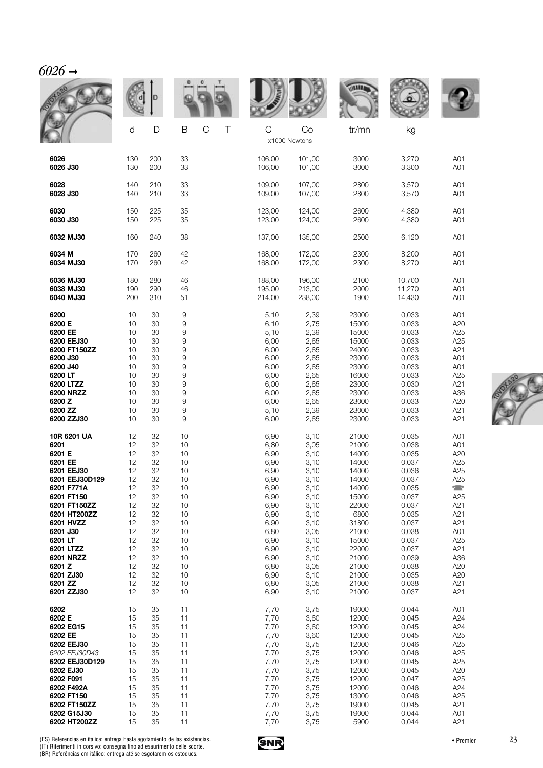## *6026* →

| | d | D | B | C | T | C | Co | tr/mn | kg | |
|---|---|---|---|---|---|---|---|---|---|---|
| | | | | | | x1000 Newtons | | | | |
| **6026** | 130 | 200 | 33 | | | 106,00 | 101,00 | 3000 | 3,270 | A01 |
| **6026 J30** | 130 | 200 | 33 | | | 106,00 | 101,00 | 3000 | 3,300 | A01 |
| **6028** | 140 | 210 | 33 | | | 109,00 | 107,00 | 2800 | 3,570 | A01 |
| **6028 J30** | 140 | 210 | 33 | | | 109,00 | 107,00 | 2800 | 3,570 | A01 |
| **6030** | 150 | 225 | 35 | | | 123,00 | 124,00 | 2600 | 4,380 | A01 |
| **6030 J30** | 150 | 225 | 35 | | | 123,00 | 124,00 | 2600 | 4,380 | A01 |
| **6032 MJ30** | 160 | 240 | 38 | | | 137,00 | 135,00 | 2500 | 6,120 | A01 |
| **6034 M** | 170 | 260 | 42 | | | 168,00 | 172,00 | 2300 | 8,200 | A01 |
| **6034 MJ30** | 170 | 260 | 42 | | | 168,00 | 172,00 | 2300 | 8,270 | A01 |
| **6036 MJ30** | 180 | 280 | 46 | | | 188,00 | 196,00 | 2100 | 10,700 | A01 |
| **6038 MJ30** | 190 | 290 | 46 | | | 195,00 | 213,00 | 2000 | 11,270 | A01 |
| **6040 MJ30** | 200 | 310 | 51 | | | 214,00 | 238,00 | 1900 | 14,430 | A01 |
| **6200** | 10 | 30 | 9 | | | 5,10 | 2,39 | 23000 | 0,033 | A01 |
| **6200 E** | 10 | 30 | 9 | | | 6,10 | 2,75 | 15000 | 0,033 | A20 |
| **6200 EE** | 10 | 30 | 9 | | | 5,10 | 2,39 | 15000 | 0,033 | A25 |
| **6200 EEJ30** | 10 | 30 | 9 | | | 6,00 | 2,65 | 15000 | 0,033 | A25 |
| **6200 FT150ZZ** | 10 | 30 | 9 | | | 6,00 | 2,65 | 24000 | 0,033 | A21 |
| **6200 J30** | 10 | 30 | 9 | | | 6,00 | 2,65 | 23000 | 0,033 | A01 |
| **6200 J40** | 10 | 30 | 9 | | | 6,00 | 2,65 | 23000 | 0,033 | A01 |
| **6200 LT** | 10 | 30 | 9 | | | 6,00 | 2,65 | 16000 | 0,033 | A25 |
| **6200 LTZZ** | 10 | 30 | 9 | | | 6,00 | 2,65 | 23000 | 0,030 | A21 |
| **6200 NRZZ** | 10 | 30 | 9 | | | 6,00 | 2,65 | 23000 | 0,033 | A36 |
| **6200 Z** | 10 | 30 | 9 | | | 6,00 | 2,65 | 23000 | 0,033 | A20 |
| **6200 ZZ** | 10 | 30 | 9 | | | 5,10 | 2,39 | 23000 | 0,033 | A21 |
| **6200 ZZJ30** | 10 | 30 | 9 | | | 6,00 | 2,65 | 23000 | 0,033 | A21 |
| **10R 6201 UA** | 12 | 32 | 10 | | | 6,90 | 3,10 | 21000 | 0,035 | A01 |
| **6201** | 12 | 32 | 10 | | | 6,80 | 3,05 | 21000 | 0,038 | A01 |
| **6201 E** | 12 | 32 | 10 | | | 6,90 | 3,10 | 14000 | 0,035 | A20 |
| **6201 EE** | 12 | 32 | 10 | | | 6,90 | 3,10 | 14000 | 0,037 | A25 |
| **6201 EEJ30** | 12 | 32 | 10 | | | 6,90 | 3,10 | 14000 | 0,036 | A25 |
| **6201 EEJ30D129** | 12 | 32 | 10 | | | 6,90 | 3,10 | 14000 | 0,037 | A25 |
| **6201 F771A** | 12 | 32 | 10 | | | 6,90 | 3,10 | 14000 | 0,035 | ☎ |
| **6201 FT150** | 12 | 32 | 10 | | | 6,90 | 3,10 | 15000 | 0,037 | A25 |
| **6201 FT150ZZ** | 12 | 32 | 10 | | | 6,90 | 3,10 | 22000 | 0,037 | A21 |
| **6201 HT200ZZ** | 12 | 32 | 10 | | | 6,90 | 3,10 | 6800 | 0,035 | A21 |
| **6201 HVZZ** | 12 | 32 | 10 | | | 6,90 | 3,10 | 31800 | 0,037 | A21 |
| **6201 J30** | 12 | 32 | 10 | | | 6,80 | 3,05 | 21000 | 0,038 | A01 |
| **6201 LT** | 12 | 32 | 10 | | | 6,90 | 3,10 | 15000 | 0,037 | A25 |
| **6201 LTZZ** | 12 | 32 | 10 | | | 6,90 | 3,10 | 22000 | 0,037 | A21 |
| **6201 NRZZ** | 12 | 32 | 10 | | | 6,90 | 3,10 | 21000 | 0,039 | A36 |
| **6201 Z** | 12 | 32 | 10 | | | 6,80 | 3,05 | 21000 | 0,038 | A20 |
| **6201 ZJ30** | 12 | 32 | 10 | | | 6,90 | 3,10 | 21000 | 0,035 | A20 |
| **6201 ZZ** | 12 | 32 | 10 | | | 6,80 | 3,05 | 21000 | 0,038 | A21 |
| **6201 ZZJ30** | 12 | 32 | 10 | | | 6,90 | 3,10 | 21000 | 0,037 | A21 |
| **6202** | 15 | 35 | 11 | | | 7,70 | 3,75 | 19000 | 0,044 | A01 |
| **6202 E** | 15 | 35 | 11 | | | 7,70 | 3,60 | 12000 | 0,045 | A24 |
| **6202 EG15** | 15 | 35 | 11 | | | 7,70 | 3,60 | 12000 | 0,045 | A24 |
| **6202 EE** | 15 | 35 | 11 | | | 7,70 | 3,60 | 12000 | 0,045 | A25 |
| **6202 EEJ30** | 15 | 35 | 11 | | | 7,70 | 3,75 | 12000 | 0,046 | A25 |
| *6202 EEJ30D43* | 15 | 35 | 11 | | | 7,70 | 3,75 | 12000 | 0,046 | A25 |
| **6202 EEJ30D129** | 15 | 35 | 11 | | | 7,70 | 3,75 | 12000 | 0,045 | A25 |
| **6202 EJ30** | 15 | 35 | 11 | | | 7,70 | 3,75 | 12000 | 0,045 | A20 |
| **6202 F091** | 15 | 35 | 11 | | | 7,70 | 3,75 | 12000 | 0,047 | A25 |
| **6202 F492A** | 15 | 35 | 11 | | | 7,70 | 3,75 | 12000 | 0,046 | A24 |
| **6202 FT150** | 15 | 35 | 11 | | | 7,70 | 3,75 | 13000 | 0,046 | A25 |
| **6202 FT150ZZ** | 15 | 35 | 11 | | | 7,70 | 3,75 | 19000 | 0,045 | A21 |
| **6202 G15J30** | 15 | 35 | 11 | | | 7,70 | 3,75 | 19000 | 0,044 | A01 |
| **6202 HT200ZZ** | 15 | 35 | 11 | | | 7,70 | 3,75 | 5900 | 0,044 | A21 |

(ES) Referencias en itálica: entrega hasta agotamiento de las existencias.
(IT) Riferimenti in corsivo: consegna fino ad esaurimento delle scorte.
(BR) Referências em itálico: entrega até se esgotarem os estoques.

• Premier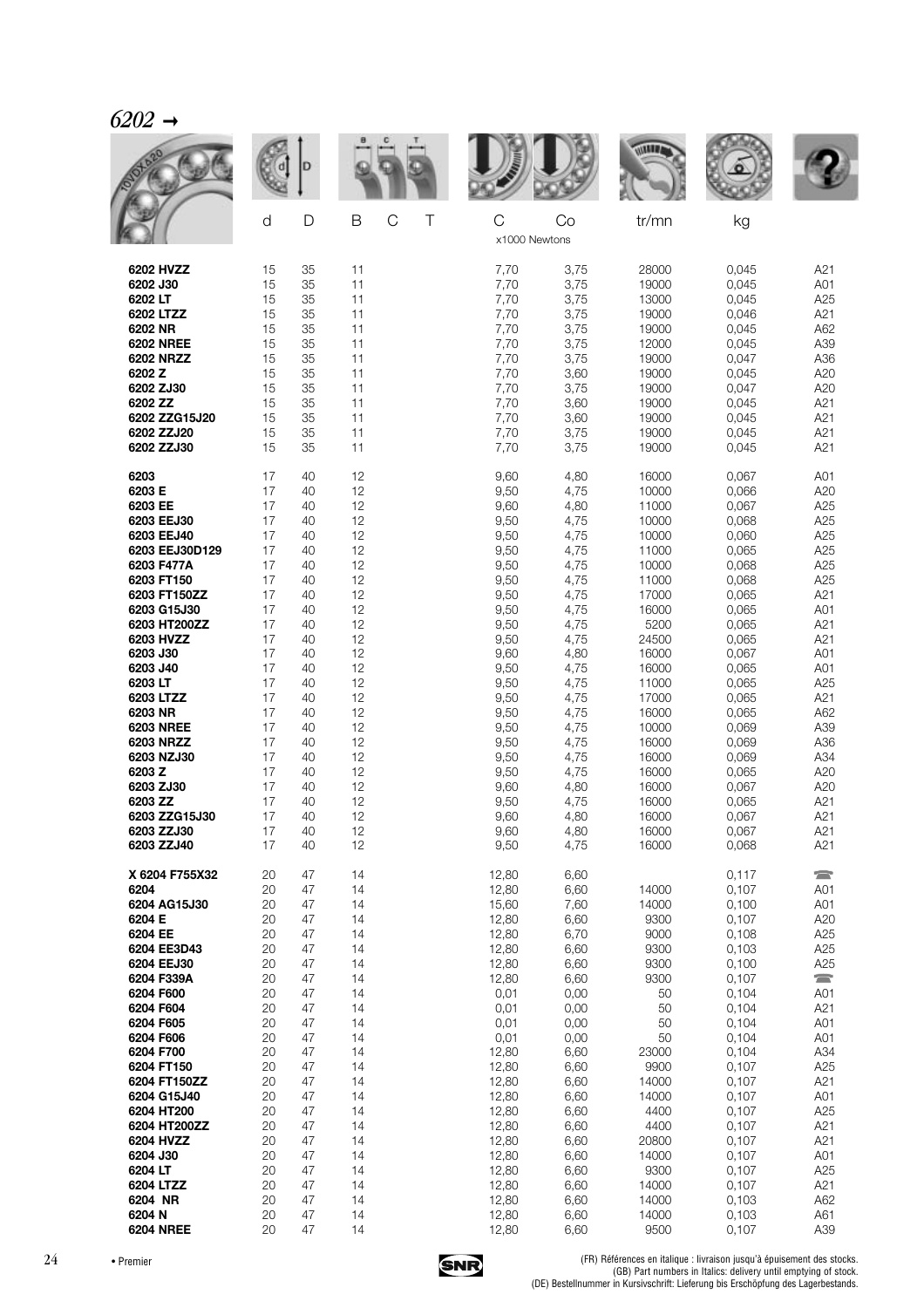## *6202* →

| | d | D | B | C | T | C | Co | tr/mn | kg | |
|---|---|---|---|---|---|---|---|---|---|---|
| | | | | | | x1000 Newtons | | | | |
| **6202 HVZZ** | 15 | 35 | 11 | | | 7,70 | 3,75 | 28000 | 0,045 | A21 |
| **6202 J30** | 15 | 35 | 11 | | | 7,70 | 3,75 | 19000 | 0,045 | A01 |
| **6202 LT** | 15 | 35 | 11 | | | 7,70 | 3,75 | 13000 | 0,045 | A25 |
| **6202 LTZZ** | 15 | 35 | 11 | | | 7,70 | 3,75 | 19000 | 0,046 | A21 |
| **6202 NR** | 15 | 35 | 11 | | | 7,70 | 3,75 | 19000 | 0,045 | A62 |
| **6202 NREE** | 15 | 35 | 11 | | | 7,70 | 3,75 | 12000 | 0,045 | A39 |
| **6202 NRZZ** | 15 | 35 | 11 | | | 7,70 | 3,75 | 19000 | 0,047 | A36 |
| **6202 Z** | 15 | 35 | 11 | | | 7,70 | 3,60 | 19000 | 0,045 | A20 |
| **6202 ZJ30** | 15 | 35 | 11 | | | 7,70 | 3,75 | 19000 | 0,047 | A20 |
| **6202 ZZ** | 15 | 35 | 11 | | | 7,70 | 3,60 | 19000 | 0,045 | A21 |
| **6202 ZZG15J20** | 15 | 35 | 11 | | | 7,70 | 3,60 | 19000 | 0,045 | A21 |
| **6202 ZZJ20** | 15 | 35 | 11 | | | 7,70 | 3,75 | 19000 | 0,045 | A21 |
| **6202 ZZJ30** | 15 | 35 | 11 | | | 7,70 | 3,75 | 19000 | 0,045 | A21 |
| **6203** | 17 | 40 | 12 | | | 9,60 | 4,80 | 16000 | 0,067 | A01 |
| **6203 E** | 17 | 40 | 12 | | | 9,50 | 4,75 | 10000 | 0,066 | A20 |
| **6203 EE** | 17 | 40 | 12 | | | 9,60 | 4,80 | 11000 | 0,067 | A25 |
| **6203 EEJ30** | 17 | 40 | 12 | | | 9,50 | 4,75 | 10000 | 0,068 | A25 |
| **6203 EEJ40** | 17 | 40 | 12 | | | 9,50 | 4,75 | 10000 | 0,060 | A25 |
| **6203 EEJ30D129** | 17 | 40 | 12 | | | 9,50 | 4,75 | 11000 | 0,065 | A25 |
| **6203 F477A** | 17 | 40 | 12 | | | 9,50 | 4,75 | 10000 | 0,068 | A25 |
| **6203 FT150** | 17 | 40 | 12 | | | 9,50 | 4,75 | 11000 | 0,068 | A25 |
| **6203 FT150ZZ** | 17 | 40 | 12 | | | 9,50 | 4,75 | 17000 | 0,065 | A21 |
| **6203 G15J30** | 17 | 40 | 12 | | | 9,50 | 4,75 | 16000 | 0,065 | A01 |
| **6203 HT200ZZ** | 17 | 40 | 12 | | | 9,50 | 4,75 | 5200 | 0,065 | A21 |
| **6203 HVZZ** | 17 | 40 | 12 | | | 9,50 | 4,75 | 24500 | 0,065 | A21 |
| **6203 J30** | 17 | 40 | 12 | | | 9,60 | 4,80 | 16000 | 0,067 | A01 |
| **6203 J40** | 17 | 40 | 12 | | | 9,50 | 4,75 | 16000 | 0,065 | A01 |
| **6203 LT** | 17 | 40 | 12 | | | 9,50 | 4,75 | 11000 | 0,065 | A25 |
| **6203 LTZZ** | 17 | 40 | 12 | | | 9,50 | 4,75 | 17000 | 0,065 | A21 |
| **6203 NR** | 17 | 40 | 12 | | | 9,50 | 4,75 | 16000 | 0,065 | A62 |
| **6203 NREE** | 17 | 40 | 12 | | | 9,50 | 4,75 | 10000 | 0,069 | A39 |
| **6203 NRZZ** | 17 | 40 | 12 | | | 9,50 | 4,75 | 16000 | 0,069 | A36 |
| **6203 NZJ30** | 17 | 40 | 12 | | | 9,50 | 4,75 | 16000 | 0,069 | A34 |
| **6203 Z** | 17 | 40 | 12 | | | 9,50 | 4,75 | 16000 | 0,065 | A20 |
| **6203 ZJ30** | 17 | 40 | 12 | | | 9,60 | 4,80 | 16000 | 0,067 | A20 |
| **6203 ZZ** | 17 | 40 | 12 | | | 9,50 | 4,75 | 16000 | 0,065 | A21 |
| **6203 ZZG15J30** | 17 | 40 | 12 | | | 9,60 | 4,80 | 16000 | 0,067 | A21 |
| **6203 ZZJ30** | 17 | 40 | 12 | | | 9,60 | 4,80 | 16000 | 0,067 | A21 |
| **6203 ZZJ40** | 17 | 40 | 12 | | | 9,50 | 4,75 | 16000 | 0,068 | A21 |
| **X 6204 F755X32** | 20 | 47 | 14 | | | 12,80 | 6,60 | | 0,117 | ☎ |
| **6204** | 20 | 47 | 14 | | | 12,80 | 6,60 | 14000 | 0,107 | A01 |
| **6204 AG15J30** | 20 | 47 | 14 | | | 15,60 | 7,60 | 14000 | 0,100 | A01 |
| **6204 E** | 20 | 47 | 14 | | | 12,80 | 6,60 | 9300 | 0,107 | A20 |
| **6204 EE** | 20 | 47 | 14 | | | 12,80 | 6,70 | 9000 | 0,108 | A25 |
| **6204 EE3D43** | 20 | 47 | 14 | | | 12,80 | 6,60 | 9300 | 0,103 | A25 |
| **6204 EEJ30** | 20 | 47 | 14 | | | 12,80 | 6,60 | 9300 | 0,100 | A25 |
| **6204 F339A** | 20 | 47 | 14 | | | 12,80 | 6,60 | 9300 | 0,107 | ☎ |
| **6204 F600** | 20 | 47 | 14 | | | 0,01 | 0,00 | 50 | 0,104 | A01 |
| **6204 F604** | 20 | 47 | 14 | | | 0,01 | 0,00 | 50 | 0,104 | A21 |
| **6204 F605** | 20 | 47 | 14 | | | 0,01 | 0,00 | 50 | 0,104 | A01 |
| **6204 F606** | 20 | 47 | 14 | | | 0,01 | 0,00 | 50 | 0,104 | A01 |
| **6204 F700** | 20 | 47 | 14 | | | 12,80 | 6,60 | 23000 | 0,104 | A34 |
| **6204 FT150** | 20 | 47 | 14 | | | 12,80 | 6,60 | 9900 | 0,107 | A25 |
| **6204 FT150ZZ** | 20 | 47 | 14 | | | 12,80 | 6,60 | 14000 | 0,107 | A21 |
| **6204 G15J40** | 20 | 47 | 14 | | | 12,80 | 6,60 | 14000 | 0,107 | A01 |
| **6204 HT200** | 20 | 47 | 14 | | | 12,80 | 6,60 | 4400 | 0,107 | A25 |
| **6204 HT200ZZ** | 20 | 47 | 14 | | | 12,80 | 6,60 | 4400 | 0,107 | A21 |
| **6204 HVZZ** | 20 | 47 | 14 | | | 12,80 | 6,60 | 20800 | 0,107 | A21 |
| **6204 J30** | 20 | 47 | 14 | | | 12,80 | 6,60 | 14000 | 0,107 | A01 |
| **6204 LT** | 20 | 47 | 14 | | | 12,80 | 6,60 | 9300 | 0,107 | A25 |
| **6204 LTZZ** | 20 | 47 | 14 | | | 12,80 | 6,60 | 14000 | 0,107 | A21 |
| **6204 NR** | 20 | 47 | 14 | | | 12,80 | 6,60 | 14000 | 0,103 | A62 |
| **6204 N** | 20 | 47 | 14 | | | 12,80 | 6,60 | 14000 | 0,103 | A61 |
| **6204 NREE** | 20 | 47 | 14 | | | 12,80 | 6,60 | 9500 | 0,107 | A39 |

• Premier

(FR) Références en italique : livraison jusqu'à épuisement des stocks.
(GB) Part numbers in Italics: delivery until emptying of stock.
(DE) Bestellnummer in Kursivschrift: Lieferung bis Erschöpfung des Lagerbestands.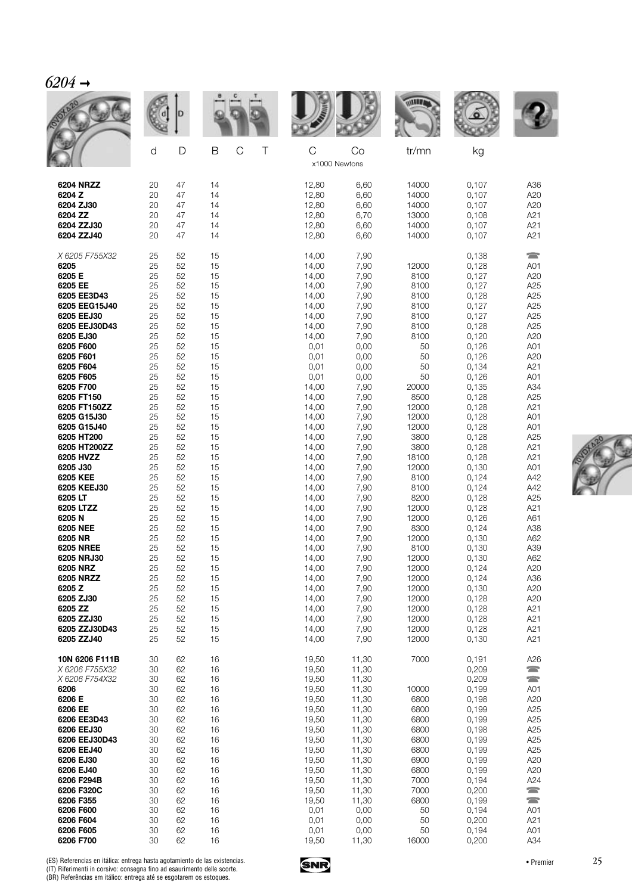## *6204* →

| | d | D | B | C | T | C | Co | tr/mn | kg | |
|---|---|---|---|---|---|---|---|---|---|---|
| | | | | | | x1000 Newtons | | | | |
| **6204 NRZZ** | 20 | 47 | 14 | | | 12,80 | 6,60 | 14000 | 0,107 | A36 |
| **6204 Z** | 20 | 47 | 14 | | | 12,80 | 6,60 | 14000 | 0,107 | A20 |
| **6204 ZJ30** | 20 | 47 | 14 | | | 12,80 | 6,60 | 14000 | 0,107 | A20 |
| **6204 ZZ** | 20 | 47 | 14 | | | 12,80 | 6,70 | 13000 | 0,108 | A21 |
| **6204 ZZJ30** | 20 | 47 | 14 | | | 12,80 | 6,60 | 14000 | 0,107 | A21 |
| **6204 ZZJ40** | 20 | 47 | 14 | | | 12,80 | 6,60 | 14000 | 0,107 | A21 |
| *X 6205 F755X32* | 25 | 52 | 15 | | | 14,00 | 7,90 | | 0,138 | ☎ |
| **6205** | 25 | 52 | 15 | | | 14,00 | 7,90 | 12000 | 0,128 | A01 |
| **6205 E** | 25 | 52 | 15 | | | 14,00 | 7,90 | 8100 | 0,127 | A20 |
| **6205 EE** | 25 | 52 | 15 | | | 14,00 | 7,90 | 8100 | 0,127 | A25 |
| **6205 EE3D43** | 25 | 52 | 15 | | | 14,00 | 7,90 | 8100 | 0,128 | A25 |
| **6205 EEG15J40** | 25 | 52 | 15 | | | 14,00 | 7,90 | 8100 | 0,127 | A25 |
| **6205 EEJ30** | 25 | 52 | 15 | | | 14,00 | 7,90 | 8100 | 0,127 | A25 |
| **6205 EEJ30D43** | 25 | 52 | 15 | | | 14,00 | 7,90 | 8100 | 0,128 | A25 |
| **6205 EJ30** | 25 | 52 | 15 | | | 14,00 | 7,90 | 8100 | 0,120 | A20 |
| **6205 F600** | 25 | 52 | 15 | | | 0,01 | 0,00 | 50 | 0,126 | A01 |
| **6205 F601** | 25 | 52 | 15 | | | 0,01 | 0,00 | 50 | 0,126 | A20 |
| **6205 F604** | 25 | 52 | 15 | | | 0,01 | 0,00 | 50 | 0,134 | A21 |
| **6205 F605** | 25 | 52 | 15 | | | 0,01 | 0,00 | 50 | 0,126 | A01 |
| **6205 F700** | 25 | 52 | 15 | | | 14,00 | 7,90 | 20000 | 0,135 | A34 |
| **6205 FT150** | 25 | 52 | 15 | | | 14,00 | 7,90 | 8500 | 0,128 | A25 |
| **6205 FT150ZZ** | 25 | 52 | 15 | | | 14,00 | 7,90 | 12000 | 0,128 | A21 |
| **6205 G15J30** | 25 | 52 | 15 | | | 14,00 | 7,90 | 12000 | 0,128 | A01 |
| **6205 G15J40** | 25 | 52 | 15 | | | 14,00 | 7,90 | 12000 | 0,128 | A01 |
| **6205 HT200** | 25 | 52 | 15 | | | 14,00 | 7,90 | 3800 | 0,128 | A25 |
| **6205 HT200ZZ** | 25 | 52 | 15 | | | 14,00 | 7,90 | 3800 | 0,128 | A21 |
| **6205 HVZZ** | 25 | 52 | 15 | | | 14,00 | 7,90 | 18100 | 0,128 | A21 |
| **6205 J30** | 25 | 52 | 15 | | | 14,00 | 7,90 | 12000 | 0,130 | A01 |
| **6205 KEE** | 25 | 52 | 15 | | | 14,00 | 7,90 | 8100 | 0,124 | A42 |
| **6205 KEEJ30** | 25 | 52 | 15 | | | 14,00 | 7,90 | 8100 | 0,124 | A42 |
| **6205 LT** | 25 | 52 | 15 | | | 14,00 | 7,90 | 8200 | 0,128 | A25 |
| **6205 LTZZ** | 25 | 52 | 15 | | | 14,00 | 7,90 | 12000 | 0,128 | A21 |
| **6205 N** | 25 | 52 | 15 | | | 14,00 | 7,90 | 12000 | 0,126 | A61 |
| **6205 NEE** | 25 | 52 | 15 | | | 14,00 | 7,90 | 8300 | 0,124 | A38 |
| **6205 NR** | 25 | 52 | 15 | | | 14,00 | 7,90 | 12000 | 0,130 | A62 |
| **6205 NREE** | 25 | 52 | 15 | | | 14,00 | 7,90 | 8100 | 0,130 | A39 |
| **6205 NRJ30** | 25 | 52 | 15 | | | 14,00 | 7,90 | 12000 | 0,130 | A62 |
| **6205 NRZ** | 25 | 52 | 15 | | | 14,00 | 7,90 | 12000 | 0,124 | A20 |
| **6205 NRZZ** | 25 | 52 | 15 | | | 14,00 | 7,90 | 12000 | 0,124 | A36 |
| **6205 Z** | 25 | 52 | 15 | | | 14,00 | 7,90 | 12000 | 0,130 | A20 |
| **6205 ZJ30** | 25 | 52 | 15 | | | 14,00 | 7,90 | 12000 | 0,128 | A20 |
| **6205 ZZ** | 25 | 52 | 15 | | | 14,00 | 7,90 | 12000 | 0,128 | A21 |
| **6205 ZZJ30** | 25 | 52 | 15 | | | 14,00 | 7,90 | 12000 | 0,128 | A21 |
| **6205 ZZJ30D43** | 25 | 52 | 15 | | | 14,00 | 7,90 | 12000 | 0,128 | A21 |
| **6205 ZZJ40** | 25 | 52 | 15 | | | 14,00 | 7,90 | 12000 | 0,130 | A21 |
| **10N 6206 F111B** | 30 | 62 | 16 | | | 19,50 | 11,30 | 7000 | 0,191 | A26 |
| *X 6206 F755X32* | 30 | 62 | 16 | | | 19,50 | 11,30 | | 0,209 | ☎ |
| *X 6206 F754X32* | 30 | 62 | 16 | | | 19,50 | 11,30 | | 0,209 | ☎ |
| **6206** | 30 | 62 | 16 | | | 19,50 | 11,30 | 10000 | 0,199 | A01 |
| **6206 E** | 30 | 62 | 16 | | | 19,50 | 11,30 | 6800 | 0,198 | A20 |
| **6206 EE** | 30 | 62 | 16 | | | 19,50 | 11,30 | 6800 | 0,199 | A25 |
| **6206 EE3D43** | 30 | 62 | 16 | | | 19,50 | 11,30 | 6800 | 0,199 | A25 |
| **6206 EEJ30** | 30 | 62 | 16 | | | 19,50 | 11,30 | 6800 | 0,198 | A25 |
| **6206 EEJ30D43** | 30 | 62 | 16 | | | 19,50 | 11,30 | 6800 | 0,199 | A25 |
| **6206 EEJ40** | 30 | 62 | 16 | | | 19,50 | 11,30 | 6800 | 0,199 | A25 |
| **6206 EJ30** | 30 | 62 | 16 | | | 19,50 | 11,30 | 6900 | 0,199 | A20 |
| **6206 EJ40** | 30 | 62 | 16 | | | 19,50 | 11,30 | 6800 | 0,199 | A20 |
| **6206 F294B** | 30 | 62 | 16 | | | 19,50 | 11,30 | 7000 | 0,194 | A24 |
| **6206 F320C** | 30 | 62 | 16 | | | 19,50 | 11,30 | 7000 | 0,200 | ☎ |
| **6206 F355** | 30 | 62 | 16 | | | 19,50 | 11,30 | 6800 | 0,199 | ☎ |
| **6206 F600** | 30 | 62 | 16 | | | 0,01 | 0,00 | 50 | 0,194 | A01 |
| **6206 F604** | 30 | 62 | 16 | | | 0,01 | 0,00 | 50 | 0,200 | A21 |
| **6206 F605** | 30 | 62 | 16 | | | 0,01 | 0,00 | 50 | 0,194 | A01 |
| **6206 F700** | 30 | 62 | 16 | | | 19,50 | 11,30 | 16000 | 0,200 | A34 |

(ES) Referencias en itálica: entrega hasta agotamiento de las existencias.
(IT) Riferimenti in corsivo: consegna fino ad esaurimento delle scorte.
(BR) Referências em itálico: entrega até se esgotarem os estoques.

• Premier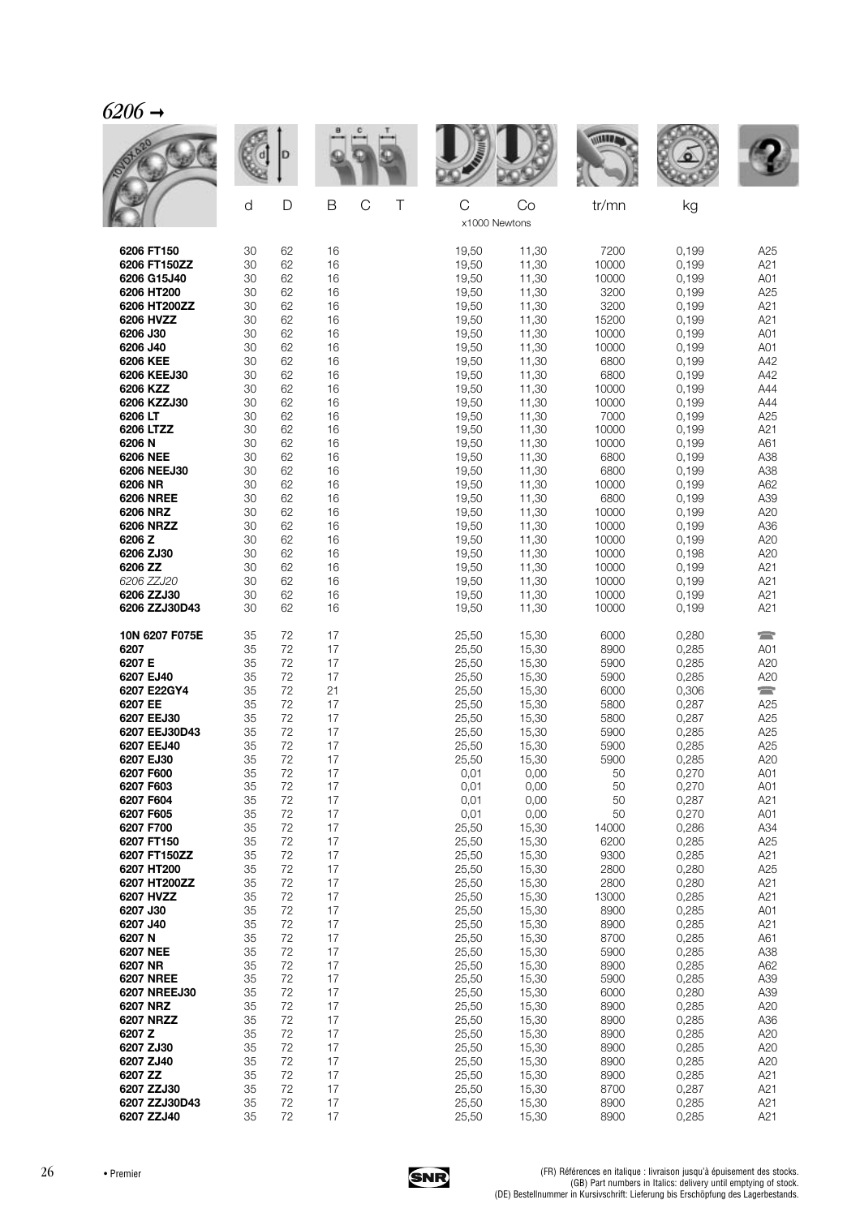# *6206 →*

| | d | D | B | C | T | C | Co | tr/mn | kg | |
|---|---|---|---|---|---|---|---|---|---|---|
| | | | | | | x1000 Newtons | | | | |
| **6206 FT150** | 30 | 62 | 16 | | | 19,50 | 11,30 | 7200 | 0,199 | A25 |
| **6206 FT150ZZ** | 30 | 62 | 16 | | | 19,50 | 11,30 | 10000 | 0,199 | A21 |
| **6206 G15J40** | 30 | 62 | 16 | | | 19,50 | 11,30 | 10000 | 0,199 | A01 |
| **6206 HT200** | 30 | 62 | 16 | | | 19,50 | 11,30 | 3200 | 0,199 | A25 |
| **6206 HT200ZZ** | 30 | 62 | 16 | | | 19,50 | 11,30 | 3200 | 0,199 | A21 |
| **6206 HVZZ** | 30 | 62 | 16 | | | 19,50 | 11,30 | 15200 | 0,199 | A21 |
| **6206 J30** | 30 | 62 | 16 | | | 19,50 | 11,30 | 10000 | 0,199 | A01 |
| **6206 J40** | 30 | 62 | 16 | | | 19,50 | 11,30 | 10000 | 0,199 | A01 |
| **6206 KEE** | 30 | 62 | 16 | | | 19,50 | 11,30 | 6800 | 0,199 | A42 |
| **6206 KEEJ30** | 30 | 62 | 16 | | | 19,50 | 11,30 | 6800 | 0,199 | A42 |
| **6206 KZZ** | 30 | 62 | 16 | | | 19,50 | 11,30 | 10000 | 0,199 | A44 |
| **6206 KZZJ30** | 30 | 62 | 16 | | | 19,50 | 11,30 | 10000 | 0,199 | A44 |
| **6206 LT** | 30 | 62 | 16 | | | 19,50 | 11,30 | 7000 | 0,199 | A25 |
| **6206 LTZZ** | 30 | 62 | 16 | | | 19,50 | 11,30 | 10000 | 0,199 | A21 |
| **6206 N** | 30 | 62 | 16 | | | 19,50 | 11,30 | 10000 | 0,199 | A61 |
| **6206 NEE** | 30 | 62 | 16 | | | 19,50 | 11,30 | 6800 | 0,199 | A38 |
| **6206 NEEJ30** | 30 | 62 | 16 | | | 19,50 | 11,30 | 6800 | 0,199 | A38 |
| **6206 NR** | 30 | 62 | 16 | | | 19,50 | 11,30 | 10000 | 0,199 | A62 |
| **6206 NREE** | 30 | 62 | 16 | | | 19,50 | 11,30 | 6800 | 0,199 | A39 |
| **6206 NRZ** | 30 | 62 | 16 | | | 19,50 | 11,30 | 10000 | 0,199 | A20 |
| **6206 NRZZ** | 30 | 62 | 16 | | | 19,50 | 11,30 | 10000 | 0,199 | A36 |
| **6206 Z** | 30 | 62 | 16 | | | 19,50 | 11,30 | 10000 | 0,199 | A20 |
| **6206 ZJ30** | 30 | 62 | 16 | | | 19,50 | 11,30 | 10000 | 0,198 | A20 |
| **6206 ZZ** | 30 | 62 | 16 | | | 19,50 | 11,30 | 10000 | 0,199 | A21 |
| *6206 ZZJ20* | 30 | 62 | 16 | | | 19,50 | 11,30 | 10000 | 0,199 | A21 |
| **6206 ZZJ30** | 30 | 62 | 16 | | | 19,50 | 11,30 | 10000 | 0,199 | A21 |
| **6206 ZZJ30D43** | 30 | 62 | 16 | | | 19,50 | 11,30 | 10000 | 0,199 | A21 |
| **10N 6207 F075E** | 35 | 72 | 17 | | | 25,50 | 15,30 | 6000 | 0,280 | ☎ |
| **6207** | 35 | 72 | 17 | | | 25,50 | 15,30 | 8900 | 0,285 | A01 |
| **6207 E** | 35 | 72 | 17 | | | 25,50 | 15,30 | 5900 | 0,285 | A20 |
| **6207 EJ40** | 35 | 72 | 17 | | | 25,50 | 15,30 | 5900 | 0,285 | A20 |
| **6207 E22GY4** | 35 | 72 | 21 | | | 25,50 | 15,30 | 6000 | 0,306 | ☎ |
| **6207 EE** | 35 | 72 | 17 | | | 25,50 | 15,30 | 5800 | 0,287 | A25 |
| **6207 EEJ30** | 35 | 72 | 17 | | | 25,50 | 15,30 | 5800 | 0,287 | A25 |
| **6207 EEJ30D43** | 35 | 72 | 17 | | | 25,50 | 15,30 | 5900 | 0,285 | A25 |
| **6207 EEJ40** | 35 | 72 | 17 | | | 25,50 | 15,30 | 5900 | 0,285 | A25 |
| **6207 EJ30** | 35 | 72 | 17 | | | 25,50 | 15,30 | 5900 | 0,285 | A20 |
| **6207 F600** | 35 | 72 | 17 | | | 0,01 | 0,00 | 50 | 0,270 | A01 |
| **6207 F603** | 35 | 72 | 17 | | | 0,01 | 0,00 | 50 | 0,270 | A01 |
| **6207 F604** | 35 | 72 | 17 | | | 0,01 | 0,00 | 50 | 0,287 | A21 |
| **6207 F605** | 35 | 72 | 17 | | | 0,01 | 0,00 | 50 | 0,270 | A01 |
| **6207 F700** | 35 | 72 | 17 | | | 25,50 | 15,30 | 14000 | 0,286 | A34 |
| **6207 FT150** | 35 | 72 | 17 | | | 25,50 | 15,30 | 6200 | 0,285 | A25 |
| **6207 FT150ZZ** | 35 | 72 | 17 | | | 25,50 | 15,30 | 9300 | 0,285 | A21 |
| **6207 HT200** | 35 | 72 | 17 | | | 25,50 | 15,30 | 2800 | 0,280 | A25 |
| **6207 HT200ZZ** | 35 | 72 | 17 | | | 25,50 | 15,30 | 2800 | 0,280 | A21 |
| **6207 HVZZ** | 35 | 72 | 17 | | | 25,50 | 15,30 | 13000 | 0,285 | A21 |
| **6207 J30** | 35 | 72 | 17 | | | 25,50 | 15,30 | 8900 | 0,285 | A01 |
| **6207 J40** | 35 | 72 | 17 | | | 25,50 | 15,30 | 8900 | 0,285 | A21 |
| **6207 N** | 35 | 72 | 17 | | | 25,50 | 15,30 | 8700 | 0,285 | A61 |
| **6207 NEE** | 35 | 72 | 17 | | | 25,50 | 15,30 | 5900 | 0,285 | A38 |
| **6207 NR** | 35 | 72 | 17 | | | 25,50 | 15,30 | 8900 | 0,285 | A62 |
| **6207 NREE** | 35 | 72 | 17 | | | 25,50 | 15,30 | 5900 | 0,285 | A39 |
| **6207 NREEJ30** | 35 | 72 | 17 | | | 25,50 | 15,30 | 6000 | 0,280 | A39 |
| **6207 NRZ** | 35 | 72 | 17 | | | 25,50 | 15,30 | 8900 | 0,285 | A20 |
| **6207 NRZZ** | 35 | 72 | 17 | | | 25,50 | 15,30 | 8900 | 0,285 | A36 |
| **6207 Z** | 35 | 72 | 17 | | | 25,50 | 15,30 | 8900 | 0,285 | A20 |
| **6207 ZJ30** | 35 | 72 | 17 | | | 25,50 | 15,30 | 8900 | 0,285 | A20 |
| **6207 ZJ40** | 35 | 72 | 17 | | | 25,50 | 15,30 | 8900 | 0,285 | A20 |
| **6207 ZZ** | 35 | 72 | 17 | | | 25,50 | 15,30 | 8900 | 0,285 | A21 |
| **6207 ZZJ30** | 35 | 72 | 17 | | | 25,50 | 15,30 | 8700 | 0,287 | A21 |
| **6207 ZZJ30D43** | 35 | 72 | 17 | | | 25,50 | 15,30 | 8900 | 0,285 | A21 |
| **6207 ZZJ40** | 35 | 72 | 17 | | | 25,50 | 15,30 | 8900 | 0,285 | A21 |

• Premier

(FR) Références en italique : livraison jusqu'à épuisement des stocks.
(GB) Part numbers in Italics: delivery until emptying of stock.
(DE) Bestellnummer in Kursivschrift: Lieferung bis Erschöpfung des Lagerbestands.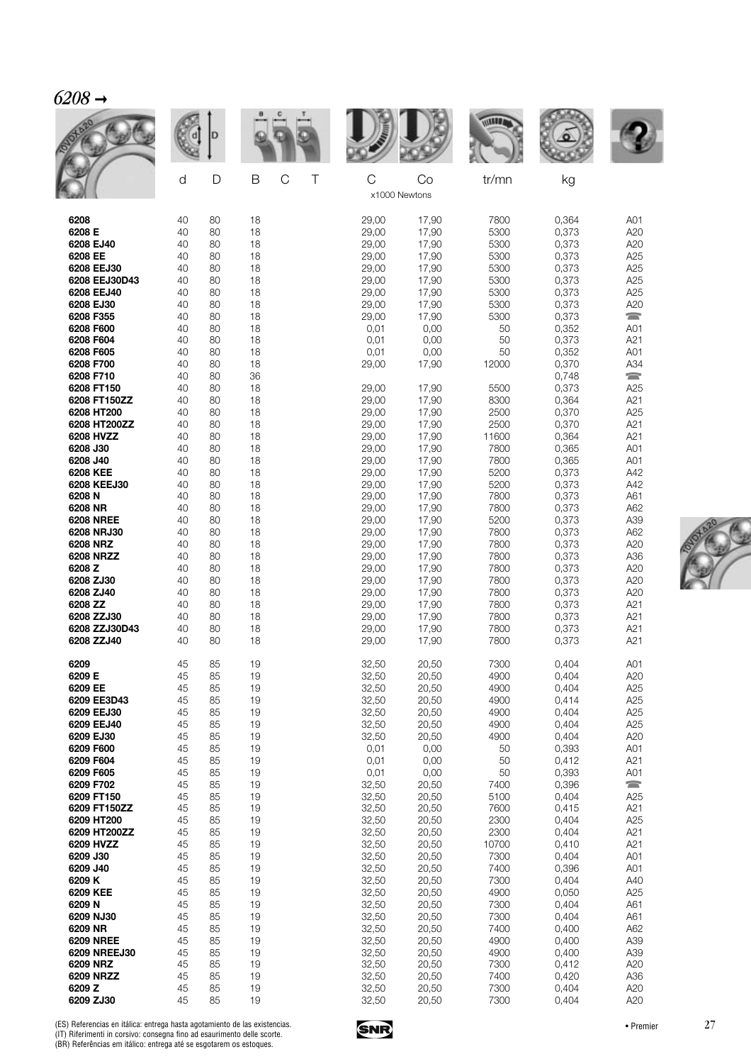## *6208* →

| | d | D | B | C | T | C | Co | tr/mn | kg | |
|---|---|---|---|---|---|---|---|---|---|---|
| | | | | | | x1000 Newtons | | | | |
| **6208** | 40 | 80 | 18 | | | 29,00 | 17,90 | 7800 | 0,364 | A01 |
| **6208 E** | 40 | 80 | 18 | | | 29,00 | 17,90 | 5300 | 0,373 | A20 |
| **6208 EJ40** | 40 | 80 | 18 | | | 29,00 | 17,90 | 5300 | 0,373 | A20 |
| **6208 EE** | 40 | 80 | 18 | | | 29,00 | 17,90 | 5300 | 0,373 | A25 |
| **6208 EEJ30** | 40 | 80 | 18 | | | 29,00 | 17,90 | 5300 | 0,373 | A25 |
| **6208 EEJ30D43** | 40 | 80 | 18 | | | 29,00 | 17,90 | 5300 | 0,373 | A25 |
| **6208 EEJ40** | 40 | 80 | 18 | | | 29,00 | 17,90 | 5300 | 0,373 | A25 |
| **6208 EJ30** | 40 | 80 | 18 | | | 29,00 | 17,90 | 5300 | 0,373 | A20 |
| **6208 F355** | 40 | 80 | 18 | | | 29,00 | 17,90 | 5300 | 0,373 | ☎ |
| **6208 F600** | 40 | 80 | 18 | | | 0,01 | 0,00 | 50 | 0,352 | A01 |
| **6208 F604** | 40 | 80 | 18 | | | 0,01 | 0,00 | 50 | 0,373 | A21 |
| **6208 F605** | 40 | 80 | 18 | | | 0,01 | 0,00 | 50 | 0,352 | A01 |
| **6208 F700** | 40 | 80 | 18 | | | 29,00 | 17,90 | 12000 | 0,370 | A34 |
| **6208 F710** | 40 | 80 | 36 | | | | | | 0,748 | ☎ |
| **6208 FT150** | 40 | 80 | 18 | | | 29,00 | 17,90 | 5500 | 0,373 | A25 |
| **6208 FT150ZZ** | 40 | 80 | 18 | | | 29,00 | 17,90 | 8300 | 0,364 | A21 |
| **6208 HT200** | 40 | 80 | 18 | | | 29,00 | 17,90 | 2500 | 0,370 | A25 |
| **6208 HT200ZZ** | 40 | 80 | 18 | | | 29,00 | 17,90 | 2500 | 0,370 | A21 |
| **6208 HVZZ** | 40 | 80 | 18 | | | 29,00 | 17,90 | 11600 | 0,364 | A21 |
| **6208 J30** | 40 | 80 | 18 | | | 29,00 | 17,90 | 7800 | 0,365 | A01 |
| **6208 J40** | 40 | 80 | 18 | | | 29,00 | 17,90 | 7800 | 0,365 | A01 |
| **6208 KEE** | 40 | 80 | 18 | | | 29,00 | 17,90 | 5200 | 0,373 | A42 |
| **6208 KEEJ30** | 40 | 80 | 18 | | | 29,00 | 17,90 | 5200 | 0,373 | A42 |
| **6208 N** | 40 | 80 | 18 | | | 29,00 | 17,90 | 7800 | 0,373 | A61 |
| **6208 NR** | 40 | 80 | 18 | | | 29,00 | 17,90 | 7800 | 0,373 | A62 |
| **6208 NREE** | 40 | 80 | 18 | | | 29,00 | 17,90 | 5200 | 0,373 | A39 |
| **6208 NRJ30** | 40 | 80 | 18 | | | 29,00 | 17,90 | 7800 | 0,373 | A62 |
| **6208 NRZ** | 40 | 80 | 18 | | | 29,00 | 17,90 | 7800 | 0,373 | A20 |
| **6208 NRZZ** | 40 | 80 | 18 | | | 29,00 | 17,90 | 7800 | 0,373 | A36 |
| **6208 Z** | 40 | 80 | 18 | | | 29,00 | 17,90 | 7800 | 0,373 | A20 |
| **6208 ZJ30** | 40 | 80 | 18 | | | 29,00 | 17,90 | 7800 | 0,373 | A20 |
| **6208 ZJ40** | 40 | 80 | 18 | | | 29,00 | 17,90 | 7800 | 0,373 | A20 |
| **6208 ZZ** | 40 | 80 | 18 | | | 29,00 | 17,90 | 7800 | 0,373 | A21 |
| **6208 ZZJ30** | 40 | 80 | 18 | | | 29,00 | 17,90 | 7800 | 0,373 | A21 |
| **6208 ZZJ30D43** | 40 | 80 | 18 | | | 29,00 | 17,90 | 7800 | 0,373 | A21 |
| **6208 ZZJ40** | 40 | 80 | 18 | | | 29,00 | 17,90 | 7800 | 0,373 | A21 |
| **6209** | 45 | 85 | 19 | | | 32,50 | 20,50 | 7300 | 0,404 | A01 |
| **6209 E** | 45 | 85 | 19 | | | 32,50 | 20,50 | 4900 | 0,404 | A20 |
| **6209 EE** | 45 | 85 | 19 | | | 32,50 | 20,50 | 4900 | 0,404 | A25 |
| **6209 EE3D43** | 45 | 85 | 19 | | | 32,50 | 20,50 | 4900 | 0,414 | A25 |
| **6209 EEJ30** | 45 | 85 | 19 | | | 32,50 | 20,50 | 4900 | 0,404 | A25 |
| **6209 EEJ40** | 45 | 85 | 19 | | | 32,50 | 20,50 | 4900 | 0,404 | A25 |
| **6209 EJ30** | 45 | 85 | 19 | | | 32,50 | 20,50 | 4900 | 0,404 | A20 |
| **6209 F600** | 45 | 85 | 19 | | | 0,01 | 0,00 | 50 | 0,393 | A01 |
| **6209 F604** | 45 | 85 | 19 | | | 0,01 | 0,00 | 50 | 0,412 | A21 |
| **6209 F605** | 45 | 85 | 19 | | | 0,01 | 0,00 | 50 | 0,393 | A01 |
| **6209 F702** | 45 | 85 | 19 | | | 32,50 | 20,50 | 7400 | 0,396 | ☎ |
| **6209 FT150** | 45 | 85 | 19 | | | 32,50 | 20,50 | 5100 | 0,404 | A25 |
| **6209 FT150ZZ** | 45 | 85 | 19 | | | 32,50 | 20,50 | 7600 | 0,415 | A21 |
| **6209 HT200** | 45 | 85 | 19 | | | 32,50 | 20,50 | 2300 | 0,404 | A25 |
| **6209 HT200ZZ** | 45 | 85 | 19 | | | 32,50 | 20,50 | 2300 | 0,404 | A21 |
| **6209 HVZZ** | 45 | 85 | 19 | | | 32,50 | 20,50 | 10700 | 0,410 | A21 |
| **6209 J30** | 45 | 85 | 19 | | | 32,50 | 20,50 | 7300 | 0,404 | A01 |
| **6209 J40** | 45 | 85 | 19 | | | 32,50 | 20,50 | 7400 | 0,396 | A01 |
| **6209 K** | 45 | 85 | 19 | | | 32,50 | 20,50 | 7300 | 0,404 | A40 |
| **6209 KEE** | 45 | 85 | 19 | | | 32,50 | 20,50 | 4900 | 0,050 | A25 |
| **6209 N** | 45 | 85 | 19 | | | 32,50 | 20,50 | 7300 | 0,404 | A61 |
| **6209 NJ30** | 45 | 85 | 19 | | | 32,50 | 20,50 | 7300 | 0,404 | A61 |
| **6209 NR** | 45 | 85 | 19 | | | 32,50 | 20,50 | 7400 | 0,400 | A62 |
| **6209 NREE** | 45 | 85 | 19 | | | 32,50 | 20,50 | 4900 | 0,400 | A39 |
| **6209 NREEJ30** | 45 | 85 | 19 | | | 32,50 | 20,50 | 4900 | 0,400 | A39 |
| **6209 NRZ** | 45 | 85 | 19 | | | 32,50 | 20,50 | 7300 | 0,412 | A20 |
| **6209 NRZZ** | 45 | 85 | 19 | | | 32,50 | 20,50 | 7400 | 0,420 | A36 |
| **6209 Z** | 45 | 85 | 19 | | | 32,50 | 20,50 | 7300 | 0,404 | A20 |
| **6209 ZJ30** | 45 | 85 | 19 | | | 32,50 | 20,50 | 7300 | 0,404 | A20 |

(ES) Referencias en itálica: entrega hasta agotamiento de las existencias.
(IT) Riferimenti in corsivo: consegna fino ad esaurimento delle scorte.
(BR) Referências em itálico: entrega até se esgotarem os estoques.

• Premier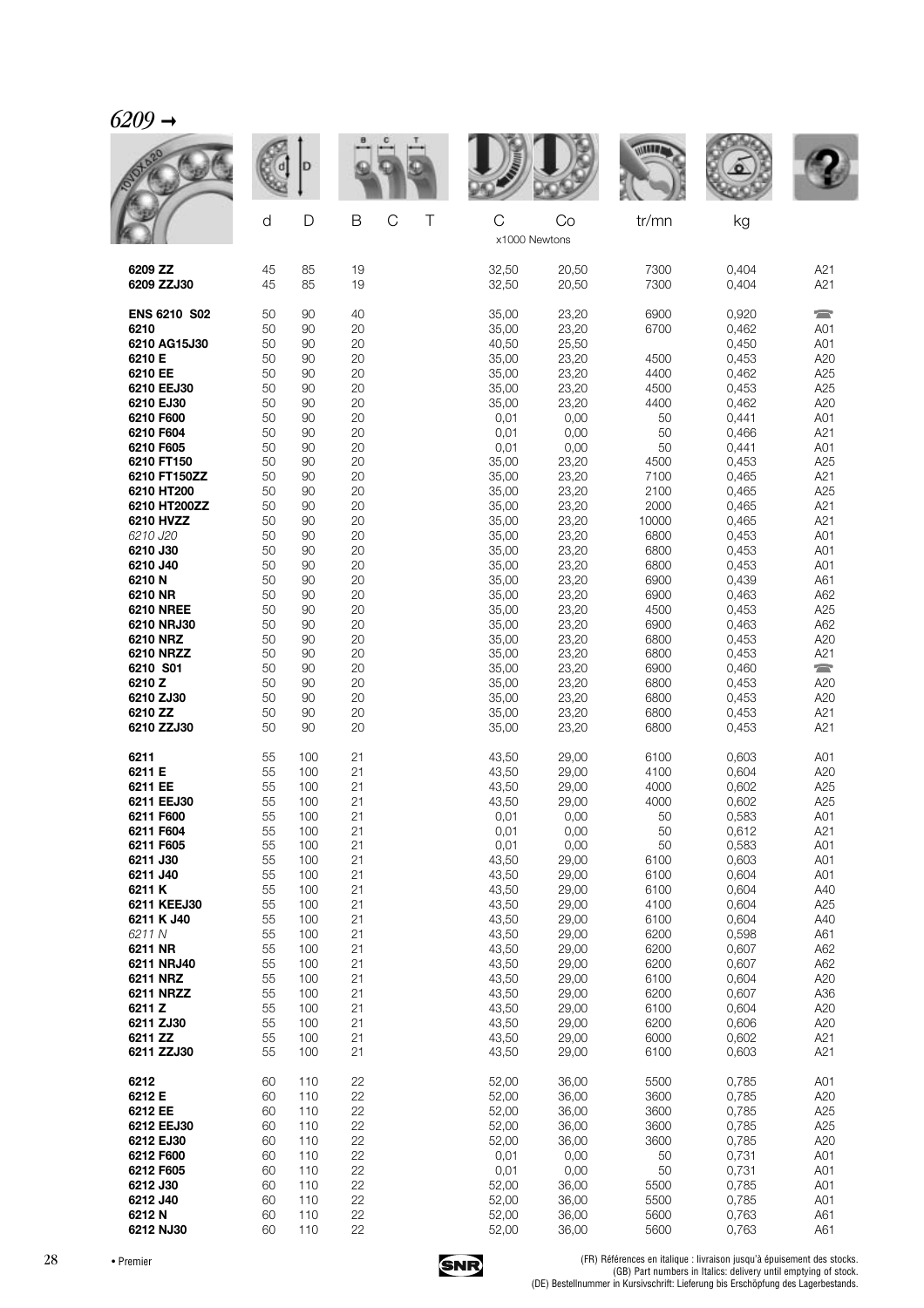## *6209* →

| | d | D | B | C | T | C | Co | tr/mn | kg | |
|---|---|---|---|---|---|---|---|---|---|---|
| | | | | | | x1000 Newtons | | | | |
| **6209 ZZ** | 45 | 85 | 19 | | | 32,50 | 20,50 | 7300 | 0,404 | A21 |
| **6209 ZZJ30** | 45 | 85 | 19 | | | 32,50 | 20,50 | 7300 | 0,404 | A21 |
| **ENS 6210 S02** | 50 | 90 | 40 | | | 35,00 | 23,20 | 6900 | 0,920 | ☎ |
| **6210** | 50 | 90 | 20 | | | 35,00 | 23,20 | 6700 | 0,462 | A01 |
| **6210 AG15J30** | 50 | 90 | 20 | | | 40,50 | 25,50 | | 0,450 | A01 |
| **6210 E** | 50 | 90 | 20 | | | 35,00 | 23,20 | 4500 | 0,453 | A20 |
| **6210 EE** | 50 | 90 | 20 | | | 35,00 | 23,20 | 4400 | 0,462 | A25 |
| **6210 EEJ30** | 50 | 90 | 20 | | | 35,00 | 23,20 | 4500 | 0,453 | A25 |
| **6210 EJ30** | 50 | 90 | 20 | | | 35,00 | 23,20 | 4400 | 0,462 | A20 |
| **6210 F600** | 50 | 90 | 20 | | | 0,01 | 0,00 | 50 | 0,441 | A01 |
| **6210 F604** | 50 | 90 | 20 | | | 0,01 | 0,00 | 50 | 0,466 | A21 |
| **6210 F605** | 50 | 90 | 20 | | | 0,01 | 0,00 | 50 | 0,441 | A01 |
| **6210 FT150** | 50 | 90 | 20 | | | 35,00 | 23,20 | 4500 | 0,453 | A25 |
| **6210 FT150ZZ** | 50 | 90 | 20 | | | 35,00 | 23,20 | 7100 | 0,465 | A21 |
| **6210 HT200** | 50 | 90 | 20 | | | 35,00 | 23,20 | 2100 | 0,465 | A25 |
| **6210 HT200ZZ** | 50 | 90 | 20 | | | 35,00 | 23,20 | 2000 | 0,465 | A21 |
| **6210 HVZZ** | 50 | 90 | 20 | | | 35,00 | 23,20 | 10000 | 0,465 | A21 |
| *6210 J20* | 50 | 90 | 20 | | | 35,00 | 23,20 | 6800 | 0,453 | A01 |
| **6210 J30** | 50 | 90 | 20 | | | 35,00 | 23,20 | 6800 | 0,453 | A01 |
| **6210 J40** | 50 | 90 | 20 | | | 35,00 | 23,20 | 6800 | 0,453 | A01 |
| **6210 N** | 50 | 90 | 20 | | | 35,00 | 23,20 | 6900 | 0,439 | A61 |
| **6210 NR** | 50 | 90 | 20 | | | 35,00 | 23,20 | 6900 | 0,463 | A62 |
| **6210 NREE** | 50 | 90 | 20 | | | 35,00 | 23,20 | 4500 | 0,453 | A25 |
| **6210 NRJ30** | 50 | 90 | 20 | | | 35,00 | 23,20 | 6900 | 0,463 | A62 |
| **6210 NRZ** | 50 | 90 | 20 | | | 35,00 | 23,20 | 6800 | 0,453 | A20 |
| **6210 NRZZ** | 50 | 90 | 20 | | | 35,00 | 23,20 | 6800 | 0,453 | A21 |
| **6210 S01** | 50 | 90 | 20 | | | 35,00 | 23,20 | 6900 | 0,460 | ☎ |
| **6210 Z** | 50 | 90 | 20 | | | 35,00 | 23,20 | 6800 | 0,453 | A20 |
| **6210 ZJ30** | 50 | 90 | 20 | | | 35,00 | 23,20 | 6800 | 0,453 | A20 |
| **6210 ZZ** | 50 | 90 | 20 | | | 35,00 | 23,20 | 6800 | 0,453 | A21 |
| **6210 ZZJ30** | 50 | 90 | 20 | | | 35,00 | 23,20 | 6800 | 0,453 | A21 |
| **6211** | 55 | 100 | 21 | | | 43,50 | 29,00 | 6100 | 0,603 | A01 |
| **6211 E** | 55 | 100 | 21 | | | 43,50 | 29,00 | 4100 | 0,604 | A20 |
| **6211 EE** | 55 | 100 | 21 | | | 43,50 | 29,00 | 4000 | 0,602 | A25 |
| **6211 EEJ30** | 55 | 100 | 21 | | | 43,50 | 29,00 | 4000 | 0,602 | A25 |
| **6211 F600** | 55 | 100 | 21 | | | 0,01 | 0,00 | 50 | 0,583 | A01 |
| **6211 F604** | 55 | 100 | 21 | | | 0,01 | 0,00 | 50 | 0,612 | A21 |
| **6211 F605** | 55 | 100 | 21 | | | 0,01 | 0,00 | 50 | 0,583 | A01 |
| **6211 J30** | 55 | 100 | 21 | | | 43,50 | 29,00 | 6100 | 0,603 | A01 |
| **6211 J40** | 55 | 100 | 21 | | | 43,50 | 29,00 | 6100 | 0,604 | A01 |
| **6211 K** | 55 | 100 | 21 | | | 43,50 | 29,00 | 6100 | 0,604 | A40 |
| **6211 KEEJ30** | 55 | 100 | 21 | | | 43,50 | 29,00 | 4100 | 0,604 | A25 |
| **6211 K J40** | 55 | 100 | 21 | | | 43,50 | 29,00 | 6100 | 0,604 | A40 |
| *6211 N* | 55 | 100 | 21 | | | 43,50 | 29,00 | 6200 | 0,598 | A61 |
| **6211 NR** | 55 | 100 | 21 | | | 43,50 | 29,00 | 6200 | 0,607 | A62 |
| **6211 NRJ40** | 55 | 100 | 21 | | | 43,50 | 29,00 | 6200 | 0,607 | A62 |
| **6211 NRZ** | 55 | 100 | 21 | | | 43,50 | 29,00 | 6100 | 0,604 | A20 |
| **6211 NRZZ** | 55 | 100 | 21 | | | 43,50 | 29,00 | 6200 | 0,607 | A36 |
| **6211 Z** | 55 | 100 | 21 | | | 43,50 | 29,00 | 6100 | 0,604 | A20 |
| **6211 ZJ30** | 55 | 100 | 21 | | | 43,50 | 29,00 | 6200 | 0,606 | A20 |
| **6211 ZZ** | 55 | 100 | 21 | | | 43,50 | 29,00 | 6000 | 0,602 | A21 |
| **6211 ZZJ30** | 55 | 100 | 21 | | | 43,50 | 29,00 | 6100 | 0,603 | A21 |
| **6212** | 60 | 110 | 22 | | | 52,00 | 36,00 | 5500 | 0,785 | A01 |
| **6212 E** | 60 | 110 | 22 | | | 52,00 | 36,00 | 3600 | 0,785 | A20 |
| **6212 EE** | 60 | 110 | 22 | | | 52,00 | 36,00 | 3600 | 0,785 | A25 |
| **6212 EEJ30** | 60 | 110 | 22 | | | 52,00 | 36,00 | 3600 | 0,785 | A25 |
| **6212 EJ30** | 60 | 110 | 22 | | | 52,00 | 36,00 | 3600 | 0,785 | A20 |
| **6212 F600** | 60 | 110 | 22 | | | 0,01 | 0,00 | 50 | 0,731 | A01 |
| **6212 F605** | 60 | 110 | 22 | | | 0,01 | 0,00 | 50 | 0,731 | A01 |
| **6212 J30** | 60 | 110 | 22 | | | 52,00 | 36,00 | 5500 | 0,785 | A01 |
| **6212 J40** | 60 | 110 | 22 | | | 52,00 | 36,00 | 5500 | 0,785 | A01 |
| **6212 N** | 60 | 110 | 22 | | | 52,00 | 36,00 | 5600 | 0,763 | A61 |
| **6212 NJ30** | 60 | 110 | 22 | | | 52,00 | 36,00 | 5600 | 0,763 | A61 |

• Premier

(FR) Références en italique : livraison jusqu'à épuisement des stocks.
(GB) Part numbers in Italics: delivery until emptying of stock.
(DE) Bestellnummer in Kursivschrift: Lieferung bis Erschöpfung des Lagerbestands.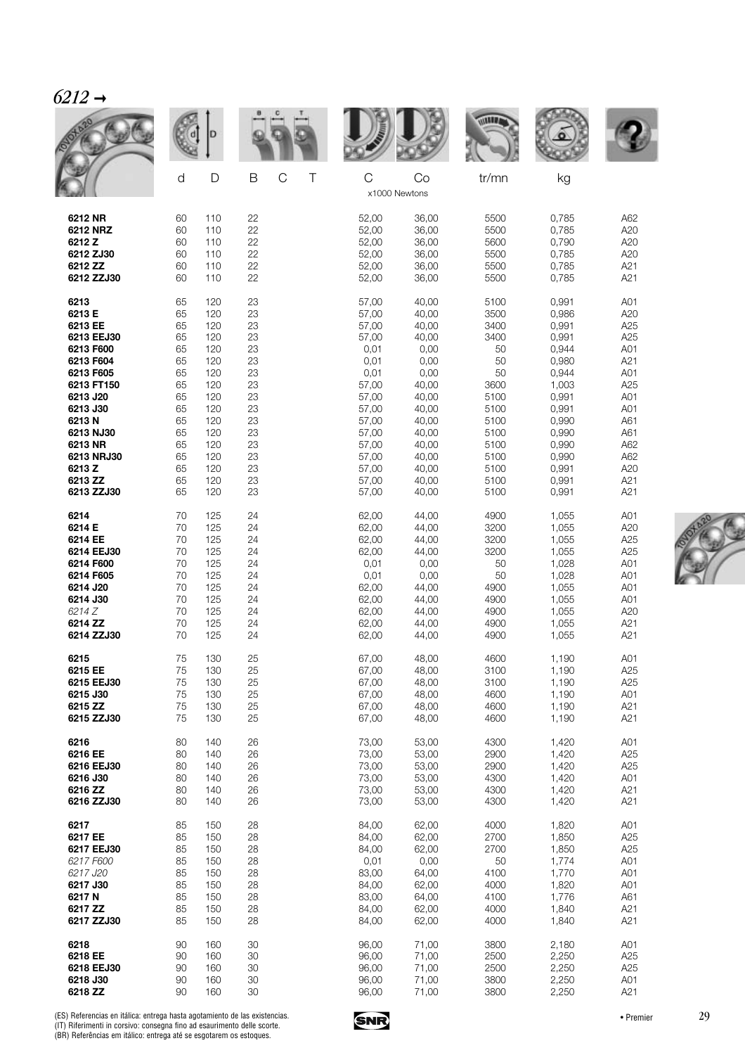## *6212 →*

| | d | D | B | C | T | C | Co | tr/mn | kg | |
|---|---|---|---|---|---|---|---|---|---|---|
| | | | | | | x1000 Newtons | | | | |
| **6212 NR** | 60 | 110 | 22 | | | 52,00 | 36,00 | 5500 | 0,785 | A62 |
| **6212 NRZ** | 60 | 110 | 22 | | | 52,00 | 36,00 | 5500 | 0,785 | A20 |
| **6212 Z** | 60 | 110 | 22 | | | 52,00 | 36,00 | 5600 | 0,790 | A20 |
| **6212 ZJ30** | 60 | 110 | 22 | | | 52,00 | 36,00 | 5500 | 0,785 | A20 |
| **6212 ZZ** | 60 | 110 | 22 | | | 52,00 | 36,00 | 5500 | 0,785 | A21 |
| **6212 ZZJ30** | 60 | 110 | 22 | | | 52,00 | 36,00 | 5500 | 0,785 | A21 |
| **6213** | 65 | 120 | 23 | | | 57,00 | 40,00 | 5100 | 0,991 | A01 |
| **6213 E** | 65 | 120 | 23 | | | 57,00 | 40,00 | 3500 | 0,986 | A20 |
| **6213 EE** | 65 | 120 | 23 | | | 57,00 | 40,00 | 3400 | 0,991 | A25 |
| **6213 EEJ30** | 65 | 120 | 23 | | | 57,00 | 40,00 | 3400 | 0,991 | A25 |
| **6213 F600** | 65 | 120 | 23 | | | 0,01 | 0,00 | 50 | 0,944 | A01 |
| **6213 F604** | 65 | 120 | 23 | | | 0,01 | 0,00 | 50 | 0,980 | A21 |
| **6213 F605** | 65 | 120 | 23 | | | 0,01 | 0,00 | 50 | 0,944 | A01 |
| **6213 FT150** | 65 | 120 | 23 | | | 57,00 | 40,00 | 3600 | 1,003 | A25 |
| **6213 J20** | 65 | 120 | 23 | | | 57,00 | 40,00 | 5100 | 0,991 | A01 |
| **6213 J30** | 65 | 120 | 23 | | | 57,00 | 40,00 | 5100 | 0,991 | A01 |
| **6213 N** | 65 | 120 | 23 | | | 57,00 | 40,00 | 5100 | 0,990 | A61 |
| **6213 NJ30** | 65 | 120 | 23 | | | 57,00 | 40,00 | 5100 | 0,990 | A61 |
| **6213 NR** | 65 | 120 | 23 | | | 57,00 | 40,00 | 5100 | 0,990 | A62 |
| **6213 NRJ30** | 65 | 120 | 23 | | | 57,00 | 40,00 | 5100 | 0,990 | A62 |
| **6213 Z** | 65 | 120 | 23 | | | 57,00 | 40,00 | 5100 | 0,991 | A20 |
| **6213 ZZ** | 65 | 120 | 23 | | | 57,00 | 40,00 | 5100 | 0,991 | A21 |
| **6213 ZZJ30** | 65 | 120 | 23 | | | 57,00 | 40,00 | 5100 | 0,991 | A21 |
| **6214** | 70 | 125 | 24 | | | 62,00 | 44,00 | 4900 | 1,055 | A01 |
| **6214 E** | 70 | 125 | 24 | | | 62,00 | 44,00 | 3200 | 1,055 | A20 |
| **6214 EE** | 70 | 125 | 24 | | | 62,00 | 44,00 | 3200 | 1,055 | A25 |
| **6214 EEJ30** | 70 | 125 | 24 | | | 62,00 | 44,00 | 3200 | 1,055 | A25 |
| **6214 F600** | 70 | 125 | 24 | | | 0,01 | 0,00 | 50 | 1,028 | A01 |
| **6214 F605** | 70 | 125 | 24 | | | 0,01 | 0,00 | 50 | 1,028 | A01 |
| **6214 J20** | 70 | 125 | 24 | | | 62,00 | 44,00 | 4900 | 1,055 | A01 |
| **6214 J30** | 70 | 125 | 24 | | | 62,00 | 44,00 | 4900 | 1,055 | A01 |
| *6214 Z* | 70 | 125 | 24 | | | 62,00 | 44,00 | 4900 | 1,055 | A20 |
| **6214 ZZ** | 70 | 125 | 24 | | | 62,00 | 44,00 | 4900 | 1,055 | A21 |
| **6214 ZZJ30** | 70 | 125 | 24 | | | 62,00 | 44,00 | 4900 | 1,055 | A21 |
| **6215** | 75 | 130 | 25 | | | 67,00 | 48,00 | 4600 | 1,190 | A01 |
| **6215 EE** | 75 | 130 | 25 | | | 67,00 | 48,00 | 3100 | 1,190 | A25 |
| **6215 EEJ30** | 75 | 130 | 25 | | | 67,00 | 48,00 | 3100 | 1,190 | A25 |
| **6215 J30** | 75 | 130 | 25 | | | 67,00 | 48,00 | 4600 | 1,190 | A01 |
| **6215 ZZ** | 75 | 130 | 25 | | | 67,00 | 48,00 | 4600 | 1,190 | A21 |
| **6215 ZZJ30** | 75 | 130 | 25 | | | 67,00 | 48,00 | 4600 | 1,190 | A21 |
| **6216** | 80 | 140 | 26 | | | 73,00 | 53,00 | 4300 | 1,420 | A01 |
| **6216 EE** | 80 | 140 | 26 | | | 73,00 | 53,00 | 2900 | 1,420 | A25 |
| **6216 EEJ30** | 80 | 140 | 26 | | | 73,00 | 53,00 | 2900 | 1,420 | A25 |
| **6216 J30** | 80 | 140 | 26 | | | 73,00 | 53,00 | 4300 | 1,420 | A01 |
| **6216 ZZ** | 80 | 140 | 26 | | | 73,00 | 53,00 | 4300 | 1,420 | A21 |
| **6216 ZZJ30** | 80 | 140 | 26 | | | 73,00 | 53,00 | 4300 | 1,420 | A21 |
| **6217** | 85 | 150 | 28 | | | 84,00 | 62,00 | 4000 | 1,820 | A01 |
| **6217 EE** | 85 | 150 | 28 | | | 84,00 | 62,00 | 2700 | 1,850 | A25 |
| **6217 EEJ30** | 85 | 150 | 28 | | | 84,00 | 62,00 | 2700 | 1,850 | A25 |
| *6217 F600* | 85 | 150 | 28 | | | 0,01 | 0,00 | 50 | 1,774 | A01 |
| *6217 J20* | 85 | 150 | 28 | | | 83,00 | 64,00 | 4100 | 1,770 | A01 |
| **6217 J30** | 85 | 150 | 28 | | | 84,00 | 62,00 | 4000 | 1,820 | A01 |
| **6217 N** | 85 | 150 | 28 | | | 83,00 | 64,00 | 4100 | 1,776 | A61 |
| **6217 ZZ** | 85 | 150 | 28 | | | 84,00 | 62,00 | 4000 | 1,840 | A21 |
| **6217 ZZJ30** | 85 | 150 | 28 | | | 84,00 | 62,00 | 4000 | 1,840 | A21 |
| **6218** | 90 | 160 | 30 | | | 96,00 | 71,00 | 3800 | 2,180 | A01 |
| **6218 EE** | 90 | 160 | 30 | | | 96,00 | 71,00 | 2500 | 2,250 | A25 |
| **6218 EEJ30** | 90 | 160 | 30 | | | 96,00 | 71,00 | 2500 | 2,250 | A25 |
| **6218 J30** | 90 | 160 | 30 | | | 96,00 | 71,00 | 3800 | 2,250 | A01 |
| **6218 ZZ** | 90 | 160 | 30 | | | 96,00 | 71,00 | 3800 | 2,250 | A21 |

(ES) Referencias en itálica: entrega hasta agotamiento de las existencias.
(IT) Riferimenti in corsivo: consegna fino ad esaurimento delle scorte.
(BR) Referências em itálico: entrega até se esgotarem os estoques.

• Premier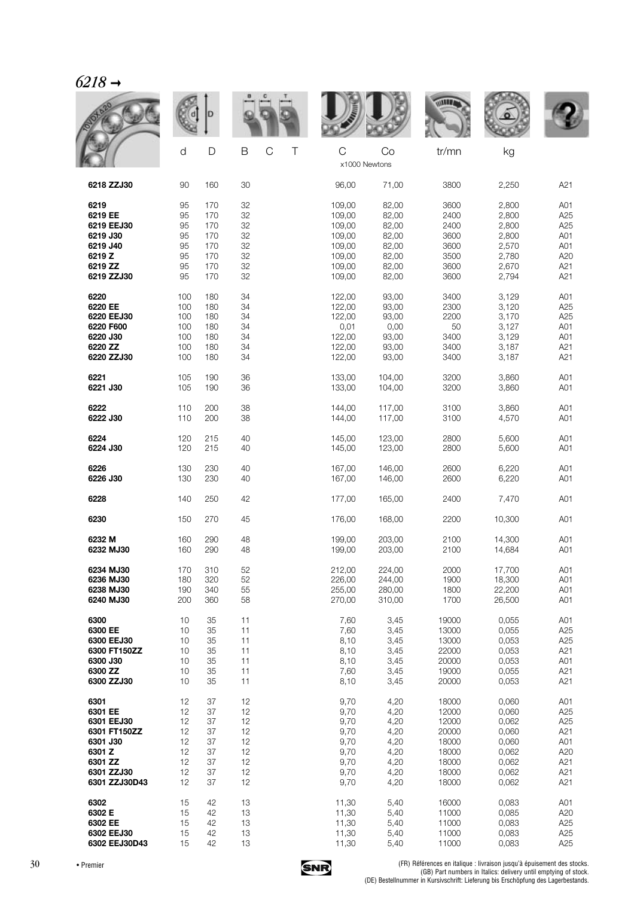# *6218 →*

| | d | D | B | C | T | C | Co | tr/mn | kg | |
|---|---|---|---|---|---|---|---|---|---|---|
| | | | | | | x1000 Newtons | | | | |
| **6218 ZZJ30** | 90 | 160 | 30 | | | 96,00 | 71,00 | 3800 | 2,250 | A21 |
| **6219** | 95 | 170 | 32 | | | 109,00 | 82,00 | 3600 | 2,800 | A01 |
| **6219 EE** | 95 | 170 | 32 | | | 109,00 | 82,00 | 2400 | 2,800 | A25 |
| **6219 EEJ30** | 95 | 170 | 32 | | | 109,00 | 82,00 | 2400 | 2,800 | A25 |
| **6219 J30** | 95 | 170 | 32 | | | 109,00 | 82,00 | 3600 | 2,800 | A01 |
| **6219 J40** | 95 | 170 | 32 | | | 109,00 | 82,00 | 3600 | 2,570 | A01 |
| **6219 Z** | 95 | 170 | 32 | | | 109,00 | 82,00 | 3500 | 2,780 | A20 |
| **6219 ZZ** | 95 | 170 | 32 | | | 109,00 | 82,00 | 3600 | 2,670 | A21 |
| **6219 ZZJ30** | 95 | 170 | 32 | | | 109,00 | 82,00 | 3600 | 2,794 | A21 |
| **6220** | 100 | 180 | 34 | | | 122,00 | 93,00 | 3400 | 3,129 | A01 |
| **6220 EE** | 100 | 180 | 34 | | | 122,00 | 93,00 | 2300 | 3,120 | A25 |
| **6220 EEJ30** | 100 | 180 | 34 | | | 122,00 | 93,00 | 2200 | 3,170 | A25 |
| **6220 F600** | 100 | 180 | 34 | | | 0,01 | 0,00 | 50 | 3,127 | A01 |
| **6220 J30** | 100 | 180 | 34 | | | 122,00 | 93,00 | 3400 | 3,129 | A01 |
| **6220 ZZ** | 100 | 180 | 34 | | | 122,00 | 93,00 | 3400 | 3,187 | A21 |
| **6220 ZZJ30** | 100 | 180 | 34 | | | 122,00 | 93,00 | 3400 | 3,187 | A21 |
| **6221** | 105 | 190 | 36 | | | 133,00 | 104,00 | 3200 | 3,860 | A01 |
| **6221 J30** | 105 | 190 | 36 | | | 133,00 | 104,00 | 3200 | 3,860 | A01 |
| **6222** | 110 | 200 | 38 | | | 144,00 | 117,00 | 3100 | 3,860 | A01 |
| **6222 J30** | 110 | 200 | 38 | | | 144,00 | 117,00 | 3100 | 4,570 | A01 |
| **6224** | 120 | 215 | 40 | | | 145,00 | 123,00 | 2800 | 5,600 | A01 |
| **6224 J30** | 120 | 215 | 40 | | | 145,00 | 123,00 | 2800 | 5,600 | A01 |
| **6226** | 130 | 230 | 40 | | | 167,00 | 146,00 | 2600 | 6,220 | A01 |
| **6226 J30** | 130 | 230 | 40 | | | 167,00 | 146,00 | 2600 | 6,220 | A01 |
| **6228** | 140 | 250 | 42 | | | 177,00 | 165,00 | 2400 | 7,470 | A01 |
| **6230** | 150 | 270 | 45 | | | 176,00 | 168,00 | 2200 | 10,300 | A01 |
| **6232 M** | 160 | 290 | 48 | | | 199,00 | 203,00 | 2100 | 14,300 | A01 |
| **6232 MJ30** | 160 | 290 | 48 | | | 199,00 | 203,00 | 2100 | 14,684 | A01 |
| **6234 MJ30** | 170 | 310 | 52 | | | 212,00 | 224,00 | 2000 | 17,700 | A01 |
| **6236 MJ30** | 180 | 320 | 52 | | | 226,00 | 244,00 | 1900 | 18,300 | A01 |
| **6238 MJ30** | 190 | 340 | 55 | | | 255,00 | 280,00 | 1800 | 22,200 | A01 |
| **6240 MJ30** | 200 | 360 | 58 | | | 270,00 | 310,00 | 1700 | 26,500 | A01 |
| **6300** | 10 | 35 | 11 | | | 7,60 | 3,45 | 19000 | 0,055 | A01 |
| **6300 EE** | 10 | 35 | 11 | | | 7,60 | 3,45 | 13000 | 0,055 | A25 |
| **6300 EEJ30** | 10 | 35 | 11 | | | 8,10 | 3,45 | 13000 | 0,053 | A25 |
| **6300 FT150ZZ** | 10 | 35 | 11 | | | 8,10 | 3,45 | 22000 | 0,053 | A21 |
| **6300 J30** | 10 | 35 | 11 | | | 8,10 | 3,45 | 20000 | 0,053 | A01 |
| **6300 ZZ** | 10 | 35 | 11 | | | 7,60 | 3,45 | 19000 | 0,055 | A21 |
| **6300 ZZJ30** | 10 | 35 | 11 | | | 8,10 | 3,45 | 20000 | 0,053 | A21 |
| **6301** | 12 | 37 | 12 | | | 9,70 | 4,20 | 18000 | 0,060 | A01 |
| **6301 EE** | 12 | 37 | 12 | | | 9,70 | 4,20 | 12000 | 0,060 | A25 |
| **6301 EEJ30** | 12 | 37 | 12 | | | 9,70 | 4,20 | 12000 | 0,062 | A25 |
| **6301 FT150ZZ** | 12 | 37 | 12 | | | 9,70 | 4,20 | 20000 | 0,060 | A21 |
| **6301 J30** | 12 | 37 | 12 | | | 9,70 | 4,20 | 18000 | 0,060 | A01 |
| **6301 Z** | 12 | 37 | 12 | | | 9,70 | 4,20 | 18000 | 0,062 | A20 |
| **6301 ZZ** | 12 | 37 | 12 | | | 9,70 | 4,20 | 18000 | 0,062 | A21 |
| **6301 ZZJ30** | 12 | 37 | 12 | | | 9,70 | 4,20 | 18000 | 0,062 | A21 |
| **6301 ZZJ30D43** | 12 | 37 | 12 | | | 9,70 | 4,20 | 18000 | 0,062 | A21 |
| **6302** | 15 | 42 | 13 | | | 11,30 | 5,40 | 16000 | 0,083 | A01 |
| **6302 E** | 15 | 42 | 13 | | | 11,30 | 5,40 | 11000 | 0,085 | A20 |
| **6302 EE** | 15 | 42 | 13 | | | 11,30 | 5,40 | 11000 | 0,083 | A25 |
| **6302 EEJ30** | 15 | 42 | 13 | | | 11,30 | 5,40 | 11000 | 0,083 | A25 |
| **6302 EEJ30D43** | 15 | 42 | 13 | | | 11,30 | 5,40 | 11000 | 0,083 | A25 |

• Premier

(FR) Références en italique : livraison jusqu'à épuisement des stocks.
(GB) Part numbers in Italics: delivery until emptying of stock.
(DE) Bestellnummer in Kursivschrift: Lieferung bis Erschöpfung des Lagerbestands.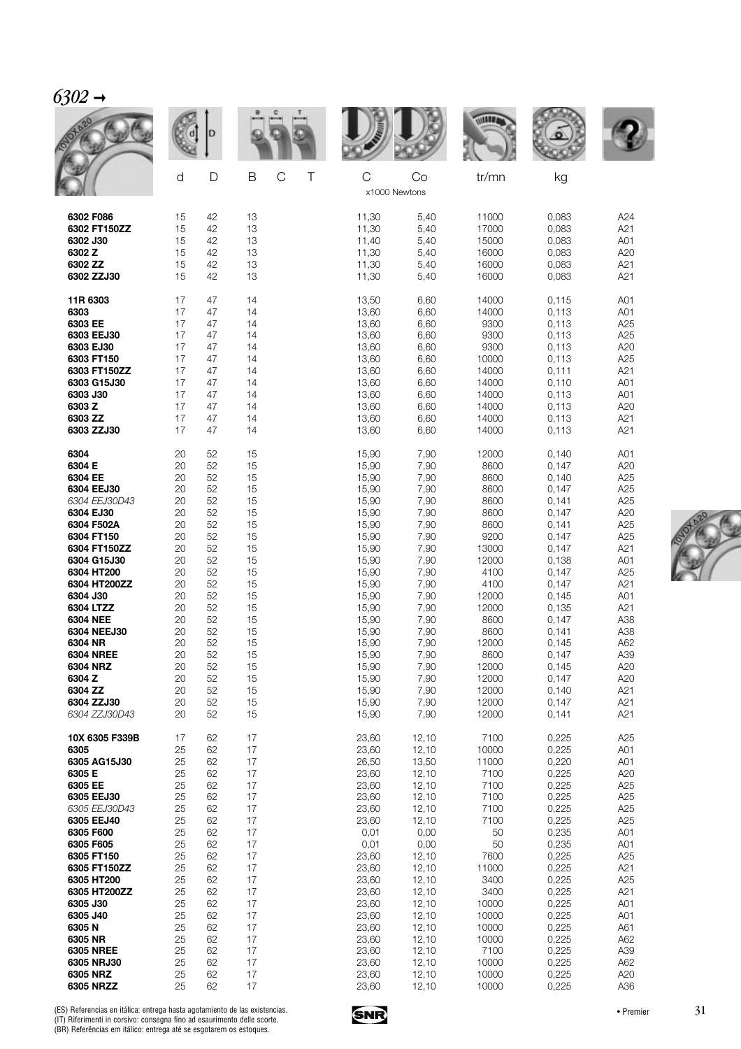## 6302 →

| | d | D | B | C | T | C | Co | tr/mn | kg | |
|---|---|---|---|---|---|---|---|---|---|---|
| | | | | | | x1000 Newtons | | | | |
| **6302 F086** | 15 | 42 | 13 | | | 11,30 | 5,40 | 11000 | 0,083 | A24 |
| **6302 FT150ZZ** | 15 | 42 | 13 | | | 11,30 | 5,40 | 17000 | 0,083 | A21 |
| **6302 J30** | 15 | 42 | 13 | | | 11,40 | 5,40 | 15000 | 0,083 | A01 |
| **6302 Z** | 15 | 42 | 13 | | | 11,30 | 5,40 | 16000 | 0,083 | A20 |
| **6302 ZZ** | 15 | 42 | 13 | | | 11,30 | 5,40 | 16000 | 0,083 | A21 |
| **6302 ZZJ30** | 15 | 42 | 13 | | | 11,30 | 5,40 | 16000 | 0,083 | A21 |
| **11R 6303** | 17 | 47 | 14 | | | 13,50 | 6,60 | 14000 | 0,115 | A01 |
| **6303** | 17 | 47 | 14 | | | 13,60 | 6,60 | 14000 | 0,113 | A01 |
| **6303 EE** | 17 | 47 | 14 | | | 13,60 | 6,60 | 9300 | 0,113 | A25 |
| **6303 EEJ30** | 17 | 47 | 14 | | | 13,60 | 6,60 | 9300 | 0,113 | A25 |
| **6303 EJ30** | 17 | 47 | 14 | | | 13,60 | 6,60 | 9300 | 0,113 | A20 |
| **6303 FT150** | 17 | 47 | 14 | | | 13,60 | 6,60 | 10000 | 0,113 | A25 |
| **6303 FT150ZZ** | 17 | 47 | 14 | | | 13,60 | 6,60 | 14000 | 0,111 | A21 |
| **6303 G15J30** | 17 | 47 | 14 | | | 13,60 | 6,60 | 14000 | 0,110 | A01 |
| **6303 J30** | 17 | 47 | 14 | | | 13,60 | 6,60 | 14000 | 0,113 | A01 |
| **6303 Z** | 17 | 47 | 14 | | | 13,60 | 6,60 | 14000 | 0,113 | A20 |
| **6303 ZZ** | 17 | 47 | 14 | | | 13,60 | 6,60 | 14000 | 0,113 | A21 |
| **6303 ZZJ30** | 17 | 47 | 14 | | | 13,60 | 6,60 | 14000 | 0,113 | A21 |
| **6304** | 20 | 52 | 15 | | | 15,90 | 7,90 | 12000 | 0,140 | A01 |
| **6304 E** | 20 | 52 | 15 | | | 15,90 | 7,90 | 8600 | 0,147 | A20 |
| **6304 EE** | 20 | 52 | 15 | | | 15,90 | 7,90 | 8600 | 0,140 | A25 |
| **6304 EEJ30** | 20 | 52 | 15 | | | 15,90 | 7,90 | 8600 | 0,147 | A25 |
| *6304 EEJ30D43* | 20 | 52 | 15 | | | 15,90 | 7,90 | 8600 | 0,141 | A25 |
| **6304 EJ30** | 20 | 52 | 15 | | | 15,90 | 7,90 | 8600 | 0,147 | A20 |
| **6304 F502A** | 20 | 52 | 15 | | | 15,90 | 7,90 | 8600 | 0,141 | A25 |
| **6304 FT150** | 20 | 52 | 15 | | | 15,90 | 7,90 | 9200 | 0,147 | A25 |
| **6304 FT150ZZ** | 20 | 52 | 15 | | | 15,90 | 7,90 | 13000 | 0,147 | A21 |
| **6304 G15J30** | 20 | 52 | 15 | | | 15,90 | 7,90 | 12000 | 0,138 | A01 |
| **6304 HT200** | 20 | 52 | 15 | | | 15,90 | 7,90 | 4100 | 0,147 | A25 |
| **6304 HT200ZZ** | 20 | 52 | 15 | | | 15,90 | 7,90 | 4100 | 0,147 | A21 |
| **6304 J30** | 20 | 52 | 15 | | | 15,90 | 7,90 | 12000 | 0,145 | A01 |
| **6304 LTZZ** | 20 | 52 | 15 | | | 15,90 | 7,90 | 12000 | 0,135 | A21 |
| **6304 NEE** | 20 | 52 | 15 | | | 15,90 | 7,90 | 8600 | 0,147 | A38 |
| **6304 NEEJ30** | 20 | 52 | 15 | | | 15,90 | 7,90 | 8600 | 0,141 | A38 |
| **6304 NR** | 20 | 52 | 15 | | | 15,90 | 7,90 | 12000 | 0,145 | A62 |
| **6304 NREE** | 20 | 52 | 15 | | | 15,90 | 7,90 | 8600 | 0,147 | A39 |
| **6304 NRZ** | 20 | 52 | 15 | | | 15,90 | 7,90 | 12000 | 0,145 | A20 |
| **6304 Z** | 20 | 52 | 15 | | | 15,90 | 7,90 | 12000 | 0,147 | A20 |
| **6304 ZZ** | 20 | 52 | 15 | | | 15,90 | 7,90 | 12000 | 0,140 | A21 |
| **6304 ZZJ30** | 20 | 52 | 15 | | | 15,90 | 7,90 | 12000 | 0,147 | A21 |
| *6304 ZZJ30D43* | 20 | 52 | 15 | | | 15,90 | 7,90 | 12000 | 0,141 | A21 |
| **10X 6305 F339B** | 17 | 62 | 17 | | | 23,60 | 12,10 | 7100 | 0,225 | A25 |
| **6305** | 25 | 62 | 17 | | | 23,60 | 12,10 | 10000 | 0,225 | A01 |
| **6305 AG15J30** | 25 | 62 | 17 | | | 26,50 | 13,50 | 11000 | 0,220 | A01 |
| **6305 E** | 25 | 62 | 17 | | | 23,60 | 12,10 | 7100 | 0,225 | A20 |
| **6305 EE** | 25 | 62 | 17 | | | 23,60 | 12,10 | 7100 | 0,225 | A25 |
| **6305 EEJ30** | 25 | 62 | 17 | | | 23,60 | 12,10 | 7100 | 0,225 | A25 |
| *6305 EEJ30D43* | 25 | 62 | 17 | | | 23,60 | 12,10 | 7100 | 0,225 | A25 |
| **6305 EEJ40** | 25 | 62 | 17 | | | 23,60 | 12,10 | 7100 | 0,225 | A25 |
| **6305 F600** | 25 | 62 | 17 | | | 0,01 | 0,00 | 50 | 0,235 | A01 |
| **6305 F605** | 25 | 62 | 17 | | | 0,01 | 0,00 | 50 | 0,235 | A01 |
| **6305 FT150** | 25 | 62 | 17 | | | 23,60 | 12,10 | 7600 | 0,225 | A25 |
| **6305 FT150ZZ** | 25 | 62 | 17 | | | 23,60 | 12,10 | 11000 | 0,225 | A21 |
| **6305 HT200** | 25 | 62 | 17 | | | 23,60 | 12,10 | 3400 | 0,225 | A25 |
| **6305 HT200ZZ** | 25 | 62 | 17 | | | 23,60 | 12,10 | 3400 | 0,225 | A21 |
| **6305 J30** | 25 | 62 | 17 | | | 23,60 | 12,10 | 10000 | 0,225 | A01 |
| **6305 J40** | 25 | 62 | 17 | | | 23,60 | 12,10 | 10000 | 0,225 | A01 |
| **6305 N** | 25 | 62 | 17 | | | 23,60 | 12,10 | 10000 | 0,225 | A61 |
| **6305 NR** | 25 | 62 | 17 | | | 23,60 | 12,10 | 10000 | 0,225 | A62 |
| **6305 NREE** | 25 | 62 | 17 | | | 23,60 | 12,10 | 7100 | 0,225 | A39 |
| **6305 NRJ30** | 25 | 62 | 17 | | | 23,60 | 12,10 | 10000 | 0,225 | A62 |
| **6305 NRZ** | 25 | 62 | 17 | | | 23,60 | 12,10 | 10000 | 0,225 | A20 |
| **6305 NRZZ** | 25 | 62 | 17 | | | 23,60 | 12,10 | 10000 | 0,225 | A36 |

(ES) Referencias en itálica: entrega hasta agotamiento de las existencias.
(IT) Riferimenti in corsivo: consegna fino ad esaurimento delle scorte.
(BR) Referências em itálico: entrega até se esgotarem os estoques.

• Premier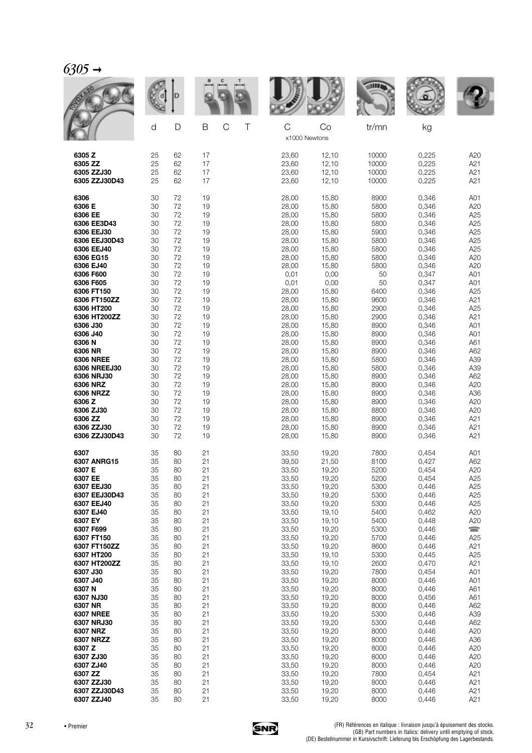## *6305* →

| | d | D | B | C | T | C | Co | tr/mn | kg | |
|---|---|---|---|---|---|---|---|---|---|---|
| | | | | | | x1000 Newtons | | | | |
| **6305 Z** | 25 | 62 | 17 | | | 23,60 | 12,10 | 10000 | 0,225 | A20 |
| **6305 ZZ** | 25 | 62 | 17 | | | 23,60 | 12,10 | 10000 | 0,225 | A21 |
| **6305 ZZJ30** | 25 | 62 | 17 | | | 23,60 | 12,10 | 10000 | 0,225 | A21 |
| **6305 ZZJ30D43** | 25 | 62 | 17 | | | 23,60 | 12,10 | 10000 | 0,225 | A21 |
| **6306** | 30 | 72 | 19 | | | 28,00 | 15,80 | 8900 | 0,346 | A01 |
| **6306 E** | 30 | 72 | 19 | | | 28,00 | 15,80 | 5800 | 0,346 | A20 |
| **6306 EE** | 30 | 72 | 19 | | | 28,00 | 15,80 | 5800 | 0,346 | A25 |
| **6306 EE3D43** | 30 | 72 | 19 | | | 28,00 | 15,80 | 5800 | 0,346 | A25 |
| **6306 EEJ30** | 30 | 72 | 19 | | | 28,00 | 15,80 | 5900 | 0,346 | A25 |
| **6306 EEJ30D43** | 30 | 72 | 19 | | | 28,00 | 15,80 | 5800 | 0,346 | A25 |
| **6306 EEJ40** | 30 | 72 | 19 | | | 28,00 | 15,80 | 5800 | 0,346 | A25 |
| **6306 EG15** | 30 | 72 | 19 | | | 28,00 | 15,80 | 5800 | 0,346 | A20 |
| **6306 EJ40** | 30 | 72 | 19 | | | 28,00 | 15,80 | 5800 | 0,346 | A20 |
| **6306 F600** | 30 | 72 | 19 | | | 0,01 | 0,00 | 50 | 0,347 | A01 |
| **6306 F605** | 30 | 72 | 19 | | | 0,01 | 0,00 | 50 | 0,347 | A01 |
| **6306 FT150** | 30 | 72 | 19 | | | 28,00 | 15,80 | 6400 | 0,346 | A25 |
| **6306 FT150ZZ** | 30 | 72 | 19 | | | 28,00 | 15,80 | 9600 | 0,346 | A21 |
| **6306 HT200** | 30 | 72 | 19 | | | 28,00 | 15,80 | 2900 | 0,346 | A25 |
| **6306 HT200ZZ** | 30 | 72 | 19 | | | 28,00 | 15,80 | 2900 | 0,346 | A21 |
| **6306 J30** | 30 | 72 | 19 | | | 28,00 | 15,80 | 8900 | 0,346 | A01 |
| **6306 J40** | 30 | 72 | 19 | | | 28,00 | 15,80 | 8900 | 0,346 | A01 |
| **6306 N** | 30 | 72 | 19 | | | 28,00 | 15,80 | 8900 | 0,346 | A61 |
| **6306 NR** | 30 | 72 | 19 | | | 28,00 | 15,80 | 8900 | 0,346 | A62 |
| **6306 NREE** | 30 | 72 | 19 | | | 28,00 | 15,80 | 5800 | 0,346 | A39 |
| **6306 NREEJ30** | 30 | 72 | 19 | | | 28,00 | 15,80 | 5800 | 0,346 | A39 |
| **6306 NRJ30** | 30 | 72 | 19 | | | 28,00 | 15,80 | 8900 | 0,346 | A62 |
| **6306 NRZ** | 30 | 72 | 19 | | | 28,00 | 15,80 | 8900 | 0,346 | A20 |
| **6306 NRZZ** | 30 | 72 | 19 | | | 28,00 | 15,80 | 8900 | 0,346 | A36 |
| **6306 Z** | 30 | 72 | 19 | | | 28,00 | 15,80 | 8900 | 0,346 | A20 |
| **6306 ZJ30** | 30 | 72 | 19 | | | 28,00 | 15,80 | 8800 | 0,346 | A20 |
| **6306 ZZ** | 30 | 72 | 19 | | | 28,00 | 15,80 | 8900 | 0,346 | A21 |
| **6306 ZZJ30** | 30 | 72 | 19 | | | 28,00 | 15,80 | 8900 | 0,346 | A21 |
| **6306 ZZJ30D43** | 30 | 72 | 19 | | | 28,00 | 15,80 | 8900 | 0,346 | A21 |
| **6307** | 35 | 80 | 21 | | | 33,50 | 19,20 | 7800 | 0,454 | A01 |
| **6307 ANRG15** | 35 | 80 | 21 | | | 39,50 | 21,50 | 8100 | 0,427 | A62 |
| **6307 E** | 35 | 80 | 21 | | | 33,50 | 19,20 | 5200 | 0,454 | A20 |
| **6307 EE** | 35 | 80 | 21 | | | 33,50 | 19,20 | 5200 | 0,454 | A25 |
| **6307 EEJ30** | 35 | 80 | 21 | | | 33,50 | 19,20 | 5300 | 0,446 | A25 |
| **6307 EEJ30D43** | 35 | 80 | 21 | | | 33,50 | 19,20 | 5300 | 0,446 | A25 |
| **6307 EEJ40** | 35 | 80 | 21 | | | 33,50 | 19,20 | 5300 | 0,446 | A25 |
| **6307 EJ40** | 35 | 80 | 21 | | | 33,50 | 19,10 | 5400 | 0,462 | A20 |
| **6307 EY** | 35 | 80 | 21 | | | 33,50 | 19,10 | 5400 | 0,448 | A20 |
| **6307 F699** | 35 | 80 | 21 | | | 33,50 | 19,20 | 5300 | 0,446 | ☎ |
| **6307 FT150** | 35 | 80 | 21 | | | 33,50 | 19,20 | 5700 | 0,446 | A25 |
| **6307 FT150ZZ** | 35 | 80 | 21 | | | 33,50 | 19,20 | 8600 | 0,446 | A21 |
| **6307 HT200** | 35 | 80 | 21 | | | 33,50 | 19,10 | 5300 | 0,445 | A25 |
| **6307 HT200ZZ** | 35 | 80 | 21 | | | 33,50 | 19,10 | 2600 | 0,470 | A21 |
| **6307 J30** | 35 | 80 | 21 | | | 33,50 | 19,20 | 7800 | 0,454 | A01 |
| **6307 J40** | 35 | 80 | 21 | | | 33,50 | 19,20 | 8000 | 0,446 | A01 |
| **6307 N** | 35 | 80 | 21 | | | 33,50 | 19,20 | 8000 | 0,446 | A61 |
| **6307 NJ30** | 35 | 80 | 21 | | | 33,50 | 19,20 | 8000 | 0,456 | A61 |
| **6307 NR** | 35 | 80 | 21 | | | 33,50 | 19,20 | 8000 | 0,446 | A62 |
| **6307 NREE** | 35 | 80 | 21 | | | 33,50 | 19,20 | 5300 | 0,446 | A39 |
| **6307 NRJ30** | 35 | 80 | 21 | | | 33,50 | 19,20 | 5300 | 0,446 | A62 |
| **6307 NRZ** | 35 | 80 | 21 | | | 33,50 | 19,20 | 8000 | 0,446 | A20 |
| **6307 NRZZ** | 35 | 80 | 21 | | | 33,50 | 19,20 | 8000 | 0,446 | A36 |
| **6307 Z** | 35 | 80 | 21 | | | 33,50 | 19,20 | 8000 | 0,446 | A20 |
| **6307 ZJ30** | 35 | 80 | 21 | | | 33,50 | 19,20 | 8000 | 0,446 | A20 |
| **6307 ZJ40** | 35 | 80 | 21 | | | 33,50 | 19,20 | 8000 | 0,446 | A20 |
| **6307 ZZ** | 35 | 80 | 21 | | | 33,50 | 19,20 | 7800 | 0,454 | A21 |
| **6307 ZZJ30** | 35 | 80 | 21 | | | 33,50 | 19,20 | 8000 | 0,446 | A21 |
| **6307 ZZJ30D43** | 35 | 80 | 21 | | | 33,50 | 19,20 | 8000 | 0,446 | A21 |
| **6307 ZZJ40** | 35 | 80 | 21 | | | 33,50 | 19,20 | 8000 | 0,446 | A21 |

• Premier

(FR) Références en italique : livraison jusqu'à épuisement des stocks.
(GB) Part numbers in Italics: delivery until emptying of stock.
(DE) Bestellnummer in Kursivschrift: Lieferung bis Erschöpfung des Lagerbestands.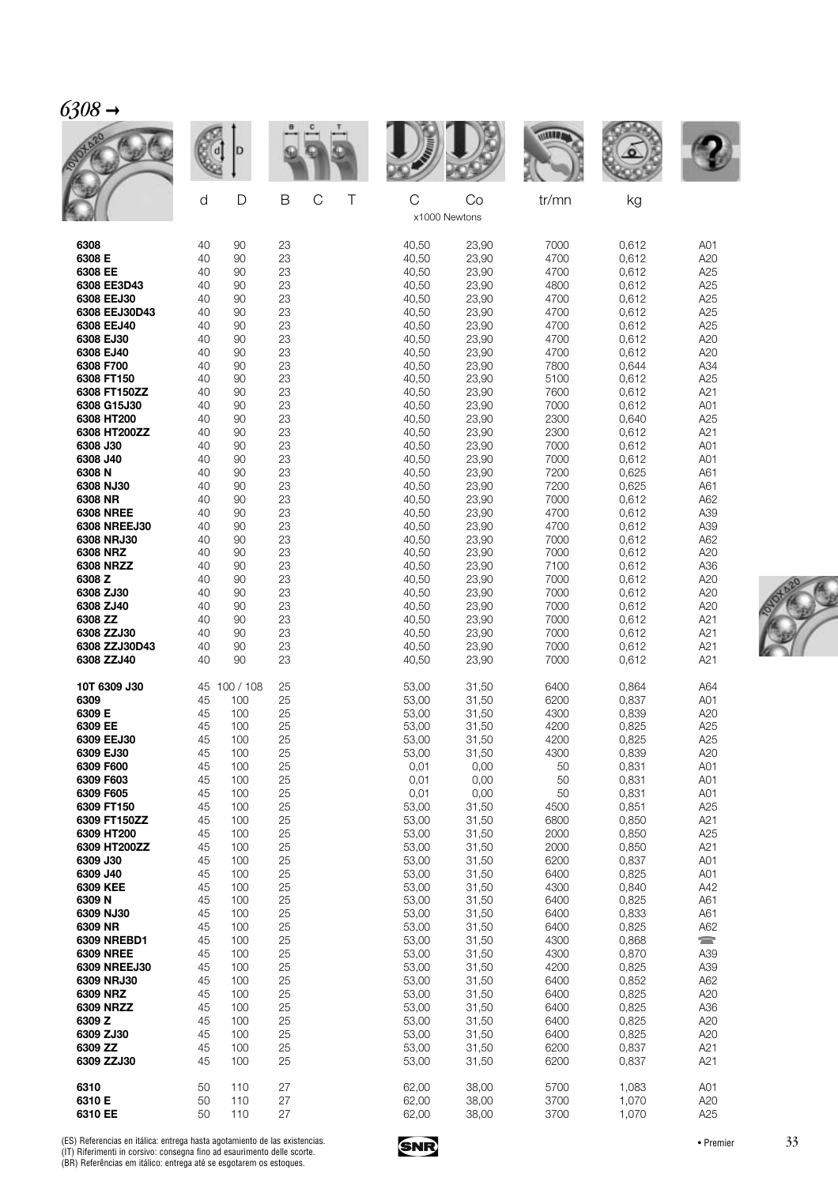## *6308 →*

| | d | D | B | C | T | C | Co | tr/mn | kg | |
|---|---|---|---|---|---|---|---|---|---|---|
| | | | | | | x1000 Newtons | | | | |
| **6308** | 40 | 90 | 23 | | | 40,50 | 23,90 | 7000 | 0,612 | A01 |
| **6308 E** | 40 | 90 | 23 | | | 40,50 | 23,90 | 4700 | 0,612 | A20 |
| **6308 EE** | 40 | 90 | 23 | | | 40,50 | 23,90 | 4700 | 0,612 | A25 |
| **6308 EE3D43** | 40 | 90 | 23 | | | 40,50 | 23,90 | 4800 | 0,612 | A25 |
| **6308 EEJ30** | 40 | 90 | 23 | | | 40,50 | 23,90 | 4700 | 0,612 | A25 |
| **6308 EEJ30D43** | 40 | 90 | 23 | | | 40,50 | 23,90 | 4700 | 0,612 | A25 |
| **6308 EEJ40** | 40 | 90 | 23 | | | 40,50 | 23,90 | 4700 | 0,612 | A25 |
| **6308 EJ30** | 40 | 90 | 23 | | | 40,50 | 23,90 | 4700 | 0,612 | A20 |
| **6308 EJ40** | 40 | 90 | 23 | | | 40,50 | 23,90 | 4700 | 0,612 | A20 |
| **6308 F700** | 40 | 90 | 23 | | | 40,50 | 23,90 | 7800 | 0,644 | A34 |
| **6308 FT150** | 40 | 90 | 23 | | | 40,50 | 23,90 | 5100 | 0,612 | A25 |
| **6308 FT150ZZ** | 40 | 90 | 23 | | | 40,50 | 23,90 | 7600 | 0,612 | A21 |
| **6308 G15J30** | 40 | 90 | 23 | | | 40,50 | 23,90 | 7000 | 0,612 | A01 |
| **6308 HT200** | 40 | 90 | 23 | | | 40,50 | 23,90 | 2300 | 0,640 | A25 |
| **6308 HT200ZZ** | 40 | 90 | 23 | | | 40,50 | 23,90 | 2300 | 0,612 | A21 |
| **6308 J30** | 40 | 90 | 23 | | | 40,50 | 23,90 | 7000 | 0,612 | A01 |
| **6308 J40** | 40 | 90 | 23 | | | 40,50 | 23,90 | 7000 | 0,612 | A01 |
| **6308 N** | 40 | 90 | 23 | | | 40,50 | 23,90 | 7200 | 0,625 | A61 |
| **6308 NJ30** | 40 | 90 | 23 | | | 40,50 | 23,90 | 7200 | 0,625 | A61 |
| **6308 NR** | 40 | 90 | 23 | | | 40,50 | 23,90 | 7000 | 0,612 | A62 |
| **6308 NREE** | 40 | 90 | 23 | | | 40,50 | 23,90 | 4700 | 0,612 | A39 |
| **6308 NREEJ30** | 40 | 90 | 23 | | | 40,50 | 23,90 | 4700 | 0,612 | A39 |
| **6308 NRJ30** | 40 | 90 | 23 | | | 40,50 | 23,90 | 7000 | 0,612 | A62 |
| **6308 NRZ** | 40 | 90 | 23 | | | 40,50 | 23,90 | 7000 | 0,612 | A20 |
| **6308 NRZZ** | 40 | 90 | 23 | | | 40,50 | 23,90 | 7100 | 0,612 | A36 |
| **6308 Z** | 40 | 90 | 23 | | | 40,50 | 23,90 | 7000 | 0,612 | A20 |
| **6308 ZJ30** | 40 | 90 | 23 | | | 40,50 | 23,90 | 7000 | 0,612 | A20 |
| **6308 ZJ40** | 40 | 90 | 23 | | | 40,50 | 23,90 | 7000 | 0,612 | A20 |
| **6308 ZZ** | 40 | 90 | 23 | | | 40,50 | 23,90 | 7000 | 0,612 | A21 |
| **6308 ZZJ30** | 40 | 90 | 23 | | | 40,50 | 23,90 | 7000 | 0,612 | A21 |
| **6308 ZZJ30D43** | 40 | 90 | 23 | | | 40,50 | 23,90 | 7000 | 0,612 | A21 |
| **6308 ZZJ40** | 40 | 90 | 23 | | | 40,50 | 23,90 | 7000 | 0,612 | A21 |
| **10T 6309 J30** | 45 | 100 / 108 | 25 | | | 53,00 | 31,50 | 6400 | 0,864 | A64 |
| **6309** | 45 | 100 | 25 | | | 53,00 | 31,50 | 6200 | 0,837 | A01 |
| **6309 E** | 45 | 100 | 25 | | | 53,00 | 31,50 | 4300 | 0,839 | A20 |
| **6309 EE** | 45 | 100 | 25 | | | 53,00 | 31,50 | 4200 | 0,825 | A25 |
| **6309 EEJ30** | 45 | 100 | 25 | | | 53,00 | 31,50 | 4200 | 0,825 | A25 |
| **6309 EJ30** | 45 | 100 | 25 | | | 53,00 | 31,50 | 4300 | 0,839 | A20 |
| **6309 F600** | 45 | 100 | 25 | | | 0,01 | 0,00 | 50 | 0,831 | A01 |
| **6309 F603** | 45 | 100 | 25 | | | 0,01 | 0,00 | 50 | 0,831 | A01 |
| **6309 F605** | 45 | 100 | 25 | | | 0,01 | 0,00 | 50 | 0,831 | A01 |
| **6309 FT150** | 45 | 100 | 25 | | | 53,00 | 31,50 | 4500 | 0,851 | A25 |
| **6309 FT150ZZ** | 45 | 100 | 25 | | | 53,00 | 31,50 | 6800 | 0,850 | A21 |
| **6309 HT200** | 45 | 100 | 25 | | | 53,00 | 31,50 | 2000 | 0,850 | A25 |
| **6309 HT200ZZ** | 45 | 100 | 25 | | | 53,00 | 31,50 | 2000 | 0,850 | A21 |
| **6309 J30** | 45 | 100 | 25 | | | 53,00 | 31,50 | 6200 | 0,837 | A01 |
| **6309 J40** | 45 | 100 | 25 | | | 53,00 | 31,50 | 6400 | 0,825 | A01 |
| **6309 KEE** | 45 | 100 | 25 | | | 53,00 | 31,50 | 4300 | 0,840 | A42 |
| **6309 N** | 45 | 100 | 25 | | | 53,00 | 31,50 | 6400 | 0,825 | A61 |
| **6309 NJ30** | 45 | 100 | 25 | | | 53,00 | 31,50 | 6400 | 0,833 | A61 |
| **6309 NR** | 45 | 100 | 25 | | | 53,00 | 31,50 | 6400 | 0,825 | A62 |
| **6309 NREBD1** | 45 | 100 | 25 | | | 53,00 | 31,50 | 4300 | 0,868 | ☎ |
| **6309 NREE** | 45 | 100 | 25 | | | 53,00 | 31,50 | 4300 | 0,870 | A39 |
| **6309 NREEJ30** | 45 | 100 | 25 | | | 53,00 | 31,50 | 4200 | 0,825 | A39 |
| **6309 NRJ30** | 45 | 100 | 25 | | | 53,00 | 31,50 | 6400 | 0,852 | A62 |
| **6309 NRZ** | 45 | 100 | 25 | | | 53,00 | 31,50 | 6400 | 0,825 | A20 |
| **6309 NRZZ** | 45 | 100 | 25 | | | 53,00 | 31,50 | 6400 | 0,825 | A36 |
| **6309 Z** | 45 | 100 | 25 | | | 53,00 | 31,50 | 6400 | 0,825 | A20 |
| **6309 ZJ30** | 45 | 100 | 25 | | | 53,00 | 31,50 | 6400 | 0,825 | A20 |
| **6309 ZZ** | 45 | 100 | 25 | | | 53,00 | 31,50 | 6200 | 0,837 | A21 |
| **6309 ZZJ30** | 45 | 100 | 25 | | | 53,00 | 31,50 | 6200 | 0,837 | A21 |
| **6310** | 50 | 110 | 27 | | | 62,00 | 38,00 | 5700 | 1,083 | A01 |
| **6310 E** | 50 | 110 | 27 | | | 62,00 | 38,00 | 3700 | 1,070 | A20 |
| **6310 EE** | 50 | 110 | 27 | | | 62,00 | 38,00 | 3700 | 1,070 | A25 |

(ES) Referencias en itálica: entrega hasta agotamiento de las existencias.
(IT) Riferimenti in corsivo: consegna fino ad esaurimento delle scorte.
(BR) Referências em itálico: entrega até se esgotarem os estoques.

• Premier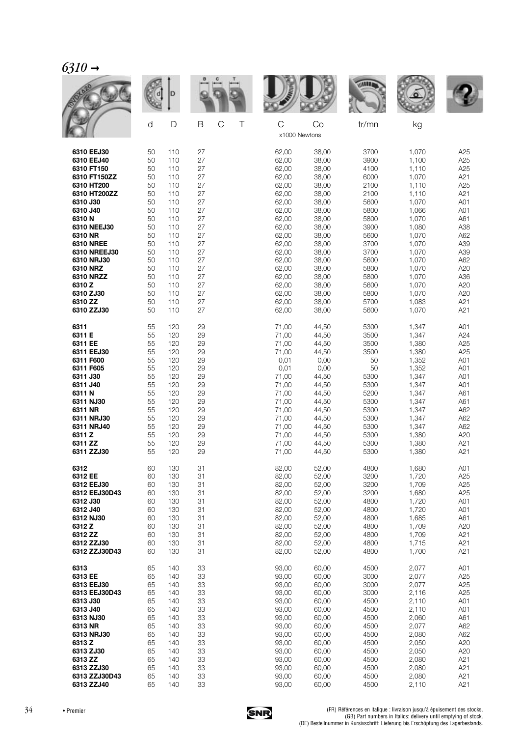## 6310 →

| | d | D | B | C | T | C | Co | tr/mn | kg | |
|---|---|---|---|---|---|---|---|---|---|---|
| | | | | | | x1000 Newtons | | | | |
| **6310 EEJ30** | 50 | 110 | 27 | | | 62,00 | 38,00 | 3700 | 1,070 | A25 |
| **6310 EEJ40** | 50 | 110 | 27 | | | 62,00 | 38,00 | 3900 | 1,100 | A25 |
| **6310 FT150** | 50 | 110 | 27 | | | 62,00 | 38,00 | 4100 | 1,110 | A25 |
| **6310 FT150ZZ** | 50 | 110 | 27 | | | 62,00 | 38,00 | 6000 | 1,070 | A21 |
| **6310 HT200** | 50 | 110 | 27 | | | 62,00 | 38,00 | 2100 | 1,110 | A25 |
| **6310 HT200ZZ** | 50 | 110 | 27 | | | 62,00 | 38,00 | 2100 | 1,110 | A21 |
| **6310 J30** | 50 | 110 | 27 | | | 62,00 | 38,00 | 5600 | 1,070 | A01 |
| **6310 J40** | 50 | 110 | 27 | | | 62,00 | 38,00 | 5800 | 1,066 | A01 |
| **6310 N** | 50 | 110 | 27 | | | 62,00 | 38,00 | 5800 | 1,070 | A61 |
| **6310 NEEJ30** | 50 | 110 | 27 | | | 62,00 | 38,00 | 3900 | 1,080 | A38 |
| **6310 NR** | 50 | 110 | 27 | | | 62,00 | 38,00 | 5600 | 1,070 | A62 |
| **6310 NREE** | 50 | 110 | 27 | | | 62,00 | 38,00 | 3700 | 1,070 | A39 |
| **6310 NREEJ30** | 50 | 110 | 27 | | | 62,00 | 38,00 | 3700 | 1,070 | A39 |
| **6310 NRJ30** | 50 | 110 | 27 | | | 62,00 | 38,00 | 5600 | 1,070 | A62 |
| **6310 NRZ** | 50 | 110 | 27 | | | 62,00 | 38,00 | 5800 | 1,070 | A20 |
| **6310 NRZZ** | 50 | 110 | 27 | | | 62,00 | 38,00 | 5800 | 1,070 | A36 |
| **6310 Z** | 50 | 110 | 27 | | | 62,00 | 38,00 | 5600 | 1,070 | A20 |
| **6310 ZJ30** | 50 | 110 | 27 | | | 62,00 | 38,00 | 5800 | 1,070 | A20 |
| **6310 ZZ** | 50 | 110 | 27 | | | 62,00 | 38,00 | 5700 | 1,083 | A21 |
| **6310 ZZJ30** | 50 | 110 | 27 | | | 62,00 | 38,00 | 5600 | 1,070 | A21 |
| **6311** | 55 | 120 | 29 | | | 71,00 | 44,50 | 5300 | 1,347 | A01 |
| **6311 E** | 55 | 120 | 29 | | | 71,00 | 44,50 | 3500 | 1,347 | A24 |
| **6311 EE** | 55 | 120 | 29 | | | 71,00 | 44,50 | 3500 | 1,380 | A25 |
| **6311 EEJ30** | 55 | 120 | 29 | | | 71,00 | 44,50 | 3500 | 1,380 | A25 |
| **6311 F600** | 55 | 120 | 29 | | | 0,01 | 0,00 | 50 | 1,352 | A01 |
| **6311 F605** | 55 | 120 | 29 | | | 0,01 | 0,00 | 50 | 1,352 | A01 |
| **6311 J30** | 55 | 120 | 29 | | | 71,00 | 44,50 | 5300 | 1,347 | A01 |
| **6311 J40** | 55 | 120 | 29 | | | 71,00 | 44,50 | 5300 | 1,347 | A01 |
| **6311 N** | 55 | 120 | 29 | | | 71,00 | 44,50 | 5200 | 1,347 | A61 |
| **6311 NJ30** | 55 | 120 | 29 | | | 71,00 | 44,50 | 5300 | 1,347 | A61 |
| **6311 NR** | 55 | 120 | 29 | | | 71,00 | 44,50 | 5300 | 1,347 | A62 |
| **6311 NRJ30** | 55 | 120 | 29 | | | 71,00 | 44,50 | 5300 | 1,347 | A62 |
| **6311 NRJ40** | 55 | 120 | 29 | | | 71,00 | 44,50 | 5300 | 1,347 | A62 |
| **6311 Z** | 55 | 120 | 29 | | | 71,00 | 44,50 | 5300 | 1,380 | A20 |
| **6311 ZZ** | 55 | 120 | 29 | | | 71,00 | 44,50 | 5300 | 1,380 | A21 |
| **6311 ZZJ30** | 55 | 120 | 29 | | | 71,00 | 44,50 | 5300 | 1,380 | A21 |
| **6312** | 60 | 130 | 31 | | | 82,00 | 52,00 | 4800 | 1,680 | A01 |
| **6312 EE** | 60 | 130 | 31 | | | 82,00 | 52,00 | 3200 | 1,720 | A25 |
| **6312 EEJ30** | 60 | 130 | 31 | | | 82,00 | 52,00 | 3200 | 1,709 | A25 |
| **6312 EEJ30D43** | 60 | 130 | 31 | | | 82,00 | 52,00 | 3200 | 1,680 | A25 |
| **6312 J30** | 60 | 130 | 31 | | | 82,00 | 52,00 | 4800 | 1,720 | A01 |
| **6312 J40** | 60 | 130 | 31 | | | 82,00 | 52,00 | 4800 | 1,720 | A01 |
| **6312 NJ30** | 60 | 130 | 31 | | | 82,00 | 52,00 | 4800 | 1,685 | A61 |
| **6312 Z** | 60 | 130 | 31 | | | 82,00 | 52,00 | 4800 | 1,709 | A20 |
| **6312 ZZ** | 60 | 130 | 31 | | | 82,00 | 52,00 | 4800 | 1,709 | A21 |
| **6312 ZZJ30** | 60 | 130 | 31 | | | 82,00 | 52,00 | 4800 | 1,715 | A21 |
| **6312 ZZJ30D43** | 60 | 130 | 31 | | | 82,00 | 52,00 | 4800 | 1,700 | A21 |
| **6313** | 65 | 140 | 33 | | | 93,00 | 60,00 | 4500 | 2,077 | A01 |
| **6313 EE** | 65 | 140 | 33 | | | 93,00 | 60,00 | 3000 | 2,077 | A25 |
| **6313 EEJ30** | 65 | 140 | 33 | | | 93,00 | 60,00 | 3000 | 2,077 | A25 |
| **6313 EEJ30D43** | 65 | 140 | 33 | | | 93,00 | 60,00 | 3000 | 2,116 | A25 |
| **6313 J30** | 65 | 140 | 33 | | | 93,00 | 60,00 | 4500 | 2,110 | A01 |
| **6313 J40** | 65 | 140 | 33 | | | 93,00 | 60,00 | 4500 | 2,110 | A01 |
| **6313 NJ30** | 65 | 140 | 33 | | | 93,00 | 60,00 | 4500 | 2,060 | A61 |
| **6313 NR** | 65 | 140 | 33 | | | 93,00 | 60,00 | 4500 | 2,077 | A62 |
| **6313 NRJ30** | 65 | 140 | 33 | | | 93,00 | 60,00 | 4500 | 2,080 | A62 |
| **6313 Z** | 65 | 140 | 33 | | | 93,00 | 60,00 | 4500 | 2,050 | A20 |
| **6313 ZJ30** | 65 | 140 | 33 | | | 93,00 | 60,00 | 4500 | 2,050 | A20 |
| **6313 ZZ** | 65 | 140 | 33 | | | 93,00 | 60,00 | 4500 | 2,080 | A21 |
| **6313 ZZJ30** | 65 | 140 | 33 | | | 93,00 | 60,00 | 4500 | 2,080 | A21 |
| **6313 ZZJ30D43** | 65 | 140 | 33 | | | 93,00 | 60,00 | 4500 | 2,080 | A21 |
| **6313 ZZJ40** | 65 | 140 | 33 | | | 93,00 | 60,00 | 4500 | 2,110 | A21 |

• Premier

(FR) Références en italique : livraison jusqu'à épuisement des stocks.
(GB) Part numbers in Italics: delivery until emptying of stock.
(DE) Bestellnummer in Kursivschrift: Lieferung bis Erschöpfung des Lagerbestands.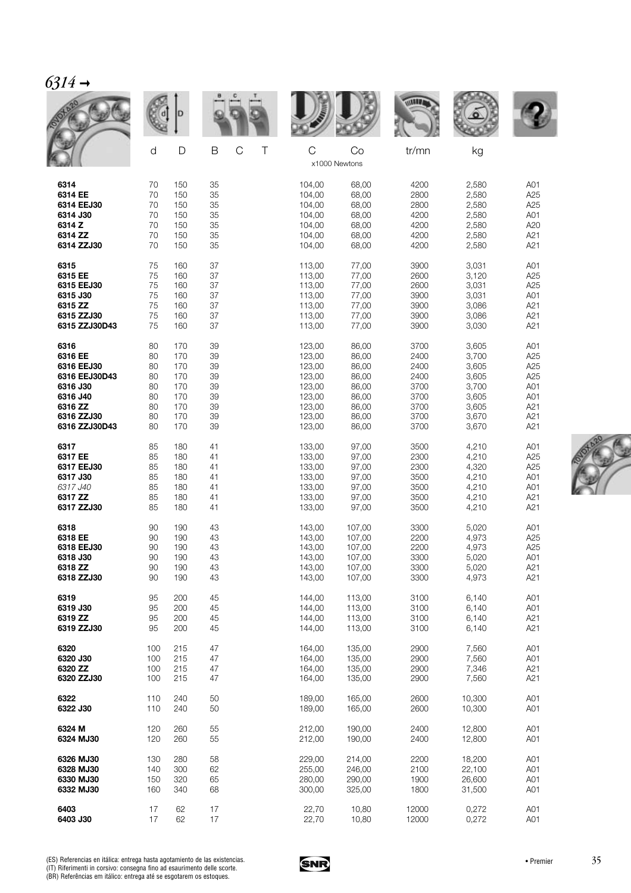# *6314 →*

| | d | D | B | C | T | C | Co | tr/mn | kg | |
|---|---|---|---|---|---|---|---|---|---|---|
| | | | | | | x1000 Newtons | | | | |
| **6314** | 70 | 150 | 35 | | | 104,00 | 68,00 | 4200 | 2,580 | A01 |
| **6314 EE** | 70 | 150 | 35 | | | 104,00 | 68,00 | 2800 | 2,580 | A25 |
| **6314 EEJ30** | 70 | 150 | 35 | | | 104,00 | 68,00 | 2800 | 2,580 | A25 |
| **6314 J30** | 70 | 150 | 35 | | | 104,00 | 68,00 | 4200 | 2,580 | A01 |
| **6314 Z** | 70 | 150 | 35 | | | 104,00 | 68,00 | 4200 | 2,580 | A20 |
| **6314 ZZ** | 70 | 150 | 35 | | | 104,00 | 68,00 | 4200 | 2,580 | A21 |
| **6314 ZZJ30** | 70 | 150 | 35 | | | 104,00 | 68,00 | 4200 | 2,580 | A21 |
| **6315** | 75 | 160 | 37 | | | 113,00 | 77,00 | 3900 | 3,031 | A01 |
| **6315 EE** | 75 | 160 | 37 | | | 113,00 | 77,00 | 2600 | 3,120 | A25 |
| **6315 EEJ30** | 75 | 160 | 37 | | | 113,00 | 77,00 | 2600 | 3,031 | A25 |
| **6315 J30** | 75 | 160 | 37 | | | 113,00 | 77,00 | 3900 | 3,031 | A01 |
| **6315 ZZ** | 75 | 160 | 37 | | | 113,00 | 77,00 | 3900 | 3,086 | A21 |
| **6315 ZZJ30** | 75 | 160 | 37 | | | 113,00 | 77,00 | 3900 | 3,086 | A21 |
| **6315 ZZJ30D43** | 75 | 160 | 37 | | | 113,00 | 77,00 | 3900 | 3,030 | A21 |
| **6316** | 80 | 170 | 39 | | | 123,00 | 86,00 | 3700 | 3,605 | A01 |
| **6316 EE** | 80 | 170 | 39 | | | 123,00 | 86,00 | 2400 | 3,700 | A25 |
| **6316 EEJ30** | 80 | 170 | 39 | | | 123,00 | 86,00 | 2400 | 3,605 | A25 |
| **6316 EEJ30D43** | 80 | 170 | 39 | | | 123,00 | 86,00 | 2400 | 3,605 | A25 |
| **6316 J30** | 80 | 170 | 39 | | | 123,00 | 86,00 | 3700 | 3,700 | A01 |
| **6316 J40** | 80 | 170 | 39 | | | 123,00 | 86,00 | 3700 | 3,605 | A01 |
| **6316 ZZ** | 80 | 170 | 39 | | | 123,00 | 86,00 | 3700 | 3,605 | A21 |
| **6316 ZZJ30** | 80 | 170 | 39 | | | 123,00 | 86,00 | 3700 | 3,670 | A21 |
| **6316 ZZJ30D43** | 80 | 170 | 39 | | | 123,00 | 86,00 | 3700 | 3,670 | A21 |
| **6317** | 85 | 180 | 41 | | | 133,00 | 97,00 | 3500 | 4,210 | A01 |
| **6317 EE** | 85 | 180 | 41 | | | 133,00 | 97,00 | 2300 | 4,210 | A25 |
| **6317 EEJ30** | 85 | 180 | 41 | | | 133,00 | 97,00 | 2300 | 4,320 | A25 |
| **6317 J30** | 85 | 180 | 41 | | | 133,00 | 97,00 | 3500 | 4,210 | A01 |
| *6317 J40* | 85 | 180 | 41 | | | 133,00 | 97,00 | 3500 | 4,210 | A01 |
| **6317 ZZ** | 85 | 180 | 41 | | | 133,00 | 97,00 | 3500 | 4,210 | A21 |
| **6317 ZZJ30** | 85 | 180 | 41 | | | 133,00 | 97,00 | 3500 | 4,210 | A21 |
| **6318** | 90 | 190 | 43 | | | 143,00 | 107,00 | 3300 | 5,020 | A01 |
| **6318 EE** | 90 | 190 | 43 | | | 143,00 | 107,00 | 2200 | 4,973 | A25 |
| **6318 EEJ30** | 90 | 190 | 43 | | | 143,00 | 107,00 | 2200 | 4,973 | A25 |
| **6318 J30** | 90 | 190 | 43 | | | 143,00 | 107,00 | 3300 | 5,020 | A01 |
| **6318 ZZ** | 90 | 190 | 43 | | | 143,00 | 107,00 | 3300 | 5,020 | A21 |
| **6318 ZZJ30** | 90 | 190 | 43 | | | 143,00 | 107,00 | 3300 | 4,973 | A21 |
| **6319** | 95 | 200 | 45 | | | 144,00 | 113,00 | 3100 | 6,140 | A01 |
| **6319 J30** | 95 | 200 | 45 | | | 144,00 | 113,00 | 3100 | 6,140 | A01 |
| **6319 ZZ** | 95 | 200 | 45 | | | 144,00 | 113,00 | 3100 | 6,140 | A21 |
| **6319 ZZJ30** | 95 | 200 | 45 | | | 144,00 | 113,00 | 3100 | 6,140 | A21 |
| **6320** | 100 | 215 | 47 | | | 164,00 | 135,00 | 2900 | 7,560 | A01 |
| **6320 J30** | 100 | 215 | 47 | | | 164,00 | 135,00 | 2900 | 7,560 | A01 |
| **6320 ZZ** | 100 | 215 | 47 | | | 164,00 | 135,00 | 2900 | 7,346 | A21 |
| **6320 ZZJ30** | 100 | 215 | 47 | | | 164,00 | 135,00 | 2900 | 7,560 | A21 |
| **6322** | 110 | 240 | 50 | | | 189,00 | 165,00 | 2600 | 10,300 | A01 |
| **6322 J30** | 110 | 240 | 50 | | | 189,00 | 165,00 | 2600 | 10,300 | A01 |
| **6324 M** | 120 | 260 | 55 | | | 212,00 | 190,00 | 2400 | 12,800 | A01 |
| **6324 MJ30** | 120 | 260 | 55 | | | 212,00 | 190,00 | 2400 | 12,800 | A01 |
| **6326 MJ30** | 130 | 280 | 58 | | | 229,00 | 214,00 | 2200 | 18,200 | A01 |
| **6328 MJ30** | 140 | 300 | 62 | | | 255,00 | 246,00 | 2100 | 22,100 | A01 |
| **6330 MJ30** | 150 | 320 | 65 | | | 280,00 | 290,00 | 1900 | 26,600 | A01 |
| **6332 MJ30** | 160 | 340 | 68 | | | 300,00 | 325,00 | 1800 | 31,500 | A01 |
| **6403** | 17 | 62 | 17 | | | 22,70 | 10,80 | 12000 | 0,272 | A01 |
| **6403 J30** | 17 | 62 | 17 | | | 22,70 | 10,80 | 12000 | 0,272 | A01 |

(ES) Referencias en itálica: entrega hasta agotamiento de las existencias.
(IT) Riferimenti in corsivo: consegna fino ad esaurimento delle scorte.
(BR) Referências em itálico: entrega até se esgotarem os estoques.

• Premier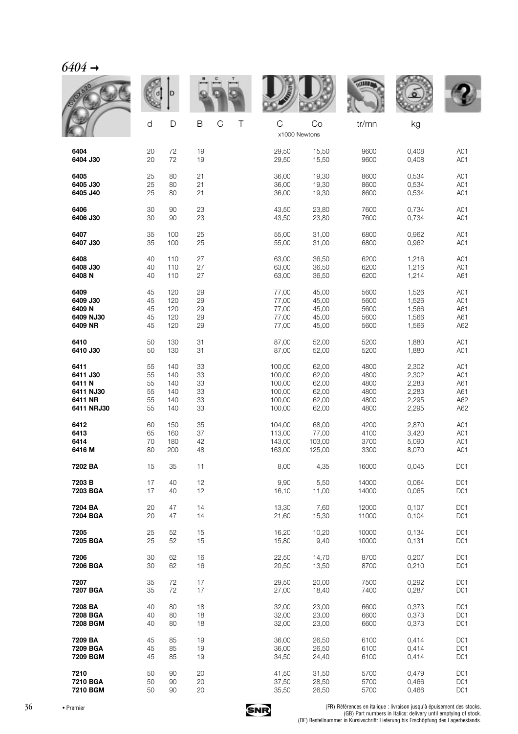# *6404* →

| | d | D | B | C | T | C | Co | tr/mn | kg | |
|---|---|---|---|---|---|---|---|---|---|---|
| | | | | | | x1000 Newtons | | | | |
| **6404** | 20 | 72 | 19 | | | 29,50 | 15,50 | 9600 | 0,408 | A01 |
| **6404 J30** | 20 | 72 | 19 | | | 29,50 | 15,50 | 9600 | 0,408 | A01 |
| **6405** | 25 | 80 | 21 | | | 36,00 | 19,30 | 8600 | 0,534 | A01 |
| **6405 J30** | 25 | 80 | 21 | | | 36,00 | 19,30 | 8600 | 0,534 | A01 |
| **6405 J40** | 25 | 80 | 21 | | | 36,00 | 19,30 | 8600 | 0,534 | A01 |
| **6406** | 30 | 90 | 23 | | | 43,50 | 23,80 | 7600 | 0,734 | A01 |
| **6406 J30** | 30 | 90 | 23 | | | 43,50 | 23,80 | 7600 | 0,734 | A01 |
| **6407** | 35 | 100 | 25 | | | 55,00 | 31,00 | 6800 | 0,962 | A01 |
| **6407 J30** | 35 | 100 | 25 | | | 55,00 | 31,00 | 6800 | 0,962 | A01 |
| **6408** | 40 | 110 | 27 | | | 63,00 | 36,50 | 6200 | 1,216 | A01 |
| **6408 J30** | 40 | 110 | 27 | | | 63,00 | 36,50 | 6200 | 1,216 | A01 |
| **6408 N** | 40 | 110 | 27 | | | 63,00 | 36,50 | 6200 | 1,214 | A61 |
| **6409** | 45 | 120 | 29 | | | 77,00 | 45,00 | 5600 | 1,526 | A01 |
| **6409 J30** | 45 | 120 | 29 | | | 77,00 | 45,00 | 5600 | 1,526 | A01 |
| **6409 N** | 45 | 120 | 29 | | | 77,00 | 45,00 | 5600 | 1,566 | A61 |
| **6409 NJ30** | 45 | 120 | 29 | | | 77,00 | 45,00 | 5600 | 1,566 | A61 |
| **6409 NR** | 45 | 120 | 29 | | | 77,00 | 45,00 | 5600 | 1,566 | A62 |
| **6410** | 50 | 130 | 31 | | | 87,00 | 52,00 | 5200 | 1,880 | A01 |
| **6410 J30** | 50 | 130 | 31 | | | 87,00 | 52,00 | 5200 | 1,880 | A01 |
| **6411** | 55 | 140 | 33 | | | 100,00 | 62,00 | 4800 | 2,302 | A01 |
| **6411 J30** | 55 | 140 | 33 | | | 100,00 | 62,00 | 4800 | 2,302 | A01 |
| **6411 N** | 55 | 140 | 33 | | | 100,00 | 62,00 | 4800 | 2,283 | A61 |
| **6411 NJ30** | 55 | 140 | 33 | | | 100,00 | 62,00 | 4800 | 2,283 | A61 |
| **6411 NR** | 55 | 140 | 33 | | | 100,00 | 62,00 | 4800 | 2,295 | A62 |
| **6411 NRJ30** | 55 | 140 | 33 | | | 100,00 | 62,00 | 4800 | 2,295 | A62 |
| **6412** | 60 | 150 | 35 | | | 104,00 | 68,00 | 4200 | 2,870 | A01 |
| **6413** | 65 | 160 | 37 | | | 113,00 | 77,00 | 4100 | 3,420 | A01 |
| **6414** | 70 | 180 | 42 | | | 143,00 | 103,00 | 3700 | 5,090 | A01 |
| **6416 M** | 80 | 200 | 48 | | | 163,00 | 125,00 | 3300 | 8,070 | A01 |
| **7202 BA** | 15 | 35 | 11 | | | 8,00 | 4,35 | 16000 | 0,045 | D01 |
| **7203 B** | 17 | 40 | 12 | | | 9,90 | 5,50 | 14000 | 0,064 | D01 |
| **7203 BGA** | 17 | 40 | 12 | | | 16,10 | 11,00 | 14000 | 0,065 | D01 |
| **7204 BA** | 20 | 47 | 14 | | | 13,30 | 7,60 | 12000 | 0,107 | D01 |
| **7204 BGA** | 20 | 47 | 14 | | | 21,60 | 15,30 | 11000 | 0,104 | D01 |
| **7205** | 25 | 52 | 15 | | | 16,20 | 10,20 | 10000 | 0,134 | D01 |
| **7205 BGA** | 25 | 52 | 15 | | | 15,80 | 9,40 | 10000 | 0,131 | D01 |
| **7206** | 30 | 62 | 16 | | | 22,50 | 14,70 | 8700 | 0,207 | D01 |
| **7206 BGA** | 30 | 62 | 16 | | | 20,50 | 13,50 | 8700 | 0,210 | D01 |
| **7207** | 35 | 72 | 17 | | | 29,50 | 20,00 | 7500 | 0,292 | D01 |
| **7207 BGA** | 35 | 72 | 17 | | | 27,00 | 18,40 | 7400 | 0,287 | D01 |
| **7208 BA** | 40 | 80 | 18 | | | 32,00 | 23,00 | 6600 | 0,373 | D01 |
| **7208 BGA** | 40 | 80 | 18 | | | 32,00 | 23,00 | 6600 | 0,373 | D01 |
| **7208 BGM** | 40 | 80 | 18 | | | 32,00 | 23,00 | 6600 | 0,373 | D01 |
| **7209 BA** | 45 | 85 | 19 | | | 36,00 | 26,50 | 6100 | 0,414 | D01 |
| **7209 BGA** | 45 | 85 | 19 | | | 36,00 | 26,50 | 6100 | 0,414 | D01 |
| **7209 BGM** | 45 | 85 | 19 | | | 34,50 | 24,40 | 6100 | 0,414 | D01 |
| **7210** | 50 | 90 | 20 | | | 41,50 | 31,50 | 5700 | 0,479 | D01 |
| **7210 BGA** | 50 | 90 | 20 | | | 37,50 | 28,50 | 5700 | 0,466 | D01 |
| **7210 BGM** | 50 | 90 | 20 | | | 35,50 | 26,50 | 5700 | 0,466 | D01 |

• Premier

(FR) Références en italique : livraison jusqu'à épuisement des stocks.
(GB) Part numbers in Italics: delivery until emptying of stock.
(DE) Bestellnummer in Kursivschrift: Lieferung bis Erschöpfung des Lagerbestands.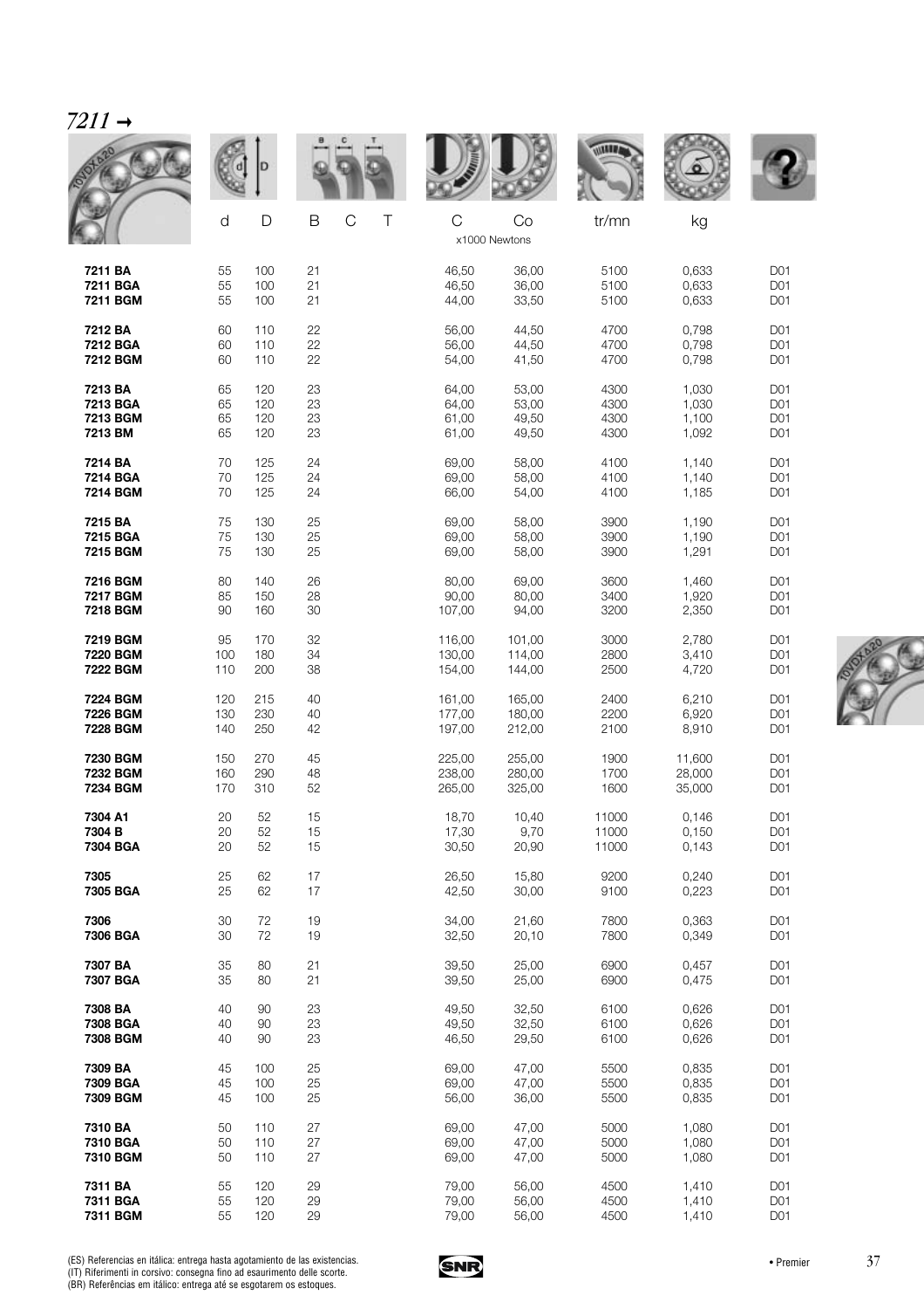# *7211* →

| | d | D | B | C | T | C | Co | tr/mn | kg | |
|---|---|---|---|---|---|---|---|---|---|---|
| | | | | | | x1000 Newtons | | | | |
| **7211 BA** | 55 | 100 | 21 | | | 46,50 | 36,00 | 5100 | 0,633 | D01 |
| **7211 BGA** | 55 | 100 | 21 | | | 46,50 | 36,00 | 5100 | 0,633 | D01 |
| **7211 BGM** | 55 | 100 | 21 | | | 44,00 | 33,50 | 5100 | 0,633 | D01 |
| **7212 BA** | 60 | 110 | 22 | | | 56,00 | 44,50 | 4700 | 0,798 | D01 |
| **7212 BGA** | 60 | 110 | 22 | | | 56,00 | 44,50 | 4700 | 0,798 | D01 |
| **7212 BGM** | 60 | 110 | 22 | | | 54,00 | 41,50 | 4700 | 0,798 | D01 |
| **7213 BA** | 65 | 120 | 23 | | | 64,00 | 53,00 | 4300 | 1,030 | D01 |
| **7213 BGA** | 65 | 120 | 23 | | | 64,00 | 53,00 | 4300 | 1,030 | D01 |
| **7213 BGM** | 65 | 120 | 23 | | | 61,00 | 49,50 | 4300 | 1,100 | D01 |
| **7213 BM** | 65 | 120 | 23 | | | 61,00 | 49,50 | 4300 | 1,092 | D01 |
| **7214 BA** | 70 | 125 | 24 | | | 69,00 | 58,00 | 4100 | 1,140 | D01 |
| **7214 BGA** | 70 | 125 | 24 | | | 69,00 | 58,00 | 4100 | 1,140 | D01 |
| **7214 BGM** | 70 | 125 | 24 | | | 66,00 | 54,00 | 4100 | 1,185 | D01 |
| **7215 BA** | 75 | 130 | 25 | | | 69,00 | 58,00 | 3900 | 1,190 | D01 |
| **7215 BGA** | 75 | 130 | 25 | | | 69,00 | 58,00 | 3900 | 1,190 | D01 |
| **7215 BGM** | 75 | 130 | 25 | | | 69,00 | 58,00 | 3900 | 1,291 | D01 |
| **7216 BGM** | 80 | 140 | 26 | | | 80,00 | 69,00 | 3600 | 1,460 | D01 |
| **7217 BGM** | 85 | 150 | 28 | | | 90,00 | 80,00 | 3400 | 1,920 | D01 |
| **7218 BGM** | 90 | 160 | 30 | | | 107,00 | 94,00 | 3200 | 2,350 | D01 |
| **7219 BGM** | 95 | 170 | 32 | | | 116,00 | 101,00 | 3000 | 2,780 | D01 |
| **7220 BGM** | 100 | 180 | 34 | | | 130,00 | 114,00 | 2800 | 3,410 | D01 |
| **7222 BGM** | 110 | 200 | 38 | | | 154,00 | 144,00 | 2500 | 4,720 | D01 |
| **7224 BGM** | 120 | 215 | 40 | | | 161,00 | 165,00 | 2400 | 6,210 | D01 |
| **7226 BGM** | 130 | 230 | 40 | | | 177,00 | 180,00 | 2200 | 6,920 | D01 |
| **7228 BGM** | 140 | 250 | 42 | | | 197,00 | 212,00 | 2100 | 8,910 | D01 |
| **7230 BGM** | 150 | 270 | 45 | | | 225,00 | 255,00 | 1900 | 11,600 | D01 |
| **7232 BGM** | 160 | 290 | 48 | | | 238,00 | 280,00 | 1700 | 28,000 | D01 |
| **7234 BGM** | 170 | 310 | 52 | | | 265,00 | 325,00 | 1600 | 35,000 | D01 |
| **7304 A1** | 20 | 52 | 15 | | | 18,70 | 10,40 | 11000 | 0,146 | D01 |
| **7304 B** | 20 | 52 | 15 | | | 17,30 | 9,70 | 11000 | 0,150 | D01 |
| **7304 BGA** | 20 | 52 | 15 | | | 30,50 | 20,90 | 11000 | 0,143 | D01 |
| **7305** | 25 | 62 | 17 | | | 26,50 | 15,80 | 9200 | 0,240 | D01 |
| **7305 BGA** | 25 | 62 | 17 | | | 42,50 | 30,00 | 9100 | 0,223 | D01 |
| **7306** | 30 | 72 | 19 | | | 34,00 | 21,60 | 7800 | 0,363 | D01 |
| **7306 BGA** | 30 | 72 | 19 | | | 32,50 | 20,10 | 7800 | 0,349 | D01 |
| **7307 BA** | 35 | 80 | 21 | | | 39,50 | 25,00 | 6900 | 0,457 | D01 |
| **7307 BGA** | 35 | 80 | 21 | | | 39,50 | 25,00 | 6900 | 0,475 | D01 |
| **7308 BA** | 40 | 90 | 23 | | | 49,50 | 32,50 | 6100 | 0,626 | D01 |
| **7308 BGA** | 40 | 90 | 23 | | | 49,50 | 32,50 | 6100 | 0,626 | D01 |
| **7308 BGM** | 40 | 90 | 23 | | | 46,50 | 29,50 | 6100 | 0,626 | D01 |
| **7309 BA** | 45 | 100 | 25 | | | 69,00 | 47,00 | 5500 | 0,835 | D01 |
| **7309 BGA** | 45 | 100 | 25 | | | 69,00 | 47,00 | 5500 | 0,835 | D01 |
| **7309 BGM** | 45 | 100 | 25 | | | 56,00 | 36,00 | 5500 | 0,835 | D01 |
| **7310 BA** | 50 | 110 | 27 | | | 69,00 | 47,00 | 5000 | 1,080 | D01 |
| **7310 BGA** | 50 | 110 | 27 | | | 69,00 | 47,00 | 5000 | 1,080 | D01 |
| **7310 BGM** | 50 | 110 | 27 | | | 69,00 | 47,00 | 5000 | 1,080 | D01 |
| **7311 BA** | 55 | 120 | 29 | | | 79,00 | 56,00 | 4500 | 1,410 | D01 |
| **7311 BGA** | 55 | 120 | 29 | | | 79,00 | 56,00 | 4500 | 1,410 | D01 |
| **7311 BGM** | 55 | 120 | 29 | | | 79,00 | 56,00 | 4500 | 1,410 | D01 |

(ES) Referencias en itálica: entrega hasta agotamiento de las existencias.
(IT) Riferimenti in corsivo: consegna fino ad esaurimento delle scorte.
(BR) Referências em itálico: entrega até se esgotarem os estoques.

• Premier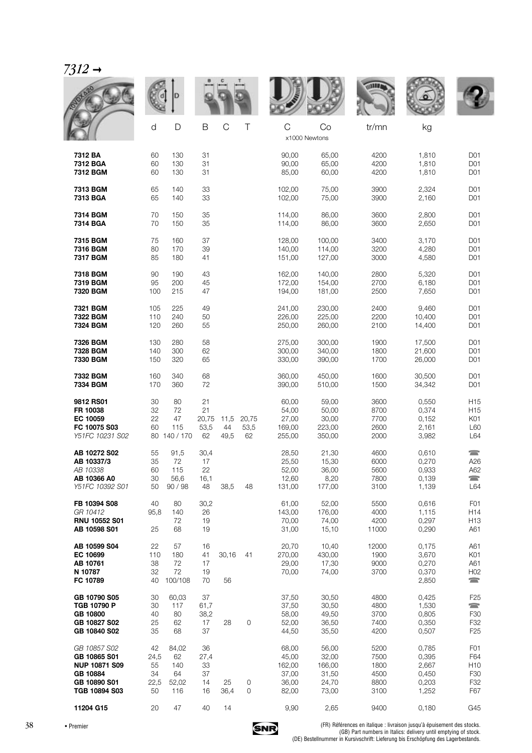# *7312* →

| | d | D | B | C | T | C | Co | tr/mn | kg | |
|---|---|---|---|---|---|---|---|---|---|---|
| | | | | | | x1000 Newtons | | | | |
| **7312 BA** | 60 | 130 | 31 | | | 90,00 | 65,00 | 4200 | 1,810 | D01 |
| **7312 BGA** | 60 | 130 | 31 | | | 90,00 | 65,00 | 4200 | 1,810 | D01 |
| **7312 BGM** | 60 | 130 | 31 | | | 85,00 | 60,00 | 4200 | 1,810 | D01 |
| **7313 BGM** | 65 | 140 | 33 | | | 102,00 | 75,00 | 3900 | 2,324 | D01 |
| **7313 BGA** | 65 | 140 | 33 | | | 102,00 | 75,00 | 3900 | 2,160 | D01 |
| **7314 BGM** | 70 | 150 | 35 | | | 114,00 | 86,00 | 3600 | 2,800 | D01 |
| **7314 BGA** | 70 | 150 | 35 | | | 114,00 | 86,00 | 3600 | 2,650 | D01 |
| **7315 BGM** | 75 | 160 | 37 | | | 128,00 | 100,00 | 3400 | 3,170 | D01 |
| **7316 BGM** | 80 | 170 | 39 | | | 140,00 | 114,00 | 3200 | 4,280 | D01 |
| **7317 BGM** | 85 | 180 | 41 | | | 151,00 | 127,00 | 3000 | 4,580 | D01 |
| **7318 BGM** | 90 | 190 | 43 | | | 162,00 | 140,00 | 2800 | 5,320 | D01 |
| **7319 BGM** | 95 | 200 | 45 | | | 172,00 | 154,00 | 2700 | 6,180 | D01 |
| **7320 BGM** | 100 | 215 | 47 | | | 194,00 | 181,00 | 2500 | 7,650 | D01 |
| **7321 BGM** | 105 | 225 | 49 | | | 241,00 | 230,00 | 2400 | 9,460 | D01 |
| **7322 BGM** | 110 | 240 | 50 | | | 226,00 | 225,00 | 2200 | 10,400 | D01 |
| **7324 BGM** | 120 | 260 | 55 | | | 250,00 | 260,00 | 2100 | 14,400 | D01 |
| **7326 BGM** | 130 | 280 | 58 | | | 275,00 | 300,00 | 1900 | 17,500 | D01 |
| **7328 BGM** | 140 | 300 | 62 | | | 300,00 | 340,00 | 1800 | 21,600 | D01 |
| **7330 BGM** | 150 | 320 | 65 | | | 330,00 | 390,00 | 1700 | 26,000 | D01 |
| **7332 BGM** | 160 | 340 | 68 | | | 360,00 | 450,00 | 1600 | 30,500 | D01 |
| **7334 BGM** | 170 | 360 | 72 | | | 390,00 | 510,00 | 1500 | 34,342 | D01 |
| **9812 RS01** | 30 | 80 | 21 | | | 60,00 | 59,00 | 3600 | 0,550 | H15 |
| **FR 10038** | 32 | 72 | 21 | | | 54,00 | 50,00 | 8700 | 0,374 | H15 |
| **EC 10059** | 22 | 47 | 20,75 | 11,5 | 20,75 | 27,00 | 30,00 | 7700 | 0,152 | K01 |
| **FC 10075 S03** | 60 | 115 | 53,5 | 44 | 53,5 | 169,00 | 223,00 | 2600 | 2,161 | L60 |
| *Y51FC 10231 S02* | 80 | 140 / 170 | 62 | 49,5 | 62 | 255,00 | 350,00 | 2000 | 3,982 | L64 |
| **AB 10272 S02** | 55 | 91,5 | 30,4 | | | 28,50 | 21,30 | 4600 | 0,610 | ☎ |
| **AB 10337/3** | 35 | 72 | 17 | | | 25,50 | 15,30 | 6000 | 0,270 | A26 |
| *AB 10338* | 60 | 115 | 22 | | | 52,00 | 36,00 | 5600 | 0,933 | A62 |
| **AB 10366 A0** | 30 | 56,6 | 16,1 | | | 12,60 | 8,20 | 7800 | 0,139 | ☎ |
| *Y51FC 10392 S01* | 50 | 90 / 98 | 48 | 38,5 | 48 | 131,00 | 177,00 | 3100 | 1,139 | L64 |
| **FB 10394 S08** | 40 | 80 | 30,2 | | | 61,00 | 52,00 | 5500 | 0,616 | F01 |
| *GR 10412* | 95,8 | 140 | 26 | | | 143,00 | 176,00 | 4000 | 1,115 | H14 |
| **RNU 10552 S01** | | 72 | 19 | | | 70,00 | 74,00 | 4200 | 0,297 | H13 |
| **AB 10598 S01** | 25 | 68 | 19 | | | 31,00 | 15,10 | 11000 | 0,290 | A61 |
| **AB 10599 S04** | 22 | 57 | 16 | | | 20,70 | 10,40 | 12000 | 0,175 | A61 |
| **EC 10699** | 110 | 180 | 41 | 30,16 | 41 | 270,00 | 430,00 | 1900 | 3,670 | K01 |
| **AB 10761** | 38 | 72 | 17 | | | 29,00 | 17,30 | 9000 | 0,270 | A61 |
| **N 10787** | 32 | 72 | 19 | | | 70,00 | 74,00 | 3700 | 0,370 | H02 |
| **FC 10789** | 40 | 100/108 | 70 | 56 | | | | | 2,850 | ☎ |
| **GB 10790 S05** | 30 | 60,03 | 37 | | | 37,50 | 30,50 | 4800 | 0,425 | F25 |
| **TGB 10790 P** | 30 | 117 | 61,7 | | | 37,50 | 30,50 | 4800 | 1,530 | ☎ |
| **GB 10800** | 40 | 80 | 38,2 | | | 58,00 | 49,50 | 3700 | 0,805 | F30 |
| **GB 10827 S02** | 25 | 62 | 17 | 28 | 0 | 52,00 | 36,50 | 7400 | 0,350 | F32 |
| **GB 10840 S02** | 35 | 68 | 37 | | | 44,50 | 35,50 | 4200 | 0,507 | F25 |
| *GB 10857 S02* | 42 | 84,02 | 36 | | | 68,00 | 56,00 | 5200 | 0,785 | F01 |
| **GB 10865 S01** | 24,5 | 62 | 27,4 | | | 45,00 | 32,00 | 7500 | 0,395 | F64 |
| **NUP 10871 S09** | 55 | 140 | 33 | | | 162,00 | 166,00 | 1800 | 2,667 | H10 |
| **GB 10884** | 34 | 64 | 37 | | | 37,00 | 31,50 | 4500 | 0,450 | F30 |
| **GB 10890 S01** | 22,5 | 52,02 | 14 | 25 | 0 | 36,00 | 24,70 | 8800 | 0,203 | F32 |
| **TGB 10894 S03** | 50 | 116 | 16 | 36,4 | 0 | 82,00 | 73,00 | 3100 | 1,252 | F67 |
| **11204 G15** | 20 | 47 | 40 | 14 | | 9,90 | 2,65 | 9400 | 0,180 | G45 |

• Premier

(FR) Références en italique : livraison jusqu'à épuisement des stocks.
(GB) Part numbers in Italics: delivery until emptying of stock.
(DE) Bestellnummer in Kursivschrift: Lieferung bis Erschöpfung des Lagerbestands.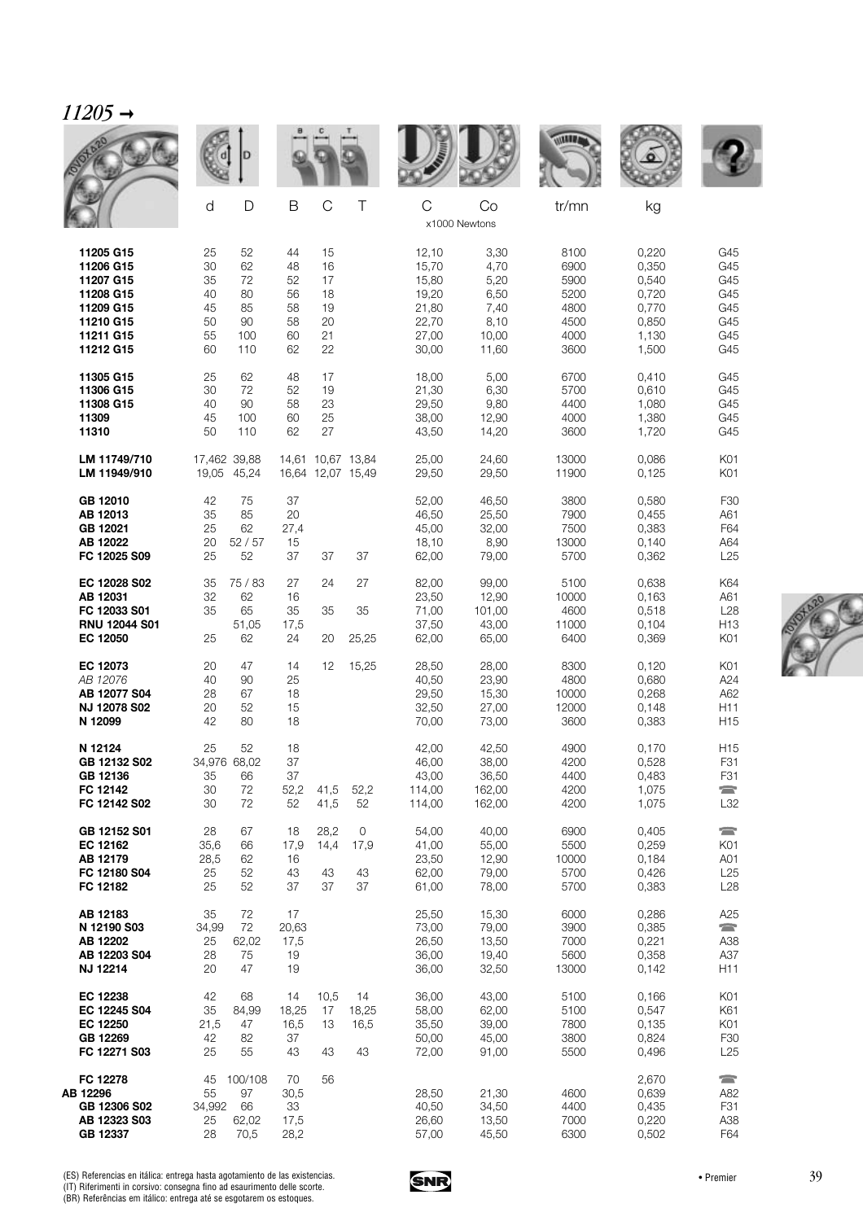## *11205 →*

| | d | D | B | C | T | C | Co | tr/mn | kg | |
|---|---|---|---|---|---|---|---|---|---|---|
| | | | | | | x1000 Newtons | | | | |
| **11205 G15** | 25 | 52 | 44 | 15 | | 12,10 | 3,30 | 8100 | 0,220 | G45 |
| **11206 G15** | 30 | 62 | 48 | 16 | | 15,70 | 4,70 | 6900 | 0,350 | G45 |
| **11207 G15** | 35 | 72 | 52 | 17 | | 15,80 | 5,20 | 5900 | 0,540 | G45 |
| **11208 G15** | 40 | 80 | 56 | 18 | | 19,20 | 6,50 | 5200 | 0,720 | G45 |
| **11209 G15** | 45 | 85 | 58 | 19 | | 21,80 | 7,40 | 4800 | 0,770 | G45 |
| **11210 G15** | 50 | 90 | 58 | 20 | | 22,70 | 8,10 | 4500 | 0,850 | G45 |
| **11211 G15** | 55 | 100 | 60 | 21 | | 27,00 | 10,00 | 4000 | 1,130 | G45 |
| **11212 G15** | 60 | 110 | 62 | 22 | | 30,00 | 11,60 | 3600 | 1,500 | G45 |
| **11305 G15** | 25 | 62 | 48 | 17 | | 18,00 | 5,00 | 6700 | 0,410 | G45 |
| **11306 G15** | 30 | 72 | 52 | 19 | | 21,30 | 6,30 | 5700 | 0,610 | G45 |
| **11308 G15** | 40 | 90 | 58 | 23 | | 29,50 | 9,80 | 4400 | 1,080 | G45 |
| **11309** | 45 | 100 | 60 | 25 | | 38,00 | 12,90 | 4000 | 1,380 | G45 |
| **11310** | 50 | 110 | 62 | 27 | | 43,50 | 14,20 | 3600 | 1,720 | G45 |
| **LM 11749/710** | 17,462 | 39,88 | 14,61 | 10,67 | 13,84 | 25,00 | 24,60 | 13000 | 0,086 | K01 |
| **LM 11949/910** | 19,05 | 45,24 | 16,64 | 12,07 | 15,49 | 29,50 | 29,50 | 11900 | 0,125 | K01 |
| **GB 12010** | 42 | 75 | 37 | | | 52,00 | 46,50 | 3800 | 0,580 | F30 |
| **AB 12013** | 35 | 85 | 20 | | | 46,50 | 25,50 | 7900 | 0,455 | A61 |
| **GB 12021** | 25 | 62 | 27,4 | | | 45,00 | 32,00 | 7500 | 0,383 | F64 |
| **AB 12022** | 20 | 52 / 57 | 15 | | | 18,10 | 8,90 | 13000 | 0,140 | A64 |
| **FC 12025 S09** | 25 | 52 | 37 | 37 | 37 | 62,00 | 79,00 | 5700 | 0,362 | L25 |
| **EC 12028 S02** | 35 | 75 / 83 | 27 | 24 | 27 | 82,00 | 99,00 | 5100 | 0,638 | K64 |
| **AB 12031** | 32 | 62 | 16 | | | 23,50 | 12,90 | 10000 | 0,163 | A61 |
| **FC 12033 S01** | 35 | 65 | 35 | 35 | 35 | 71,00 | 101,00 | 4600 | 0,518 | L28 |
| **RNU 12044 S01** | | 51,05 | 17,5 | | | 37,50 | 43,00 | 11000 | 0,104 | H13 |
| **EC 12050** | 25 | 62 | 24 | 20 | 25,25 | 62,00 | 65,00 | 6400 | 0,369 | K01 |
| **EC 12073** | 20 | 47 | 14 | 12 | 15,25 | 28,50 | 28,00 | 8300 | 0,120 | K01 |
| *AB 12076* | 40 | 90 | 25 | | | 40,50 | 23,90 | 4800 | 0,680 | A24 |
| **AB 12077 S04** | 28 | 67 | 18 | | | 29,50 | 15,30 | 10000 | 0,268 | A62 |
| **NJ 12078 S02** | 20 | 52 | 15 | | | 32,50 | 27,00 | 12000 | 0,148 | H11 |
| **N 12099** | 42 | 80 | 18 | | | 70,00 | 73,00 | 3600 | 0,383 | H15 |
| **N 12124** | 25 | 52 | 18 | | | 42,00 | 42,50 | 4900 | 0,170 | H15 |
| **GB 12132 S02** | 34,976 | 68,02 | 37 | | | 46,00 | 38,00 | 4200 | 0,528 | F31 |
| **GB 12136** | 35 | 66 | 37 | | | 43,00 | 36,50 | 4400 | 0,483 | F31 |
| **FC 12142** | 30 | 72 | 52,2 | 41,5 | 52,2 | 114,00 | 162,00 | 4200 | 1,075 | ☎ |
| **FC 12142 S02** | 30 | 72 | 52 | 41,5 | 52 | 114,00 | 162,00 | 4200 | 1,075 | L32 |
| **GB 12152 S01** | 28 | 67 | 18 | 28,2 | 0 | 54,00 | 40,00 | 6900 | 0,405 | ☎ |
| **EC 12162** | 35,6 | 66 | 17,9 | 14,4 | 17,9 | 41,00 | 55,00 | 5500 | 0,259 | K01 |
| **AB 12179** | 28,5 | 62 | 16 | | | 23,50 | 12,90 | 10000 | 0,184 | A01 |
| **FC 12180 S04** | 25 | 52 | 43 | 43 | 43 | 62,00 | 79,00 | 5700 | 0,426 | L25 |
| **FC 12182** | 25 | 52 | 37 | 37 | 37 | 61,00 | 78,00 | 5700 | 0,383 | L28 |
| **AB 12183** | 35 | 72 | 17 | | | 25,50 | 15,30 | 6000 | 0,286 | A25 |
| **N 12190 S03** | 34,99 | 72 | 20,63 | | | 73,00 | 79,00 | 3900 | 0,385 | ☎ |
| **AB 12202** | 25 | 62,02 | 17,5 | | | 26,50 | 13,50 | 7000 | 0,221 | A38 |
| **AB 12203 S04** | 28 | 75 | 19 | | | 36,00 | 19,40 | 5600 | 0,358 | A37 |
| **NJ 12214** | 20 | 47 | 19 | | | 36,00 | 32,50 | 13000 | 0,142 | H11 |
| **EC 12238** | 42 | 68 | 14 | 10,5 | 14 | 36,00 | 43,00 | 5100 | 0,166 | K01 |
| **EC 12245 S04** | 35 | 84,99 | 18,25 | 17 | 18,25 | 58,00 | 62,00 | 5100 | 0,547 | K61 |
| **EC 12250** | 21,5 | 47 | 16,5 | 13 | 16,5 | 35,50 | 39,00 | 7800 | 0,135 | K01 |
| **GB 12269** | 42 | 82 | 37 | | | 50,00 | 45,00 | 3800 | 0,824 | F30 |
| **FC 12271 S03** | 25 | 55 | 43 | 43 | 43 | 72,00 | 91,00 | 5500 | 0,496 | L25 |
| **FC 12278** | 45 | 100/108 | 70 | 56 | | | | | 2,670 | ☎ |
| **AB 12296** | 55 | 97 | 30,5 | | | 28,50 | 21,30 | 4600 | 0,639 | A82 |
| **GB 12306 S02** | 34,992 | 66 | 33 | | | 40,50 | 34,50 | 4400 | 0,435 | F31 |
| **AB 12323 S03** | 25 | 62,02 | 17,5 | | | 26,60 | 13,50 | 7000 | 0,220 | A38 |
| **GB 12337** | 28 | 70,5 | 28,2 | | | 57,00 | 45,50 | 6300 | 0,502 | F64 |

(ES) Referencias en itálica: entrega hasta agotamiento de las existencias.
(IT) Riferimenti in corsivo: consegna fino ad esaurimento delle scorte.
(BR) Referências em itálico: entrega até se esgotarem os estoques.

• Premier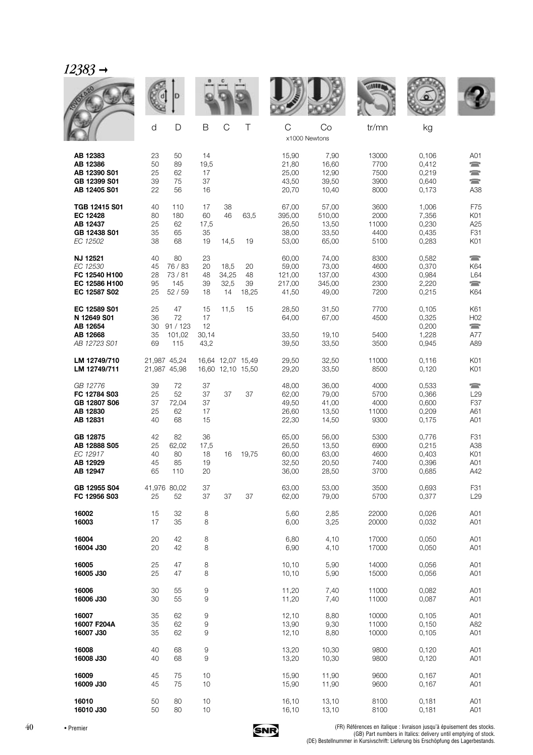# *12383 →*

| | d | D | B | C | T | C | Co | tr/mn | kg | |
|---|---|---|---|---|---|---|---|---|---|---|
| | | | | | | x1000 Newtons | | | | |
| **AB 12383** | 23 | 50 | 14 | | | 15,90 | 7,90 | 13000 | 0,106 | A01 |
| **AB 12386** | 50 | 89 | 19,5 | | | 21,80 | 16,60 | 7700 | 0,412 | ☎ |
| **AB 12390 S01** | 25 | 62 | 17 | | | 25,00 | 12,90 | 7500 | 0,219 | ☎ |
| **GB 12399 S01** | 39 | 75 | 37 | | | 43,50 | 39,50 | 3900 | 0,640 | ☎ |
| **AB 12405 S01** | 22 | 56 | 16 | | | 20,70 | 10,40 | 8000 | 0,173 | A38 |
| **TGB 12415 S01** | 40 | 110 | 17 | 38 | | 67,00 | 57,00 | 3600 | 1,006 | F75 |
| **EC 12428** | 80 | 180 | 60 | 46 | 63,5 | 395,00 | 510,00 | 2000 | 7,356 | K01 |
| **AB 12437** | 25 | 62 | 17,5 | | | 26,50 | 13,50 | 11000 | 0,230 | A25 |
| **GB 12438 S01** | 35 | 65 | 35 | | | 38,00 | 33,50 | 4400 | 0,435 | F31 |
| *EC 12502* | 38 | 68 | 19 | 14,5 | 19 | 53,00 | 65,00 | 5100 | 0,283 | K01 |
| **NJ 12521** | 40 | 80 | 23 | | | 60,00 | 74,00 | 8300 | 0,582 | ☎ |
| *EC 12530* | 45 | 76 / 83 | 20 | 18,5 | 20 | 59,00 | 73,00 | 4600 | 0,370 | K64 |
| **FC 12540 H100** | 28 | 73 / 81 | 48 | 34,25 | 48 | 121,00 | 137,00 | 4300 | 0,984 | L64 |
| **EC 12586 H100** | 95 | 145 | 39 | 32,5 | 39 | 217,00 | 345,00 | 2300 | 2,220 | ☎ |
| **EC 12587 S02** | 25 | 52 / 59 | 18 | 14 | 18,25 | 41,50 | 49,00 | 7200 | 0,215 | K64 |
| **EC 12589 S01** | 25 | 47 | 15 | 11,5 | 15 | 28,50 | 31,50 | 7700 | 0,105 | K61 |
| **N 12649 S01** | 36 | 72 | 17 | | | 64,00 | 67,00 | 4500 | 0,325 | H02 |
| **AB 12654** | 30 | 91 / 123 | 12 | | | | | | 0,200 | ☎ |
| **AB 12668** | 35 | 101,02 | 30,14 | | | 33,50 | 19,10 | 5400 | 1,228 | A77 |
| *AB 12723 S01* | 69 | 115 | 43,2 | | | 39,50 | 33,50 | 3500 | 0,945 | A89 |
| **LM 12749/710** | 21,987 | 45,24 | 16,64 | 12,07 | 15,49 | 29,50 | 32,50 | 11000 | 0,116 | K01 |
| **LM 12749/711** | 21,987 | 45,98 | 16,60 | 12,10 | 15,50 | 29,20 | 33,50 | 8500 | 0,120 | K01 |
| *GB 12776* | 39 | 72 | 37 | | | 48,00 | 36,00 | 4000 | 0,533 | ☎ |
| **FC 12784 S03** | 25 | 52 | 37 | 37 | 37 | 62,00 | 79,00 | 5700 | 0,366 | L29 |
| **GB 12807 S06** | 37 | 72,04 | 37 | | | 49,50 | 41,00 | 4000 | 0,600 | F37 |
| **AB 12830** | 25 | 62 | 17 | | | 26,60 | 13,50 | 11000 | 0,209 | A61 |
| **AB 12831** | 40 | 68 | 15 | | | 22,30 | 14,50 | 9300 | 0,175 | A01 |
| **GB 12875** | 42 | 82 | 36 | | | 65,00 | 56,00 | 5300 | 0,776 | F31 |
| **AB 12888 S05** | 25 | 62,02 | 17,5 | | | 26,50 | 13,50 | 6900 | 0,215 | A38 |
| *EC 12917* | 40 | 80 | 18 | 16 | 19,75 | 60,00 | 63,00 | 4600 | 0,403 | K01 |
| **AB 12929** | 45 | 85 | 19 | | | 32,50 | 20,50 | 7400 | 0,396 | A01 |
| **AB 12947** | 65 | 110 | 20 | | | 36,00 | 28,50 | 3700 | 0,685 | A42 |
| **GB 12955 S04** | 41,976 | 80,02 | 37 | | | 63,00 | 53,00 | 3500 | 0,693 | F31 |
| **FC 12956 S03** | 25 | 52 | 37 | 37 | 37 | 62,00 | 79,00 | 5700 | 0,377 | L29 |
| **16002** | 15 | 32 | 8 | | | 5,60 | 2,85 | 22000 | 0,026 | A01 |
| **16003** | 17 | 35 | 8 | | | 6,00 | 3,25 | 20000 | 0,032 | A01 |
| **16004** | 20 | 42 | 8 | | | 6,80 | 4,10 | 17000 | 0,050 | A01 |
| **16004 J30** | 20 | 42 | 8 | | | 6,90 | 4,10 | 17000 | 0,050 | A01 |
| **16005** | 25 | 47 | 8 | | | 10,10 | 5,90 | 14000 | 0,056 | A01 |
| **16005 J30** | 25 | 47 | 8 | | | 10,10 | 5,90 | 15000 | 0,056 | A01 |
| **16006** | 30 | 55 | 9 | | | 11,20 | 7,40 | 11000 | 0,082 | A01 |
| **16006 J30** | 30 | 55 | 9 | | | 11,20 | 7,40 | 11000 | 0,087 | A01 |
| **16007** | 35 | 62 | 9 | | | 12,10 | 8,80 | 10000 | 0,105 | A01 |
| **16007 F204A** | 35 | 62 | 9 | | | 13,90 | 9,30 | 11000 | 0,150 | A82 |
| **16007 J30** | 35 | 62 | 9 | | | 12,10 | 8,80 | 10000 | 0,105 | A01 |
| **16008** | 40 | 68 | 9 | | | 13,20 | 10,30 | 9800 | 0,120 | A01 |
| **16008 J30** | 40 | 68 | 9 | | | 13,20 | 10,30 | 9800 | 0,120 | A01 |
| **16009** | 45 | 75 | 10 | | | 15,90 | 11,90 | 9600 | 0,167 | A01 |
| **16009 J30** | 45 | 75 | 10 | | | 15,90 | 11,90 | 9600 | 0,167 | A01 |
| **16010** | 50 | 80 | 10 | | | 16,10 | 13,10 | 8100 | 0,181 | A01 |
| **16010 J30** | 50 | 80 | 10 | | | 16,10 | 13,10 | 8100 | 0,181 | A01 |

• Premier

(FR) Références en italique : livraison jusqu'à épuisement des stocks.
(GB) Part numbers in Italics: delivery until emptying of stock.
(DE) Bestellnummer in Kursivschrift: Lieferung bis Erschöpfung des Lagerbestands.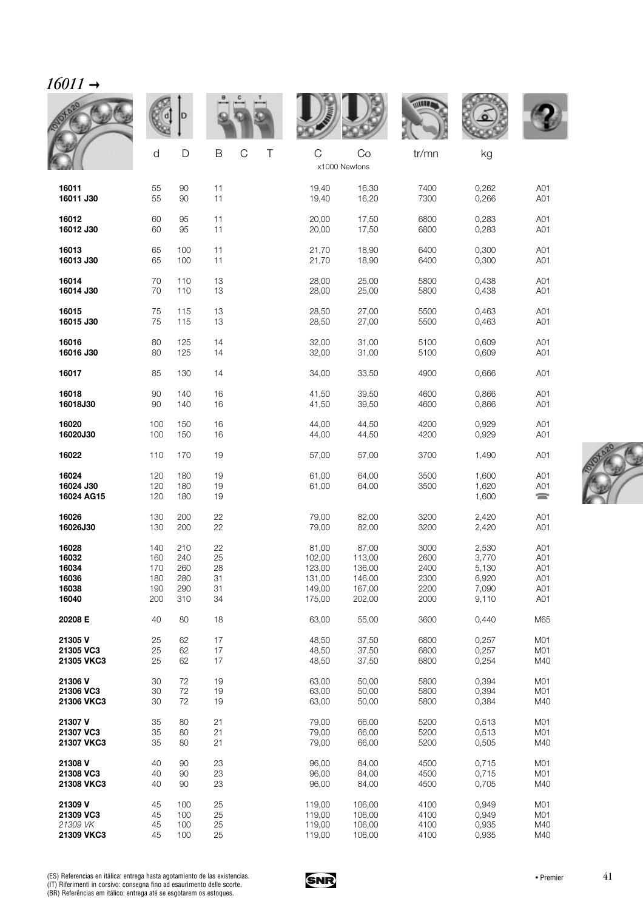# *16011 →*

| | d | D | B | C | T | C | Co | tr/mn | kg | |
|---|---|---|---|---|---|---|---|---|---|---|
| | | | | | | x1000 Newtons | | | | |
| **16011** | 55 | 90 | 11 | | | 19,40 | 16,30 | 7400 | 0,262 | A01 |
| **16011 J30** | 55 | 90 | 11 | | | 19,40 | 16,20 | 7300 | 0,266 | A01 |
| **16012** | 60 | 95 | 11 | | | 20,00 | 17,50 | 6800 | 0,283 | A01 |
| **16012 J30** | 60 | 95 | 11 | | | 20,00 | 17,50 | 6800 | 0,283 | A01 |
| **16013** | 65 | 100 | 11 | | | 21,70 | 18,90 | 6400 | 0,300 | A01 |
| **16013 J30** | 65 | 100 | 11 | | | 21,70 | 18,90 | 6400 | 0,300 | A01 |
| **16014** | 70 | 110 | 13 | | | 28,00 | 25,00 | 5800 | 0,438 | A01 |
| **16014 J30** | 70 | 110 | 13 | | | 28,00 | 25,00 | 5800 | 0,438 | A01 |
| **16015** | 75 | 115 | 13 | | | 28,50 | 27,00 | 5500 | 0,463 | A01 |
| **16015 J30** | 75 | 115 | 13 | | | 28,50 | 27,00 | 5500 | 0,463 | A01 |
| **16016** | 80 | 125 | 14 | | | 32,00 | 31,00 | 5100 | 0,609 | A01 |
| **16016 J30** | 80 | 125 | 14 | | | 32,00 | 31,00 | 5100 | 0,609 | A01 |
| **16017** | 85 | 130 | 14 | | | 34,00 | 33,50 | 4900 | 0,666 | A01 |
| **16018** | 90 | 140 | 16 | | | 41,50 | 39,50 | 4600 | 0,866 | A01 |
| **16018J30** | 90 | 140 | 16 | | | 41,50 | 39,50 | 4600 | 0,866 | A01 |
| **16020** | 100 | 150 | 16 | | | 44,00 | 44,50 | 4200 | 0,929 | A01 |
| **16020J30** | 100 | 150 | 16 | | | 44,00 | 44,50 | 4200 | 0,929 | A01 |
| **16022** | 110 | 170 | 19 | | | 57,00 | 57,00 | 3700 | 1,490 | A01 |
| **16024** | 120 | 180 | 19 | | | 61,00 | 64,00 | 3500 | 1,600 | A01 |
| **16024 J30** | 120 | 180 | 19 | | | 61,00 | 64,00 | 3500 | 1,620 | A01 |
| **16024 AG15** | 120 | 180 | 19 | | | | | | 1,600 | ☎ |
| **16026** | 130 | 200 | 22 | | | 79,00 | 82,00 | 3200 | 2,420 | A01 |
| **16026J30** | 130 | 200 | 22 | | | 79,00 | 82,00 | 3200 | 2,420 | A01 |
| **16028** | 140 | 210 | 22 | | | 81,00 | 87,00 | 3000 | 2,530 | A01 |
| **16032** | 160 | 240 | 25 | | | 102,00 | 113,00 | 2600 | 3,770 | A01 |
| **16034** | 170 | 260 | 28 | | | 123,00 | 136,00 | 2400 | 5,130 | A01 |
| **16036** | 180 | 280 | 31 | | | 131,00 | 146,00 | 2300 | 6,920 | A01 |
| **16038** | 190 | 290 | 31 | | | 149,00 | 167,00 | 2200 | 7,090 | A01 |
| **16040** | 200 | 310 | 34 | | | 175,00 | 202,00 | 2000 | 9,110 | A01 |
| **20208 E** | 40 | 80 | 18 | | | 63,00 | 55,00 | 3600 | 0,440 | M65 |
| **21305 V** | 25 | 62 | 17 | | | 48,50 | 37,50 | 6800 | 0,257 | M01 |
| **21305 VC3** | 25 | 62 | 17 | | | 48,50 | 37,50 | 6800 | 0,257 | M01 |
| **21305 VKC3** | 25 | 62 | 17 | | | 48,50 | 37,50 | 6800 | 0,254 | M40 |
| **21306 V** | 30 | 72 | 19 | | | 63,00 | 50,00 | 5800 | 0,394 | M01 |
| **21306 VC3** | 30 | 72 | 19 | | | 63,00 | 50,00 | 5800 | 0,394 | M01 |
| **21306 VKC3** | 30 | 72 | 19 | | | 63,00 | 50,00 | 5800 | 0,384 | M40 |
| **21307 V** | 35 | 80 | 21 | | | 79,00 | 66,00 | 5200 | 0,513 | M01 |
| **21307 VC3** | 35 | 80 | 21 | | | 79,00 | 66,00 | 5200 | 0,513 | M01 |
| **21307 VKC3** | 35 | 80 | 21 | | | 79,00 | 66,00 | 5200 | 0,505 | M40 |
| **21308 V** | 40 | 90 | 23 | | | 96,00 | 84,00 | 4500 | 0,715 | M01 |
| **21308 VC3** | 40 | 90 | 23 | | | 96,00 | 84,00 | 4500 | 0,715 | M01 |
| **21308 VKC3** | 40 | 90 | 23 | | | 96,00 | 84,00 | 4500 | 0,705 | M40 |
| **21309 V** | 45 | 100 | 25 | | | 119,00 | 106,00 | 4100 | 0,949 | M01 |
| **21309 VC3** | 45 | 100 | 25 | | | 119,00 | 106,00 | 4100 | 0,949 | M01 |
| *21309 VK* | 45 | 100 | 25 | | | 119,00 | 106,00 | 4100 | 0,935 | M40 |
| **21309 VKC3** | 45 | 100 | 25 | | | 119,00 | 106,00 | 4100 | 0,935 | M40 |

(ES) Referencias en itálica: entrega hasta agotamiento de las existencias.
(IT) Riferimenti in corsivo: consegna fino ad esaurimento delle scorte.
(BR) Referências em itálico: entrega até se esgotarem os estoques.

• Premier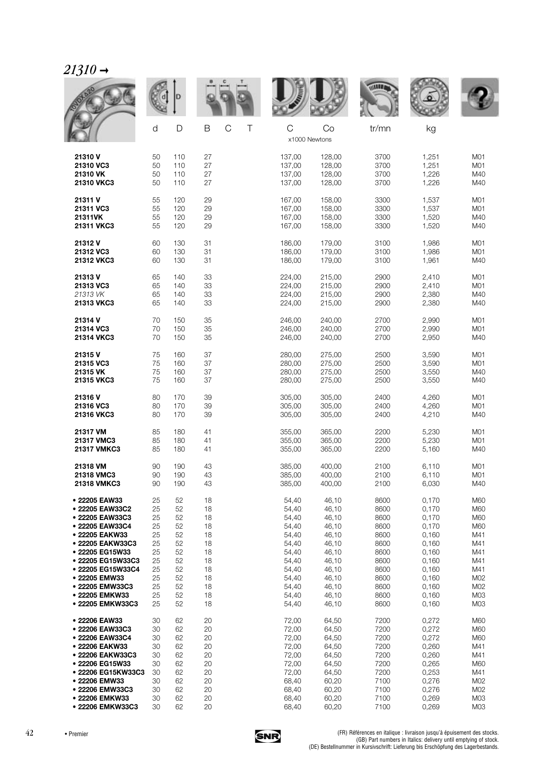# *21310 →*

| | d | D | B | C | T | C | Co | tr/mn | kg | |
|---|---|---|---|---|---|---|---|---|---|---|
| | | | | | | x1000 Newtons | | | | |
| **21310 V** | 50 | 110 | 27 | | | 137,00 | 128,00 | 3700 | 1,251 | M01 |
| **21310 VC3** | 50 | 110 | 27 | | | 137,00 | 128,00 | 3700 | 1,251 | M01 |
| **21310 VK** | 50 | 110 | 27 | | | 137,00 | 128,00 | 3700 | 1,226 | M40 |
| **21310 VKC3** | 50 | 110 | 27 | | | 137,00 | 128,00 | 3700 | 1,226 | M40 |
| **21311 V** | 55 | 120 | 29 | | | 167,00 | 158,00 | 3300 | 1,537 | M01 |
| **21311 VC3** | 55 | 120 | 29 | | | 167,00 | 158,00 | 3300 | 1,537 | M01 |
| **21311VK** | 55 | 120 | 29 | | | 167,00 | 158,00 | 3300 | 1,520 | M40 |
| **21311 VKC3** | 55 | 120 | 29 | | | 167,00 | 158,00 | 3300 | 1,520 | M40 |
| **21312 V** | 60 | 130 | 31 | | | 186,00 | 179,00 | 3100 | 1,986 | M01 |
| **21312 VC3** | 60 | 130 | 31 | | | 186,00 | 179,00 | 3100 | 1,986 | M01 |
| **21312 VKC3** | 60 | 130 | 31 | | | 186,00 | 179,00 | 3100 | 1,961 | M40 |
| **21313 V** | 65 | 140 | 33 | | | 224,00 | 215,00 | 2900 | 2,410 | M01 |
| **21313 VC3** | 65 | 140 | 33 | | | 224,00 | 215,00 | 2900 | 2,410 | M01 |
| *21313 VK* | 65 | 140 | 33 | | | 224,00 | 215,00 | 2900 | 2,380 | M40 |
| **21313 VKC3** | 65 | 140 | 33 | | | 224,00 | 215,00 | 2900 | 2,380 | M40 |
| **21314 V** | 70 | 150 | 35 | | | 246,00 | 240,00 | 2700 | 2,990 | M01 |
| **21314 VC3** | 70 | 150 | 35 | | | 246,00 | 240,00 | 2700 | 2,990 | M01 |
| **21314 VKC3** | 70 | 150 | 35 | | | 246,00 | 240,00 | 2700 | 2,950 | M40 |
| **21315 V** | 75 | 160 | 37 | | | 280,00 | 275,00 | 2500 | 3,590 | M01 |
| **21315 VC3** | 75 | 160 | 37 | | | 280,00 | 275,00 | 2500 | 3,590 | M01 |
| **21315 VK** | 75 | 160 | 37 | | | 280,00 | 275,00 | 2500 | 3,550 | M40 |
| **21315 VKC3** | 75 | 160 | 37 | | | 280,00 | 275,00 | 2500 | 3,550 | M40 |
| **21316 V** | 80 | 170 | 39 | | | 305,00 | 305,00 | 2400 | 4,260 | M01 |
| **21316 VC3** | 80 | 170 | 39 | | | 305,00 | 305,00 | 2400 | 4,260 | M01 |
| **21316 VKC3** | 80 | 170 | 39 | | | 305,00 | 305,00 | 2400 | 4,210 | M40 |
| **21317 VM** | 85 | 180 | 41 | | | 355,00 | 365,00 | 2200 | 5,230 | M01 |
| **21317 VMC3** | 85 | 180 | 41 | | | 355,00 | 365,00 | 2200 | 5,230 | M01 |
| **21317 VMKC3** | 85 | 180 | 41 | | | 355,00 | 365,00 | 2200 | 5,160 | M40 |
| **21318 VM** | 90 | 190 | 43 | | | 385,00 | 400,00 | 2100 | 6,110 | M01 |
| **21318 VMC3** | 90 | 190 | 43 | | | 385,00 | 400,00 | 2100 | 6,110 | M01 |
| **21318 VMKC3** | 90 | 190 | 43 | | | 385,00 | 400,00 | 2100 | 6,030 | M40 |
| **• 22205 EAW33** | 25 | 52 | 18 | | | 54,40 | 46,10 | 8600 | 0,170 | M60 |
| **• 22205 EAW33C2** | 25 | 52 | 18 | | | 54,40 | 46,10 | 8600 | 0,170 | M60 |
| **• 22205 EAW33C3** | 25 | 52 | 18 | | | 54,40 | 46,10 | 8600 | 0,170 | M60 |
| **• 22205 EAW33C4** | 25 | 52 | 18 | | | 54,40 | 46,10 | 8600 | 0,170 | M60 |
| **• 22205 EAKW33** | 25 | 52 | 18 | | | 54,40 | 46,10 | 8600 | 0,160 | M41 |
| **• 22205 EAKW33C3** | 25 | 52 | 18 | | | 54,40 | 46,10 | 8600 | 0,160 | M41 |
| **• 22205 EG15W33** | 25 | 52 | 18 | | | 54,40 | 46,10 | 8600 | 0,160 | M41 |
| **• 22205 EG15W33C3** | 25 | 52 | 18 | | | 54,40 | 46,10 | 8600 | 0,160 | M41 |
| **• 22205 EG15W33C4** | 25 | 52 | 18 | | | 54,40 | 46,10 | 8600 | 0,160 | M41 |
| **• 22205 EMW33** | 25 | 52 | 18 | | | 54,40 | 46,10 | 8600 | 0,160 | M02 |
| **• 22205 EMW33C3** | 25 | 52 | 18 | | | 54,40 | 46,10 | 8600 | 0,160 | M02 |
| **• 22205 EMKW33** | 25 | 52 | 18 | | | 54,40 | 46,10 | 8600 | 0,160 | M03 |
| **• 22205 EMKW33C3** | 25 | 52 | 18 | | | 54,40 | 46,10 | 8600 | 0,160 | M03 |
| **• 22206 EAW33** | 30 | 62 | 20 | | | 72,00 | 64,50 | 7200 | 0,272 | M60 |
| **• 22206 EAW33C3** | 30 | 62 | 20 | | | 72,00 | 64,50 | 7200 | 0,272 | M60 |
| **• 22206 EAW33C4** | 30 | 62 | 20 | | | 72,00 | 64,50 | 7200 | 0,272 | M60 |
| **• 22206 EAKW33** | 30 | 62 | 20 | | | 72,00 | 64,50 | 7200 | 0,260 | M41 |
| **• 22206 EAKW33C3** | 30 | 62 | 20 | | | 72,00 | 64,50 | 7200 | 0,260 | M41 |
| **• 22206 EG15W33** | 30 | 62 | 20 | | | 72,00 | 64,50 | 7200 | 0,265 | M60 |
| **• 22206 EG15KW33C3** | 30 | 62 | 20 | | | 72,00 | 64,50 | 7200 | 0,253 | M41 |
| **• 22206 EMW33** | 30 | 62 | 20 | | | 68,40 | 60,20 | 7100 | 0,276 | M02 |
| **• 22206 EMW33C3** | 30 | 62 | 20 | | | 68,40 | 60,20 | 7100 | 0,276 | M02 |
| **• 22206 EMKW33** | 30 | 62 | 20 | | | 68,40 | 60,20 | 7100 | 0,269 | M03 |
| **• 22206 EMKW33C3** | 30 | 62 | 20 | | | 68,40 | 60,20 | 7100 | 0,269 | M03 |

• Premier

(FR) Références en italique : livraison jusqu'à épuisement des stocks.
(GB) Part numbers in Italics: delivery until emptying of stock.
(DE) Bestellnummer in Kursivschrift: Lieferung bis Erschöpfung des Lagerbestands.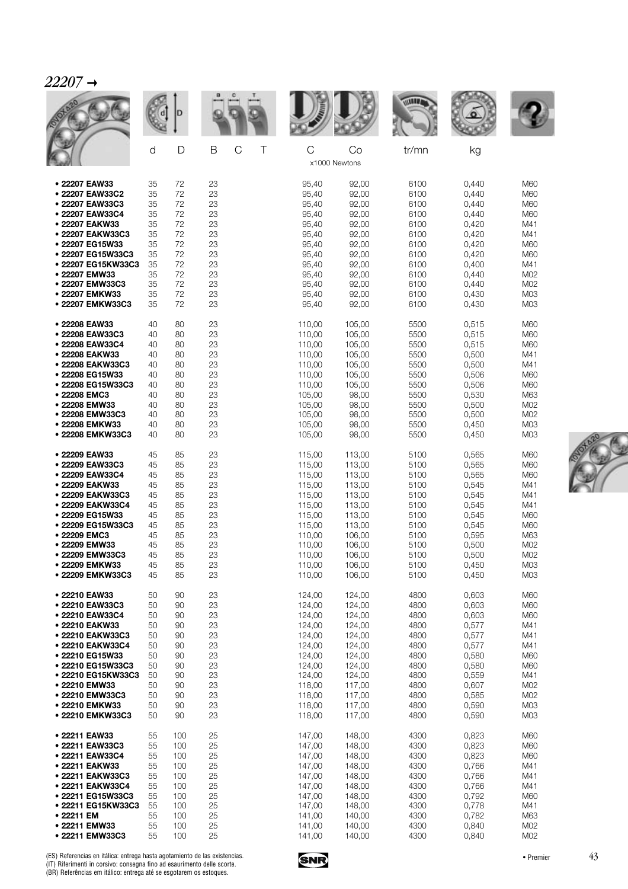# 22207 →

| | d | D | B | C | T | C | Co | tr/mn | kg | |
|---|---|---|---|---|---|---|---|---|---|---|
| | | | | | | x1000 Newtons | | | | |
| • **22207 EAW33** | 35 | 72 | 23 | | | 95,40 | 92,00 | 6100 | 0,440 | M60 |
| • **22207 EAW33C2** | 35 | 72 | 23 | | | 95,40 | 92,00 | 6100 | 0,440 | M60 |
| • **22207 EAW33C3** | 35 | 72 | 23 | | | 95,40 | 92,00 | 6100 | 0,440 | M60 |
| • **22207 EAW33C4** | 35 | 72 | 23 | | | 95,40 | 92,00 | 6100 | 0,440 | M60 |
| • **22207 EAKW33** | 35 | 72 | 23 | | | 95,40 | 92,00 | 6100 | 0,420 | M41 |
| • **22207 EAKW33C3** | 35 | 72 | 23 | | | 95,40 | 92,00 | 6100 | 0,420 | M41 |
| • **22207 EG15W33** | 35 | 72 | 23 | | | 95,40 | 92,00 | 6100 | 0,420 | M60 |
| • **22207 EG15W33C3** | 35 | 72 | 23 | | | 95,40 | 92,00 | 6100 | 0,420 | M60 |
| • **22207 EG15KW33C3** | 35 | 72 | 23 | | | 95,40 | 92,00 | 6100 | 0,400 | M41 |
| • **22207 EMW33** | 35 | 72 | 23 | | | 95,40 | 92,00 | 6100 | 0,440 | M02 |
| • **22207 EMW33C3** | 35 | 72 | 23 | | | 95,40 | 92,00 | 6100 | 0,440 | M02 |
| • **22207 EMKW33** | 35 | 72 | 23 | | | 95,40 | 92,00 | 6100 | 0,430 | M03 |
| • **22207 EMKW33C3** | 35 | 72 | 23 | | | 95,40 | 92,00 | 6100 | 0,430 | M03 |
| • **22208 EAW33** | 40 | 80 | 23 | | | 110,00 | 105,00 | 5500 | 0,515 | M60 |
| • **22208 EAW33C3** | 40 | 80 | 23 | | | 110,00 | 105,00 | 5500 | 0,515 | M60 |
| • **22208 EAW33C4** | 40 | 80 | 23 | | | 110,00 | 105,00 | 5500 | 0,515 | M60 |
| • **22208 EAKW33** | 40 | 80 | 23 | | | 110,00 | 105,00 | 5500 | 0,500 | M41 |
| • **22208 EAKW33C3** | 40 | 80 | 23 | | | 110,00 | 105,00 | 5500 | 0,500 | M41 |
| • **22208 EG15W33** | 40 | 80 | 23 | | | 110,00 | 105,00 | 5500 | 0,506 | M60 |
| • **22208 EG15W33C3** | 40 | 80 | 23 | | | 110,00 | 105,00 | 5500 | 0,506 | M60 |
| • **22208 EMC3** | 40 | 80 | 23 | | | 105,00 | 98,00 | 5500 | 0,530 | M63 |
| • **22208 EMW33** | 40 | 80 | 23 | | | 105,00 | 98,00 | 5500 | 0,500 | M02 |
| • **22208 EMW33C3** | 40 | 80 | 23 | | | 105,00 | 98,00 | 5500 | 0,500 | M02 |
| • **22208 EMKW33** | 40 | 80 | 23 | | | 105,00 | 98,00 | 5500 | 0,450 | M03 |
| • **22208 EMKW33C3** | 40 | 80 | 23 | | | 105,00 | 98,00 | 5500 | 0,450 | M03 |
| • **22209 EAW33** | 45 | 85 | 23 | | | 115,00 | 113,00 | 5100 | 0,565 | M60 |
| • **22209 EAW33C3** | 45 | 85 | 23 | | | 115,00 | 113,00 | 5100 | 0,565 | M60 |
| • **22209 EAW33C4** | 45 | 85 | 23 | | | 115,00 | 113,00 | 5100 | 0,565 | M60 |
| • **22209 EAKW33** | 45 | 85 | 23 | | | 115,00 | 113,00 | 5100 | 0,545 | M41 |
| • **22209 EAKW33C3** | 45 | 85 | 23 | | | 115,00 | 113,00 | 5100 | 0,545 | M41 |
| • **22209 EAKW33C4** | 45 | 85 | 23 | | | 115,00 | 113,00 | 5100 | 0,545 | M41 |
| • **22209 EG15W33** | 45 | 85 | 23 | | | 115,00 | 113,00 | 5100 | 0,545 | M60 |
| • **22209 EG15W33C3** | 45 | 85 | 23 | | | 115,00 | 113,00 | 5100 | 0,545 | M60 |
| • **22209 EMC3** | 45 | 85 | 23 | | | 110,00 | 106,00 | 5100 | 0,595 | M63 |
| • **22209 EMW33** | 45 | 85 | 23 | | | 110,00 | 106,00 | 5100 | 0,500 | M02 |
| • **22209 EMW33C3** | 45 | 85 | 23 | | | 110,00 | 106,00 | 5100 | 0,500 | M02 |
| • **22209 EMKW33** | 45 | 85 | 23 | | | 110,00 | 106,00 | 5100 | 0,450 | M03 |
| • **22209 EMKW33C3** | 45 | 85 | 23 | | | 110,00 | 106,00 | 5100 | 0,450 | M03 |
| • **22210 EAW33** | 50 | 90 | 23 | | | 124,00 | 124,00 | 4800 | 0,603 | M60 |
| • **22210 EAW33C3** | 50 | 90 | 23 | | | 124,00 | 124,00 | 4800 | 0,603 | M60 |
| • **22210 EAW33C4** | 50 | 90 | 23 | | | 124,00 | 124,00 | 4800 | 0,603 | M60 |
| • **22210 EAKW33** | 50 | 90 | 23 | | | 124,00 | 124,00 | 4800 | 0,577 | M41 |
| • **22210 EAKW33C3** | 50 | 90 | 23 | | | 124,00 | 124,00 | 4800 | 0,577 | M41 |
| • **22210 EAKW33C4** | 50 | 90 | 23 | | | 124,00 | 124,00 | 4800 | 0,577 | M41 |
| • **22210 EG15W33** | 50 | 90 | 23 | | | 124,00 | 124,00 | 4800 | 0,580 | M60 |
| • **22210 EG15W33C3** | 50 | 90 | 23 | | | 124,00 | 124,00 | 4800 | 0,580 | M60 |
| • **22210 EG15KW33C3** | 50 | 90 | 23 | | | 124,00 | 124,00 | 4800 | 0,559 | M41 |
| • **22210 EMW33** | 50 | 90 | 23 | | | 118,00 | 117,00 | 4800 | 0,607 | M02 |
| • **22210 EMW33C3** | 50 | 90 | 23 | | | 118,00 | 117,00 | 4800 | 0,585 | M02 |
| • **22210 EMKW33** | 50 | 90 | 23 | | | 118,00 | 117,00 | 4800 | 0,590 | M03 |
| • **22210 EMKW33C3** | 50 | 90 | 23 | | | 118,00 | 117,00 | 4800 | 0,590 | M03 |
| • **22211 EAW33** | 55 | 100 | 25 | | | 147,00 | 148,00 | 4300 | 0,823 | M60 |
| • **22211 EAW33C3** | 55 | 100 | 25 | | | 147,00 | 148,00 | 4300 | 0,823 | M60 |
| • **22211 EAW33C4** | 55 | 100 | 25 | | | 147,00 | 148,00 | 4300 | 0,823 | M60 |
| • **22211 EAKW33** | 55 | 100 | 25 | | | 147,00 | 148,00 | 4300 | 0,766 | M41 |
| • **22211 EAKW33C3** | 55 | 100 | 25 | | | 147,00 | 148,00 | 4300 | 0,766 | M41 |
| • **22211 EAKW33C4** | 55 | 100 | 25 | | | 147,00 | 148,00 | 4300 | 0,766 | M41 |
| • **22211 EG15W33C3** | 55 | 100 | 25 | | | 147,00 | 148,00 | 4300 | 0,792 | M60 |
| • **22211 EG15KW33C3** | 55 | 100 | 25 | | | 147,00 | 148,00 | 4300 | 0,778 | M41 |
| • **22211 EM** | 55 | 100 | 25 | | | 141,00 | 140,00 | 4300 | 0,782 | M63 |
| • **22211 EMW33** | 55 | 100 | 25 | | | 141,00 | 140,00 | 4300 | 0,840 | M02 |
| • **22211 EMW33C3** | 55 | 100 | 25 | | | 141,00 | 140,00 | 4300 | 0,840 | M02 |

(ES) Referencias en itálica: entrega hasta agotamiento de las existencias.
(IT) Riferimenti in corsivo: consegna fino ad esaurimento delle scorte.
(BR) Referências em itálico: entrega até se esgotarem os estoques.

• Premier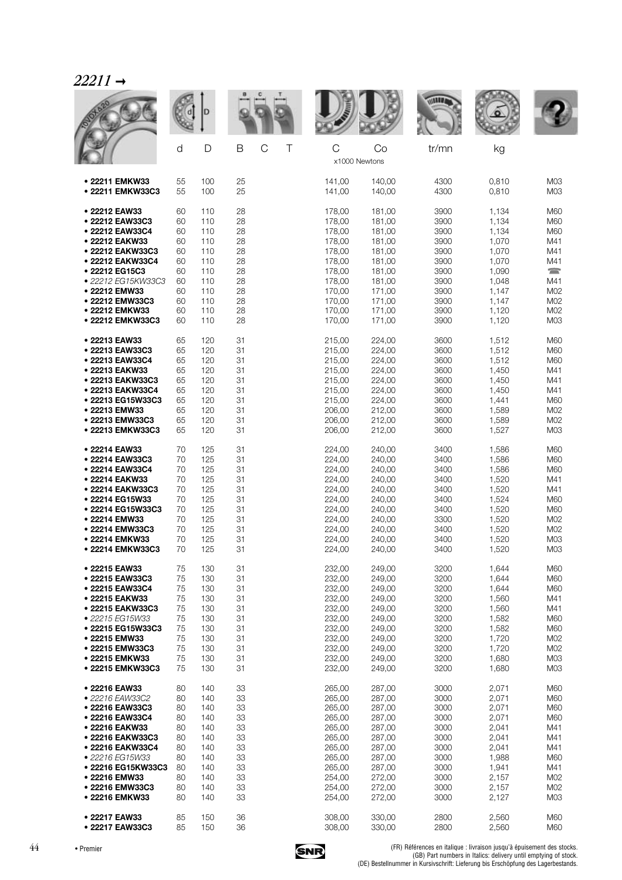# *22211 →*

| | d | D | B | C | T | C | Co | tr/mn | kg | |
|---|---|---|---|---|---|---|---|---|---|---|
| | | | | | | x1000 Newtons | | | | |
| • **22211 EMKW33** | 55 | 100 | 25 | | | 141,00 | 140,00 | 4300 | 0,810 | M03 |
| • **22211 EMKW33C3** | 55 | 100 | 25 | | | 141,00 | 140,00 | 4300 | 0,810 | M03 |
| • **22212 EAW33** | 60 | 110 | 28 | | | 178,00 | 181,00 | 3900 | 1,134 | M60 |
| • **22212 EAW33C3** | 60 | 110 | 28 | | | 178,00 | 181,00 | 3900 | 1,134 | M60 |
| • **22212 EAW33C4** | 60 | 110 | 28 | | | 178,00 | 181,00 | 3900 | 1,134 | M60 |
| • **22212 EAKW33** | 60 | 110 | 28 | | | 178,00 | 181,00 | 3900 | 1,070 | M41 |
| • **22212 EAKW33C3** | 60 | 110 | 28 | | | 178,00 | 181,00 | 3900 | 1,070 | M41 |
| • **22212 EAKW33C4** | 60 | 110 | 28 | | | 178,00 | 181,00 | 3900 | 1,070 | M41 |
| • **22212 EG15C3** | 60 | 110 | 28 | | | 178,00 | 181,00 | 3900 | 1,090 | ☎ |
| • *22212 EG15KW33C3* | 60 | 110 | 28 | | | 178,00 | 181,00 | 3900 | 1,048 | M41 |
| • **22212 EMW33** | 60 | 110 | 28 | | | 170,00 | 171,00 | 3900 | 1,147 | M02 |
| • **22212 EMW33C3** | 60 | 110 | 28 | | | 170,00 | 171,00 | 3900 | 1,147 | M02 |
| • **22212 EMKW33** | 60 | 110 | 28 | | | 170,00 | 171,00 | 3900 | 1,120 | M02 |
| • **22212 EMKW33C3** | 60 | 110 | 28 | | | 170,00 | 171,00 | 3900 | 1,120 | M03 |
| • **22213 EAW33** | 65 | 120 | 31 | | | 215,00 | 224,00 | 3600 | 1,512 | M60 |
| • **22213 EAW33C3** | 65 | 120 | 31 | | | 215,00 | 224,00 | 3600 | 1,512 | M60 |
| • **22213 EAW33C4** | 65 | 120 | 31 | | | 215,00 | 224,00 | 3600 | 1,512 | M60 |
| • **22213 EAKW33** | 65 | 120 | 31 | | | 215,00 | 224,00 | 3600 | 1,450 | M41 |
| • **22213 EAKW33C3** | 65 | 120 | 31 | | | 215,00 | 224,00 | 3600 | 1,450 | M41 |
| • **22213 EAKW33C4** | 65 | 120 | 31 | | | 215,00 | 224,00 | 3600 | 1,450 | M41 |
| • **22213 EG15W33C3** | 65 | 120 | 31 | | | 215,00 | 224,00 | 3600 | 1,441 | M60 |
| • **22213 EMW33** | 65 | 120 | 31 | | | 206,00 | 212,00 | 3600 | 1,589 | M02 |
| • **22213 EMW33C3** | 65 | 120 | 31 | | | 206,00 | 212,00 | 3600 | 1,589 | M02 |
| • **22213 EMKW33C3** | 65 | 120 | 31 | | | 206,00 | 212,00 | 3600 | 1,527 | M03 |
| • **22214 EAW33** | 70 | 125 | 31 | | | 224,00 | 240,00 | 3400 | 1,586 | M60 |
| • **22214 EAW33C3** | 70 | 125 | 31 | | | 224,00 | 240,00 | 3400 | 1,586 | M60 |
| • **22214 EAW33C4** | 70 | 125 | 31 | | | 224,00 | 240,00 | 3400 | 1,586 | M60 |
| • **22214 EAKW33** | 70 | 125 | 31 | | | 224,00 | 240,00 | 3400 | 1,520 | M41 |
| • **22214 EAKW33C3** | 70 | 125 | 31 | | | 224,00 | 240,00 | 3400 | 1,520 | M41 |
| • **22214 EG15W33** | 70 | 125 | 31 | | | 224,00 | 240,00 | 3400 | 1,524 | M60 |
| • **22214 EG15W33C3** | 70 | 125 | 31 | | | 224,00 | 240,00 | 3400 | 1,520 | M60 |
| • **22214 EMW33** | 70 | 125 | 31 | | | 224,00 | 240,00 | 3300 | 1,520 | M02 |
| • **22214 EMW33C3** | 70 | 125 | 31 | | | 224,00 | 240,00 | 3400 | 1,520 | M02 |
| • **22214 EMKW33** | 70 | 125 | 31 | | | 224,00 | 240,00 | 3400 | 1,520 | M03 |
| • **22214 EMKW33C3** | 70 | 125 | 31 | | | 224,00 | 240,00 | 3400 | 1,520 | M03 |
| • **22215 EAW33** | 75 | 130 | 31 | | | 232,00 | 249,00 | 3200 | 1,644 | M60 |
| • **22215 EAW33C3** | 75 | 130 | 31 | | | 232,00 | 249,00 | 3200 | 1,644 | M60 |
| • **22215 EAW33C4** | 75 | 130 | 31 | | | 232,00 | 249,00 | 3200 | 1,644 | M60 |
| • **22215 EAKW33** | 75 | 130 | 31 | | | 232,00 | 249,00 | 3200 | 1,560 | M41 |
| • **22215 EAKW33C3** | 75 | 130 | 31 | | | 232,00 | 249,00 | 3200 | 1,560 | M41 |
| • *22215 EG15W33* | 75 | 130 | 31 | | | 232,00 | 249,00 | 3200 | 1,582 | M60 |
| • **22215 EG15W33C3** | 75 | 130 | 31 | | | 232,00 | 249,00 | 3200 | 1,582 | M60 |
| • **22215 EMW33** | 75 | 130 | 31 | | | 232,00 | 249,00 | 3200 | 1,720 | M02 |
| • **22215 EMW33C3** | 75 | 130 | 31 | | | 232,00 | 249,00 | 3200 | 1,720 | M02 |
| • **22215 EMKW33** | 75 | 130 | 31 | | | 232,00 | 249,00 | 3200 | 1,680 | M03 |
| • **22215 EMKW33C3** | 75 | 130 | 31 | | | 232,00 | 249,00 | 3200 | 1,680 | M03 |
| • **22216 EAW33** | 80 | 140 | 33 | | | 265,00 | 287,00 | 3000 | 2,071 | M60 |
| • *22216 EAW33C2* | 80 | 140 | 33 | | | 265,00 | 287,00 | 3000 | 2,071 | M60 |
| • **22216 EAW33C3** | 80 | 140 | 33 | | | 265,00 | 287,00 | 3000 | 2,071 | M60 |
| • **22216 EAW33C4** | 80 | 140 | 33 | | | 265,00 | 287,00 | 3000 | 2,071 | M60 |
| • **22216 EAKW33** | 80 | 140 | 33 | | | 265,00 | 287,00 | 3000 | 2,041 | M41 |
| • **22216 EAKW33C3** | 80 | 140 | 33 | | | 265,00 | 287,00 | 3000 | 2,041 | M41 |
| • **22216 EAKW33C4** | 80 | 140 | 33 | | | 265,00 | 287,00 | 3000 | 2,041 | M41 |
| • *22216 EG15W33* | 80 | 140 | 33 | | | 265,00 | 287,00 | 3000 | 1,988 | M60 |
| • **22216 EG15KW33C3** | 80 | 140 | 33 | | | 265,00 | 287,00 | 3000 | 1,941 | M41 |
| • **22216 EMW33** | 80 | 140 | 33 | | | 254,00 | 272,00 | 3000 | 2,157 | M02 |
| • **22216 EMW33C3** | 80 | 140 | 33 | | | 254,00 | 272,00 | 3000 | 2,157 | M02 |
| • **22216 EMKW33** | 80 | 140 | 33 | | | 254,00 | 272,00 | 3000 | 2,127 | M03 |
| • **22217 EAW33** | 85 | 150 | 36 | | | 308,00 | 330,00 | 2800 | 2,560 | M60 |
| • **22217 EAW33C3** | 85 | 150 | 36 | | | 308,00 | 330,00 | 2800 | 2,560 | M60 |

• Premier

(FR) Références en italique : livraison jusqu'à épuisement des stocks.
(GB) Part numbers in Italics: delivery until emptying of stock.
(DE) Bestellnummer in Kursivschrift: Lieferung bis Erschöpfung des Lagerbestands.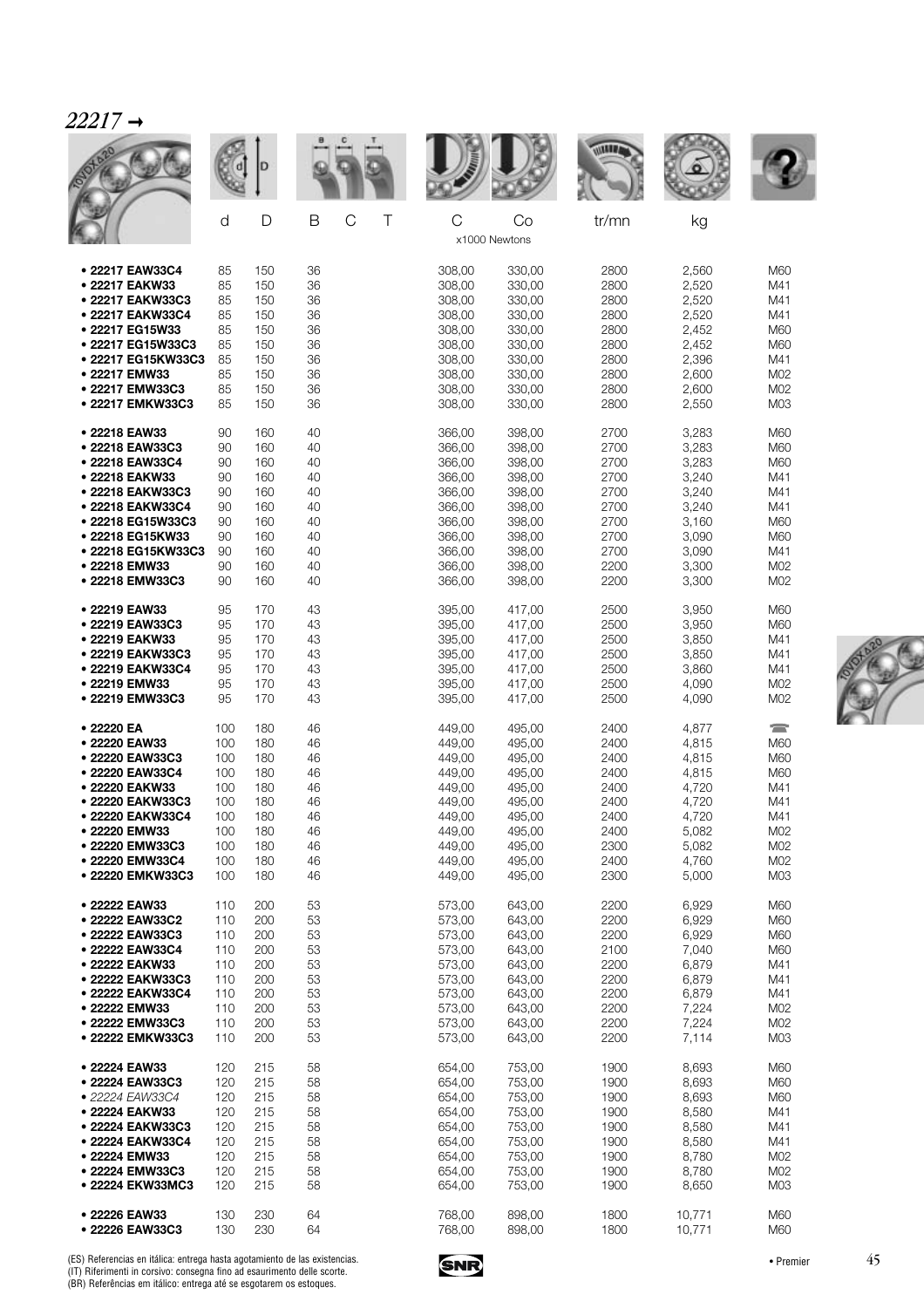# *22217 →*

| | d | D | B | C | T | C | Co | tr/mn | kg | |
|---|---|---|---|---|---|---|---|---|---|---|
| | | | | | | x1000 Newtons | | | | |
| • **22217 EAW33C4** | 85 | 150 | 36 | | | 308,00 | 330,00 | 2800 | 2,560 | M60 |
| • **22217 EAKW33** | 85 | 150 | 36 | | | 308,00 | 330,00 | 2800 | 2,520 | M41 |
| • **22217 EAKW33C3** | 85 | 150 | 36 | | | 308,00 | 330,00 | 2800 | 2,520 | M41 |
| • **22217 EAKW33C4** | 85 | 150 | 36 | | | 308,00 | 330,00 | 2800 | 2,520 | M41 |
| • **22217 EG15W33** | 85 | 150 | 36 | | | 308,00 | 330,00 | 2800 | 2,452 | M60 |
| • **22217 EG15W33C3** | 85 | 150 | 36 | | | 308,00 | 330,00 | 2800 | 2,452 | M60 |
| • **22217 EG15KW33C3** | 85 | 150 | 36 | | | 308,00 | 330,00 | 2800 | 2,396 | M41 |
| • **22217 EMW33** | 85 | 150 | 36 | | | 308,00 | 330,00 | 2800 | 2,600 | M02 |
| • **22217 EMW33C3** | 85 | 150 | 36 | | | 308,00 | 330,00 | 2800 | 2,600 | M02 |
| • **22217 EMKW33C3** | 85 | 150 | 36 | | | 308,00 | 330,00 | 2800 | 2,550 | M03 |
| • **22218 EAW33** | 90 | 160 | 40 | | | 366,00 | 398,00 | 2700 | 3,283 | M60 |
| • **22218 EAW33C3** | 90 | 160 | 40 | | | 366,00 | 398,00 | 2700 | 3,283 | M60 |
| • **22218 EAW33C4** | 90 | 160 | 40 | | | 366,00 | 398,00 | 2700 | 3,283 | M60 |
| • **22218 EAKW33** | 90 | 160 | 40 | | | 366,00 | 398,00 | 2700 | 3,240 | M41 |
| • **22218 EAKW33C3** | 90 | 160 | 40 | | | 366,00 | 398,00 | 2700 | 3,240 | M41 |
| • **22218 EAKW33C4** | 90 | 160 | 40 | | | 366,00 | 398,00 | 2700 | 3,240 | M41 |
| • **22218 EG15W33C3** | 90 | 160 | 40 | | | 366,00 | 398,00 | 2700 | 3,160 | M60 |
| • **22218 EG15KW33** | 90 | 160 | 40 | | | 366,00 | 398,00 | 2700 | 3,090 | M60 |
| • **22218 EG15KW33C3** | 90 | 160 | 40 | | | 366,00 | 398,00 | 2700 | 3,090 | M41 |
| • **22218 EMW33** | 90 | 160 | 40 | | | 366,00 | 398,00 | 2200 | 3,300 | M02 |
| • **22218 EMW33C3** | 90 | 160 | 40 | | | 366,00 | 398,00 | 2200 | 3,300 | M02 |
| • **22219 EAW33** | 95 | 170 | 43 | | | 395,00 | 417,00 | 2500 | 3,950 | M60 |
| • **22219 EAW33C3** | 95 | 170 | 43 | | | 395,00 | 417,00 | 2500 | 3,950 | M60 |
| • **22219 EAKW33** | 95 | 170 | 43 | | | 395,00 | 417,00 | 2500 | 3,850 | M41 |
| • **22219 EAKW33C3** | 95 | 170 | 43 | | | 395,00 | 417,00 | 2500 | 3,850 | M41 |
| • **22219 EAKW33C4** | 95 | 170 | 43 | | | 395,00 | 417,00 | 2500 | 3,860 | M41 |
| • **22219 EMW33** | 95 | 170 | 43 | | | 395,00 | 417,00 | 2500 | 4,090 | M02 |
| • **22219 EMW33C3** | 95 | 170 | 43 | | | 395,00 | 417,00 | 2500 | 4,090 | M02 |
| • **22220 EA** | 100 | 180 | 46 | | | 449,00 | 495,00 | 2400 | 4,877 | ☎ |
| • **22220 EAW33** | 100 | 180 | 46 | | | 449,00 | 495,00 | 2400 | 4,815 | M60 |
| • **22220 EAW33C3** | 100 | 180 | 46 | | | 449,00 | 495,00 | 2400 | 4,815 | M60 |
| • **22220 EAW33C4** | 100 | 180 | 46 | | | 449,00 | 495,00 | 2400 | 4,815 | M60 |
| • **22220 EAKW33** | 100 | 180 | 46 | | | 449,00 | 495,00 | 2400 | 4,720 | M41 |
| • **22220 EAKW33C3** | 100 | 180 | 46 | | | 449,00 | 495,00 | 2400 | 4,720 | M41 |
| • **22220 EAKW33C4** | 100 | 180 | 46 | | | 449,00 | 495,00 | 2400 | 4,720 | M41 |
| • **22220 EMW33** | 100 | 180 | 46 | | | 449,00 | 495,00 | 2400 | 5,082 | M02 |
| • **22220 EMW33C3** | 100 | 180 | 46 | | | 449,00 | 495,00 | 2300 | 5,082 | M02 |
| • **22220 EMW33C4** | 100 | 180 | 46 | | | 449,00 | 495,00 | 2400 | 4,760 | M02 |
| • **22220 EMKW33C3** | 100 | 180 | 46 | | | 449,00 | 495,00 | 2300 | 5,000 | M03 |
| • **22222 EAW33** | 110 | 200 | 53 | | | 573,00 | 643,00 | 2200 | 6,929 | M60 |
| • **22222 EAW33C2** | 110 | 200 | 53 | | | 573,00 | 643,00 | 2200 | 6,929 | M60 |
| • **22222 EAW33C3** | 110 | 200 | 53 | | | 573,00 | 643,00 | 2200 | 6,929 | M60 |
| • **22222 EAW33C4** | 110 | 200 | 53 | | | 573,00 | 643,00 | 2100 | 7,040 | M60 |
| • **22222 EAKW33** | 110 | 200 | 53 | | | 573,00 | 643,00 | 2200 | 6,879 | M41 |
| • **22222 EAKW33C3** | 110 | 200 | 53 | | | 573,00 | 643,00 | 2200 | 6,879 | M41 |
| • **22222 EAKW33C4** | 110 | 200 | 53 | | | 573,00 | 643,00 | 2200 | 6,879 | M41 |
| • **22222 EMW33** | 110 | 200 | 53 | | | 573,00 | 643,00 | 2200 | 7,224 | M02 |
| • **22222 EMW33C3** | 110 | 200 | 53 | | | 573,00 | 643,00 | 2200 | 7,224 | M02 |
| • **22222 EMKW33C3** | 110 | 200 | 53 | | | 573,00 | 643,00 | 2200 | 7,114 | M03 |
| • **22224 EAW33** | 120 | 215 | 58 | | | 654,00 | 753,00 | 1900 | 8,693 | M60 |
| • **22224 EAW33C3** | 120 | 215 | 58 | | | 654,00 | 753,00 | 1900 | 8,693 | M60 |
| • *22224 EAW33C4* | 120 | 215 | 58 | | | 654,00 | 753,00 | 1900 | 8,693 | M60 |
| • **22224 EAKW33** | 120 | 215 | 58 | | | 654,00 | 753,00 | 1900 | 8,580 | M41 |
| • **22224 EAKW33C3** | 120 | 215 | 58 | | | 654,00 | 753,00 | 1900 | 8,580 | M41 |
| • **22224 EAKW33C4** | 120 | 215 | 58 | | | 654,00 | 753,00 | 1900 | 8,580 | M41 |
| • **22224 EMW33** | 120 | 215 | 58 | | | 654,00 | 753,00 | 1900 | 8,780 | M02 |
| • **22224 EMW33C3** | 120 | 215 | 58 | | | 654,00 | 753,00 | 1900 | 8,780 | M02 |
| • **22224 EKW33MC3** | 120 | 215 | 58 | | | 654,00 | 753,00 | 1900 | 8,650 | M03 |
| • **22226 EAW33** | 130 | 230 | 64 | | | 768,00 | 898,00 | 1800 | 10,771 | M60 |
| • **22226 EAW33C3** | 130 | 230 | 64 | | | 768,00 | 898,00 | 1800 | 10,771 | M60 |

(ES) Referencias en itálica: entrega hasta agotamiento de las existencias.
(IT) Riferimenti in corsivo: consegna fino ad esaurimento delle scorte.
(BR) Referências em itálico: entrega até se esgotarem os estoques.

• Premier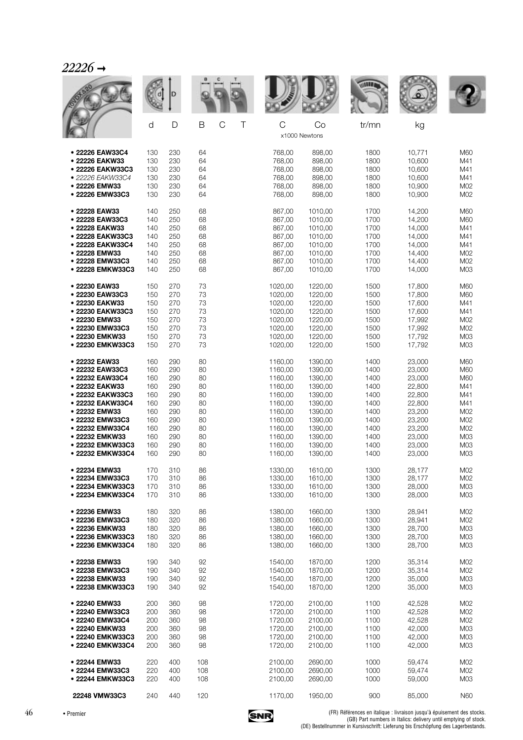*22226 →*

| | d | D | B | C | T | C | Co | tr/mn | kg | |
|---|---|---|---|---|---|---|---|---|---|---|
| | | | | | | x1000 Newtons | | | | |
| **• 22226 EAW33C4** | 130 | 230 | 64 | | | 768,00 | 898,00 | 1800 | 10,771 | M60 |
| **• 22226 EAKW33** | 130 | 230 | 64 | | | 768,00 | 898,00 | 1800 | 10,600 | M41 |
| **• 22226 EAKW33C3** | 130 | 230 | 64 | | | 768,00 | 898,00 | 1800 | 10,600 | M41 |
| *• 22226 EAKW33C4* | 130 | 230 | 64 | | | 768,00 | 898,00 | 1800 | 10,600 | M41 |
| **• 22226 EMW33** | 130 | 230 | 64 | | | 768,00 | 898,00 | 1800 | 10,900 | M02 |
| **• 22226 EMW33C3** | 130 | 230 | 64 | | | 768,00 | 898,00 | 1800 | 10,900 | M02 |
| **• 22228 EAW33** | 140 | 250 | 68 | | | 867,00 | 1010,00 | 1700 | 14,200 | M60 |
| **• 22228 EAW33C3** | 140 | 250 | 68 | | | 867,00 | 1010,00 | 1700 | 14,200 | M60 |
| **• 22228 EAKW33** | 140 | 250 | 68 | | | 867,00 | 1010,00 | 1700 | 14,000 | M41 |
| **• 22228 EAKW33C3** | 140 | 250 | 68 | | | 867,00 | 1010,00 | 1700 | 14,000 | M41 |
| **• 22228 EAKW33C4** | 140 | 250 | 68 | | | 867,00 | 1010,00 | 1700 | 14,000 | M41 |
| **• 22228 EMW33** | 140 | 250 | 68 | | | 867,00 | 1010,00 | 1700 | 14,400 | M02 |
| **• 22228 EMW33C3** | 140 | 250 | 68 | | | 867,00 | 1010,00 | 1700 | 14,400 | M02 |
| **• 22228 EMKW33C3** | 140 | 250 | 68 | | | 867,00 | 1010,00 | 1700 | 14,000 | M03 |
| **• 22230 EAW33** | 150 | 270 | 73 | | | 1020,00 | 1220,00 | 1500 | 17,800 | M60 |
| **• 22230 EAW33C3** | 150 | 270 | 73 | | | 1020,00 | 1220,00 | 1500 | 17,800 | M60 |
| **• 22230 EAKW33** | 150 | 270 | 73 | | | 1020,00 | 1220,00 | 1500 | 17,600 | M41 |
| **• 22230 EAKW33C3** | 150 | 270 | 73 | | | 1020,00 | 1220,00 | 1500 | 17,600 | M41 |
| **• 22230 EMW33** | 150 | 270 | 73 | | | 1020,00 | 1220,00 | 1500 | 17,992 | M02 |
| **• 22230 EMW33C3** | 150 | 270 | 73 | | | 1020,00 | 1220,00 | 1500 | 17,992 | M02 |
| **• 22230 EMKW33** | 150 | 270 | 73 | | | 1020,00 | 1220,00 | 1500 | 17,792 | M03 |
| **• 22230 EMKW33C3** | 150 | 270 | 73 | | | 1020,00 | 1220,00 | 1500 | 17,792 | M03 |
| **• 22232 EAW33** | 160 | 290 | 80 | | | 1160,00 | 1390,00 | 1400 | 23,000 | M60 |
| **• 22232 EAW33C3** | 160 | 290 | 80 | | | 1160,00 | 1390,00 | 1400 | 23,000 | M60 |
| **• 22232 EAW33C4** | 160 | 290 | 80 | | | 1160,00 | 1390,00 | 1400 | 23,000 | M60 |
| **• 22232 EAKW33** | 160 | 290 | 80 | | | 1160,00 | 1390,00 | 1400 | 22,800 | M41 |
| **• 22232 EAKW33C3** | 160 | 290 | 80 | | | 1160,00 | 1390,00 | 1400 | 22,800 | M41 |
| **• 22232 EAKW33C4** | 160 | 290 | 80 | | | 1160,00 | 1390,00 | 1400 | 22,800 | M41 |
| **• 22232 EMW33** | 160 | 290 | 80 | | | 1160,00 | 1390,00 | 1400 | 23,200 | M02 |
| **• 22232 EMW33C3** | 160 | 290 | 80 | | | 1160,00 | 1390,00 | 1400 | 23,200 | M02 |
| **• 22232 EMW33C4** | 160 | 290 | 80 | | | 1160,00 | 1390,00 | 1400 | 23,200 | M02 |
| **• 22232 EMKW33** | 160 | 290 | 80 | | | 1160,00 | 1390,00 | 1400 | 23,000 | M03 |
| **• 22232 EMKW33C3** | 160 | 290 | 80 | | | 1160,00 | 1390,00 | 1400 | 23,000 | M03 |
| **• 22232 EMKW33C4** | 160 | 290 | 80 | | | 1160,00 | 1390,00 | 1400 | 23,000 | M03 |
| **• 22234 EMW33** | 170 | 310 | 86 | | | 1330,00 | 1610,00 | 1300 | 28,177 | M02 |
| **• 22234 EMW33C3** | 170 | 310 | 86 | | | 1330,00 | 1610,00 | 1300 | 28,177 | M02 |
| **• 22234 EMKW33C3** | 170 | 310 | 86 | | | 1330,00 | 1610,00 | 1300 | 28,000 | M03 |
| **• 22234 EMKW33C4** | 170 | 310 | 86 | | | 1330,00 | 1610,00 | 1300 | 28,000 | M03 |
| **• 22236 EMW33** | 180 | 320 | 86 | | | 1380,00 | 1660,00 | 1300 | 28,941 | M02 |
| **• 22236 EMW33C3** | 180 | 320 | 86 | | | 1380,00 | 1660,00 | 1300 | 28,941 | M02 |
| **• 22236 EMKW33** | 180 | 320 | 86 | | | 1380,00 | 1660,00 | 1300 | 28,700 | M03 |
| **• 22236 EMKW33C3** | 180 | 320 | 86 | | | 1380,00 | 1660,00 | 1300 | 28,700 | M03 |
| **• 22236 EMKW33C4** | 180 | 320 | 86 | | | 1380,00 | 1660,00 | 1300 | 28,700 | M03 |
| **• 22238 EMW33** | 190 | 340 | 92 | | | 1540,00 | 1870,00 | 1200 | 35,314 | M02 |
| **• 22238 EMW33C3** | 190 | 340 | 92 | | | 1540,00 | 1870,00 | 1200 | 35,314 | M02 |
| **• 22238 EMKW33** | 190 | 340 | 92 | | | 1540,00 | 1870,00 | 1200 | 35,000 | M03 |
| **• 22238 EMKW33C3** | 190 | 340 | 92 | | | 1540,00 | 1870,00 | 1200 | 35,000 | M03 |
| **• 22240 EMW33** | 200 | 360 | 98 | | | 1720,00 | 2100,00 | 1100 | 42,528 | M02 |
| **• 22240 EMW33C3** | 200 | 360 | 98 | | | 1720,00 | 2100,00 | 1100 | 42,528 | M02 |
| **• 22240 EMW33C4** | 200 | 360 | 98 | | | 1720,00 | 2100,00 | 1100 | 42,528 | M02 |
| **• 22240 EMKW33** | 200 | 360 | 98 | | | 1720,00 | 2100,00 | 1100 | 42,000 | M03 |
| **• 22240 EMKW33C3** | 200 | 360 | 98 | | | 1720,00 | 2100,00 | 1100 | 42,000 | M03 |
| **• 22240 EMKW33C4** | 200 | 360 | 98 | | | 1720,00 | 2100,00 | 1100 | 42,000 | M03 |
| **• 22244 EMW33** | 220 | 400 | 108 | | | 2100,00 | 2690,00 | 1000 | 59,474 | M02 |
| **• 22244 EMW33C3** | 220 | 400 | 108 | | | 2100,00 | 2690,00 | 1000 | 59,474 | M02 |
| **• 22244 EMKW33C3** | 220 | 400 | 108 | | | 2100,00 | 2690,00 | 1000 | 59,000 | M03 |
| **22248 VMW33C3** | 240 | 440 | 120 | | | 1170,00 | 1950,00 | 900 | 85,000 | N60 |

• Premier

(FR) Références en italique : livraison jusqu'à épuisement des stocks.
(GB) Part numbers in Italics: delivery until emptying of stock.
(DE) Bestellnummer in Kursivschrift: Lieferung bis Erschöpfung des Lagerbestands.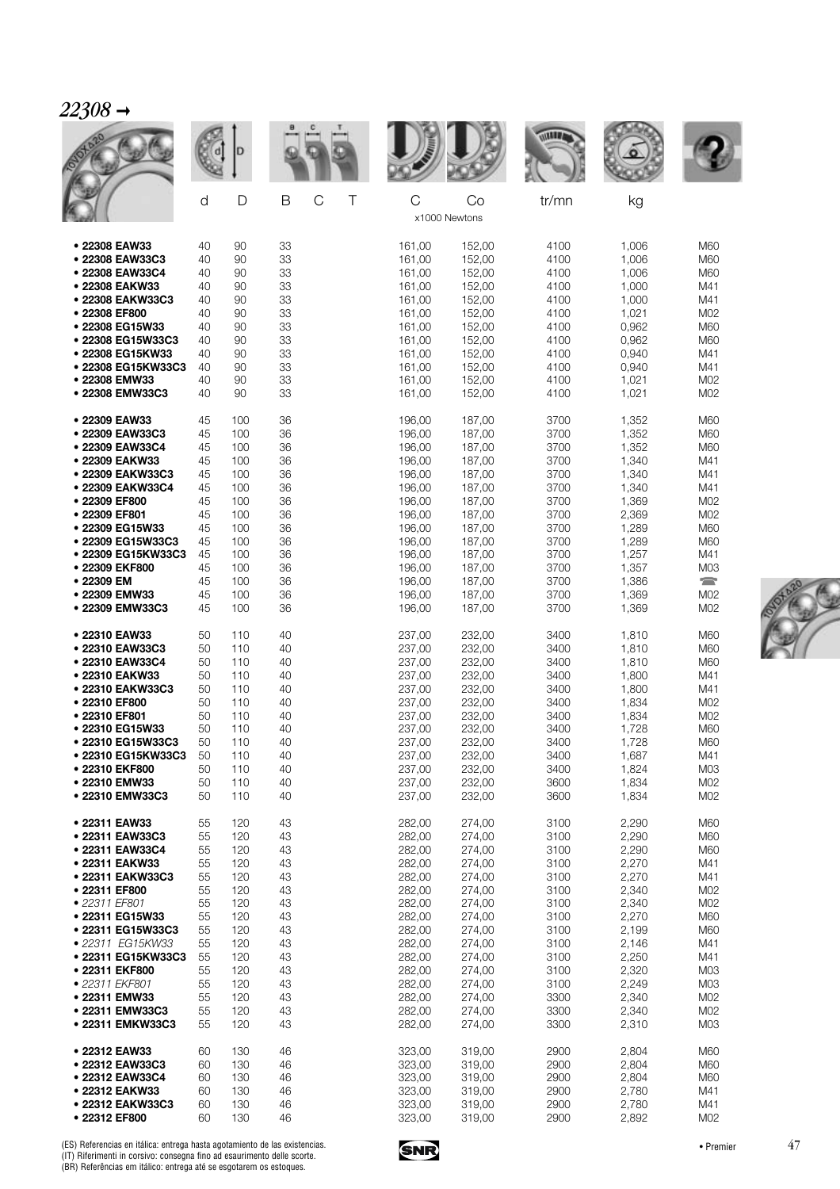## 22308 →

| | d | D | B | C | T | C | Co | tr/mn | kg | |
|---|---|---|---|---|---|---|---|---|---|---|
| | | | | | | x1000 Newtons | | | | |
| • **22308 EAW33** | 40 | 90 | 33 | | | 161,00 | 152,00 | 4100 | 1,006 | M60 |
| • **22308 EAW33C3** | 40 | 90 | 33 | | | 161,00 | 152,00 | 4100 | 1,006 | M60 |
| • **22308 EAW33C4** | 40 | 90 | 33 | | | 161,00 | 152,00 | 4100 | 1,006 | M60 |
| • **22308 EAKW33** | 40 | 90 | 33 | | | 161,00 | 152,00 | 4100 | 1,000 | M41 |
| • **22308 EAKW33C3** | 40 | 90 | 33 | | | 161,00 | 152,00 | 4100 | 1,000 | M41 |
| • **22308 EF800** | 40 | 90 | 33 | | | 161,00 | 152,00 | 4100 | 1,021 | M02 |
| • **22308 EG15W33** | 40 | 90 | 33 | | | 161,00 | 152,00 | 4100 | 0,962 | M60 |
| • **22308 EG15W33C3** | 40 | 90 | 33 | | | 161,00 | 152,00 | 4100 | 0,962 | M60 |
| • **22308 EG15KW33** | 40 | 90 | 33 | | | 161,00 | 152,00 | 4100 | 0,940 | M41 |
| • **22308 EG15KW33C3** | 40 | 90 | 33 | | | 161,00 | 152,00 | 4100 | 0,940 | M41 |
| • **22308 EMW33** | 40 | 90 | 33 | | | 161,00 | 152,00 | 4100 | 1,021 | M02 |
| • **22308 EMW33C3** | 40 | 90 | 33 | | | 161,00 | 152,00 | 4100 | 1,021 | M02 |
| • **22309 EAW33** | 45 | 100 | 36 | | | 196,00 | 187,00 | 3700 | 1,352 | M60 |
| • **22309 EAW33C3** | 45 | 100 | 36 | | | 196,00 | 187,00 | 3700 | 1,352 | M60 |
| • **22309 EAW33C4** | 45 | 100 | 36 | | | 196,00 | 187,00 | 3700 | 1,352 | M60 |
| • **22309 EAKW33** | 45 | 100 | 36 | | | 196,00 | 187,00 | 3700 | 1,340 | M41 |
| • **22309 EAKW33C3** | 45 | 100 | 36 | | | 196,00 | 187,00 | 3700 | 1,340 | M41 |
| • **22309 EAKW33C4** | 45 | 100 | 36 | | | 196,00 | 187,00 | 3700 | 1,340 | M41 |
| • **22309 EF800** | 45 | 100 | 36 | | | 196,00 | 187,00 | 3700 | 1,369 | M02 |
| • **22309 EF801** | 45 | 100 | 36 | | | 196,00 | 187,00 | 3700 | 2,369 | M02 |
| • **22309 EG15W33** | 45 | 100 | 36 | | | 196,00 | 187,00 | 3700 | 1,289 | M60 |
| • **22309 EG15W33C3** | 45 | 100 | 36 | | | 196,00 | 187,00 | 3700 | 1,289 | M60 |
| • **22309 EG15KW33C3** | 45 | 100 | 36 | | | 196,00 | 187,00 | 3700 | 1,257 | M41 |
| • **22309 EKF800** | 45 | 100 | 36 | | | 196,00 | 187,00 | 3700 | 1,357 | M03 |
| • **22309 EM** | 45 | 100 | 36 | | | 196,00 | 187,00 | 3700 | 1,386 | ☎ |
| • **22309 EMW33** | 45 | 100 | 36 | | | 196,00 | 187,00 | 3700 | 1,369 | M02 |
| • **22309 EMW33C3** | 45 | 100 | 36 | | | 196,00 | 187,00 | 3700 | 1,369 | M02 |
| • **22310 EAW33** | 50 | 110 | 40 | | | 237,00 | 232,00 | 3400 | 1,810 | M60 |
| • **22310 EAW33C3** | 50 | 110 | 40 | | | 237,00 | 232,00 | 3400 | 1,810 | M60 |
| • **22310 EAW33C4** | 50 | 110 | 40 | | | 237,00 | 232,00 | 3400 | 1,810 | M60 |
| • **22310 EAKW33** | 50 | 110 | 40 | | | 237,00 | 232,00 | 3400 | 1,800 | M41 |
| • **22310 EAKW33C3** | 50 | 110 | 40 | | | 237,00 | 232,00 | 3400 | 1,800 | M41 |
| • **22310 EF800** | 50 | 110 | 40 | | | 237,00 | 232,00 | 3400 | 1,834 | M02 |
| • **22310 EF801** | 50 | 110 | 40 | | | 237,00 | 232,00 | 3400 | 1,834 | M02 |
| • **22310 EG15W33** | 50 | 110 | 40 | | | 237,00 | 232,00 | 3400 | 1,728 | M60 |
| • **22310 EG15W33C3** | 50 | 110 | 40 | | | 237,00 | 232,00 | 3400 | 1,728 | M60 |
| • **22310 EG15KW33C3** | 50 | 110 | 40 | | | 237,00 | 232,00 | 3400 | 1,687 | M41 |
| • **22310 EKF800** | 50 | 110 | 40 | | | 237,00 | 232,00 | 3400 | 1,824 | M03 |
| • **22310 EMW33** | 50 | 110 | 40 | | | 237,00 | 232,00 | 3600 | 1,834 | M02 |
| • **22310 EMW33C3** | 50 | 110 | 40 | | | 237,00 | 232,00 | 3600 | 1,834 | M02 |
| • **22311 EAW33** | 55 | 120 | 43 | | | 282,00 | 274,00 | 3100 | 2,290 | M60 |
| • **22311 EAW33C3** | 55 | 120 | 43 | | | 282,00 | 274,00 | 3100 | 2,290 | M60 |
| • **22311 EAW33C4** | 55 | 120 | 43 | | | 282,00 | 274,00 | 3100 | 2,290 | M60 |
| • **22311 EAKW33** | 55 | 120 | 43 | | | 282,00 | 274,00 | 3100 | 2,270 | M41 |
| • **22311 EAKW33C3** | 55 | 120 | 43 | | | 282,00 | 274,00 | 3100 | 2,270 | M41 |
| • **22311 EF800** | 55 | 120 | 43 | | | 282,00 | 274,00 | 3100 | 2,340 | M02 |
| • *22311 EF801* | 55 | 120 | 43 | | | 282,00 | 274,00 | 3100 | 2,340 | M02 |
| • **22311 EG15W33** | 55 | 120 | 43 | | | 282,00 | 274,00 | 3100 | 2,270 | M60 |
| • **22311 EG15W33C3** | 55 | 120 | 43 | | | 282,00 | 274,00 | 3100 | 2,199 | M60 |
| • *22311 EG15KW33* | 55 | 120 | 43 | | | 282,00 | 274,00 | 3100 | 2,146 | M41 |
| • **22311 EG15KW33C3** | 55 | 120 | 43 | | | 282,00 | 274,00 | 3100 | 2,250 | M41 |
| • **22311 EKF800** | 55 | 120 | 43 | | | 282,00 | 274,00 | 3100 | 2,320 | M03 |
| • *22311 EKF801* | 55 | 120 | 43 | | | 282,00 | 274,00 | 3100 | 2,249 | M03 |
| • **22311 EMW33** | 55 | 120 | 43 | | | 282,00 | 274,00 | 3300 | 2,340 | M02 |
| • **22311 EMW33C3** | 55 | 120 | 43 | | | 282,00 | 274,00 | 3300 | 2,340 | M02 |
| • **22311 EMKW33C3** | 55 | 120 | 43 | | | 282,00 | 274,00 | 3300 | 2,310 | M03 |
| • **22312 EAW33** | 60 | 130 | 46 | | | 323,00 | 319,00 | 2900 | 2,804 | M60 |
| • **22312 EAW33C3** | 60 | 130 | 46 | | | 323,00 | 319,00 | 2900 | 2,804 | M60 |
| • **22312 EAW33C4** | 60 | 130 | 46 | | | 323,00 | 319,00 | 2900 | 2,804 | M60 |
| • **22312 EAKW33** | 60 | 130 | 46 | | | 323,00 | 319,00 | 2900 | 2,780 | M41 |
| • **22312 EAKW33C3** | 60 | 130 | 46 | | | 323,00 | 319,00 | 2900 | 2,780 | M41 |
| • **22312 EF800** | 60 | 130 | 46 | | | 323,00 | 319,00 | 2900 | 2,892 | M02 |

(ES) Referencias en itálica: entrega hasta agotamiento de las existencias.
(IT) Riferimenti in corsivo: consegna fino ad esaurimento delle scorte.
(BR) Referências em itálico: entrega até se esgotarem os estoques.

• Premier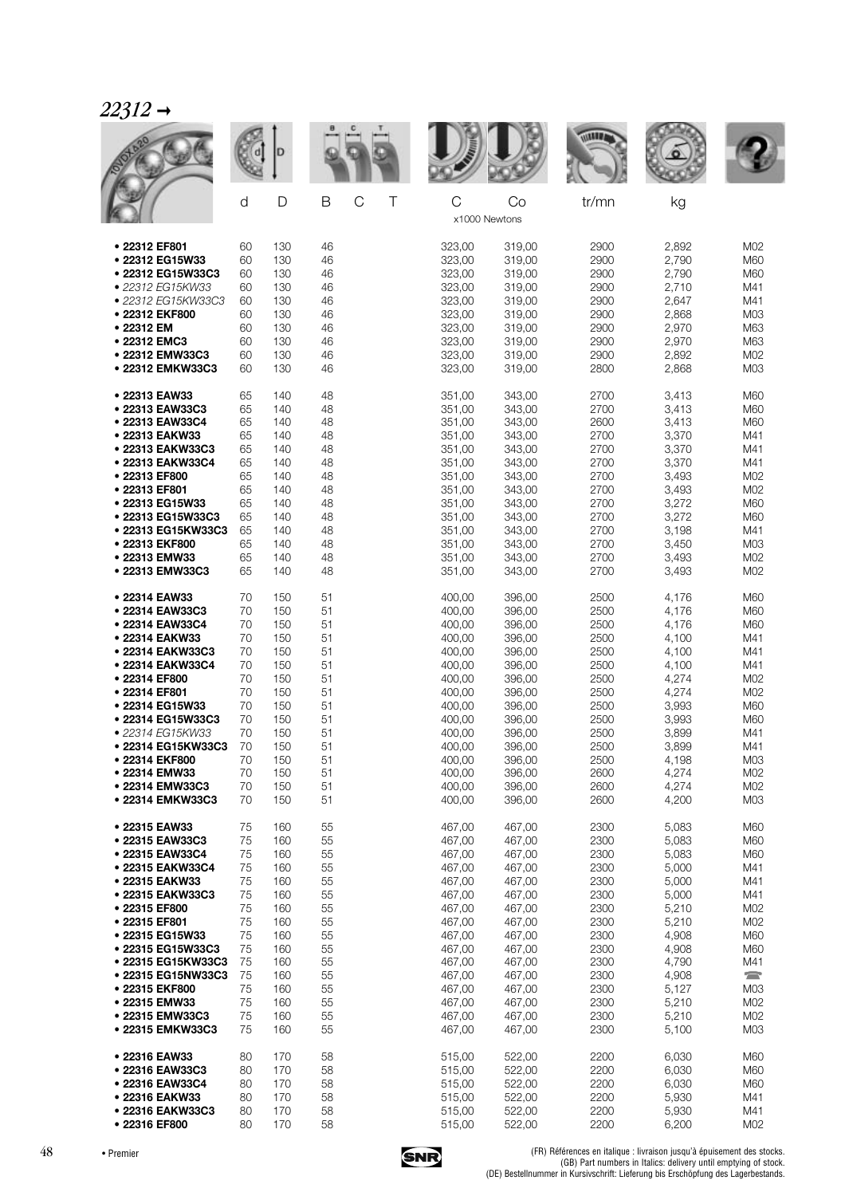# *22312 →*

| | d | D | B | C | T | C | Co | tr/mn | kg | |
|---|---|---|---|---|---|---|---|---|---|---|
| | | | | | | x1000 Newtons | | | | |
| • **22312 EF801** | 60 | 130 | 46 | | | 323,00 | 319,00 | 2900 | 2,892 | M02 |
| • **22312 EG15W33** | 60 | 130 | 46 | | | 323,00 | 319,00 | 2900 | 2,790 | M60 |
| • **22312 EG15W33C3** | 60 | 130 | 46 | | | 323,00 | 319,00 | 2900 | 2,790 | M60 |
| • *22312 EG15KW33* | 60 | 130 | 46 | | | 323,00 | 319,00 | 2900 | 2,710 | M41 |
| • *22312 EG15KW33C3* | 60 | 130 | 46 | | | 323,00 | 319,00 | 2900 | 2,647 | M41 |
| • **22312 EKF800** | 60 | 130 | 46 | | | 323,00 | 319,00 | 2900 | 2,868 | M03 |
| • **22312 EM** | 60 | 130 | 46 | | | 323,00 | 319,00 | 2900 | 2,970 | M63 |
| • **22312 EMC3** | 60 | 130 | 46 | | | 323,00 | 319,00 | 2900 | 2,970 | M63 |
| • **22312 EMW33C3** | 60 | 130 | 46 | | | 323,00 | 319,00 | 2900 | 2,892 | M02 |
| • **22312 EMKW33C3** | 60 | 130 | 46 | | | 323,00 | 319,00 | 2800 | 2,868 | M03 |
| • **22313 EAW33** | 65 | 140 | 48 | | | 351,00 | 343,00 | 2700 | 3,413 | M60 |
| • **22313 EAW33C3** | 65 | 140 | 48 | | | 351,00 | 343,00 | 2700 | 3,413 | M60 |
| • **22313 EAW33C4** | 65 | 140 | 48 | | | 351,00 | 343,00 | 2600 | 3,413 | M60 |
| • **22313 EAKW33** | 65 | 140 | 48 | | | 351,00 | 343,00 | 2700 | 3,370 | M41 |
| • **22313 EAKW33C3** | 65 | 140 | 48 | | | 351,00 | 343,00 | 2700 | 3,370 | M41 |
| • **22313 EAKW33C4** | 65 | 140 | 48 | | | 351,00 | 343,00 | 2700 | 3,370 | M41 |
| • **22313 EF800** | 65 | 140 | 48 | | | 351,00 | 343,00 | 2700 | 3,493 | M02 |
| • **22313 EF801** | 65 | 140 | 48 | | | 351,00 | 343,00 | 2700 | 3,493 | M02 |
| • **22313 EG15W33** | 65 | 140 | 48 | | | 351,00 | 343,00 | 2700 | 3,272 | M60 |
| • **22313 EG15W33C3** | 65 | 140 | 48 | | | 351,00 | 343,00 | 2700 | 3,272 | M60 |
| • **22313 EG15KW33C3** | 65 | 140 | 48 | | | 351,00 | 343,00 | 2700 | 3,198 | M41 |
| • **22313 EKF800** | 65 | 140 | 48 | | | 351,00 | 343,00 | 2700 | 3,450 | M03 |
| • **22313 EMW33** | 65 | 140 | 48 | | | 351,00 | 343,00 | 2700 | 3,493 | M02 |
| • **22313 EMW33C3** | 65 | 140 | 48 | | | 351,00 | 343,00 | 2700 | 3,493 | M02 |
| • **22314 EAW33** | 70 | 150 | 51 | | | 400,00 | 396,00 | 2500 | 4,176 | M60 |
| • **22314 EAW33C3** | 70 | 150 | 51 | | | 400,00 | 396,00 | 2500 | 4,176 | M60 |
| • **22314 EAW33C4** | 70 | 150 | 51 | | | 400,00 | 396,00 | 2500 | 4,176 | M60 |
| • **22314 EAKW33** | 70 | 150 | 51 | | | 400,00 | 396,00 | 2500 | 4,100 | M41 |
| • **22314 EAKW33C3** | 70 | 150 | 51 | | | 400,00 | 396,00 | 2500 | 4,100 | M41 |
| • **22314 EAKW33C4** | 70 | 150 | 51 | | | 400,00 | 396,00 | 2500 | 4,100 | M41 |
| • **22314 EF800** | 70 | 150 | 51 | | | 400,00 | 396,00 | 2500 | 4,274 | M02 |
| • **22314 EF801** | 70 | 150 | 51 | | | 400,00 | 396,00 | 2500 | 4,274 | M02 |
| • **22314 EG15W33** | 70 | 150 | 51 | | | 400,00 | 396,00 | 2500 | 3,993 | M60 |
| • **22314 EG15W33C3** | 70 | 150 | 51 | | | 400,00 | 396,00 | 2500 | 3,993 | M60 |
| • *22314 EG15KW33* | 70 | 150 | 51 | | | 400,00 | 396,00 | 2500 | 3,899 | M41 |
| • **22314 EG15KW33C3** | 70 | 150 | 51 | | | 400,00 | 396,00 | 2500 | 3,899 | M41 |
| • **22314 EKF800** | 70 | 150 | 51 | | | 400,00 | 396,00 | 2500 | 4,198 | M03 |
| • **22314 EMW33** | 70 | 150 | 51 | | | 400,00 | 396,00 | 2600 | 4,274 | M02 |
| • **22314 EMW33C3** | 70 | 150 | 51 | | | 400,00 | 396,00 | 2600 | 4,274 | M02 |
| • **22314 EMKW33C3** | 70 | 150 | 51 | | | 400,00 | 396,00 | 2600 | 4,200 | M03 |
| • **22315 EAW33** | 75 | 160 | 55 | | | 467,00 | 467,00 | 2300 | 5,083 | M60 |
| • **22315 EAW33C3** | 75 | 160 | 55 | | | 467,00 | 467,00 | 2300 | 5,083 | M60 |
| • **22315 EAW33C4** | 75 | 160 | 55 | | | 467,00 | 467,00 | 2300 | 5,083 | M60 |
| • **22315 EAKW33C4** | 75 | 160 | 55 | | | 467,00 | 467,00 | 2300 | 5,000 | M41 |
| • **22315 EAKW33** | 75 | 160 | 55 | | | 467,00 | 467,00 | 2300 | 5,000 | M41 |
| • **22315 EAKW33C3** | 75 | 160 | 55 | | | 467,00 | 467,00 | 2300 | 5,000 | M41 |
| • **22315 EF800** | 75 | 160 | 55 | | | 467,00 | 467,00 | 2300 | 5,210 | M02 |
| • **22315 EF801** | 75 | 160 | 55 | | | 467,00 | 467,00 | 2300 | 5,210 | M02 |
| • **22315 EG15W33** | 75 | 160 | 55 | | | 467,00 | 467,00 | 2300 | 4,908 | M60 |
| • **22315 EG15W33C3** | 75 | 160 | 55 | | | 467,00 | 467,00 | 2300 | 4,908 | M60 |
| • **22315 EG15KW33C3** | 75 | 160 | 55 | | | 467,00 | 467,00 | 2300 | 4,790 | M41 |
| • **22315 EG15NW33C3** | 75 | 160 | 55 | | | 467,00 | 467,00 | 2300 | 4,908 | ☎ |
| • **22315 EKF800** | 75 | 160 | 55 | | | 467,00 | 467,00 | 2300 | 5,127 | M03 |
| • **22315 EMW33** | 75 | 160 | 55 | | | 467,00 | 467,00 | 2300 | 5,210 | M02 |
| • **22315 EMW33C3** | 75 | 160 | 55 | | | 467,00 | 467,00 | 2300 | 5,210 | M02 |
| • **22315 EMKW33C3** | 75 | 160 | 55 | | | 467,00 | 467,00 | 2300 | 5,100 | M03 |
| • **22316 EAW33** | 80 | 170 | 58 | | | 515,00 | 522,00 | 2200 | 6,030 | M60 |
| • **22316 EAW33C3** | 80 | 170 | 58 | | | 515,00 | 522,00 | 2200 | 6,030 | M60 |
| • **22316 EAW33C4** | 80 | 170 | 58 | | | 515,00 | 522,00 | 2200 | 6,030 | M60 |
| • **22316 EAKW33** | 80 | 170 | 58 | | | 515,00 | 522,00 | 2200 | 5,930 | M41 |
| • **22316 EAKW33C3** | 80 | 170 | 58 | | | 515,00 | 522,00 | 2200 | 5,930 | M41 |
| • **22316 EF800** | 80 | 170 | 58 | | | 515,00 | 522,00 | 2200 | 6,200 | M02 |

• Premier

(FR) Références en italique : livraison jusqu'à épuisement des stocks.
(GB) Part numbers in Italics: delivery until emptying of stock.
(DE) Bestellnummer in Kursivschrift: Lieferung bis Erschöpfung des Lagerbestands.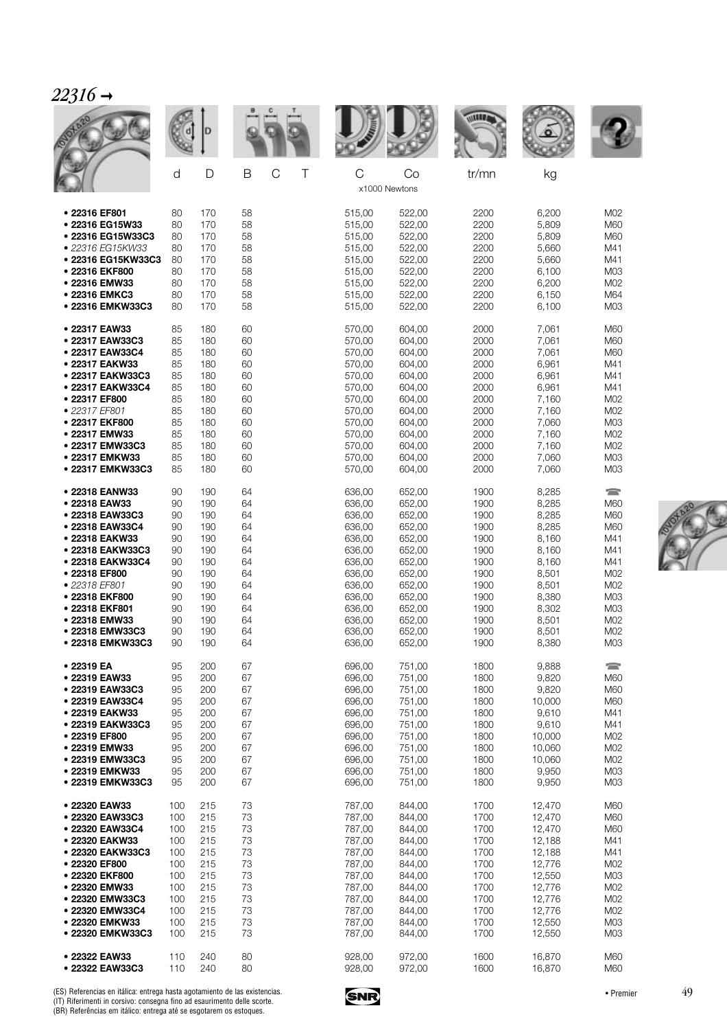## *22316 →*

| | d | D | B | C | T | C | Co | tr/mn | kg | |
|---|---|---|---|---|---|---|---|---|---|---|
| | | | | | | x1000 Newtons | | | | |
| • **22316 EF801** | 80 | 170 | 58 | | | 515,00 | 522,00 | 2200 | 6,200 | M02 |
| • **22316 EG15W33** | 80 | 170 | 58 | | | 515,00 | 522,00 | 2200 | 5,809 | M60 |
| • **22316 EG15W33C3** | 80 | 170 | 58 | | | 515,00 | 522,00 | 2200 | 5,809 | M60 |
| • *22316 EG15KW33* | 80 | 170 | 58 | | | 515,00 | 522,00 | 2200 | 5,660 | M41 |
| • **22316 EG15KW33C3** | 80 | 170 | 58 | | | 515,00 | 522,00 | 2200 | 5,660 | M41 |
| • **22316 EKF800** | 80 | 170 | 58 | | | 515,00 | 522,00 | 2200 | 6,100 | M03 |
| • **22316 EMW33** | 80 | 170 | 58 | | | 515,00 | 522,00 | 2200 | 6,200 | M02 |
| • **22316 EMKC3** | 80 | 170 | 58 | | | 515,00 | 522,00 | 2200 | 6,150 | M64 |
| • **22316 EMKW33C3** | 80 | 170 | 58 | | | 515,00 | 522,00 | 2200 | 6,100 | M03 |
| • **22317 EAW33** | 85 | 180 | 60 | | | 570,00 | 604,00 | 2000 | 7,061 | M60 |
| • **22317 EAW33C3** | 85 | 180 | 60 | | | 570,00 | 604,00 | 2000 | 7,061 | M60 |
| • **22317 EAW33C4** | 85 | 180 | 60 | | | 570,00 | 604,00 | 2000 | 7,061 | M60 |
| • **22317 EAKW33** | 85 | 180 | 60 | | | 570,00 | 604,00 | 2000 | 6,961 | M41 |
| • **22317 EAKW33C3** | 85 | 180 | 60 | | | 570,00 | 604,00 | 2000 | 6,961 | M41 |
| • **22317 EAKW33C4** | 85 | 180 | 60 | | | 570,00 | 604,00 | 2000 | 6,961 | M41 |
| • **22317 EF800** | 85 | 180 | 60 | | | 570,00 | 604,00 | 2000 | 7,160 | M02 |
| • *22317 EF801* | 85 | 180 | 60 | | | 570,00 | 604,00 | 2000 | 7,160 | M02 |
| • **22317 EKF800** | 85 | 180 | 60 | | | 570,00 | 604,00 | 2000 | 7,060 | M03 |
| • **22317 EMW33** | 85 | 180 | 60 | | | 570,00 | 604,00 | 2000 | 7,160 | M02 |
| • **22317 EMW33C3** | 85 | 180 | 60 | | | 570,00 | 604,00 | 2000 | 7,160 | M02 |
| • **22317 EMKW33** | 85 | 180 | 60 | | | 570,00 | 604,00 | 2000 | 7,060 | M03 |
| • **22317 EMKW33C3** | 85 | 180 | 60 | | | 570,00 | 604,00 | 2000 | 7,060 | M03 |
| • **22318 EANW33** | 90 | 190 | 64 | | | 636,00 | 652,00 | 1900 | 8,285 | ☎ |
| • **22318 EAW33** | 90 | 190 | 64 | | | 636,00 | 652,00 | 1900 | 8,285 | M60 |
| • **22318 EAW33C3** | 90 | 190 | 64 | | | 636,00 | 652,00 | 1900 | 8,285 | M60 |
| • **22318 EAW33C4** | 90 | 190 | 64 | | | 636,00 | 652,00 | 1900 | 8,285 | M60 |
| • **22318 EAKW33** | 90 | 190 | 64 | | | 636,00 | 652,00 | 1900 | 8,160 | M41 |
| • **22318 EAKW33C3** | 90 | 190 | 64 | | | 636,00 | 652,00 | 1900 | 8,160 | M41 |
| • **22318 EAKW33C4** | 90 | 190 | 64 | | | 636,00 | 652,00 | 1900 | 8,160 | M41 |
| • **22318 EF800** | 90 | 190 | 64 | | | 636,00 | 652,00 | 1900 | 8,501 | M02 |
| • *22318 EF801* | 90 | 190 | 64 | | | 636,00 | 652,00 | 1900 | 8,501 | M02 |
| • **22318 EKF800** | 90 | 190 | 64 | | | 636,00 | 652,00 | 1900 | 8,380 | M03 |
| • **22318 EKF801** | 90 | 190 | 64 | | | 636,00 | 652,00 | 1900 | 8,302 | M03 |
| • **22318 EMW33** | 90 | 190 | 64 | | | 636,00 | 652,00 | 1900 | 8,501 | M02 |
| • **22318 EMW33C3** | 90 | 190 | 64 | | | 636,00 | 652,00 | 1900 | 8,501 | M02 |
| • **22318 EMKW33C3** | 90 | 190 | 64 | | | 636,00 | 652,00 | 1900 | 8,380 | M03 |
| • **22319 EA** | 95 | 200 | 67 | | | 696,00 | 751,00 | 1800 | 9,888 | ☎ |
| • **22319 EAW33** | 95 | 200 | 67 | | | 696,00 | 751,00 | 1800 | 9,820 | M60 |
| • **22319 EAW33C3** | 95 | 200 | 67 | | | 696,00 | 751,00 | 1800 | 9,820 | M60 |
| • **22319 EAW33C4** | 95 | 200 | 67 | | | 696,00 | 751,00 | 1800 | 10,000 | M60 |
| • **22319 EAKW33** | 95 | 200 | 67 | | | 696,00 | 751,00 | 1800 | 9,610 | M41 |
| • **22319 EAKW33C3** | 95 | 200 | 67 | | | 696,00 | 751,00 | 1800 | 9,610 | M41 |
| • **22319 EF800** | 95 | 200 | 67 | | | 696,00 | 751,00 | 1800 | 10,000 | M02 |
| • **22319 EMW33** | 95 | 200 | 67 | | | 696,00 | 751,00 | 1800 | 10,060 | M02 |
| • **22319 EMW33C3** | 95 | 200 | 67 | | | 696,00 | 751,00 | 1800 | 10,060 | M02 |
| • **22319 EMKW33** | 95 | 200 | 67 | | | 696,00 | 751,00 | 1800 | 9,950 | M03 |
| • **22319 EMKW33C3** | 95 | 200 | 67 | | | 696,00 | 751,00 | 1800 | 9,950 | M03 |
| • **22320 EAW33** | 100 | 215 | 73 | | | 787,00 | 844,00 | 1700 | 12,470 | M60 |
| • **22320 EAW33C3** | 100 | 215 | 73 | | | 787,00 | 844,00 | 1700 | 12,470 | M60 |
| • **22320 EAW33C4** | 100 | 215 | 73 | | | 787,00 | 844,00 | 1700 | 12,470 | M60 |
| • **22320 EAKW33** | 100 | 215 | 73 | | | 787,00 | 844,00 | 1700 | 12,188 | M41 |
| • **22320 EAKW33C3** | 100 | 215 | 73 | | | 787,00 | 844,00 | 1700 | 12,188 | M41 |
| • **22320 EF800** | 100 | 215 | 73 | | | 787,00 | 844,00 | 1700 | 12,776 | M02 |
| • **22320 EKF800** | 100 | 215 | 73 | | | 787,00 | 844,00 | 1700 | 12,550 | M03 |
| • **22320 EMW33** | 100 | 215 | 73 | | | 787,00 | 844,00 | 1700 | 12,776 | M02 |
| • **22320 EMW33C3** | 100 | 215 | 73 | | | 787,00 | 844,00 | 1700 | 12,776 | M02 |
| • **22320 EMW33C4** | 100 | 215 | 73 | | | 787,00 | 844,00 | 1700 | 12,776 | M02 |
| • **22320 EMKW33** | 100 | 215 | 73 | | | 787,00 | 844,00 | 1700 | 12,550 | M03 |
| • **22320 EMKW33C3** | 100 | 215 | 73 | | | 787,00 | 844,00 | 1700 | 12,550 | M03 |
| • **22322 EAW33** | 110 | 240 | 80 | | | 928,00 | 972,00 | 1600 | 16,870 | M60 |
| • **22322 EAW33C3** | 110 | 240 | 80 | | | 928,00 | 972,00 | 1600 | 16,870 | M60 |

(ES) Referencias en itálica: entrega hasta agotamiento de las existencias.
(IT) Riferimenti in corsivo: consegna fino ad esaurimento delle scorte.
(BR) Referências em itálico: entrega até se esgotarem os estoques.

• Premier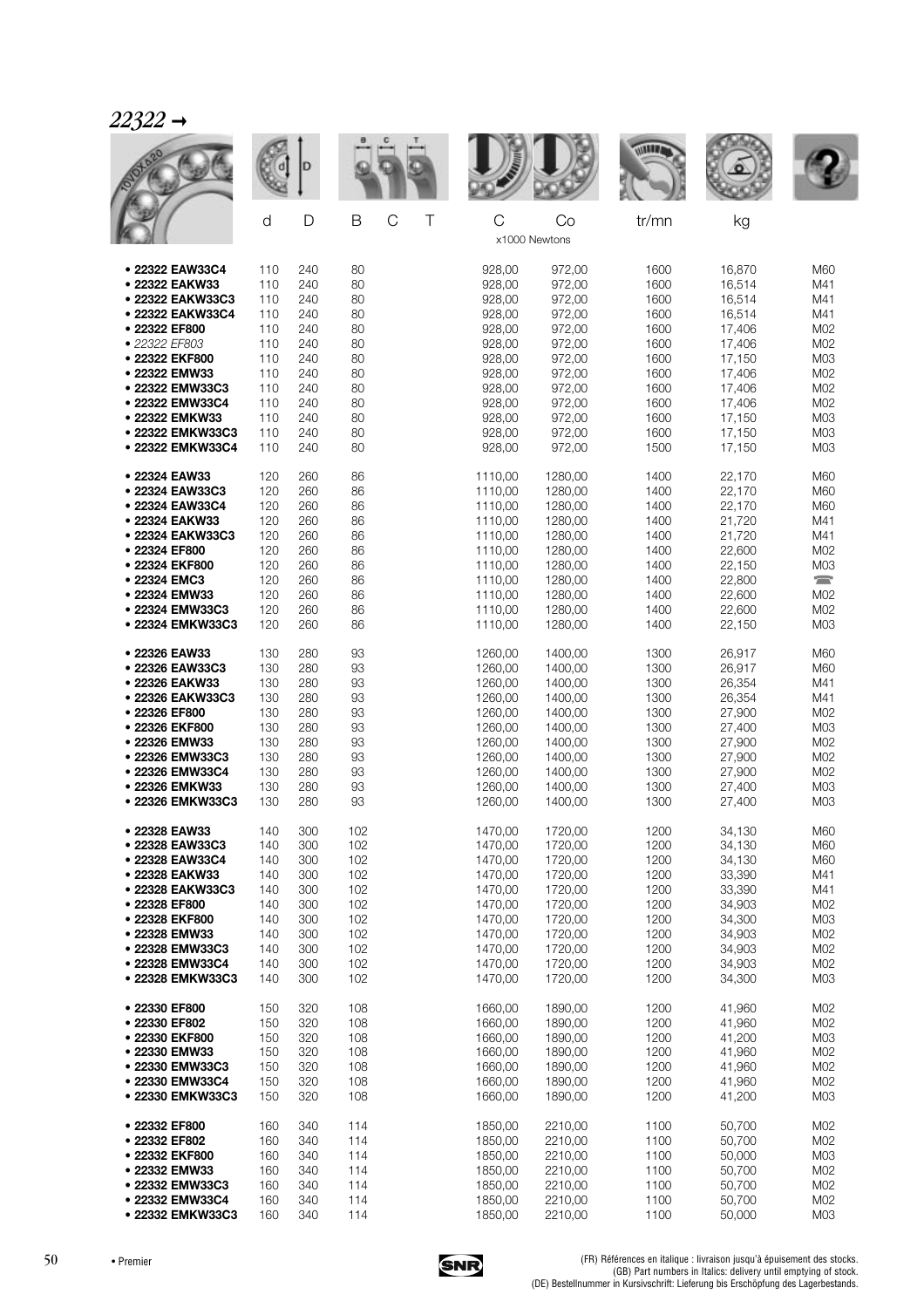# 22322 →

| | d | D | B | C | T | C | Co | tr/mn | kg | |
|---|---|---|---|---|---|---|---|---|---|---|
| | | | | | | x1000 Newtons | | | | |
| • 22322 EAW33C4 | 110 | 240 | 80 | | | 928,00 | 972,00 | 1600 | 16,870 | M60 |
| • 22322 EAKW33 | 110 | 240 | 80 | | | 928,00 | 972,00 | 1600 | 16,514 | M41 |
| • 22322 EAKW33C3 | 110 | 240 | 80 | | | 928,00 | 972,00 | 1600 | 16,514 | M41 |
| • 22322 EAKW33C4 | 110 | 240 | 80 | | | 928,00 | 972,00 | 1600 | 16,514 | M41 |
| • 22322 EF800 | 110 | 240 | 80 | | | 928,00 | 972,00 | 1600 | 17,406 | M02 |
| • *22322 EF803* | 110 | 240 | 80 | | | 928,00 | 972,00 | 1600 | 17,406 | M02 |
| • 22322 EKF800 | 110 | 240 | 80 | | | 928,00 | 972,00 | 1600 | 17,150 | M03 |
| • 22322 EMW33 | 110 | 240 | 80 | | | 928,00 | 972,00 | 1600 | 17,406 | M02 |
| • 22322 EMW33C3 | 110 | 240 | 80 | | | 928,00 | 972,00 | 1600 | 17,406 | M02 |
| • 22322 EMW33C4 | 110 | 240 | 80 | | | 928,00 | 972,00 | 1600 | 17,406 | M02 |
| • 22322 EMKW33 | 110 | 240 | 80 | | | 928,00 | 972,00 | 1600 | 17,150 | M03 |
| • 22322 EMKW33C3 | 110 | 240 | 80 | | | 928,00 | 972,00 | 1600 | 17,150 | M03 |
| • 22322 EMKW33C4 | 110 | 240 | 80 | | | 928,00 | 972,00 | 1500 | 17,150 | M03 |
| • 22324 EAW33 | 120 | 260 | 86 | | | 1110,00 | 1280,00 | 1400 | 22,170 | M60 |
| • 22324 EAW33C3 | 120 | 260 | 86 | | | 1110,00 | 1280,00 | 1400 | 22,170 | M60 |
| • 22324 EAW33C4 | 120 | 260 | 86 | | | 1110,00 | 1280,00 | 1400 | 22,170 | M60 |
| • 22324 EAKW33 | 120 | 260 | 86 | | | 1110,00 | 1280,00 | 1400 | 21,720 | M41 |
| • 22324 EAKW33C3 | 120 | 260 | 86 | | | 1110,00 | 1280,00 | 1400 | 21,720 | M41 |
| • 22324 EF800 | 120 | 260 | 86 | | | 1110,00 | 1280,00 | 1400 | 22,600 | M02 |
| • 22324 EKF800 | 120 | 260 | 86 | | | 1110,00 | 1280,00 | 1400 | 22,150 | M03 |
| • 22324 EMC3 | 120 | 260 | 86 | | | 1110,00 | 1280,00 | 1400 | 22,800 | ☎ |
| • 22324 EMW33 | 120 | 260 | 86 | | | 1110,00 | 1280,00 | 1400 | 22,600 | M02 |
| • 22324 EMW33C3 | 120 | 260 | 86 | | | 1110,00 | 1280,00 | 1400 | 22,600 | M02 |
| • 22324 EMKW33C3 | 120 | 260 | 86 | | | 1110,00 | 1280,00 | 1400 | 22,150 | M03 |
| • 22326 EAW33 | 130 | 280 | 93 | | | 1260,00 | 1400,00 | 1300 | 26,917 | M60 |
| • 22326 EAW33C3 | 130 | 280 | 93 | | | 1260,00 | 1400,00 | 1300 | 26,917 | M60 |
| • 22326 EAKW33 | 130 | 280 | 93 | | | 1260,00 | 1400,00 | 1300 | 26,354 | M41 |
| • 22326 EAKW33C3 | 130 | 280 | 93 | | | 1260,00 | 1400,00 | 1300 | 26,354 | M41 |
| • 22326 EF800 | 130 | 280 | 93 | | | 1260,00 | 1400,00 | 1300 | 27,900 | M02 |
| • 22326 EKF800 | 130 | 280 | 93 | | | 1260,00 | 1400,00 | 1300 | 27,400 | M03 |
| • 22326 EMW33 | 130 | 280 | 93 | | | 1260,00 | 1400,00 | 1300 | 27,900 | M02 |
| • 22326 EMW33C3 | 130 | 280 | 93 | | | 1260,00 | 1400,00 | 1300 | 27,900 | M02 |
| • 22326 EMW33C4 | 130 | 280 | 93 | | | 1260,00 | 1400,00 | 1300 | 27,900 | M02 |
| • 22326 EMKW33 | 130 | 280 | 93 | | | 1260,00 | 1400,00 | 1300 | 27,400 | M03 |
| • 22326 EMKW33C3 | 130 | 280 | 93 | | | 1260,00 | 1400,00 | 1300 | 27,400 | M03 |
| • 22328 EAW33 | 140 | 300 | 102 | | | 1470,00 | 1720,00 | 1200 | 34,130 | M60 |
| • 22328 EAW33C3 | 140 | 300 | 102 | | | 1470,00 | 1720,00 | 1200 | 34,130 | M60 |
| • 22328 EAW33C4 | 140 | 300 | 102 | | | 1470,00 | 1720,00 | 1200 | 34,130 | M60 |
| • 22328 EAKW33 | 140 | 300 | 102 | | | 1470,00 | 1720,00 | 1200 | 33,390 | M41 |
| • 22328 EAKW33C3 | 140 | 300 | 102 | | | 1470,00 | 1720,00 | 1200 | 33,390 | M41 |
| • 22328 EF800 | 140 | 300 | 102 | | | 1470,00 | 1720,00 | 1200 | 34,903 | M02 |
| • 22328 EKF800 | 140 | 300 | 102 | | | 1470,00 | 1720,00 | 1200 | 34,300 | M03 |
| • 22328 EMW33 | 140 | 300 | 102 | | | 1470,00 | 1720,00 | 1200 | 34,903 | M02 |
| • 22328 EMW33C3 | 140 | 300 | 102 | | | 1470,00 | 1720,00 | 1200 | 34,903 | M02 |
| • 22328 EMW33C4 | 140 | 300 | 102 | | | 1470,00 | 1720,00 | 1200 | 34,903 | M02 |
| • 22328 EMKW33C3 | 140 | 300 | 102 | | | 1470,00 | 1720,00 | 1200 | 34,300 | M03 |
| • 22330 EF800 | 150 | 320 | 108 | | | 1660,00 | 1890,00 | 1200 | 41,960 | M02 |
| • 22330 EF802 | 150 | 320 | 108 | | | 1660,00 | 1890,00 | 1200 | 41,960 | M02 |
| • 22330 EKF800 | 150 | 320 | 108 | | | 1660,00 | 1890,00 | 1200 | 41,200 | M03 |
| • 22330 EMW33 | 150 | 320 | 108 | | | 1660,00 | 1890,00 | 1200 | 41,960 | M02 |
| • 22330 EMW33C3 | 150 | 320 | 108 | | | 1660,00 | 1890,00 | 1200 | 41,960 | M02 |
| • 22330 EMW33C4 | 150 | 320 | 108 | | | 1660,00 | 1890,00 | 1200 | 41,960 | M02 |
| • 22330 EMKW33C3 | 150 | 320 | 108 | | | 1660,00 | 1890,00 | 1200 | 41,200 | M03 |
| • 22332 EF800 | 160 | 340 | 114 | | | 1850,00 | 2210,00 | 1100 | 50,700 | M02 |
| • 22332 EF802 | 160 | 340 | 114 | | | 1850,00 | 2210,00 | 1100 | 50,700 | M02 |
| • 22332 EKF800 | 160 | 340 | 114 | | | 1850,00 | 2210,00 | 1100 | 50,000 | M03 |
| • 22332 EMW33 | 160 | 340 | 114 | | | 1850,00 | 2210,00 | 1100 | 50,700 | M02 |
| • 22332 EMW33C3 | 160 | 340 | 114 | | | 1850,00 | 2210,00 | 1100 | 50,700 | M02 |
| • 22332 EMW33C4 | 160 | 340 | 114 | | | 1850,00 | 2210,00 | 1100 | 50,700 | M02 |
| • 22332 EMKW33C3 | 160 | 340 | 114 | | | 1850,00 | 2210,00 | 1100 | 50,000 | M03 |

• Premier

(FR) Références en italique : livraison jusqu'à épuisement des stocks.
(GB) Part numbers in Italics: delivery until emptying of stock.
(DE) Bestellnummer in Kursivschrift: Lieferung bis Erschöpfung des Lagerbestands.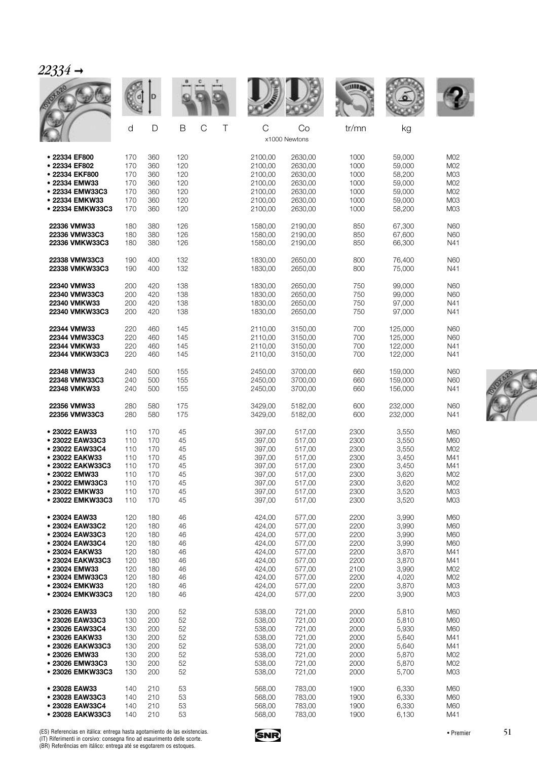## 22334 →

| | d | D | B | C | T | C | Co | tr/mn | kg | |
|---|---|---|---|---|---|---|---|---|---|---|
| | | | | | | x1000 Newtons | | | | |
| • **22334 EF800** | 170 | 360 | 120 | | | 2100,00 | 2630,00 | 1000 | 59,000 | M02 |
| • **22334 EF802** | 170 | 360 | 120 | | | 2100,00 | 2630,00 | 1000 | 59,000 | M02 |
| • **22334 EKF800** | 170 | 360 | 120 | | | 2100,00 | 2630,00 | 1000 | 58,200 | M03 |
| • **22334 EMW33** | 170 | 360 | 120 | | | 2100,00 | 2630,00 | 1000 | 59,000 | M02 |
| • **22334 EMW33C3** | 170 | 360 | 120 | | | 2100,00 | 2630,00 | 1000 | 59,000 | M02 |
| • **22334 EMKW33** | 170 | 360 | 120 | | | 2100,00 | 2630,00 | 1000 | 59,000 | M03 |
| • **22334 EMKW33C3** | 170 | 360 | 120 | | | 2100,00 | 2630,00 | 1000 | 58,200 | M03 |
| **22336 VMW33** | 180 | 380 | 126 | | | 1580,00 | 2190,00 | 850 | 67,300 | N60 |
| **22336 VMW33C3** | 180 | 380 | 126 | | | 1580,00 | 2190,00 | 850 | 67,600 | N60 |
| **22336 VMKW33C3** | 180 | 380 | 126 | | | 1580,00 | 2190,00 | 850 | 66,300 | N41 |
| **22338 VMW33C3** | 190 | 400 | 132 | | | 1830,00 | 2650,00 | 800 | 76,400 | N60 |
| **22338 VMKW33C3** | 190 | 400 | 132 | | | 1830,00 | 2650,00 | 800 | 75,000 | N41 |
| **22340 VMW33** | 200 | 420 | 138 | | | 1830,00 | 2650,00 | 750 | 99,000 | N60 |
| **22340 VMW33C3** | 200 | 420 | 138 | | | 1830,00 | 2650,00 | 750 | 99,000 | N60 |
| **22340 VMKW33** | 200 | 420 | 138 | | | 1830,00 | 2650,00 | 750 | 97,000 | N41 |
| **22340 VMKW33C3** | 200 | 420 | 138 | | | 1830,00 | 2650,00 | 750 | 97,000 | N41 |
| **22344 VMW33** | 220 | 460 | 145 | | | 2110,00 | 3150,00 | 700 | 125,000 | N60 |
| **22344 VMW33C3** | 220 | 460 | 145 | | | 2110,00 | 3150,00 | 700 | 125,000 | N60 |
| **22344 VMKW33** | 220 | 460 | 145 | | | 2110,00 | 3150,00 | 700 | 122,000 | N41 |
| **22344 VMKW33C3** | 220 | 460 | 145 | | | 2110,00 | 3150,00 | 700 | 122,000 | N41 |
| **22348 VMW33** | 240 | 500 | 155 | | | 2450,00 | 3700,00 | 660 | 159,000 | N60 |
| **22348 VMW33C3** | 240 | 500 | 155 | | | 2450,00 | 3700,00 | 660 | 159,000 | N60 |
| **22348 VMKW33** | 240 | 500 | 155 | | | 2450,00 | 3700,00 | 660 | 156,000 | N41 |
| **22356 VMW33** | 280 | 580 | 175 | | | 3429,00 | 5182,00 | 600 | 232,000 | N60 |
| **22356 VMW33C3** | 280 | 580 | 175 | | | 3429,00 | 5182,00 | 600 | 232,000 | N41 |
| • **23022 EAW33** | 110 | 170 | 45 | | | 397,00 | 517,00 | 2300 | 3,550 | M60 |
| • **23022 EAW33C3** | 110 | 170 | 45 | | | 397,00 | 517,00 | 2300 | 3,550 | M60 |
| • **23022 EAW33C4** | 110 | 170 | 45 | | | 397,00 | 517,00 | 2300 | 3,550 | M02 |
| • **23022 EAKW33** | 110 | 170 | 45 | | | 397,00 | 517,00 | 2300 | 3,450 | M41 |
| • **23022 EAKW33C3** | 110 | 170 | 45 | | | 397,00 | 517,00 | 2300 | 3,450 | M41 |
| • **23022 EMW33** | 110 | 170 | 45 | | | 397,00 | 517,00 | 2300 | 3,620 | M02 |
| • **23022 EMW33C3** | 110 | 170 | 45 | | | 397,00 | 517,00 | 2300 | 3,620 | M02 |
| • **23022 EMKW33** | 110 | 170 | 45 | | | 397,00 | 517,00 | 2300 | 3,520 | M03 |
| • **23022 EMKW33C3** | 110 | 170 | 45 | | | 397,00 | 517,00 | 2300 | 3,520 | M03 |
| • **23024 EAW33** | 120 | 180 | 46 | | | 424,00 | 577,00 | 2200 | 3,990 | M60 |
| • **23024 EAW33C2** | 120 | 180 | 46 | | | 424,00 | 577,00 | 2200 | 3,990 | M60 |
| • **23024 EAW33C3** | 120 | 180 | 46 | | | 424,00 | 577,00 | 2200 | 3,990 | M60 |
| • **23024 EAW33C4** | 120 | 180 | 46 | | | 424,00 | 577,00 | 2200 | 3,990 | M60 |
| • **23024 EAKW33** | 120 | 180 | 46 | | | 424,00 | 577,00 | 2200 | 3,870 | M41 |
| • **23024 EAKW33C3** | 120 | 180 | 46 | | | 424,00 | 577,00 | 2200 | 3,870 | M41 |
| • **23024 EMW33** | 120 | 180 | 46 | | | 424,00 | 577,00 | 2100 | 3,990 | M02 |
| • **23024 EMW33C3** | 120 | 180 | 46 | | | 424,00 | 577,00 | 2200 | 4,020 | M02 |
| • **23024 EMKW33** | 120 | 180 | 46 | | | 424,00 | 577,00 | 2200 | 3,870 | M03 |
| • **23024 EMKW33C3** | 120 | 180 | 46 | | | 424,00 | 577,00 | 2200 | 3,900 | M03 |
| • **23026 EAW33** | 130 | 200 | 52 | | | 538,00 | 721,00 | 2000 | 5,810 | M60 |
| • **23026 EAW33C3** | 130 | 200 | 52 | | | 538,00 | 721,00 | 2000 | 5,810 | M60 |
| • **23026 EAW33C4** | 130 | 200 | 52 | | | 538,00 | 721,00 | 2000 | 5,930 | M60 |
| • **23026 EAKW33** | 130 | 200 | 52 | | | 538,00 | 721,00 | 2000 | 5,640 | M41 |
| • **23026 EAKW33C3** | 130 | 200 | 52 | | | 538,00 | 721,00 | 2000 | 5,640 | M41 |
| • **23026 EMW33** | 130 | 200 | 52 | | | 538,00 | 721,00 | 2000 | 5,870 | M02 |
| • **23026 EMW33C3** | 130 | 200 | 52 | | | 538,00 | 721,00 | 2000 | 5,870 | M02 |
| • **23026 EMKW33C3** | 130 | 200 | 52 | | | 538,00 | 721,00 | 2000 | 5,700 | M03 |
| • **23028 EAW33** | 140 | 210 | 53 | | | 568,00 | 783,00 | 1900 | 6,330 | M60 |
| • **23028 EAW33C3** | 140 | 210 | 53 | | | 568,00 | 783,00 | 1900 | 6,330 | M60 |
| • **23028 EAW33C4** | 140 | 210 | 53 | | | 568,00 | 783,00 | 1900 | 6,330 | M60 |
| • **23028 EAKW33C3** | 140 | 210 | 53 | | | 568,00 | 783,00 | 1900 | 6,130 | M41 |

(ES) Referencias en itálica: entrega hasta agotamiento de las existencias.
(IT) Riferimenti in corsivo: consegna fino ad esaurimento delle scorte.
(BR) Referências em itálico: entrega até se esgotarem os estoques.

• Premier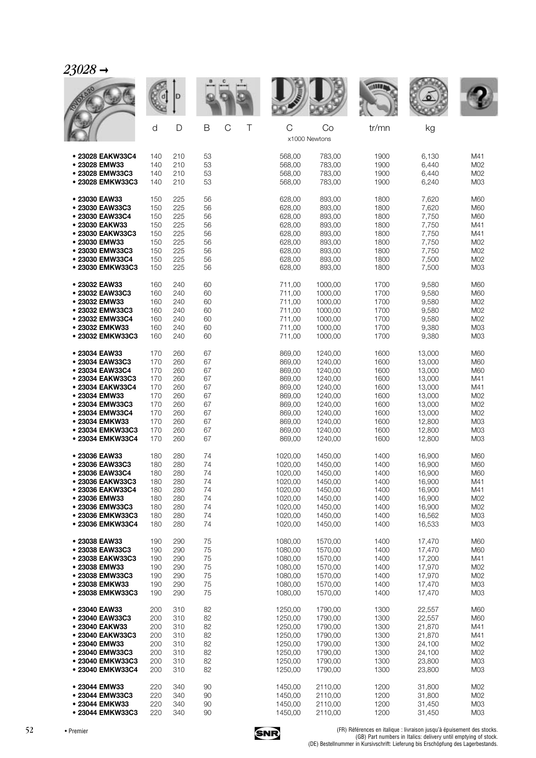## *23028 →*

| | d | D | B | C | T | C | Co | tr/mn | kg | |
|---|---|---|---|---|---|---|---|---|---|---|
| | | | | | | x1000 Newtons | | | | |
| • 23028 EAKW33C4 | 140 | 210 | 53 | | | 568,00 | 783,00 | 1900 | 6,130 | M41 |
| • 23028 EMW33 | 140 | 210 | 53 | | | 568,00 | 783,00 | 1900 | 6,440 | M02 |
| • 23028 EMW33C3 | 140 | 210 | 53 | | | 568,00 | 783,00 | 1900 | 6,440 | M02 |
| • 23028 EMKW33C3 | 140 | 210 | 53 | | | 568,00 | 783,00 | 1900 | 6,240 | M03 |
| • 23030 EAW33 | 150 | 225 | 56 | | | 628,00 | 893,00 | 1800 | 7,620 | M60 |
| • 23030 EAW33C3 | 150 | 225 | 56 | | | 628,00 | 893,00 | 1800 | 7,620 | M60 |
| • 23030 EAW33C4 | 150 | 225 | 56 | | | 628,00 | 893,00 | 1800 | 7,750 | M60 |
| • 23030 EAKW33 | 150 | 225 | 56 | | | 628,00 | 893,00 | 1800 | 7,750 | M41 |
| • 23030 EAKW33C3 | 150 | 225 | 56 | | | 628,00 | 893,00 | 1800 | 7,750 | M41 |
| • 23030 EMW33 | 150 | 225 | 56 | | | 628,00 | 893,00 | 1800 | 7,750 | M02 |
| • 23030 EMW33C3 | 150 | 225 | 56 | | | 628,00 | 893,00 | 1800 | 7,750 | M02 |
| • 23030 EMW33C4 | 150 | 225 | 56 | | | 628,00 | 893,00 | 1800 | 7,500 | M02 |
| • 23030 EMKW33C3 | 150 | 225 | 56 | | | 628,00 | 893,00 | 1800 | 7,500 | M03 |
| • 23032 EAW33 | 160 | 240 | 60 | | | 711,00 | 1000,00 | 1700 | 9,580 | M60 |
| • 23032 EAW33C3 | 160 | 240 | 60 | | | 711,00 | 1000,00 | 1700 | 9,580 | M60 |
| • 23032 EMW33 | 160 | 240 | 60 | | | 711,00 | 1000,00 | 1700 | 9,580 | M02 |
| • 23032 EMW33C3 | 160 | 240 | 60 | | | 711,00 | 1000,00 | 1700 | 9,580 | M02 |
| • 23032 EMW33C4 | 160 | 240 | 60 | | | 711,00 | 1000,00 | 1700 | 9,580 | M02 |
| • 23032 EMKW33 | 160 | 240 | 60 | | | 711,00 | 1000,00 | 1700 | 9,380 | M03 |
| • 23032 EMKW33C3 | 160 | 240 | 60 | | | 711,00 | 1000,00 | 1700 | 9,380 | M03 |
| • 23034 EAW33 | 170 | 260 | 67 | | | 869,00 | 1240,00 | 1600 | 13,000 | M60 |
| • 23034 EAW33C3 | 170 | 260 | 67 | | | 869,00 | 1240,00 | 1600 | 13,000 | M60 |
| • 23034 EAW33C4 | 170 | 260 | 67 | | | 869,00 | 1240,00 | 1600 | 13,000 | M60 |
| • 23034 EAKW33C3 | 170 | 260 | 67 | | | 869,00 | 1240,00 | 1600 | 13,000 | M41 |
| • 23034 EAKW33C4 | 170 | 260 | 67 | | | 869,00 | 1240,00 | 1600 | 13,000 | M41 |
| • 23034 EMW33 | 170 | 260 | 67 | | | 869,00 | 1240,00 | 1600 | 13,000 | M02 |
| • 23034 EMW33C3 | 170 | 260 | 67 | | | 869,00 | 1240,00 | 1600 | 13,000 | M02 |
| • 23034 EMW33C4 | 170 | 260 | 67 | | | 869,00 | 1240,00 | 1600 | 13,000 | M02 |
| • 23034 EMKW33 | 170 | 260 | 67 | | | 869,00 | 1240,00 | 1600 | 12,800 | M03 |
| • 23034 EMKW33C3 | 170 | 260 | 67 | | | 869,00 | 1240,00 | 1600 | 12,800 | M03 |
| • 23034 EMKW33C4 | 170 | 260 | 67 | | | 869,00 | 1240,00 | 1600 | 12,800 | M03 |
| • 23036 EAW33 | 180 | 280 | 74 | | | 1020,00 | 1450,00 | 1400 | 16,900 | M60 |
| • 23036 EAW33C3 | 180 | 280 | 74 | | | 1020,00 | 1450,00 | 1400 | 16,900 | M60 |
| • 23036 EAW33C4 | 180 | 280 | 74 | | | 1020,00 | 1450,00 | 1400 | 16,900 | M60 |
| • 23036 EAKW33C3 | 180 | 280 | 74 | | | 1020,00 | 1450,00 | 1400 | 16,900 | M41 |
| • 23036 EAKW33C4 | 180 | 280 | 74 | | | 1020,00 | 1450,00 | 1400 | 16,900 | M41 |
| • 23036 EMW33 | 180 | 280 | 74 | | | 1020,00 | 1450,00 | 1400 | 16,900 | M02 |
| • 23036 EMW33C3 | 180 | 280 | 74 | | | 1020,00 | 1450,00 | 1400 | 16,900 | M02 |
| • 23036 EMKW33C3 | 180 | 280 | 74 | | | 1020,00 | 1450,00 | 1400 | 16,562 | M03 |
| • 23036 EMKW33C4 | 180 | 280 | 74 | | | 1020,00 | 1450,00 | 1400 | 16,533 | M03 |
| • 23038 EAW33 | 190 | 290 | 75 | | | 1080,00 | 1570,00 | 1400 | 17,470 | M60 |
| • 23038 EAW33C3 | 190 | 290 | 75 | | | 1080,00 | 1570,00 | 1400 | 17,470 | M60 |
| • 23038 EAKW33C3 | 190 | 290 | 75 | | | 1080,00 | 1570,00 | 1400 | 17,200 | M41 |
| • 23038 EMW33 | 190 | 290 | 75 | | | 1080,00 | 1570,00 | 1400 | 17,970 | M02 |
| • 23038 EMW33C3 | 190 | 290 | 75 | | | 1080,00 | 1570,00 | 1400 | 17,970 | M02 |
| • 23038 EMKW33 | 190 | 290 | 75 | | | 1080,00 | 1570,00 | 1400 | 17,470 | M03 |
| • 23038 EMKW33C3 | 190 | 290 | 75 | | | 1080,00 | 1570,00 | 1400 | 17,470 | M03 |
| • 23040 EAW33 | 200 | 310 | 82 | | | 1250,00 | 1790,00 | 1300 | 22,557 | M60 |
| • 23040 EAW33C3 | 200 | 310 | 82 | | | 1250,00 | 1790,00 | 1300 | 22,557 | M60 |
| • 23040 EAKW33 | 200 | 310 | 82 | | | 1250,00 | 1790,00 | 1300 | 21,870 | M41 |
| • 23040 EAKW33C3 | 200 | 310 | 82 | | | 1250,00 | 1790,00 | 1300 | 21,870 | M41 |
| • 23040 EMW33 | 200 | 310 | 82 | | | 1250,00 | 1790,00 | 1300 | 24,100 | M02 |
| • 23040 EMW33C3 | 200 | 310 | 82 | | | 1250,00 | 1790,00 | 1300 | 24,100 | M02 |
| • 23040 EMKW33C3 | 200 | 310 | 82 | | | 1250,00 | 1790,00 | 1300 | 23,800 | M03 |
| • 23040 EMKW33C4 | 200 | 310 | 82 | | | 1250,00 | 1790,00 | 1300 | 23,800 | M03 |
| • 23044 EMW33 | 220 | 340 | 90 | | | 1450,00 | 2110,00 | 1200 | 31,800 | M02 |
| • 23044 EMW33C3 | 220 | 340 | 90 | | | 1450,00 | 2110,00 | 1200 | 31,800 | M02 |
| • 23044 EMKW33 | 220 | 340 | 90 | | | 1450,00 | 2110,00 | 1200 | 31,450 | M03 |
| • 23044 EMKW33C3 | 220 | 340 | 90 | | | 1450,00 | 2110,00 | 1200 | 31,450 | M03 |

• Premier

(FR) Références en italique : livraison jusqu'à épuisement des stocks.
(GB) Part numbers in Italics: delivery until emptying of stock.
(DE) Bestellnummer in Kursivschrift: Lieferung bis Erschöpfung des Lagerbestands.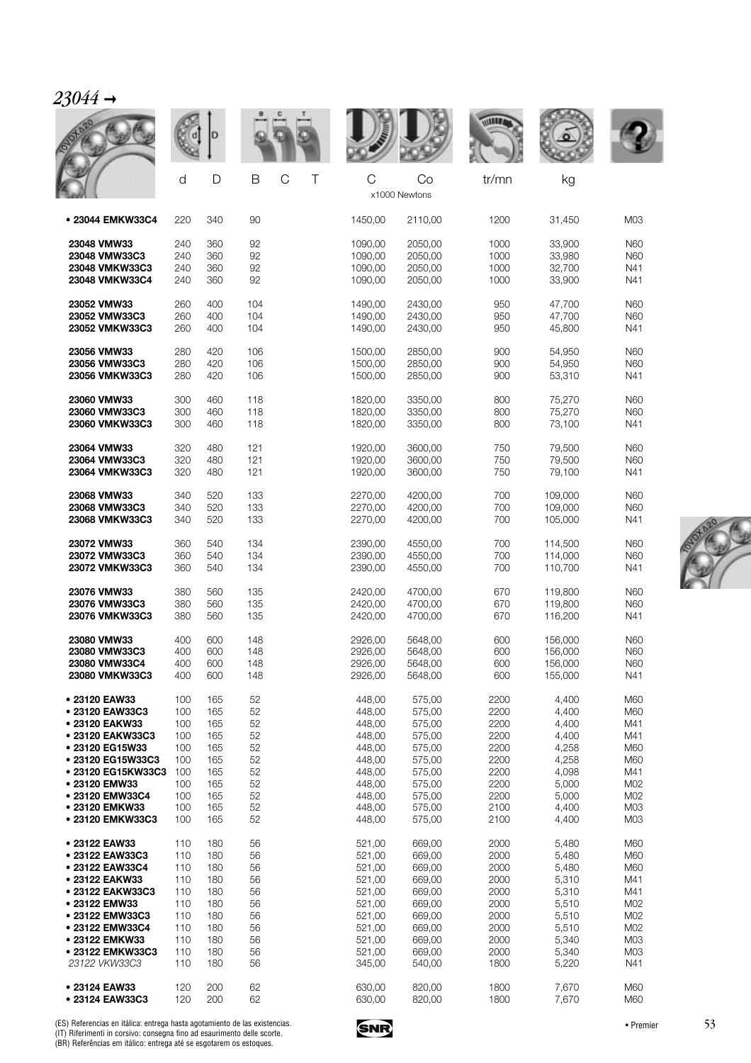## *23044 →*

| | d | D | B | C | T | C | Co | tr/mn | kg | |
|---|---|---|---|---|---|---|---|---|---|---|
| | | | | | | x1000 Newtons | | | | |
| **• 23044 EMKW33C4** | 220 | 340 | 90 | | | 1450,00 | 2110,00 | 1200 | 31,450 | M03 |
| **23048 VMW33** | 240 | 360 | 92 | | | 1090,00 | 2050,00 | 1000 | 33,900 | N60 |
| **23048 VMW33C3** | 240 | 360 | 92 | | | 1090,00 | 2050,00 | 1000 | 33,980 | N60 |
| **23048 VMKW33C3** | 240 | 360 | 92 | | | 1090,00 | 2050,00 | 1000 | 32,700 | N41 |
| **23048 VMKW33C4** | 240 | 360 | 92 | | | 1090,00 | 2050,00 | 1000 | 33,900 | N41 |
| **23052 VMW33** | 260 | 400 | 104 | | | 1490,00 | 2430,00 | 950 | 47,700 | N60 |
| **23052 VMW33C3** | 260 | 400 | 104 | | | 1490,00 | 2430,00 | 950 | 47,700 | N60 |
| **23052 VMKW33C3** | 260 | 400 | 104 | | | 1490,00 | 2430,00 | 950 | 45,800 | N41 |
| **23056 VMW33** | 280 | 420 | 106 | | | 1500,00 | 2850,00 | 900 | 54,950 | N60 |
| **23056 VMW33C3** | 280 | 420 | 106 | | | 1500,00 | 2850,00 | 900 | 54,950 | N60 |
| **23056 VMKW33C3** | 280 | 420 | 106 | | | 1500,00 | 2850,00 | 900 | 53,310 | N41 |
| **23060 VMW33** | 300 | 460 | 118 | | | 1820,00 | 3350,00 | 800 | 75,270 | N60 |
| **23060 VMW33C3** | 300 | 460 | 118 | | | 1820,00 | 3350,00 | 800 | 75,270 | N60 |
| **23060 VMKW33C3** | 300 | 460 | 118 | | | 1820,00 | 3350,00 | 800 | 73,100 | N41 |
| **23064 VMW33** | 320 | 480 | 121 | | | 1920,00 | 3600,00 | 750 | 79,500 | N60 |
| **23064 VMW33C3** | 320 | 480 | 121 | | | 1920,00 | 3600,00 | 750 | 79,500 | N60 |
| **23064 VMKW33C3** | 320 | 480 | 121 | | | 1920,00 | 3600,00 | 750 | 79,100 | N41 |
| **23068 VMW33** | 340 | 520 | 133 | | | 2270,00 | 4200,00 | 700 | 109,000 | N60 |
| **23068 VMW33C3** | 340 | 520 | 133 | | | 2270,00 | 4200,00 | 700 | 109,000 | N60 |
| **23068 VMKW33C3** | 340 | 520 | 133 | | | 2270,00 | 4200,00 | 700 | 105,000 | N41 |
| **23072 VMW33** | 360 | 540 | 134 | | | 2390,00 | 4550,00 | 700 | 114,500 | N60 |
| **23072 VMW33C3** | 360 | 540 | 134 | | | 2390,00 | 4550,00 | 700 | 114,000 | N60 |
| **23072 VMKW33C3** | 360 | 540 | 134 | | | 2390,00 | 4550,00 | 700 | 110,700 | N41 |
| **23076 VMW33** | 380 | 560 | 135 | | | 2420,00 | 4700,00 | 670 | 119,800 | N60 |
| **23076 VMW33C3** | 380 | 560 | 135 | | | 2420,00 | 4700,00 | 670 | 119,800 | N60 |
| **23076 VMKW33C3** | 380 | 560 | 135 | | | 2420,00 | 4700,00 | 670 | 116,200 | N41 |
| **23080 VMW33** | 400 | 600 | 148 | | | 2926,00 | 5648,00 | 600 | 156,000 | N60 |
| **23080 VMW33C3** | 400 | 600 | 148 | | | 2926,00 | 5648,00 | 600 | 156,000 | N60 |
| **23080 VMW33C4** | 400 | 600 | 148 | | | 2926,00 | 5648,00 | 600 | 156,000 | N60 |
| **23080 VMKW33C3** | 400 | 600 | 148 | | | 2926,00 | 5648,00 | 600 | 155,000 | N41 |
| **• 23120 EAW33** | 100 | 165 | 52 | | | 448,00 | 575,00 | 2200 | 4,400 | M60 |
| **• 23120 EAW33C3** | 100 | 165 | 52 | | | 448,00 | 575,00 | 2200 | 4,400 | M60 |
| **• 23120 EAKW33** | 100 | 165 | 52 | | | 448,00 | 575,00 | 2200 | 4,400 | M41 |
| **• 23120 EAKW33C3** | 100 | 165 | 52 | | | 448,00 | 575,00 | 2200 | 4,400 | M41 |
| **• 23120 EG15W33** | 100 | 165 | 52 | | | 448,00 | 575,00 | 2200 | 4,258 | M60 |
| **• 23120 EG15W33C3** | 100 | 165 | 52 | | | 448,00 | 575,00 | 2200 | 4,258 | M60 |
| **• 23120 EG15KW33C3** | 100 | 165 | 52 | | | 448,00 | 575,00 | 2200 | 4,098 | M41 |
| **• 23120 EMW33** | 100 | 165 | 52 | | | 448,00 | 575,00 | 2200 | 5,000 | M02 |
| **• 23120 EMW33C4** | 100 | 165 | 52 | | | 448,00 | 575,00 | 2200 | 5,000 | M02 |
| **• 23120 EMKW33** | 100 | 165 | 52 | | | 448,00 | 575,00 | 2100 | 4,400 | M03 |
| **• 23120 EMKW33C3** | 100 | 165 | 52 | | | 448,00 | 575,00 | 2100 | 4,400 | M03 |
| **• 23122 EAW33** | 110 | 180 | 56 | | | 521,00 | 669,00 | 2000 | 5,480 | M60 |
| **• 23122 EAW33C3** | 110 | 180 | 56 | | | 521,00 | 669,00 | 2000 | 5,480 | M60 |
| **• 23122 EAW33C4** | 110 | 180 | 56 | | | 521,00 | 669,00 | 2000 | 5,480 | M60 |
| **• 23122 EAKW33** | 110 | 180 | 56 | | | 521,00 | 669,00 | 2000 | 5,310 | M41 |
| **• 23122 EAKW33C3** | 110 | 180 | 56 | | | 521,00 | 669,00 | 2000 | 5,310 | M41 |
| **• 23122 EMW33** | 110 | 180 | 56 | | | 521,00 | 669,00 | 2000 | 5,510 | M02 |
| **• 23122 EMW33C3** | 110 | 180 | 56 | | | 521,00 | 669,00 | 2000 | 5,510 | M02 |
| **• 23122 EMW33C4** | 110 | 180 | 56 | | | 521,00 | 669,00 | 2000 | 5,510 | M02 |
| **• 23122 EMKW33** | 110 | 180 | 56 | | | 521,00 | 669,00 | 2000 | 5,340 | M03 |
| **• 23122 EMKW33C3** | 110 | 180 | 56 | | | 521,00 | 669,00 | 2000 | 5,340 | M03 |
| *23122 VKW33C3* | 110 | 180 | 56 | | | 345,00 | 540,00 | 1800 | 5,220 | N41 |
| **• 23124 EAW33** | 120 | 200 | 62 | | | 630,00 | 820,00 | 1800 | 7,670 | M60 |
| **• 23124 EAW33C3** | 120 | 200 | 62 | | | 630,00 | 820,00 | 1800 | 7,670 | M60 |

(ES) Referencias en itálica: entrega hasta agotamiento de las existencias.
(IT) Riferimenti in corsivo: consegna fino ad esaurimento delle scorte.
(BR) Referências em itálico: entrega até se esgotarem os estoques.

• Premier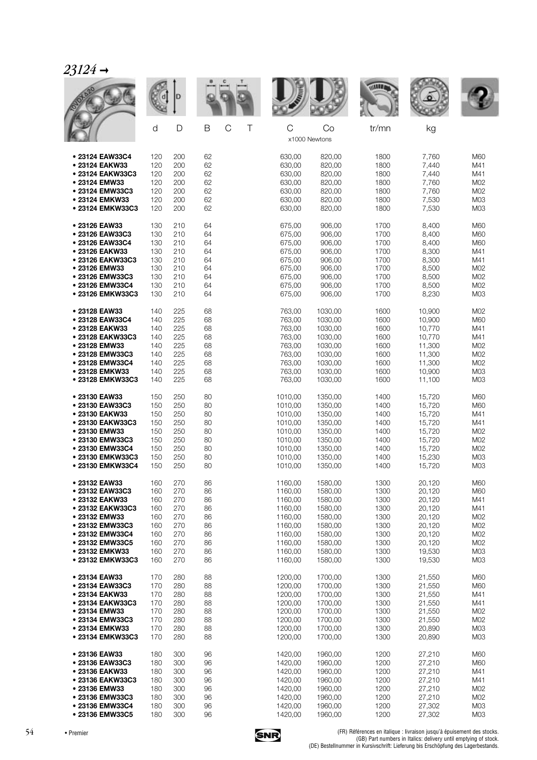# *23124 →*

| | d | D | B | C | T | C | Co | tr/mn | kg | |
|---|---|---|---|---|---|---|---|---|---|---|
| | | | | | | x1000 Newtons | | | | |
| • 23124 EAW33C4 | 120 | 200 | 62 | | | 630,00 | 820,00 | 1800 | 7,760 | M60 |
| • 23124 EAKW33 | 120 | 200 | 62 | | | 630,00 | 820,00 | 1800 | 7,440 | M41 |
| • 23124 EAKW33C3 | 120 | 200 | 62 | | | 630,00 | 820,00 | 1800 | 7,440 | M41 |
| • 23124 EMW33 | 120 | 200 | 62 | | | 630,00 | 820,00 | 1800 | 7,760 | M02 |
| • 23124 EMW33C3 | 120 | 200 | 62 | | | 630,00 | 820,00 | 1800 | 7,760 | M02 |
| • 23124 EMKW33 | 120 | 200 | 62 | | | 630,00 | 820,00 | 1800 | 7,530 | M03 |
| • 23124 EMKW33C3 | 120 | 200 | 62 | | | 630,00 | 820,00 | 1800 | 7,530 | M03 |
| • 23126 EAW33 | 130 | 210 | 64 | | | 675,00 | 906,00 | 1700 | 8,400 | M60 |
| • 23126 EAW33C3 | 130 | 210 | 64 | | | 675,00 | 906,00 | 1700 | 8,400 | M60 |
| • 23126 EAW33C4 | 130 | 210 | 64 | | | 675,00 | 906,00 | 1700 | 8,400 | M60 |
| • 23126 EAKW33 | 130 | 210 | 64 | | | 675,00 | 906,00 | 1700 | 8,300 | M41 |
| • 23126 EAKW33C3 | 130 | 210 | 64 | | | 675,00 | 906,00 | 1700 | 8,300 | M41 |
| • 23126 EMW33 | 130 | 210 | 64 | | | 675,00 | 906,00 | 1700 | 8,500 | M02 |
| • 23126 EMW33C3 | 130 | 210 | 64 | | | 675,00 | 906,00 | 1700 | 8,500 | M02 |
| • 23126 EMW33C4 | 130 | 210 | 64 | | | 675,00 | 906,00 | 1700 | 8,500 | M02 |
| • 23126 EMKW33C3 | 130 | 210 | 64 | | | 675,00 | 906,00 | 1700 | 8,230 | M03 |
| • 23128 EAW33 | 140 | 225 | 68 | | | 763,00 | 1030,00 | 1600 | 10,900 | M02 |
| • 23128 EAW33C4 | 140 | 225 | 68 | | | 763,00 | 1030,00 | 1600 | 10,900 | M60 |
| • 23128 EAKW33 | 140 | 225 | 68 | | | 763,00 | 1030,00 | 1600 | 10,770 | M41 |
| • 23128 EAKW33C3 | 140 | 225 | 68 | | | 763,00 | 1030,00 | 1600 | 10,770 | M41 |
| • 23128 EMW33 | 140 | 225 | 68 | | | 763,00 | 1030,00 | 1600 | 11,300 | M02 |
| • 23128 EMW33C3 | 140 | 225 | 68 | | | 763,00 | 1030,00 | 1600 | 11,300 | M02 |
| • 23128 EMW33C4 | 140 | 225 | 68 | | | 763,00 | 1030,00 | 1600 | 11,300 | M02 |
| • 23128 EMKW33 | 140 | 225 | 68 | | | 763,00 | 1030,00 | 1600 | 10,900 | M03 |
| • 23128 EMKW33C3 | 140 | 225 | 68 | | | 763,00 | 1030,00 | 1600 | 11,100 | M03 |
| • 23130 EAW33 | 150 | 250 | 80 | | | 1010,00 | 1350,00 | 1400 | 15,720 | M60 |
| • 23130 EAW33C3 | 150 | 250 | 80 | | | 1010,00 | 1350,00 | 1400 | 15,720 | M60 |
| • 23130 EAKW33 | 150 | 250 | 80 | | | 1010,00 | 1350,00 | 1400 | 15,720 | M41 |
| • 23130 EAKW33C3 | 150 | 250 | 80 | | | 1010,00 | 1350,00 | 1400 | 15,720 | M41 |
| • 23130 EMW33 | 150 | 250 | 80 | | | 1010,00 | 1350,00 | 1400 | 15,720 | M02 |
| • 23130 EMW33C3 | 150 | 250 | 80 | | | 1010,00 | 1350,00 | 1400 | 15,720 | M02 |
| • 23130 EMW33C4 | 150 | 250 | 80 | | | 1010,00 | 1350,00 | 1400 | 15,720 | M02 |
| • 23130 EMKW33C3 | 150 | 250 | 80 | | | 1010,00 | 1350,00 | 1400 | 15,230 | M03 |
| • 23130 EMKW33C4 | 150 | 250 | 80 | | | 1010,00 | 1350,00 | 1400 | 15,720 | M03 |
| • 23132 EAW33 | 160 | 270 | 86 | | | 1160,00 | 1580,00 | 1300 | 20,120 | M60 |
| • 23132 EAW33C3 | 160 | 270 | 86 | | | 1160,00 | 1580,00 | 1300 | 20,120 | M60 |
| • 23132 EAKW33 | 160 | 270 | 86 | | | 1160,00 | 1580,00 | 1300 | 20,120 | M41 |
| • 23132 EAKW33C3 | 160 | 270 | 86 | | | 1160,00 | 1580,00 | 1300 | 20,120 | M41 |
| • 23132 EMW33 | 160 | 270 | 86 | | | 1160,00 | 1580,00 | 1300 | 20,120 | M02 |
| • 23132 EMW33C3 | 160 | 270 | 86 | | | 1160,00 | 1580,00 | 1300 | 20,120 | M02 |
| • 23132 EMW33C4 | 160 | 270 | 86 | | | 1160,00 | 1580,00 | 1300 | 20,120 | M02 |
| • 23132 EMW33C5 | 160 | 270 | 86 | | | 1160,00 | 1580,00 | 1300 | 20,120 | M02 |
| • 23132 EMKW33 | 160 | 270 | 86 | | | 1160,00 | 1580,00 | 1300 | 19,530 | M03 |
| • 23132 EMKW33C3 | 160 | 270 | 86 | | | 1160,00 | 1580,00 | 1300 | 19,530 | M03 |
| • 23134 EAW33 | 170 | 280 | 88 | | | 1200,00 | 1700,00 | 1300 | 21,550 | M60 |
| • 23134 EAW33C3 | 170 | 280 | 88 | | | 1200,00 | 1700,00 | 1300 | 21,550 | M60 |
| • 23134 EAKW33 | 170 | 280 | 88 | | | 1200,00 | 1700,00 | 1300 | 21,550 | M41 |
| • 23134 EAKW33C3 | 170 | 280 | 88 | | | 1200,00 | 1700,00 | 1300 | 21,550 | M41 |
| • 23134 EMW33 | 170 | 280 | 88 | | | 1200,00 | 1700,00 | 1300 | 21,550 | M02 |
| • 23134 EMW33C3 | 170 | 280 | 88 | | | 1200,00 | 1700,00 | 1300 | 21,550 | M02 |
| • 23134 EMKW33 | 170 | 280 | 88 | | | 1200,00 | 1700,00 | 1300 | 20,890 | M03 |
| • 23134 EMKW33C3 | 170 | 280 | 88 | | | 1200,00 | 1700,00 | 1300 | 20,890 | M03 |
| • 23136 EAW33 | 180 | 300 | 96 | | | 1420,00 | 1960,00 | 1200 | 27,210 | M60 |
| • 23136 EAW33C3 | 180 | 300 | 96 | | | 1420,00 | 1960,00 | 1200 | 27,210 | M60 |
| • 23136 EAKW33 | 180 | 300 | 96 | | | 1420,00 | 1960,00 | 1200 | 27,210 | M41 |
| • 23136 EAKW33C3 | 180 | 300 | 96 | | | 1420,00 | 1960,00 | 1200 | 27,210 | M41 |
| • 23136 EMW33 | 180 | 300 | 96 | | | 1420,00 | 1960,00 | 1200 | 27,210 | M02 |
| • 23136 EMW33C3 | 180 | 300 | 96 | | | 1420,00 | 1960,00 | 1200 | 27,210 | M02 |
| • 23136 EMW33C4 | 180 | 300 | 96 | | | 1420,00 | 1960,00 | 1200 | 27,302 | M03 |
| • 23136 EMW33C5 | 180 | 300 | 96 | | | 1420,00 | 1960,00 | 1200 | 27,302 | M03 |

• Premier

(FR) Références en italique : livraison jusqu'à épuisement des stocks.
(GB) Part numbers in Italics: delivery until emptying of stock.
(DE) Bestellnummer in Kursivschrift: Lieferung bis Erschöpfung des Lagerbestands.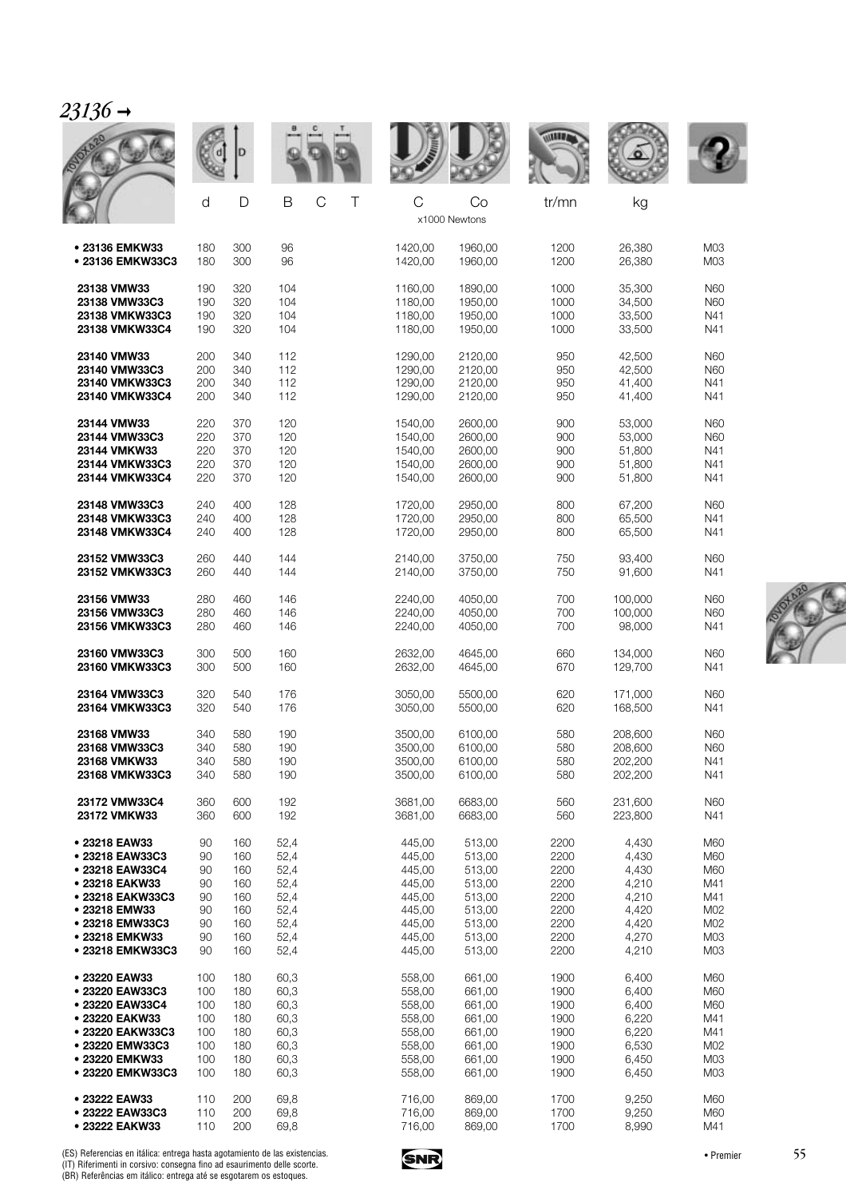## *23136* →

| | d | D | B | C | T | C | Co | tr/mn | kg | |
|---|---|---|---|---|---|---|---|---|---|---|
| | | | | | | x1000 Newtons | | | | |
| • 23136 EMKW33 | 180 | 300 | 96 | | | 1420,00 | 1960,00 | 1200 | 26,380 | M03 |
| • 23136 EMKW33C3 | 180 | 300 | 96 | | | 1420,00 | 1960,00 | 1200 | 26,380 | M03 |
| 23138 VMW33 | 190 | 320 | 104 | | | 1160,00 | 1890,00 | 1000 | 35,300 | N60 |
| 23138 VMW33C3 | 190 | 320 | 104 | | | 1180,00 | 1950,00 | 1000 | 34,500 | N60 |
| 23138 VMKW33C3 | 190 | 320 | 104 | | | 1180,00 | 1950,00 | 1000 | 33,500 | N41 |
| 23138 VMKW33C4 | 190 | 320 | 104 | | | 1180,00 | 1950,00 | 1000 | 33,500 | N41 |
| 23140 VMW33 | 200 | 340 | 112 | | | 1290,00 | 2120,00 | 950 | 42,500 | N60 |
| 23140 VMW33C3 | 200 | 340 | 112 | | | 1290,00 | 2120,00 | 950 | 42,500 | N60 |
| 23140 VMKW33C3 | 200 | 340 | 112 | | | 1290,00 | 2120,00 | 950 | 41,400 | N41 |
| 23140 VMKW33C4 | 200 | 340 | 112 | | | 1290,00 | 2120,00 | 950 | 41,400 | N41 |
| 23144 VMW33 | 220 | 370 | 120 | | | 1540,00 | 2600,00 | 900 | 53,000 | N60 |
| 23144 VMW33C3 | 220 | 370 | 120 | | | 1540,00 | 2600,00 | 900 | 53,000 | N60 |
| 23144 VMKW33 | 220 | 370 | 120 | | | 1540,00 | 2600,00 | 900 | 51,800 | N41 |
| 23144 VMKW33C3 | 220 | 370 | 120 | | | 1540,00 | 2600,00 | 900 | 51,800 | N41 |
| 23144 VMKW33C4 | 220 | 370 | 120 | | | 1540,00 | 2600,00 | 900 | 51,800 | N41 |
| 23148 VMW33C3 | 240 | 400 | 128 | | | 1720,00 | 2950,00 | 800 | 67,200 | N60 |
| 23148 VMKW33C3 | 240 | 400 | 128 | | | 1720,00 | 2950,00 | 800 | 65,500 | N41 |
| 23148 VMKW33C4 | 240 | 400 | 128 | | | 1720,00 | 2950,00 | 800 | 65,500 | N41 |
| 23152 VMW33C3 | 260 | 440 | 144 | | | 2140,00 | 3750,00 | 750 | 93,400 | N60 |
| 23152 VMKW33C3 | 260 | 440 | 144 | | | 2140,00 | 3750,00 | 750 | 91,600 | N41 |
| 23156 VMW33 | 280 | 460 | 146 | | | 2240,00 | 4050,00 | 700 | 100,000 | N60 |
| 23156 VMW33C3 | 280 | 460 | 146 | | | 2240,00 | 4050,00 | 700 | 100,000 | N60 |
| 23156 VMKW33C3 | 280 | 460 | 146 | | | 2240,00 | 4050,00 | 700 | 98,000 | N41 |
| 23160 VMW33C3 | 300 | 500 | 160 | | | 2632,00 | 4645,00 | 660 | 134,000 | N60 |
| 23160 VMKW33C3 | 300 | 500 | 160 | | | 2632,00 | 4645,00 | 670 | 129,700 | N41 |
| 23164 VMW33C3 | 320 | 540 | 176 | | | 3050,00 | 5500,00 | 620 | 171,000 | N60 |
| 23164 VMKW33C3 | 320 | 540 | 176 | | | 3050,00 | 5500,00 | 620 | 168,500 | N41 |
| 23168 VMW33 | 340 | 580 | 190 | | | 3500,00 | 6100,00 | 580 | 208,600 | N60 |
| 23168 VMW33C3 | 340 | 580 | 190 | | | 3500,00 | 6100,00 | 580 | 208,600 | N60 |
| 23168 VMKW33 | 340 | 580 | 190 | | | 3500,00 | 6100,00 | 580 | 202,200 | N41 |
| 23168 VMKW33C3 | 340 | 580 | 190 | | | 3500,00 | 6100,00 | 580 | 202,200 | N41 |
| 23172 VMW33C4 | 360 | 600 | 192 | | | 3681,00 | 6683,00 | 560 | 231,600 | N60 |
| 23172 VMKW33 | 360 | 600 | 192 | | | 3681,00 | 6683,00 | 560 | 223,800 | N41 |
| • 23218 EAW33 | 90 | 160 | 52,4 | | | 445,00 | 513,00 | 2200 | 4,430 | M60 |
| • 23218 EAW33C3 | 90 | 160 | 52,4 | | | 445,00 | 513,00 | 2200 | 4,430 | M60 |
| • 23218 EAW33C4 | 90 | 160 | 52,4 | | | 445,00 | 513,00 | 2200 | 4,430 | M60 |
| • 23218 EAKW33 | 90 | 160 | 52,4 | | | 445,00 | 513,00 | 2200 | 4,210 | M41 |
| • 23218 EAKW33C3 | 90 | 160 | 52,4 | | | 445,00 | 513,00 | 2200 | 4,210 | M41 |
| • 23218 EMW33 | 90 | 160 | 52,4 | | | 445,00 | 513,00 | 2200 | 4,420 | M02 |
| • 23218 EMW33C3 | 90 | 160 | 52,4 | | | 445,00 | 513,00 | 2200 | 4,420 | M02 |
| • 23218 EMKW33 | 90 | 160 | 52,4 | | | 445,00 | 513,00 | 2200 | 4,270 | M03 |
| • 23218 EMKW33C3 | 90 | 160 | 52,4 | | | 445,00 | 513,00 | 2200 | 4,210 | M03 |
| • 23220 EAW33 | 100 | 180 | 60,3 | | | 558,00 | 661,00 | 1900 | 6,400 | M60 |
| • 23220 EAW33C3 | 100 | 180 | 60,3 | | | 558,00 | 661,00 | 1900 | 6,400 | M60 |
| • 23220 EAW33C4 | 100 | 180 | 60,3 | | | 558,00 | 661,00 | 1900 | 6,400 | M60 |
| • 23220 EAKW33 | 100 | 180 | 60,3 | | | 558,00 | 661,00 | 1900 | 6,220 | M41 |
| • 23220 EAKW33C3 | 100 | 180 | 60,3 | | | 558,00 | 661,00 | 1900 | 6,220 | M41 |
| • 23220 EMW33C3 | 100 | 180 | 60,3 | | | 558,00 | 661,00 | 1900 | 6,530 | M02 |
| • 23220 EMKW33 | 100 | 180 | 60,3 | | | 558,00 | 661,00 | 1900 | 6,450 | M03 |
| • 23220 EMKW33C3 | 100 | 180 | 60,3 | | | 558,00 | 661,00 | 1900 | 6,450 | M03 |
| • 23222 EAW33 | 110 | 200 | 69,8 | | | 716,00 | 869,00 | 1700 | 9,250 | M60 |
| • 23222 EAW33C3 | 110 | 200 | 69,8 | | | 716,00 | 869,00 | 1700 | 9,250 | M60 |
| • 23222 EAKW33 | 110 | 200 | 69,8 | | | 716,00 | 869,00 | 1700 | 8,990 | M41 |

(ES) Referencias en itálica: entrega hasta agotamiento de las existencias.
(IT) Riferimenti in corsivo: consegna fino ad esaurimento delle scorte.
(BR) Referências em itálico: entrega até se esgotarem os estoques.

• Premier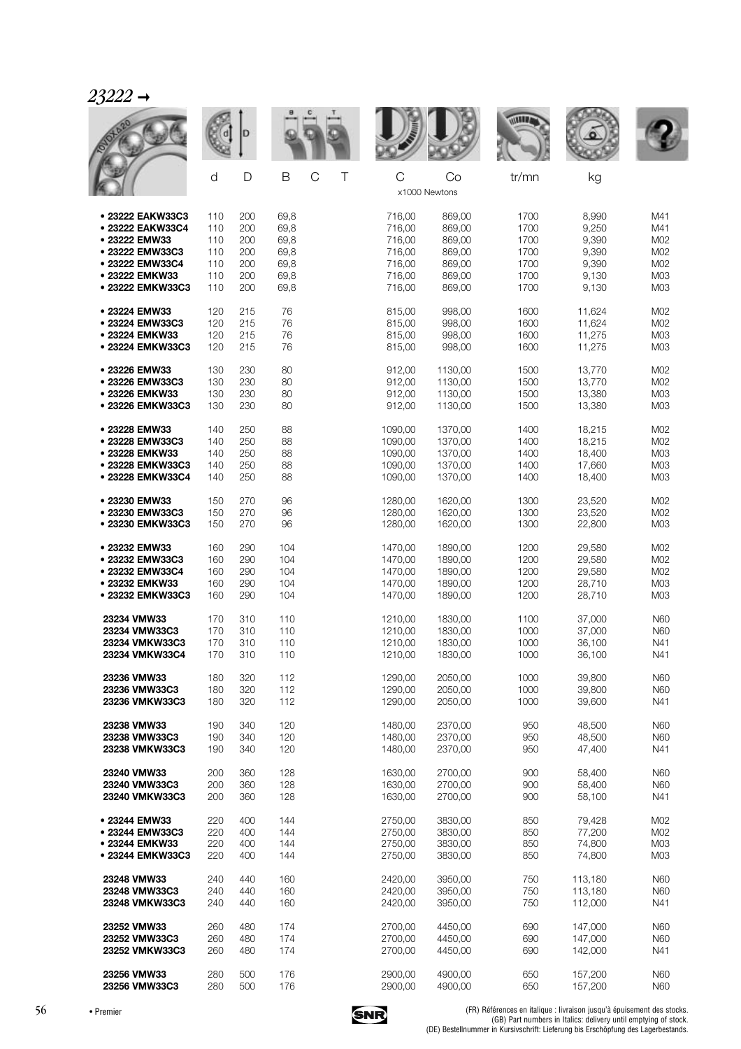# *23222 →*

| | d | D | B | C | T | C | Co | tr/mn | kg | |
|---|---|---|---|---|---|---|---|---|---|---|
| | | | | | | x1000 Newtons | | | | |
| **• 23222 EAKW33C3** | 110 | 200 | 69,8 | | | 716,00 | 869,00 | 1700 | 8,990 | M41 |
| **• 23222 EAKW33C4** | 110 | 200 | 69,8 | | | 716,00 | 869,00 | 1700 | 9,250 | M41 |
| **• 23222 EMW33** | 110 | 200 | 69,8 | | | 716,00 | 869,00 | 1700 | 9,390 | M02 |
| **• 23222 EMW33C3** | 110 | 200 | 69,8 | | | 716,00 | 869,00 | 1700 | 9,390 | M02 |
| **• 23222 EMW33C4** | 110 | 200 | 69,8 | | | 716,00 | 869,00 | 1700 | 9,390 | M02 |
| **• 23222 EMKW33** | 110 | 200 | 69,8 | | | 716,00 | 869,00 | 1700 | 9,130 | M03 |
| **• 23222 EMKW33C3** | 110 | 200 | 69,8 | | | 716,00 | 869,00 | 1700 | 9,130 | M03 |
| **• 23224 EMW33** | 120 | 215 | 76 | | | 815,00 | 998,00 | 1600 | 11,624 | M02 |
| **• 23224 EMW33C3** | 120 | 215 | 76 | | | 815,00 | 998,00 | 1600 | 11,624 | M02 |
| **• 23224 EMKW33** | 120 | 215 | 76 | | | 815,00 | 998,00 | 1600 | 11,275 | M03 |
| **• 23224 EMKW33C3** | 120 | 215 | 76 | | | 815,00 | 998,00 | 1600 | 11,275 | M03 |
| **• 23226 EMW33** | 130 | 230 | 80 | | | 912,00 | 1130,00 | 1500 | 13,770 | M02 |
| **• 23226 EMW33C3** | 130 | 230 | 80 | | | 912,00 | 1130,00 | 1500 | 13,770 | M02 |
| **• 23226 EMKW33** | 130 | 230 | 80 | | | 912,00 | 1130,00 | 1500 | 13,380 | M03 |
| **• 23226 EMKW33C3** | 130 | 230 | 80 | | | 912,00 | 1130,00 | 1500 | 13,380 | M03 |
| **• 23228 EMW33** | 140 | 250 | 88 | | | 1090,00 | 1370,00 | 1400 | 18,215 | M02 |
| **• 23228 EMW33C3** | 140 | 250 | 88 | | | 1090,00 | 1370,00 | 1400 | 18,215 | M02 |
| **• 23228 EMKW33** | 140 | 250 | 88 | | | 1090,00 | 1370,00 | 1400 | 18,400 | M03 |
| **• 23228 EMKW33C3** | 140 | 250 | 88 | | | 1090,00 | 1370,00 | 1400 | 17,660 | M03 |
| **• 23228 EMKW33C4** | 140 | 250 | 88 | | | 1090,00 | 1370,00 | 1400 | 18,400 | M03 |
| **• 23230 EMW33** | 150 | 270 | 96 | | | 1280,00 | 1620,00 | 1300 | 23,520 | M02 |
| **• 23230 EMW33C3** | 150 | 270 | 96 | | | 1280,00 | 1620,00 | 1300 | 23,520 | M02 |
| **• 23230 EMKW33C3** | 150 | 270 | 96 | | | 1280,00 | 1620,00 | 1300 | 22,800 | M03 |
| **• 23232 EMW33** | 160 | 290 | 104 | | | 1470,00 | 1890,00 | 1200 | 29,580 | M02 |
| **• 23232 EMW33C3** | 160 | 290 | 104 | | | 1470,00 | 1890,00 | 1200 | 29,580 | M02 |
| **• 23232 EMW33C4** | 160 | 290 | 104 | | | 1470,00 | 1890,00 | 1200 | 29,580 | M02 |
| **• 23232 EMKW33** | 160 | 290 | 104 | | | 1470,00 | 1890,00 | 1200 | 28,710 | M03 |
| **• 23232 EMKW33C3** | 160 | 290 | 104 | | | 1470,00 | 1890,00 | 1200 | 28,710 | M03 |
| **23234 VMW33** | 170 | 310 | 110 | | | 1210,00 | 1830,00 | 1100 | 37,000 | N60 |
| **23234 VMW33C3** | 170 | 310 | 110 | | | 1210,00 | 1830,00 | 1000 | 37,000 | N60 |
| **23234 VMKW33C3** | 170 | 310 | 110 | | | 1210,00 | 1830,00 | 1000 | 36,100 | N41 |
| **23234 VMKW33C4** | 170 | 310 | 110 | | | 1210,00 | 1830,00 | 1000 | 36,100 | N41 |
| **23236 VMW33** | 180 | 320 | 112 | | | 1290,00 | 2050,00 | 1000 | 39,800 | N60 |
| **23236 VMW33C3** | 180 | 320 | 112 | | | 1290,00 | 2050,00 | 1000 | 39,800 | N60 |
| **23236 VMKW33C3** | 180 | 320 | 112 | | | 1290,00 | 2050,00 | 1000 | 39,600 | N41 |
| **23238 VMW33** | 190 | 340 | 120 | | | 1480,00 | 2370,00 | 950 | 48,500 | N60 |
| **23238 VMW33C3** | 190 | 340 | 120 | | | 1480,00 | 2370,00 | 950 | 48,500 | N60 |
| **23238 VMKW33C3** | 190 | 340 | 120 | | | 1480,00 | 2370,00 | 950 | 47,400 | N41 |
| **23240 VMW33** | 200 | 360 | 128 | | | 1630,00 | 2700,00 | 900 | 58,400 | N60 |
| **23240 VMW33C3** | 200 | 360 | 128 | | | 1630,00 | 2700,00 | 900 | 58,400 | N60 |
| **23240 VMKW33C3** | 200 | 360 | 128 | | | 1630,00 | 2700,00 | 900 | 58,100 | N41 |
| **• 23244 EMW33** | 220 | 400 | 144 | | | 2750,00 | 3830,00 | 850 | 79,428 | M02 |
| **• 23244 EMW33C3** | 220 | 400 | 144 | | | 2750,00 | 3830,00 | 850 | 77,200 | M02 |
| **• 23244 EMKW33** | 220 | 400 | 144 | | | 2750,00 | 3830,00 | 850 | 74,800 | M03 |
| **• 23244 EMKW33C3** | 220 | 400 | 144 | | | 2750,00 | 3830,00 | 850 | 74,800 | M03 |
| **23248 VMW33** | 240 | 440 | 160 | | | 2420,00 | 3950,00 | 750 | 113,180 | N60 |
| **23248 VMW33C3** | 240 | 440 | 160 | | | 2420,00 | 3950,00 | 750 | 113,180 | N60 |
| **23248 VMKW33C3** | 240 | 440 | 160 | | | 2420,00 | 3950,00 | 750 | 112,000 | N41 |
| **23252 VMW33** | 260 | 480 | 174 | | | 2700,00 | 4450,00 | 690 | 147,000 | N60 |
| **23252 VMW33C3** | 260 | 480 | 174 | | | 2700,00 | 4450,00 | 690 | 147,000 | N60 |
| **23252 VMKW33C3** | 260 | 480 | 174 | | | 2700,00 | 4450,00 | 690 | 142,000 | N41 |
| **23256 VMW33** | 280 | 500 | 176 | | | 2900,00 | 4900,00 | 650 | 157,200 | N60 |
| **23256 VMW33C3** | 280 | 500 | 176 | | | 2900,00 | 4900,00 | 650 | 157,200 | N60 |

• Premier

(FR) Références en italique : livraison jusqu'à épuisement des stocks.
(GB) Part numbers in Italics: delivery until emptying of stock.
(DE) Bestellnummer in Kursivschrift: Lieferung bis Erschöpfung des Lagerbestands.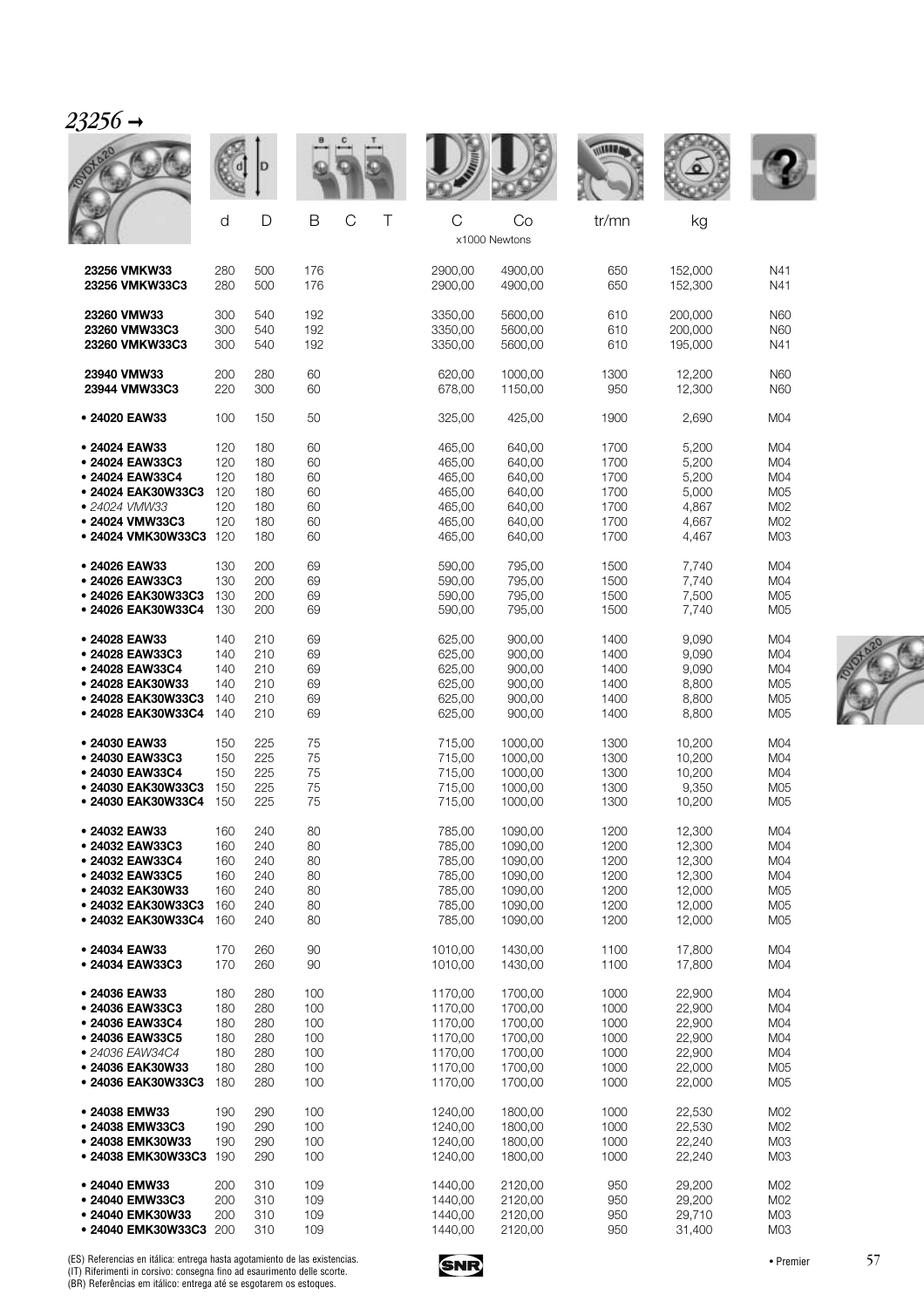## 23256 →

| | d | D | B | C | T | C | Co | tr/mn | kg | |
|---|---|---|---|---|---|---|---|---|---|---|
| | | | | | | x1000 Newtons | | | | |
| **23256 VMKW33** | 280 | 500 | 176 | | | 2900,00 | 4900,00 | 650 | 152,000 | N41 |
| **23256 VMKW33C3** | 280 | 500 | 176 | | | 2900,00 | 4900,00 | 650 | 152,300 | N41 |
| **23260 VMW33** | 300 | 540 | 192 | | | 3350,00 | 5600,00 | 610 | 200,000 | N60 |
| **23260 VMW33C3** | 300 | 540 | 192 | | | 3350,00 | 5600,00 | 610 | 200,000 | N60 |
| **23260 VMKW33C3** | 300 | 540 | 192 | | | 3350,00 | 5600,00 | 610 | 195,000 | N41 |
| **23940 VMW33** | 200 | 280 | 60 | | | 620,00 | 1000,00 | 1300 | 12,200 | N60 |
| **23944 VMW33C3** | 220 | 300 | 60 | | | 678,00 | 1150,00 | 950 | 12,300 | N60 |
| **• 24020 EAW33** | 100 | 150 | 50 | | | 325,00 | 425,00 | 1900 | 2,690 | M04 |
| **• 24024 EAW33** | 120 | 180 | 60 | | | 465,00 | 640,00 | 1700 | 5,200 | M04 |
| **• 24024 EAW33C3** | 120 | 180 | 60 | | | 465,00 | 640,00 | 1700 | 5,200 | M04 |
| **• 24024 EAW33C4** | 120 | 180 | 60 | | | 465,00 | 640,00 | 1700 | 5,200 | M04 |
| **• 24024 EAK30W33C3** | 120 | 180 | 60 | | | 465,00 | 640,00 | 1700 | 5,000 | M05 |
| *• 24024 VMW33* | 120 | 180 | 60 | | | 465,00 | 640,00 | 1700 | 4,867 | M02 |
| **• 24024 VMW33C3** | 120 | 180 | 60 | | | 465,00 | 640,00 | 1700 | 4,667 | M02 |
| **• 24024 VMK30W33C3** | 120 | 180 | 60 | | | 465,00 | 640,00 | 1700 | 4,467 | M03 |
| **• 24026 EAW33** | 130 | 200 | 69 | | | 590,00 | 795,00 | 1500 | 7,740 | M04 |
| **• 24026 EAW33C3** | 130 | 200 | 69 | | | 590,00 | 795,00 | 1500 | 7,740 | M04 |
| **• 24026 EAK30W33C3** | 130 | 200 | 69 | | | 590,00 | 795,00 | 1500 | 7,500 | M05 |
| **• 24026 EAK30W33C4** | 130 | 200 | 69 | | | 590,00 | 795,00 | 1500 | 7,740 | M05 |
| **• 24028 EAW33** | 140 | 210 | 69 | | | 625,00 | 900,00 | 1400 | 9,090 | M04 |
| **• 24028 EAW33C3** | 140 | 210 | 69 | | | 625,00 | 900,00 | 1400 | 9,090 | M04 |
| **• 24028 EAW33C4** | 140 | 210 | 69 | | | 625,00 | 900,00 | 1400 | 9,090 | M04 |
| **• 24028 EAK30W33** | 140 | 210 | 69 | | | 625,00 | 900,00 | 1400 | 8,800 | M05 |
| **• 24028 EAK30W33C3** | 140 | 210 | 69 | | | 625,00 | 900,00 | 1400 | 8,800 | M05 |
| **• 24028 EAK30W33C4** | 140 | 210 | 69 | | | 625,00 | 900,00 | 1400 | 8,800 | M05 |
| **• 24030 EAW33** | 150 | 225 | 75 | | | 715,00 | 1000,00 | 1300 | 10,200 | M04 |
| **• 24030 EAW33C3** | 150 | 225 | 75 | | | 715,00 | 1000,00 | 1300 | 10,200 | M04 |
| **• 24030 EAW33C4** | 150 | 225 | 75 | | | 715,00 | 1000,00 | 1300 | 10,200 | M04 |
| **• 24030 EAK30W33C3** | 150 | 225 | 75 | | | 715,00 | 1000,00 | 1300 | 9,350 | M05 |
| **• 24030 EAK30W33C4** | 150 | 225 | 75 | | | 715,00 | 1000,00 | 1300 | 10,200 | M05 |
| **• 24032 EAW33** | 160 | 240 | 80 | | | 785,00 | 1090,00 | 1200 | 12,300 | M04 |
| **• 24032 EAW33C3** | 160 | 240 | 80 | | | 785,00 | 1090,00 | 1200 | 12,300 | M04 |
| **• 24032 EAW33C4** | 160 | 240 | 80 | | | 785,00 | 1090,00 | 1200 | 12,300 | M04 |
| **• 24032 EAW33C5** | 160 | 240 | 80 | | | 785,00 | 1090,00 | 1200 | 12,300 | M04 |
| **• 24032 EAK30W33** | 160 | 240 | 80 | | | 785,00 | 1090,00 | 1200 | 12,000 | M05 |
| **• 24032 EAK30W33C3** | 160 | 240 | 80 | | | 785,00 | 1090,00 | 1200 | 12,000 | M05 |
| **• 24032 EAK30W33C4** | 160 | 240 | 80 | | | 785,00 | 1090,00 | 1200 | 12,000 | M05 |
| **• 24034 EAW33** | 170 | 260 | 90 | | | 1010,00 | 1430,00 | 1100 | 17,800 | M04 |
| **• 24034 EAW33C3** | 170 | 260 | 90 | | | 1010,00 | 1430,00 | 1100 | 17,800 | M04 |
| **• 24036 EAW33** | 180 | 280 | 100 | | | 1170,00 | 1700,00 | 1000 | 22,900 | M04 |
| **• 24036 EAW33C3** | 180 | 280 | 100 | | | 1170,00 | 1700,00 | 1000 | 22,900 | M04 |
| **• 24036 EAW33C4** | 180 | 280 | 100 | | | 1170,00 | 1700,00 | 1000 | 22,900 | M04 |
| **• 24036 EAW33C5** | 180 | 280 | 100 | | | 1170,00 | 1700,00 | 1000 | 22,900 | M04 |
| *• 24036 EAW34C4* | 180 | 280 | 100 | | | 1170,00 | 1700,00 | 1000 | 22,900 | M04 |
| **• 24036 EAK30W33** | 180 | 280 | 100 | | | 1170,00 | 1700,00 | 1000 | 22,000 | M05 |
| **• 24036 EAK30W33C3** | 180 | 280 | 100 | | | 1170,00 | 1700,00 | 1000 | 22,000 | M05 |
| **• 24038 EMW33** | 190 | 290 | 100 | | | 1240,00 | 1800,00 | 1000 | 22,530 | M02 |
| **• 24038 EMW33C3** | 190 | 290 | 100 | | | 1240,00 | 1800,00 | 1000 | 22,530 | M02 |
| **• 24038 EMK30W33** | 190 | 290 | 100 | | | 1240,00 | 1800,00 | 1000 | 22,240 | M03 |
| **• 24038 EMK30W33C3** | 190 | 290 | 100 | | | 1240,00 | 1800,00 | 1000 | 22,240 | M03 |
| **• 24040 EMW33** | 200 | 310 | 109 | | | 1440,00 | 2120,00 | 950 | 29,200 | M02 |
| **• 24040 EMW33C3** | 200 | 310 | 109 | | | 1440,00 | 2120,00 | 950 | 29,200 | M02 |
| **• 24040 EMK30W33** | 200 | 310 | 109 | | | 1440,00 | 2120,00 | 950 | 29,710 | M03 |
| **• 24040 EMK30W33C3** | 200 | 310 | 109 | | | 1440,00 | 2120,00 | 950 | 31,400 | M03 |

(ES) Referencias en itálica: entrega hasta agotamiento de las existencias.
(IT) Riferimenti in corsivo: consegna fino ad esaurimento delle scorte.
(BR) Referências em itálico: entrega até se esgotarem os estoques.

• Premier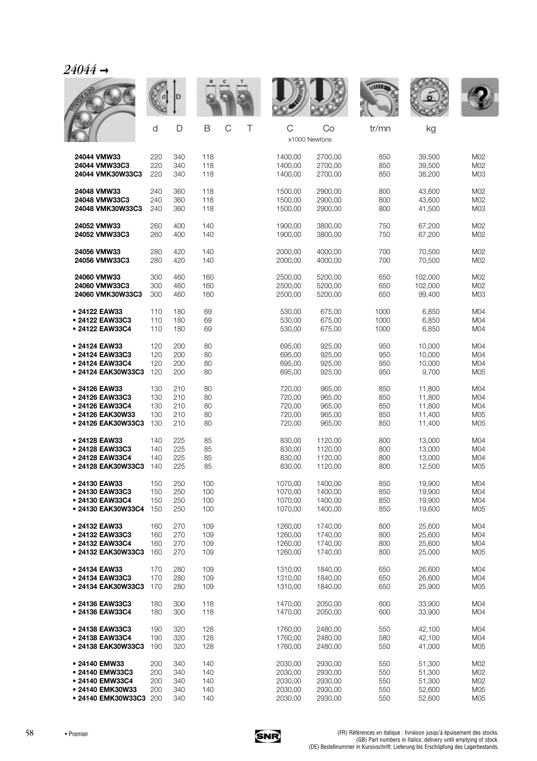# *24044 →*

| | d | D | B | C | T | C | Co | tr/mn | kg | |
|---|---|---|---|---|---|---|---|---|---|---|
| | | | | | | x1000 Newtons | | | | |
| **24044 VMW33** | 220 | 340 | 118 | | | 1400,00 | 2700,00 | 850 | 39,500 | M02 |
| **24044 VMW33C3** | 220 | 340 | 118 | | | 1400,00 | 2700,00 | 850 | 39,500 | M02 |
| **24044 VMK30W33C3** | 220 | 340 | 118 | | | 1400,00 | 2700,00 | 850 | 38,200 | M03 |
| **24048 VMW33** | 240 | 360 | 118 | | | 1500,00 | 2900,00 | 800 | 43,600 | M02 |
| **24048 VMW33C3** | 240 | 360 | 118 | | | 1500,00 | 2900,00 | 800 | 43,600 | M02 |
| **24048 VMK30W33C3** | 240 | 360 | 118 | | | 1500,00 | 2900,00 | 800 | 41,500 | M03 |
| **24052 VMW33** | 260 | 400 | 140 | | | 1900,00 | 3800,00 | 750 | 67,200 | M02 |
| **24052 VMW33C3** | 260 | 400 | 140 | | | 1900,00 | 3800,00 | 750 | 67,200 | M02 |
| **24056 VMW33** | 280 | 420 | 140 | | | 2000,00 | 4000,00 | 700 | 70,500 | M02 |
| **24056 VMW33C3** | 280 | 420 | 140 | | | 2000,00 | 4000,00 | 700 | 70,500 | M02 |
| **24060 VMW33** | 300 | 460 | 160 | | | 2500,00 | 5200,00 | 650 | 102,000 | M02 |
| **24060 VMW33C3** | 300 | 460 | 160 | | | 2500,00 | 5200,00 | 650 | 102,000 | M02 |
| **24060 VMK30W33C3** | 300 | 460 | 160 | | | 2500,00 | 5200,00 | 650 | 99,400 | M03 |
| **• 24122 EAW33** | 110 | 180 | 69 | | | 530,00 | 675,00 | 1000 | 6,850 | M04 |
| **• 24122 EAW33C3** | 110 | 180 | 69 | | | 530,00 | 675,00 | 1000 | 6,850 | M04 |
| **• 24122 EAW33C4** | 110 | 180 | 69 | | | 530,00 | 675,00 | 1000 | 6,850 | M04 |
| **• 24124 EAW33** | 120 | 200 | 80 | | | 695,00 | 925,00 | 950 | 10,000 | M04 |
| **• 24124 EAW33C3** | 120 | 200 | 80 | | | 695,00 | 925,00 | 950 | 10,000 | M04 |
| **• 24124 EAW33C4** | 120 | 200 | 80 | | | 695,00 | 925,00 | 950 | 10,000 | M04 |
| **• 24124 EAK30W33C3** | 120 | 200 | 80 | | | 695,00 | 925,00 | 950 | 9,700 | M05 |
| **• 24126 EAW33** | 130 | 210 | 80 | | | 720,00 | 965,00 | 850 | 11,800 | M04 |
| **• 24126 EAW33C3** | 130 | 210 | 80 | | | 720,00 | 965,00 | 850 | 11,800 | M04 |
| **• 24126 EAW33C4** | 130 | 210 | 80 | | | 720,00 | 965,00 | 850 | 11,800 | M04 |
| **• 24126 EAK30W33** | 130 | 210 | 80 | | | 720,00 | 965,00 | 850 | 11,400 | M05 |
| **• 24126 EAK30W33C3** | 130 | 210 | 80 | | | 720,00 | 965,00 | 850 | 11,400 | M05 |
| **• 24128 EAW33** | 140 | 225 | 85 | | | 830,00 | 1120,00 | 800 | 13,000 | M04 |
| **• 24128 EAW33C3** | 140 | 225 | 85 | | | 830,00 | 1120,00 | 800 | 13,000 | M04 |
| **• 24128 EAW33C4** | 140 | 225 | 85 | | | 830,00 | 1120,00 | 800 | 13,000 | M04 |
| **• 24128 EAK30W33C3** | 140 | 225 | 85 | | | 830,00 | 1120,00 | 800 | 12,500 | M05 |
| **• 24130 EAW33** | 150 | 250 | 100 | | | 1070,00 | 1400,00 | 850 | 19,900 | M04 |
| **• 24130 EAW33C3** | 150 | 250 | 100 | | | 1070,00 | 1400,00 | 850 | 19,900 | M04 |
| **• 24130 EAW33C4** | 150 | 250 | 100 | | | 1070,00 | 1400,00 | 850 | 19,900 | M04 |
| **• 24130 EAK30W33C4** | 150 | 250 | 100 | | | 1070,00 | 1400,00 | 850 | 19,600 | M05 |
| **• 24132 EAW33** | 160 | 270 | 109 | | | 1260,00 | 1740,00 | 800 | 25,600 | M04 |
| **• 24132 EAW33C3** | 160 | 270 | 109 | | | 1260,00 | 1740,00 | 800 | 25,600 | M04 |
| **• 24132 EAW33C4** | 160 | 270 | 109 | | | 1260,00 | 1740,00 | 800 | 25,600 | M04 |
| **• 24132 EAK30W33C3** | 160 | 270 | 109 | | | 1260,00 | 1740,00 | 800 | 25,000 | M05 |
| **• 24134 EAW33** | 170 | 280 | 109 | | | 1310,00 | 1840,00 | 650 | 26,600 | M04 |
| **• 24134 EAW33C3** | 170 | 280 | 109 | | | 1310,00 | 1840,00 | 650 | 26,600 | M04 |
| **• 24134 EAK30W33C3** | 170 | 280 | 109 | | | 1310,00 | 1840,00 | 650 | 25,900 | M05 |
| **• 24136 EAW33C3** | 180 | 300 | 118 | | | 1470,00 | 2050,00 | 600 | 33,900 | M04 |
| **• 24136 EAW33C4** | 180 | 300 | 118 | | | 1470,00 | 2050,00 | 600 | 33,900 | M04 |
| **• 24138 EAW33C3** | 190 | 320 | 128 | | | 1760,00 | 2480,00 | 550 | 42,100 | M04 |
| **• 24138 EAW33C4** | 190 | 320 | 128 | | | 1760,00 | 2480,00 | 580 | 42,100 | M04 |
| **• 24138 EAK30W33C3** | 190 | 320 | 128 | | | 1760,00 | 2480,00 | 550 | 41,000 | M05 |
| **• 24140 EMW33** | 200 | 340 | 140 | | | 2030,00 | 2930,00 | 550 | 51,300 | M02 |
| **• 24140 EMW33C3** | 200 | 340 | 140 | | | 2030,00 | 2930,00 | 550 | 51,300 | M02 |
| **• 24140 EMW33C4** | 200 | 340 | 140 | | | 2030,00 | 2930,00 | 550 | 51,300 | M02 |
| **• 24140 EMK30W33** | 200 | 340 | 140 | | | 2030,00 | 2930,00 | 550 | 52,600 | M05 |
| **• 24140 EMK30W33C3** | 200 | 340 | 140 | | | 2030,00 | 2930,00 | 550 | 52,600 | M05 |

• Premier

(FR) Références en italique : livraison jusqu'à épuisement des stocks.
(GB) Part numbers in Italics: delivery until emptying of stock.
(DE) Bestellnummer in Kursivschrift: Lieferung bis Erschöpfung des Lagerbestands.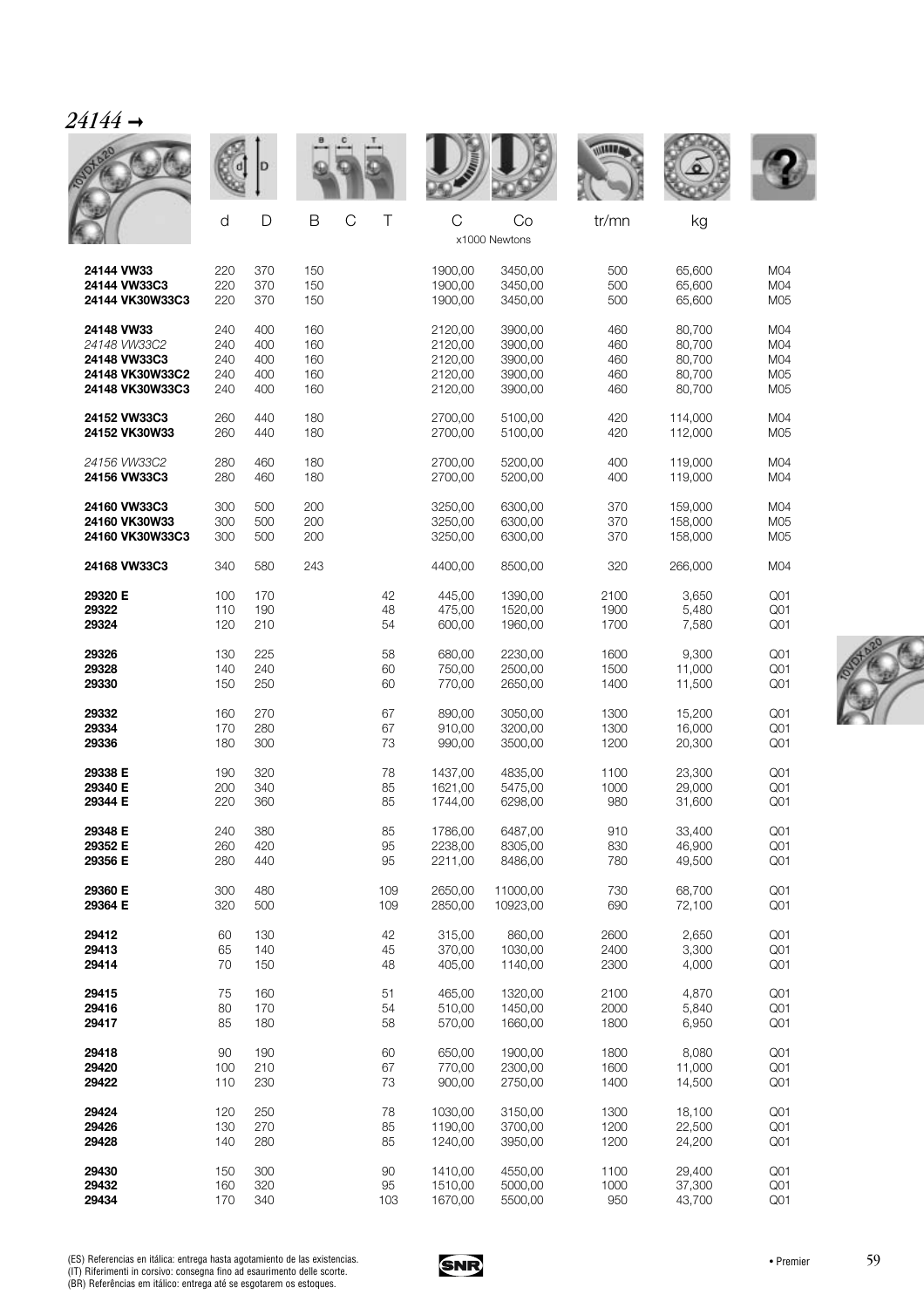## *24144 →*

| | d | D | B | C | T | C | Co | tr/mn | kg | |
|---|---|---|---|---|---|---|---|---|---|---|
| | | | | | | x1000 Newtons | | | | |
| **24144 VW33** | 220 | 370 | 150 | | | 1900,00 | 3450,00 | 500 | 65,600 | M04 |
| **24144 VW33C3** | 220 | 370 | 150 | | | 1900,00 | 3450,00 | 500 | 65,600 | M04 |
| **24144 VK30W33C3** | 220 | 370 | 150 | | | 1900,00 | 3450,00 | 500 | 65,600 | M05 |
| **24148 VW33** | 240 | 400 | 160 | | | 2120,00 | 3900,00 | 460 | 80,700 | M04 |
| *24148 VW33C2* | 240 | 400 | 160 | | | 2120,00 | 3900,00 | 460 | 80,700 | M04 |
| **24148 VW33C3** | 240 | 400 | 160 | | | 2120,00 | 3900,00 | 460 | 80,700 | M04 |
| **24148 VK30W33C2** | 240 | 400 | 160 | | | 2120,00 | 3900,00 | 460 | 80,700 | M05 |
| **24148 VK30W33C3** | 240 | 400 | 160 | | | 2120,00 | 3900,00 | 460 | 80,700 | M05 |
| **24152 VW33C3** | 260 | 440 | 180 | | | 2700,00 | 5100,00 | 420 | 114,000 | M04 |
| **24152 VK30W33** | 260 | 440 | 180 | | | 2700,00 | 5100,00 | 420 | 112,000 | M05 |
| *24156 VW33C2* | 280 | 460 | 180 | | | 2700,00 | 5200,00 | 400 | 119,000 | M04 |
| **24156 VW33C3** | 280 | 460 | 180 | | | 2700,00 | 5200,00 | 400 | 119,000 | M04 |
| **24160 VW33C3** | 300 | 500 | 200 | | | 3250,00 | 6300,00 | 370 | 159,000 | M04 |
| **24160 VK30W33** | 300 | 500 | 200 | | | 3250,00 | 6300,00 | 370 | 158,000 | M05 |
| **24160 VK30W33C3** | 300 | 500 | 200 | | | 3250,00 | 6300,00 | 370 | 158,000 | M05 |
| **24168 VW33C3** | 340 | 580 | 243 | | | 4400,00 | 8500,00 | 320 | 266,000 | M04 |
| **29320 E** | 100 | 170 | | | 42 | 445,00 | 1390,00 | 2100 | 3,650 | Q01 |
| **29322** | 110 | 190 | | | 48 | 475,00 | 1520,00 | 1900 | 5,480 | Q01 |
| **29324** | 120 | 210 | | | 54 | 600,00 | 1960,00 | 1700 | 7,580 | Q01 |
| **29326** | 130 | 225 | | | 58 | 680,00 | 2230,00 | 1600 | 9,300 | Q01 |
| **29328** | 140 | 240 | | | 60 | 750,00 | 2500,00 | 1500 | 11,000 | Q01 |
| **29330** | 150 | 250 | | | 60 | 770,00 | 2650,00 | 1400 | 11,500 | Q01 |
| **29332** | 160 | 270 | | | 67 | 890,00 | 3050,00 | 1300 | 15,200 | Q01 |
| **29334** | 170 | 280 | | | 67 | 910,00 | 3200,00 | 1300 | 16,000 | Q01 |
| **29336** | 180 | 300 | | | 73 | 990,00 | 3500,00 | 1200 | 20,300 | Q01 |
| **29338 E** | 190 | 320 | | | 78 | 1437,00 | 4835,00 | 1100 | 23,300 | Q01 |
| **29340 E** | 200 | 340 | | | 85 | 1621,00 | 5475,00 | 1000 | 29,000 | Q01 |
| **29344 E** | 220 | 360 | | | 85 | 1744,00 | 6298,00 | 980 | 31,600 | Q01 |
| **29348 E** | 240 | 380 | | | 85 | 1786,00 | 6487,00 | 910 | 33,400 | Q01 |
| **29352 E** | 260 | 420 | | | 95 | 2238,00 | 8305,00 | 830 | 46,900 | Q01 |
| **29356 E** | 280 | 440 | | | 95 | 2211,00 | 8486,00 | 780 | 49,500 | Q01 |
| **29360 E** | 300 | 480 | | | 109 | 2650,00 | 11000,00 | 730 | 68,700 | Q01 |
| **29364 E** | 320 | 500 | | | 109 | 2850,00 | 10923,00 | 690 | 72,100 | Q01 |
| **29412** | 60 | 130 | | | 42 | 315,00 | 860,00 | 2600 | 2,650 | Q01 |
| **29413** | 65 | 140 | | | 45 | 370,00 | 1030,00 | 2400 | 3,300 | Q01 |
| **29414** | 70 | 150 | | | 48 | 405,00 | 1140,00 | 2300 | 4,000 | Q01 |
| **29415** | 75 | 160 | | | 51 | 465,00 | 1320,00 | 2100 | 4,870 | Q01 |
| **29416** | 80 | 170 | | | 54 | 510,00 | 1450,00 | 2000 | 5,840 | Q01 |
| **29417** | 85 | 180 | | | 58 | 570,00 | 1660,00 | 1800 | 6,950 | Q01 |
| **29418** | 90 | 190 | | | 60 | 650,00 | 1900,00 | 1800 | 8,080 | Q01 |
| **29420** | 100 | 210 | | | 67 | 770,00 | 2300,00 | 1600 | 11,000 | Q01 |
| **29422** | 110 | 230 | | | 73 | 900,00 | 2750,00 | 1400 | 14,500 | Q01 |
| **29424** | 120 | 250 | | | 78 | 1030,00 | 3150,00 | 1300 | 18,100 | Q01 |
| **29426** | 130 | 270 | | | 85 | 1190,00 | 3700,00 | 1200 | 22,500 | Q01 |
| **29428** | 140 | 280 | | | 85 | 1240,00 | 3950,00 | 1200 | 24,200 | Q01 |
| **29430** | 150 | 300 | | | 90 | 1410,00 | 4550,00 | 1100 | 29,400 | Q01 |
| **29432** | 160 | 320 | | | 95 | 1510,00 | 5000,00 | 1000 | 37,300 | Q01 |
| **29434** | 170 | 340 | | | 103 | 1670,00 | 5500,00 | 950 | 43,700 | Q01 |

(ES) Referencias en itálica: entrega hasta agotamiento de las existencias.
(IT) Riferimenti in corsivo: consegna fino ad esaurimento delle scorte.
(BR) Referências em itálico: entrega até se esgotarem os estoques.

• Premier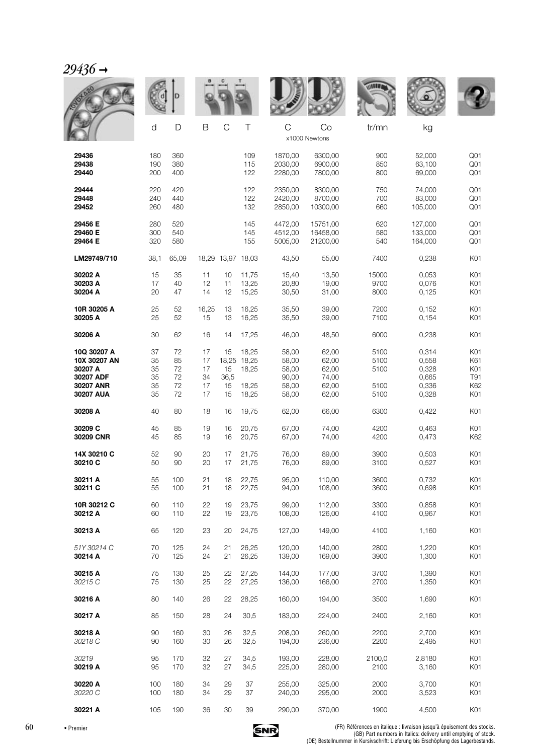# *29436* →

| | d | D | B | C | T | C | Co | tr/mn | kg | |
|---|---|---|---|---|---|---|---|---|---|---|
| | | | | | | x1000 Newtons | | | | |
| **29436** | 180 | 360 | | | 109 | 1870,00 | 6300,00 | 900 | 52,000 | Q01 |
| **29438** | 190 | 380 | | | 115 | 2030,00 | 6900,00 | 850 | 63,100 | Q01 |
| **29440** | 200 | 400 | | | 122 | 2280,00 | 7800,00 | 800 | 69,000 | Q01 |
| **29444** | 220 | 420 | | | 122 | 2350,00 | 8300,00 | 750 | 74,000 | Q01 |
| **29448** | 240 | 440 | | | 122 | 2420,00 | 8700,00 | 700 | 83,000 | Q01 |
| **29452** | 260 | 480 | | | 132 | 2850,00 | 10300,00 | 660 | 105,000 | Q01 |
| **29456 E** | 280 | 520 | | | 145 | 4472,00 | 15751,00 | 620 | 127,000 | Q01 |
| **29460 E** | 300 | 540 | | | 145 | 4512,00 | 16458,00 | 580 | 133,000 | Q01 |
| **29464 E** | 320 | 580 | | | 155 | 5005,00 | 21200,00 | 540 | 164,000 | Q01 |
| **LM29749/710** | 38,1 | 65,09 | 18,29 | 13,97 | 18,03 | 43,50 | 55,00 | 7400 | 0,238 | K01 |
| **30202 A** | 15 | 35 | 11 | 10 | 11,75 | 15,40 | 13,50 | 15000 | 0,053 | K01 |
| **30203 A** | 17 | 40 | 12 | 11 | 13,25 | 20,80 | 19,00 | 9700 | 0,076 | K01 |
| **30204 A** | 20 | 47 | 14 | 12 | 15,25 | 30,50 | 31,00 | 8000 | 0,125 | K01 |
| **10R 30205 A** | 25 | 52 | 16,25 | 13 | 16,25 | 35,50 | 39,00 | 7200 | 0,152 | K01 |
| **30205 A** | 25 | 52 | 15 | 13 | 16,25 | 35,50 | 39,00 | 7100 | 0,154 | K01 |
| **30206 A** | 30 | 62 | 16 | 14 | 17,25 | 46,00 | 48,50 | 6000 | 0,238 | K01 |
| **10Q 30207 A** | 37 | 72 | 17 | 15 | 18,25 | 58,00 | 62,00 | 5100 | 0,314 | K01 |
| **10X 30207 AN** | 35 | 85 | 17 | 18,25 | 18,25 | 58,00 | 62,00 | 5100 | 0,558 | K61 |
| **30207 A** | 35 | 72 | 17 | 15 | 18,25 | 58,00 | 62,00 | 5100 | 0,328 | K01 |
| **30207 ADF** | 35 | 72 | 34 | 36,5 | | 90,00 | 74,00 | | 0,665 | T91 |
| **30207 ANR** | 35 | 72 | 17 | 15 | 18,25 | 58,00 | 62,00 | 5100 | 0,336 | K62 |
| **30207 AUA** | 35 | 72 | 17 | 15 | 18,25 | 58,00 | 62,00 | 5100 | 0,328 | K01 |
| **30208 A** | 40 | 80 | 18 | 16 | 19,75 | 62,00 | 66,00 | 6300 | 0,422 | K01 |
| **30209 C** | 45 | 85 | 19 | 16 | 20,75 | 67,00 | 74,00 | 4200 | 0,463 | K01 |
| **30209 CNR** | 45 | 85 | 19 | 16 | 20,75 | 67,00 | 74,00 | 4200 | 0,473 | K62 |
| **14X 30210 C** | 52 | 90 | 20 | 17 | 21,75 | 76,00 | 89,00 | 3900 | 0,503 | K01 |
| **30210 C** | 50 | 90 | 20 | 17 | 21,75 | 76,00 | 89,00 | 3100 | 0,527 | K01 |
| **30211 A** | 55 | 100 | 21 | 18 | 22,75 | 95,00 | 110,00 | 3600 | 0,732 | K01 |
| **30211 C** | 55 | 100 | 21 | 18 | 22,75 | 94,00 | 108,00 | 3600 | 0,698 | K01 |
| **10R 30212 C** | 60 | 110 | 22 | 19 | 23,75 | 99,00 | 112,00 | 3300 | 0,858 | K01 |
| **30212 A** | 60 | 110 | 22 | 19 | 23,75 | 108,00 | 126,00 | 4100 | 0,967 | K01 |
| **30213 A** | 65 | 120 | 23 | 20 | 24,75 | 127,00 | 149,00 | 4100 | 1,160 | K01 |
| *51Y 30214 C* | 70 | 125 | 24 | 21 | 26,25 | 120,00 | 140,00 | 2800 | 1,220 | K01 |
| **30214 A** | 70 | 125 | 24 | 21 | 26,25 | 139,00 | 169,00 | 3900 | 1,300 | K01 |
| **30215 A** | 75 | 130 | 25 | 22 | 27,25 | 144,00 | 177,00 | 3700 | 1,390 | K01 |
| *30215 C* | 75 | 130 | 25 | 22 | 27,25 | 136,00 | 166,00 | 2700 | 1,350 | K01 |
| **30216 A** | 80 | 140 | 26 | 22 | 28,25 | 160,00 | 194,00 | 3500 | 1,690 | K01 |
| **30217 A** | 85 | 150 | 28 | 24 | 30,5 | 183,00 | 224,00 | 2400 | 2,160 | K01 |
| **30218 A** | 90 | 160 | 30 | 26 | 32,5 | 208,00 | 260,00 | 2200 | 2,700 | K01 |
| *30218 C* | 90 | 160 | 30 | 26 | 32,5 | 194,00 | 236,00 | 2200 | 2,495 | K01 |
| *30219* | 95 | 170 | 32 | 27 | 34,5 | 193,00 | 228,00 | 2100,0 | 2,8180 | K01 |
| **30219 A** | 95 | 170 | 32 | 27 | 34,5 | 225,00 | 280,00 | 2100 | 3,160 | K01 |
| **30220 A** | 100 | 180 | 34 | 29 | 37 | 255,00 | 325,00 | 2000 | 3,700 | K01 |
| *30220 C* | 100 | 180 | 34 | 29 | 37 | 240,00 | 295,00 | 2000 | 3,523 | K01 |
| **30221 A** | 105 | 190 | 36 | 30 | 39 | 290,00 | 370,00 | 1900 | 4,500 | K01 |

• Premier

(FR) Références en italique : livraison jusqu'à épuisement des stocks.
(GB) Part numbers in Italics: delivery until emptying of stock.
(DE) Bestellnummer in Kursivschrift: Lieferung bis Erschöpfung des Lagerbestands.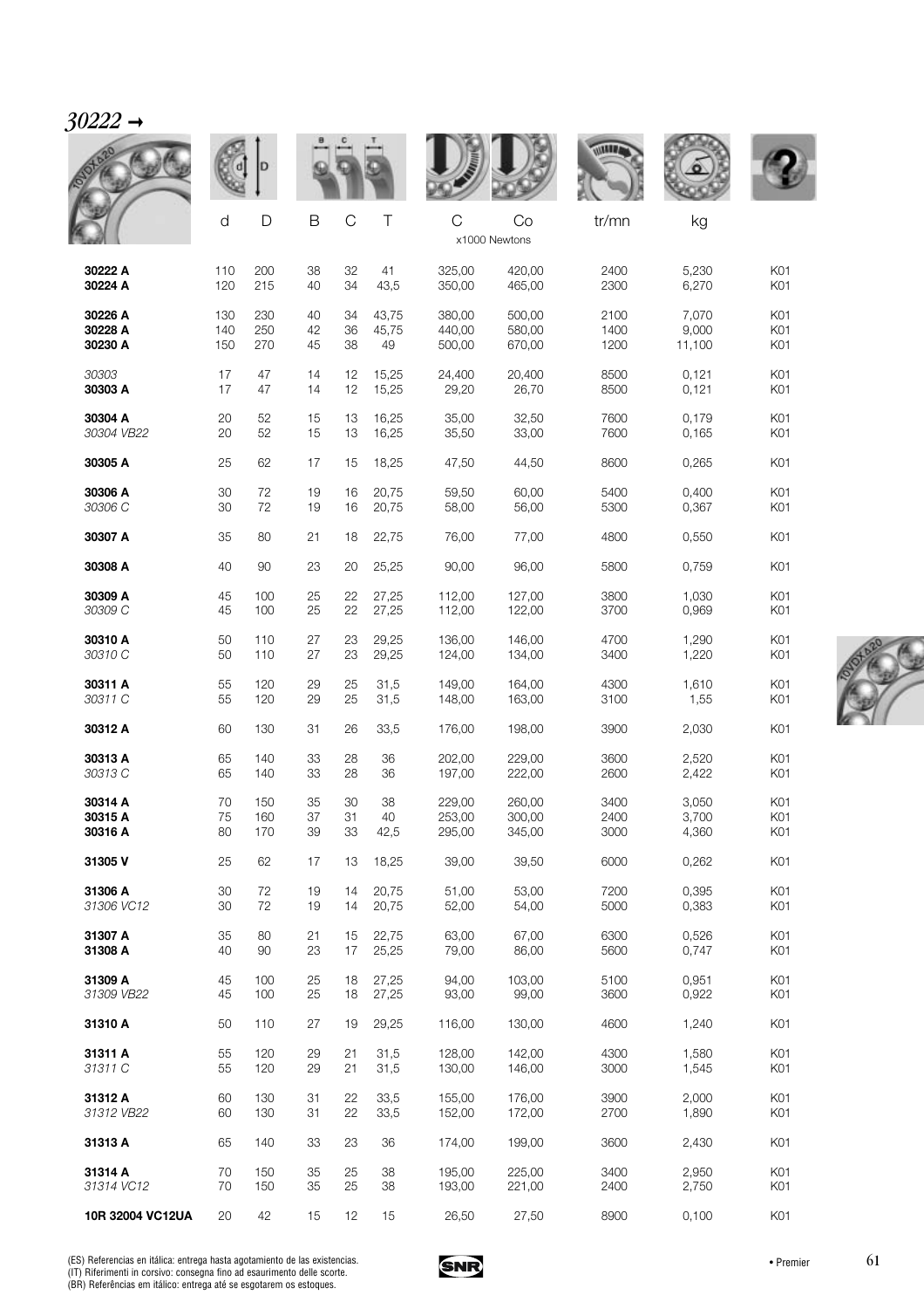## *30222 →*

| | d | D | B | C | T | C | Co | tr/mn | kg | |
|---|---|---|---|---|---|---|---|---|---|---|
| | | | | | | x1000 Newtons | | | | |
| **30222 A** | 110 | 200 | 38 | 32 | 41 | 325,00 | 420,00 | 2400 | 5,230 | K01 |
| **30224 A** | 120 | 215 | 40 | 34 | 43,5 | 350,00 | 465,00 | 2300 | 6,270 | K01 |
| **30226 A** | 130 | 230 | 40 | 34 | 43,75 | 380,00 | 500,00 | 2100 | 7,070 | K01 |
| **30228 A** | 140 | 250 | 42 | 36 | 45,75 | 440,00 | 580,00 | 1400 | 9,000 | K01 |
| **30230 A** | 150 | 270 | 45 | 38 | 49 | 500,00 | 670,00 | 1200 | 11,100 | K01 |
| *30303* | 17 | 47 | 14 | 12 | 15,25 | 24,400 | 20,400 | 8500 | 0,121 | K01 |
| **30303 A** | 17 | 47 | 14 | 12 | 15,25 | 29,20 | 26,70 | 8500 | 0,121 | K01 |
| **30304 A** | 20 | 52 | 15 | 13 | 16,25 | 35,00 | 32,50 | 7600 | 0,179 | K01 |
| *30304 VB22* | 20 | 52 | 15 | 13 | 16,25 | 35,50 | 33,00 | 7600 | 0,165 | K01 |
| **30305 A** | 25 | 62 | 17 | 15 | 18,25 | 47,50 | 44,50 | 8600 | 0,265 | K01 |
| **30306 A** | 30 | 72 | 19 | 16 | 20,75 | 59,50 | 60,00 | 5400 | 0,400 | K01 |
| *30306 C* | 30 | 72 | 19 | 16 | 20,75 | 58,00 | 56,00 | 5300 | 0,367 | K01 |
| **30307 A** | 35 | 80 | 21 | 18 | 22,75 | 76,00 | 77,00 | 4800 | 0,550 | K01 |
| **30308 A** | 40 | 90 | 23 | 20 | 25,25 | 90,00 | 96,00 | 5800 | 0,759 | K01 |
| **30309 A** | 45 | 100 | 25 | 22 | 27,25 | 112,00 | 127,00 | 3800 | 1,030 | K01 |
| *30309 C* | 45 | 100 | 25 | 22 | 27,25 | 112,00 | 122,00 | 3700 | 0,969 | K01 |
| **30310 A** | 50 | 110 | 27 | 23 | 29,25 | 136,00 | 146,00 | 4700 | 1,290 | K01 |
| *30310 C* | 50 | 110 | 27 | 23 | 29,25 | 124,00 | 134,00 | 3400 | 1,220 | K01 |
| **30311 A** | 55 | 120 | 29 | 25 | 31,5 | 149,00 | 164,00 | 4300 | 1,610 | K01 |
| *30311 C* | 55 | 120 | 29 | 25 | 31,5 | 148,00 | 163,00 | 3100 | 1,55 | K01 |
| **30312 A** | 60 | 130 | 31 | 26 | 33,5 | 176,00 | 198,00 | 3900 | 2,030 | K01 |
| **30313 A** | 65 | 140 | 33 | 28 | 36 | 202,00 | 229,00 | 3600 | 2,520 | K01 |
| *30313 C* | 65 | 140 | 33 | 28 | 36 | 197,00 | 222,00 | 2600 | 2,422 | K01 |
| **30314 A** | 70 | 150 | 35 | 30 | 38 | 229,00 | 260,00 | 3400 | 3,050 | K01 |
| **30315 A** | 75 | 160 | 37 | 31 | 40 | 253,00 | 300,00 | 2400 | 3,700 | K01 |
| **30316 A** | 80 | 170 | 39 | 33 | 42,5 | 295,00 | 345,00 | 3000 | 4,360 | K01 |
| **31305 V** | 25 | 62 | 17 | 13 | 18,25 | 39,00 | 39,50 | 6000 | 0,262 | K01 |
| **31306 A** | 30 | 72 | 19 | 14 | 20,75 | 51,00 | 53,00 | 7200 | 0,395 | K01 |
| *31306 VC12* | 30 | 72 | 19 | 14 | 20,75 | 52,00 | 54,00 | 5000 | 0,383 | K01 |
| **31307 A** | 35 | 80 | 21 | 15 | 22,75 | 63,00 | 67,00 | 6300 | 0,526 | K01 |
| **31308 A** | 40 | 90 | 23 | 17 | 25,25 | 79,00 | 86,00 | 5600 | 0,747 | K01 |
| **31309 A** | 45 | 100 | 25 | 18 | 27,25 | 94,00 | 103,00 | 5100 | 0,951 | K01 |
| *31309 VB22* | 45 | 100 | 25 | 18 | 27,25 | 93,00 | 99,00 | 3600 | 0,922 | K01 |
| **31310 A** | 50 | 110 | 27 | 19 | 29,25 | 116,00 | 130,00 | 4600 | 1,240 | K01 |
| **31311 A** | 55 | 120 | 29 | 21 | 31,5 | 128,00 | 142,00 | 4300 | 1,580 | K01 |
| *31311 C* | 55 | 120 | 29 | 21 | 31,5 | 130,00 | 146,00 | 3000 | 1,545 | K01 |
| **31312 A** | 60 | 130 | 31 | 22 | 33,5 | 155,00 | 176,00 | 3900 | 2,000 | K01 |
| *31312 VB22* | 60 | 130 | 31 | 22 | 33,5 | 152,00 | 172,00 | 2700 | 1,890 | K01 |
| **31313 A** | 65 | 140 | 33 | 23 | 36 | 174,00 | 199,00 | 3600 | 2,430 | K01 |
| **31314 A** | 70 | 150 | 35 | 25 | 38 | 195,00 | 225,00 | 3400 | 2,950 | K01 |
| *31314 VC12* | 70 | 150 | 35 | 25 | 38 | 193,00 | 221,00 | 2400 | 2,750 | K01 |
| **10R 32004 VC12UA** | 20 | 42 | 15 | 12 | 15 | 26,50 | 27,50 | 8900 | 0,100 | K01 |

(ES) Referencias en itálica: entrega hasta agotamiento de las existencias.
(IT) Riferimenti in corsivo: consegna fino ad esaurimento delle scorte.
(BR) Referências em itálico: entrega até se esgotarem os estoques.

• Premier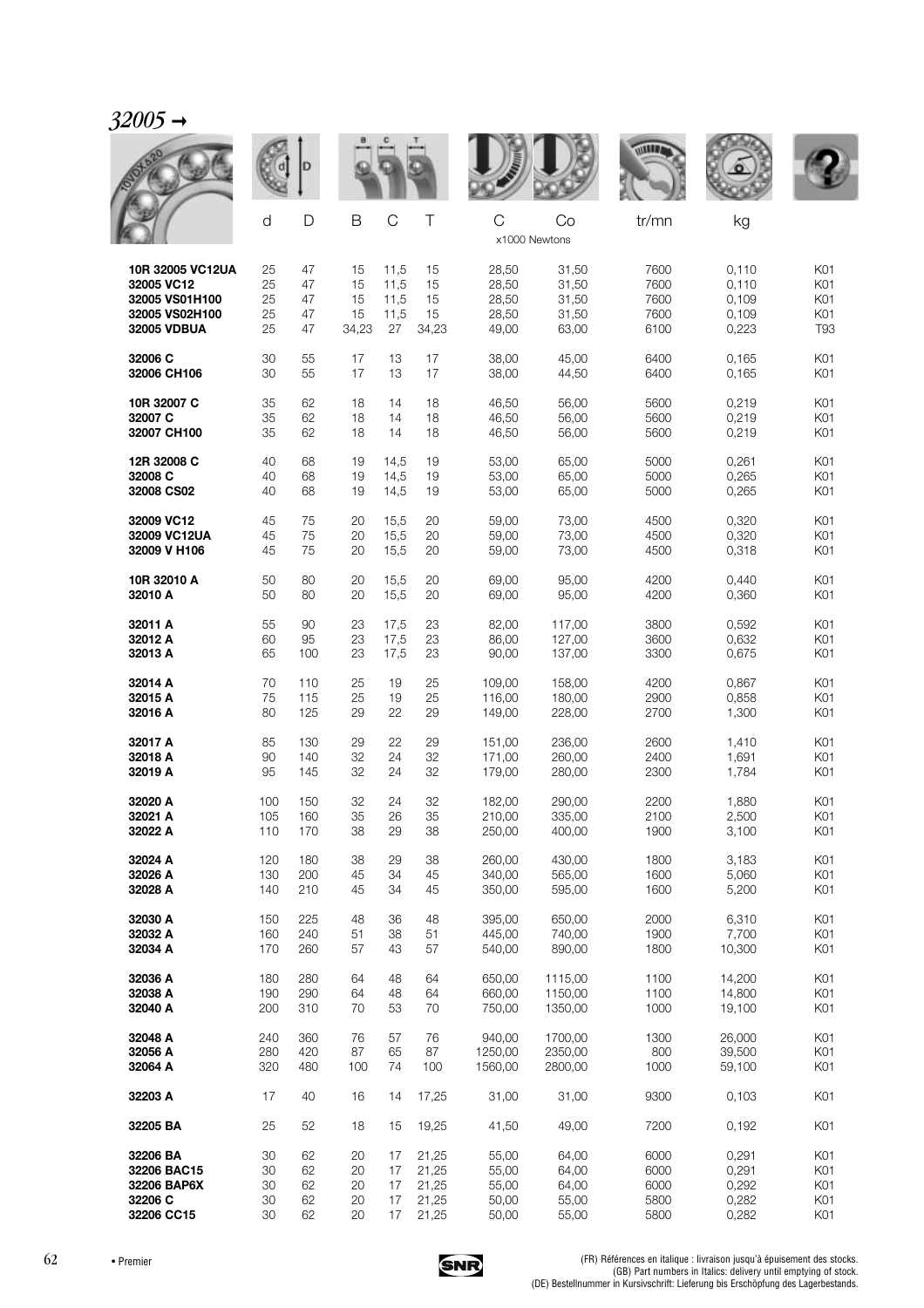## *32005* →

| | d | D | B | C | T | C | Co | tr/mn | kg | |
|---|---|---|---|---|---|---|---|---|---|---|
| | | | | | | x1000 Newtons | | | | |
| **10R 32005 VC12UA** | 25 | 47 | 15 | 11,5 | 15 | 28,50 | 31,50 | 7600 | 0,110 | K01 |
| **32005 VC12** | 25 | 47 | 15 | 11,5 | 15 | 28,50 | 31,50 | 7600 | 0,110 | K01 |
| **32005 VS01H100** | 25 | 47 | 15 | 11,5 | 15 | 28,50 | 31,50 | 7600 | 0,109 | K01 |
| **32005 VS02H100** | 25 | 47 | 15 | 11,5 | 15 | 28,50 | 31,50 | 7600 | 0,109 | K01 |
| **32005 VDBUA** | 25 | 47 | 34,23 | 27 | 34,23 | 49,00 | 63,00 | 6100 | 0,223 | T93 |
| **32006 C** | 30 | 55 | 17 | 13 | 17 | 38,00 | 45,00 | 6400 | 0,165 | K01 |
| **32006 CH106** | 30 | 55 | 17 | 13 | 17 | 38,00 | 44,50 | 6400 | 0,165 | K01 |
| **10R 32007 C** | 35 | 62 | 18 | 14 | 18 | 46,50 | 56,00 | 5600 | 0,219 | K01 |
| **32007 C** | 35 | 62 | 18 | 14 | 18 | 46,50 | 56,00 | 5600 | 0,219 | K01 |
| **32007 CH100** | 35 | 62 | 18 | 14 | 18 | 46,50 | 56,00 | 5600 | 0,219 | K01 |
| **12R 32008 C** | 40 | 68 | 19 | 14,5 | 19 | 53,00 | 65,00 | 5000 | 0,261 | K01 |
| **32008 C** | 40 | 68 | 19 | 14,5 | 19 | 53,00 | 65,00 | 5000 | 0,265 | K01 |
| **32008 CS02** | 40 | 68 | 19 | 14,5 | 19 | 53,00 | 65,00 | 5000 | 0,265 | K01 |
| **32009 VC12** | 45 | 75 | 20 | 15,5 | 20 | 59,00 | 73,00 | 4500 | 0,320 | K01 |
| **32009 VC12UA** | 45 | 75 | 20 | 15,5 | 20 | 59,00 | 73,00 | 4500 | 0,320 | K01 |
| **32009 V H106** | 45 | 75 | 20 | 15,5 | 20 | 59,00 | 73,00 | 4500 | 0,318 | K01 |
| **10R 32010 A** | 50 | 80 | 20 | 15,5 | 20 | 69,00 | 95,00 | 4200 | 0,440 | K01 |
| **32010 A** | 50 | 80 | 20 | 15,5 | 20 | 69,00 | 95,00 | 4200 | 0,360 | K01 |
| **32011 A** | 55 | 90 | 23 | 17,5 | 23 | 82,00 | 117,00 | 3800 | 0,592 | K01 |
| **32012 A** | 60 | 95 | 23 | 17,5 | 23 | 86,00 | 127,00 | 3600 | 0,632 | K01 |
| **32013 A** | 65 | 100 | 23 | 17,5 | 23 | 90,00 | 137,00 | 3300 | 0,675 | K01 |
| **32014 A** | 70 | 110 | 25 | 19 | 25 | 109,00 | 158,00 | 4200 | 0,867 | K01 |
| **32015 A** | 75 | 115 | 25 | 19 | 25 | 116,00 | 180,00 | 2900 | 0,858 | K01 |
| **32016 A** | 80 | 125 | 29 | 22 | 29 | 149,00 | 228,00 | 2700 | 1,300 | K01 |
| **32017 A** | 85 | 130 | 29 | 22 | 29 | 151,00 | 236,00 | 2600 | 1,410 | K01 |
| **32018 A** | 90 | 140 | 32 | 24 | 32 | 171,00 | 260,00 | 2400 | 1,691 | K01 |
| **32019 A** | 95 | 145 | 32 | 24 | 32 | 179,00 | 280,00 | 2300 | 1,784 | K01 |
| **32020 A** | 100 | 150 | 32 | 24 | 32 | 182,00 | 290,00 | 2200 | 1,880 | K01 |
| **32021 A** | 105 | 160 | 35 | 26 | 35 | 210,00 | 335,00 | 2100 | 2,500 | K01 |
| **32022 A** | 110 | 170 | 38 | 29 | 38 | 250,00 | 400,00 | 1900 | 3,100 | K01 |
| **32024 A** | 120 | 180 | 38 | 29 | 38 | 260,00 | 430,00 | 1800 | 3,183 | K01 |
| **32026 A** | 130 | 200 | 45 | 34 | 45 | 340,00 | 565,00 | 1600 | 5,060 | K01 |
| **32028 A** | 140 | 210 | 45 | 34 | 45 | 350,00 | 595,00 | 1600 | 5,200 | K01 |
| **32030 A** | 150 | 225 | 48 | 36 | 48 | 395,00 | 650,00 | 2000 | 6,310 | K01 |
| **32032 A** | 160 | 240 | 51 | 38 | 51 | 445,00 | 740,00 | 1900 | 7,700 | K01 |
| **32034 A** | 170 | 260 | 57 | 43 | 57 | 540,00 | 890,00 | 1800 | 10,300 | K01 |
| **32036 A** | 180 | 280 | 64 | 48 | 64 | 650,00 | 1115,00 | 1100 | 14,200 | K01 |
| **32038 A** | 190 | 290 | 64 | 48 | 64 | 660,00 | 1150,00 | 1100 | 14,800 | K01 |
| **32040 A** | 200 | 310 | 70 | 53 | 70 | 750,00 | 1350,00 | 1000 | 19,100 | K01 |
| **32048 A** | 240 | 360 | 76 | 57 | 76 | 940,00 | 1700,00 | 1300 | 26,000 | K01 |
| **32056 A** | 280 | 420 | 87 | 65 | 87 | 1250,00 | 2350,00 | 800 | 39,500 | K01 |
| **32064 A** | 320 | 480 | 100 | 74 | 100 | 1560,00 | 2800,00 | 1000 | 59,100 | K01 |
| **32203 A** | 17 | 40 | 16 | 14 | 17,25 | 31,00 | 31,00 | 9300 | 0,103 | K01 |
| **32205 BA** | 25 | 52 | 18 | 15 | 19,25 | 41,50 | 49,00 | 7200 | 0,192 | K01 |
| **32206 BA** | 30 | 62 | 20 | 17 | 21,25 | 55,00 | 64,00 | 6000 | 0,291 | K01 |
| **32206 BAC15** | 30 | 62 | 20 | 17 | 21,25 | 55,00 | 64,00 | 6000 | 0,291 | K01 |
| **32206 BAP6X** | 30 | 62 | 20 | 17 | 21,25 | 55,00 | 64,00 | 6000 | 0,292 | K01 |
| **32206 C** | 30 | 62 | 20 | 17 | 21,25 | 50,00 | 55,00 | 5800 | 0,282 | K01 |
| **32206 CC15** | 30 | 62 | 20 | 17 | 21,25 | 50,00 | 55,00 | 5800 | 0,282 | K01 |

• Premier

(FR) Références en italique : livraison jusqu'à épuisement des stocks.
(GB) Part numbers in Italics: delivery until emptying of stock.
(DE) Bestellnummer in Kursivschrift: Lieferung bis Erschöpfung des Lagerbestands.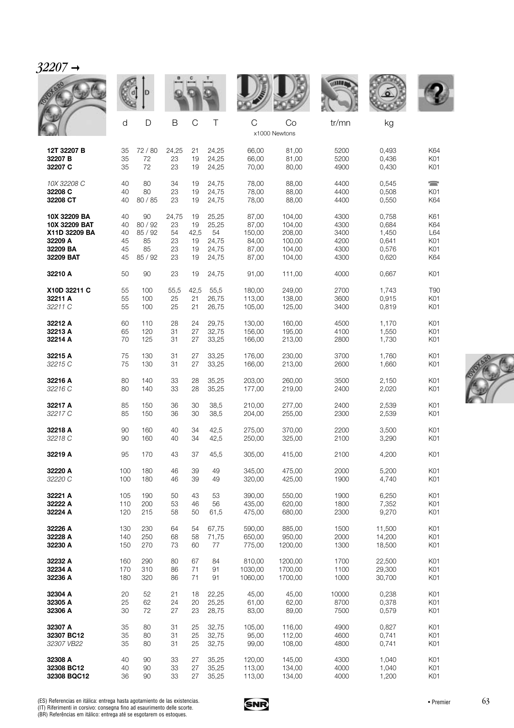## *32207 →*

| | d | D | B | C | T | C | Co | tr/mn | kg | |
|---|---|---|---|---|---|---|---|---|---|---|
| | | | | | | x1000 Newtons | | | | |
| **12T 32207 B** | 35 | 72 / 80 | 24,25 | 21 | 24,25 | 66,00 | 81,00 | 5200 | 0,493 | K64 |
| **32207 B** | 35 | 72 | 23 | 19 | 24,25 | 66,00 | 81,00 | 5200 | 0,436 | K01 |
| **32207 C** | 35 | 72 | 23 | 19 | 24,25 | 70,00 | 80,00 | 4900 | 0,430 | K01 |
| *10X 32208 C* | 40 | 80 | 34 | 19 | 24,75 | 78,00 | 88,00 | 4400 | 0,545 | ☎ |
| **32208 C** | 40 | 80 | 23 | 19 | 24,75 | 78,00 | 88,00 | 4400 | 0,508 | K01 |
| **32208 CT** | 40 | 80 / 85 | 23 | 19 | 24,75 | 78,00 | 88,00 | 4400 | 0,550 | K64 |
| **10X 32209 BA** | 40 | 90 | 24,75 | 19 | 25,25 | 87,00 | 104,00 | 4300 | 0,758 | K61 |
| **10X 32209 BAT** | 40 | 80 / 92 | 23 | 19 | 25,25 | 87,00 | 104,00 | 4300 | 0,684 | K64 |
| **X11D 32209 BA** | 40 | 85 / 92 | 54 | 42,5 | 54 | 150,00 | 208,00 | 3400 | 1,450 | L64 |
| **32209 A** | 45 | 85 | 23 | 19 | 24,75 | 84,00 | 100,00 | 4200 | 0,641 | K01 |
| **32209 BA** | 45 | 85 | 23 | 19 | 24,75 | 87,00 | 104,00 | 4300 | 0,576 | K01 |
| **32209 BAT** | 45 | 85 / 92 | 23 | 19 | 24,75 | 87,00 | 104,00 | 4300 | 0,620 | K64 |
| **32210 A** | 50 | 90 | 23 | 19 | 24,75 | 91,00 | 111,00 | 4000 | 0,667 | K01 |
| **X10D 32211 C** | 55 | 100 | 55,5 | 42,5 | 55,5 | 180,00 | 249,00 | 2700 | 1,743 | T90 |
| **32211 A** | 55 | 100 | 25 | 21 | 26,75 | 113,00 | 138,00 | 3600 | 0,915 | K01 |
| *32211 C* | 55 | 100 | 25 | 21 | 26,75 | 105,00 | 125,00 | 3400 | 0,819 | K01 |
| **32212 A** | 60 | 110 | 28 | 24 | 29,75 | 130,00 | 160,00 | 4500 | 1,170 | K01 |
| **32213 A** | 65 | 120 | 31 | 27 | 32,75 | 156,00 | 195,00 | 4100 | 1,550 | K01 |
| **32214 A** | 70 | 125 | 31 | 27 | 33,25 | 166,00 | 213,00 | 2800 | 1,730 | K01 |
| **32215 A** | 75 | 130 | 31 | 27 | 33,25 | 176,00 | 230,00 | 3700 | 1,760 | K01 |
| *32215 C* | 75 | 130 | 31 | 27 | 33,25 | 166,00 | 213,00 | 2600 | 1,660 | K01 |
| **32216 A** | 80 | 140 | 33 | 28 | 35,25 | 203,00 | 260,00 | 3500 | 2,150 | K01 |
| *32216 C* | 80 | 140 | 33 | 28 | 35,25 | 177,00 | 219,00 | 2400 | 2,020 | K01 |
| **32217 A** | 85 | 150 | 36 | 30 | 38,5 | 210,00 | 277,00 | 2400 | 2,539 | K01 |
| *32217 C* | 85 | 150 | 36 | 30 | 38,5 | 204,00 | 255,00 | 2300 | 2,539 | K01 |
| **32218 A** | 90 | 160 | 40 | 34 | 42,5 | 275,00 | 370,00 | 2200 | 3,500 | K01 |
| *32218 C* | 90 | 160 | 40 | 34 | 42,5 | 250,00 | 325,00 | 2100 | 3,290 | K01 |
| **32219 A** | 95 | 170 | 43 | 37 | 45,5 | 305,00 | 415,00 | 2100 | 4,200 | K01 |
| **32220 A** | 100 | 180 | 46 | 39 | 49 | 345,00 | 475,00 | 2000 | 5,200 | K01 |
| *32220 C* | 100 | 180 | 46 | 39 | 49 | 320,00 | 425,00 | 1900 | 4,740 | K01 |
| **32221 A** | 105 | 190 | 50 | 43 | 53 | 390,00 | 550,00 | 1900 | 6,250 | K01 |
| **32222 A** | 110 | 200 | 53 | 46 | 56 | 435,00 | 620,00 | 1800 | 7,352 | K01 |
| **32224 A** | 120 | 215 | 58 | 50 | 61,5 | 475,00 | 680,00 | 2300 | 9,270 | K01 |
| **32226 A** | 130 | 230 | 64 | 54 | 67,75 | 590,00 | 885,00 | 1500 | 11,500 | K01 |
| **32228 A** | 140 | 250 | 68 | 58 | 71,75 | 650,00 | 950,00 | 2000 | 14,200 | K01 |
| **32230 A** | 150 | 270 | 73 | 60 | 77 | 775,00 | 1200,00 | 1300 | 18,500 | K01 |
| **32232 A** | 160 | 290 | 80 | 67 | 84 | 810,00 | 1200,00 | 1700 | 22,500 | K01 |
| **32234 A** | 170 | 310 | 86 | 71 | 91 | 1030,00 | 1700,00 | 1100 | 29,300 | K01 |
| **32236 A** | 180 | 320 | 86 | 71 | 91 | 1060,00 | 1700,00 | 1000 | 30,700 | K01 |
| **32304 A** | 20 | 52 | 21 | 18 | 22,25 | 45,00 | 45,00 | 10000 | 0,238 | K01 |
| **32305 A** | 25 | 62 | 24 | 20 | 25,25 | 61,00 | 62,00 | 8700 | 0,378 | K01 |
| **32306 A** | 30 | 72 | 27 | 23 | 28,75 | 83,00 | 89,00 | 7500 | 0,579 | K01 |
| **32307 A** | 35 | 80 | 31 | 25 | 32,75 | 105,00 | 116,00 | 4900 | 0,827 | K01 |
| **32307 BC12** | 35 | 80 | 31 | 25 | 32,75 | 95,00 | 112,00 | 4600 | 0,741 | K01 |
| *32307 VB22* | 35 | 80 | 31 | 25 | 32,75 | 99,00 | 108,00 | 4800 | 0,741 | K01 |
| **32308 A** | 40 | 90 | 33 | 27 | 35,25 | 120,00 | 145,00 | 4300 | 1,040 | K01 |
| **32308 BC12** | 40 | 90 | 33 | 27 | 35,25 | 113,00 | 134,00 | 4000 | 1,040 | K01 |
| **32308 BQC12** | 36 | 90 | 33 | 27 | 35,25 | 113,00 | 134,00 | 4000 | 1,200 | K01 |

(ES) Referencias en itálica: entrega hasta agotamiento de las existencias.
(IT) Riferimenti in corsivo: consegna fino ad esaurimento delle scorte.
(BR) Referências em itálico: entrega até se esgotarem os estoques.

• Premier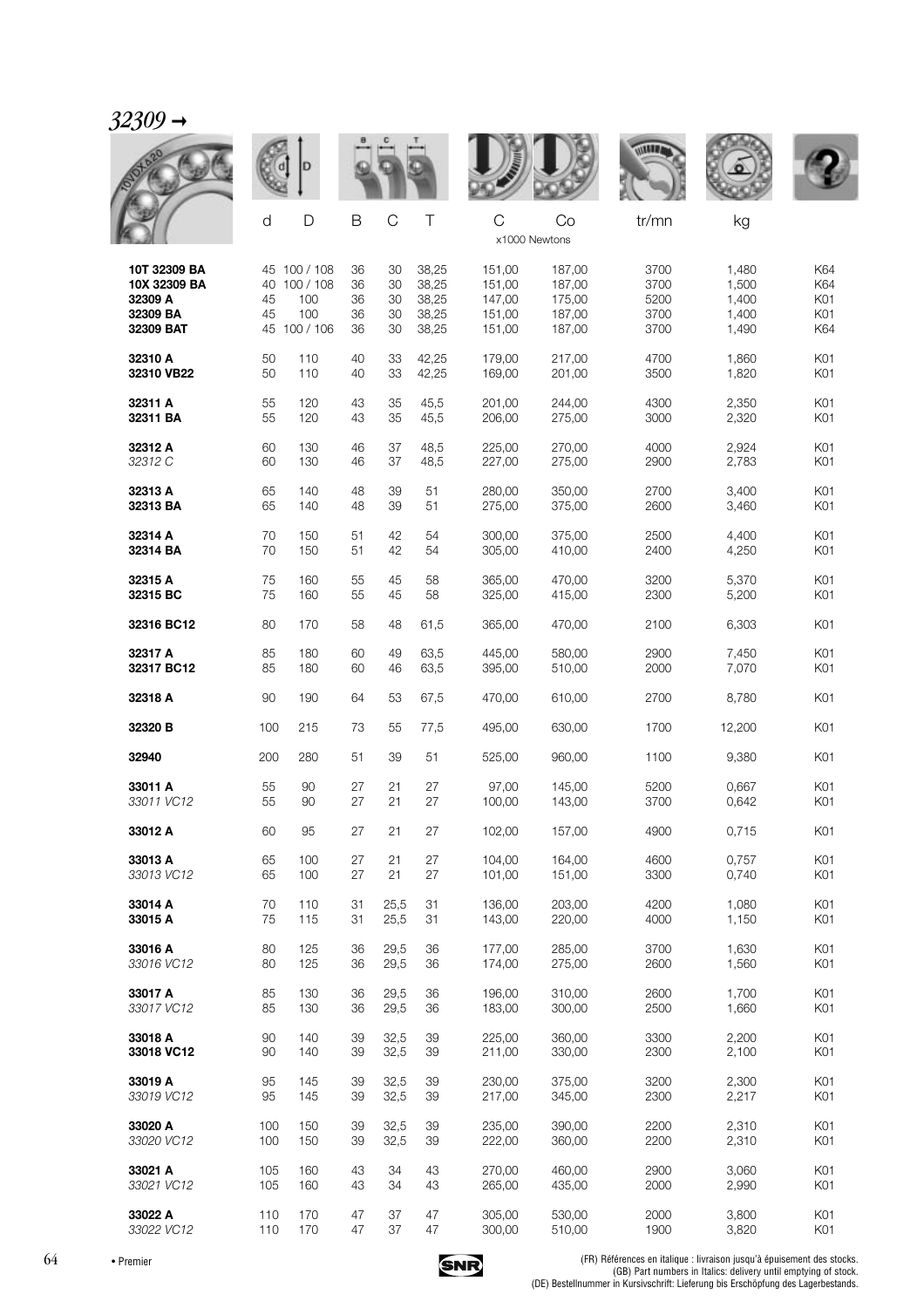# *32309 →*

| | d | D | B | C | T | C | Co | tr/mn | kg | |
|---|---|---|---|---|---|---|---|---|---|---|
| | | | | | | x1000 Newtons | | | | |
| **10T 32309 BA** | 45 | 100 / 108 | 36 | 30 | 38,25 | 151,00 | 187,00 | 3700 | 1,480 | K64 |
| **10X 32309 BA** | 40 | 100 / 108 | 36 | 30 | 38,25 | 151,00 | 187,00 | 3700 | 1,500 | K64 |
| **32309 A** | 45 | 100 | 36 | 30 | 38,25 | 147,00 | 175,00 | 5200 | 1,400 | K01 |
| **32309 BA** | 45 | 100 | 36 | 30 | 38,25 | 151,00 | 187,00 | 3700 | 1,400 | K01 |
| **32309 BAT** | 45 | 100 / 106 | 36 | 30 | 38,25 | 151,00 | 187,00 | 3700 | 1,490 | K64 |
| **32310 A** | 50 | 110 | 40 | 33 | 42,25 | 179,00 | 217,00 | 4700 | 1,860 | K01 |
| **32310 VB22** | 50 | 110 | 40 | 33 | 42,25 | 169,00 | 201,00 | 3500 | 1,820 | K01 |
| **32311 A** | 55 | 120 | 43 | 35 | 45,5 | 201,00 | 244,00 | 4300 | 2,350 | K01 |
| **32311 BA** | 55 | 120 | 43 | 35 | 45,5 | 206,00 | 275,00 | 3000 | 2,320 | K01 |
| **32312 A** | 60 | 130 | 46 | 37 | 48,5 | 225,00 | 270,00 | 4000 | 2,924 | K01 |
| *32312 C* | 60 | 130 | 46 | 37 | 48,5 | 227,00 | 275,00 | 2900 | 2,783 | K01 |
| **32313 A** | 65 | 140 | 48 | 39 | 51 | 280,00 | 350,00 | 2700 | 3,400 | K01 |
| **32313 BA** | 65 | 140 | 48 | 39 | 51 | 275,00 | 375,00 | 2600 | 3,460 | K01 |
| **32314 A** | 70 | 150 | 51 | 42 | 54 | 300,00 | 375,00 | 2500 | 4,400 | K01 |
| **32314 BA** | 70 | 150 | 51 | 42 | 54 | 305,00 | 410,00 | 2400 | 4,250 | K01 |
| **32315 A** | 75 | 160 | 55 | 45 | 58 | 365,00 | 470,00 | 3200 | 5,370 | K01 |
| **32315 BC** | 75 | 160 | 55 | 45 | 58 | 325,00 | 415,00 | 2300 | 5,200 | K01 |
| **32316 BC12** | 80 | 170 | 58 | 48 | 61,5 | 365,00 | 470,00 | 2100 | 6,303 | K01 |
| **32317 A** | 85 | 180 | 60 | 49 | 63,5 | 445,00 | 580,00 | 2900 | 7,450 | K01 |
| **32317 BC12** | 85 | 180 | 60 | 46 | 63,5 | 395,00 | 510,00 | 2000 | 7,070 | K01 |
| **32318 A** | 90 | 190 | 64 | 53 | 67,5 | 470,00 | 610,00 | 2700 | 8,780 | K01 |
| **32320 B** | 100 | 215 | 73 | 55 | 77,5 | 495,00 | 630,00 | 1700 | 12,200 | K01 |
| **32940** | 200 | 280 | 51 | 39 | 51 | 525,00 | 960,00 | 1100 | 9,380 | K01 |
| **33011 A** | 55 | 90 | 27 | 21 | 27 | 97,00 | 145,00 | 5200 | 0,667 | K01 |
| *33011 VC12* | 55 | 90 | 27 | 21 | 27 | 100,00 | 143,00 | 3700 | 0,642 | K01 |
| **33012 A** | 60 | 95 | 27 | 21 | 27 | 102,00 | 157,00 | 4900 | 0,715 | K01 |
| **33013 A** | 65 | 100 | 27 | 21 | 27 | 104,00 | 164,00 | 4600 | 0,757 | K01 |
| *33013 VC12* | 65 | 100 | 27 | 21 | 27 | 101,00 | 151,00 | 3300 | 0,740 | K01 |
| **33014 A** | 70 | 110 | 31 | 25,5 | 31 | 136,00 | 203,00 | 4200 | 1,080 | K01 |
| **33015 A** | 75 | 115 | 31 | 25,5 | 31 | 143,00 | 220,00 | 4000 | 1,150 | K01 |
| **33016 A** | 80 | 125 | 36 | 29,5 | 36 | 177,00 | 285,00 | 3700 | 1,630 | K01 |
| *33016 VC12* | 80 | 125 | 36 | 29,5 | 36 | 174,00 | 275,00 | 2600 | 1,560 | K01 |
| **33017 A** | 85 | 130 | 36 | 29,5 | 36 | 196,00 | 310,00 | 2600 | 1,700 | K01 |
| *33017 VC12* | 85 | 130 | 36 | 29,5 | 36 | 183,00 | 300,00 | 2500 | 1,660 | K01 |
| **33018 A** | 90 | 140 | 39 | 32,5 | 39 | 225,00 | 360,00 | 3300 | 2,200 | K01 |
| **33018 VC12** | 90 | 140 | 39 | 32,5 | 39 | 211,00 | 330,00 | 2300 | 2,100 | K01 |
| **33019 A** | 95 | 145 | 39 | 32,5 | 39 | 230,00 | 375,00 | 3200 | 2,300 | K01 |
| *33019 VC12* | 95 | 145 | 39 | 32,5 | 39 | 217,00 | 345,00 | 2300 | 2,217 | K01 |
| **33020 A** | 100 | 150 | 39 | 32,5 | 39 | 235,00 | 390,00 | 2200 | 2,310 | K01 |
| *33020 VC12* | 100 | 150 | 39 | 32,5 | 39 | 222,00 | 360,00 | 2200 | 2,310 | K01 |
| **33021 A** | 105 | 160 | 43 | 34 | 43 | 270,00 | 460,00 | 2900 | 3,060 | K01 |
| *33021 VC12* | 105 | 160 | 43 | 34 | 43 | 265,00 | 435,00 | 2000 | 2,990 | K01 |
| **33022 A** | 110 | 170 | 47 | 37 | 47 | 305,00 | 530,00 | 2000 | 3,800 | K01 |
| *33022 VC12* | 110 | 170 | 47 | 37 | 47 | 300,00 | 510,00 | 1900 | 3,820 | K01 |

• Premier

(FR) Références en italique : livraison jusqu'à épuisement des stocks.
(GB) Part numbers in Italics: delivery until emptying of stock.
(DE) Bestellnummer in Kursivschrift: Lieferung bis Erschöpfung des Lagerbestands.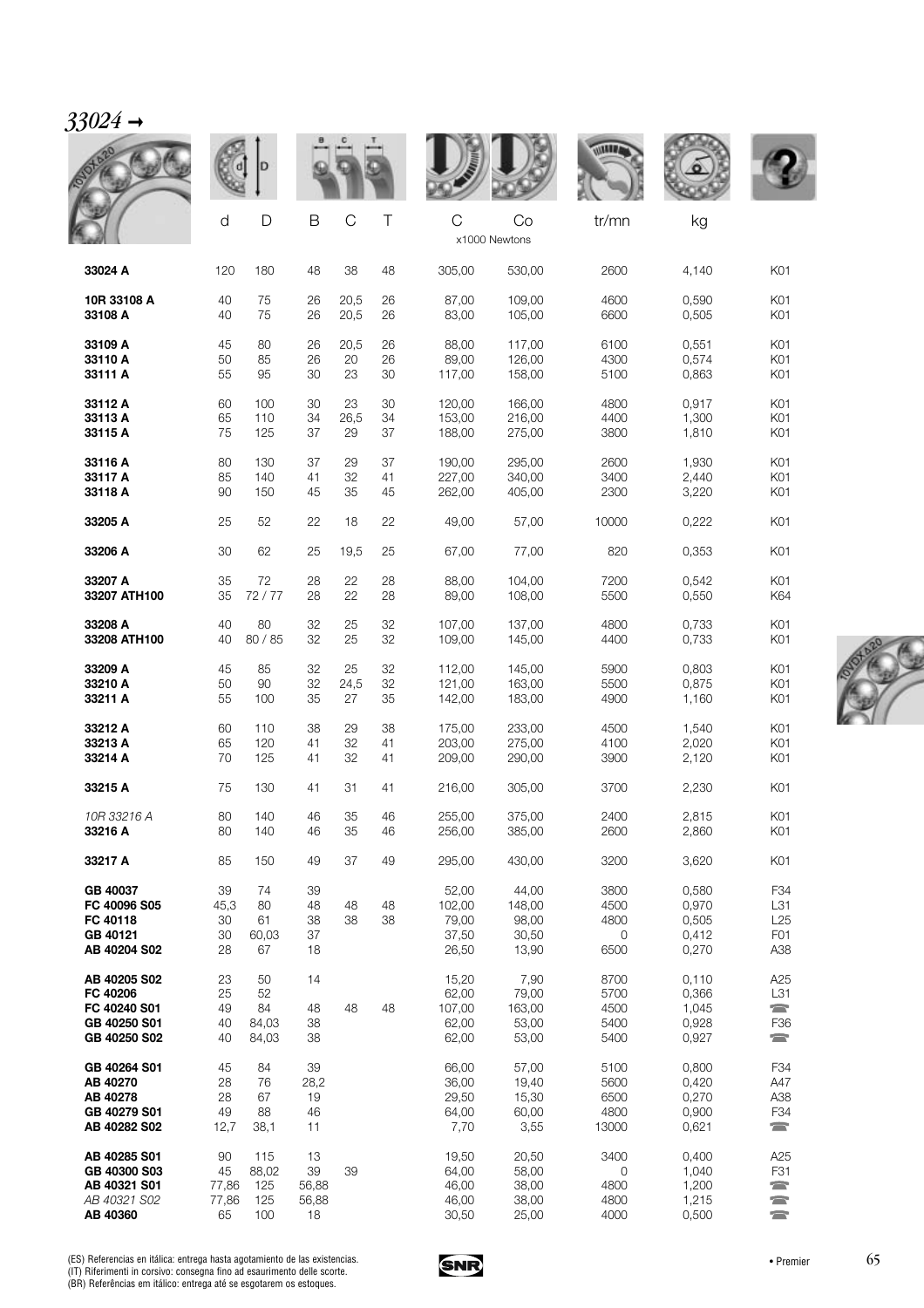## *33024 →*

| | d | D | B | C | T | C | Co | tr/mn | kg | |
|---|---|---|---|---|---|---|---|---|---|---|
| | | | | | | x1000 Newtons | | | | |
| **33024 A** | 120 | 180 | 48 | 38 | 48 | 305,00 | 530,00 | 2600 | 4,140 | K01 |
| **10R 33108 A** | 40 | 75 | 26 | 20,5 | 26 | 87,00 | 109,00 | 4600 | 0,590 | K01 |
| **33108 A** | 40 | 75 | 26 | 20,5 | 26 | 83,00 | 105,00 | 6600 | 0,505 | K01 |
| **33109 A** | 45 | 80 | 26 | 20,5 | 26 | 88,00 | 117,00 | 6100 | 0,551 | K01 |
| **33110 A** | 50 | 85 | 26 | 20 | 26 | 89,00 | 126,00 | 4300 | 0,574 | K01 |
| **33111 A** | 55 | 95 | 30 | 23 | 30 | 117,00 | 158,00 | 5100 | 0,863 | K01 |
| **33112 A** | 60 | 100 | 30 | 23 | 30 | 120,00 | 166,00 | 4800 | 0,917 | K01 |
| **33113 A** | 65 | 110 | 34 | 26,5 | 34 | 153,00 | 216,00 | 4400 | 1,300 | K01 |
| **33115 A** | 75 | 125 | 37 | 29 | 37 | 188,00 | 275,00 | 3800 | 1,810 | K01 |
| **33116 A** | 80 | 130 | 37 | 29 | 37 | 190,00 | 295,00 | 2600 | 1,930 | K01 |
| **33117 A** | 85 | 140 | 41 | 32 | 41 | 227,00 | 340,00 | 3400 | 2,440 | K01 |
| **33118 A** | 90 | 150 | 45 | 35 | 45 | 262,00 | 405,00 | 2300 | 3,220 | K01 |
| **33205 A** | 25 | 52 | 22 | 18 | 22 | 49,00 | 57,00 | 10000 | 0,222 | K01 |
| **33206 A** | 30 | 62 | 25 | 19,5 | 25 | 67,00 | 77,00 | 820 | 0,353 | K01 |
| **33207 A** | 35 | 72 | 28 | 22 | 28 | 88,00 | 104,00 | 7200 | 0,542 | K01 |
| **33207 ATH100** | 35 | 72 / 77 | 28 | 22 | 28 | 89,00 | 108,00 | 5500 | 0,550 | K64 |
| **33208 A** | 40 | 80 | 32 | 25 | 32 | 107,00 | 137,00 | 4800 | 0,733 | K01 |
| **33208 ATH100** | 40 | 80 / 85 | 32 | 25 | 32 | 109,00 | 145,00 | 4400 | 0,733 | K01 |
| **33209 A** | 45 | 85 | 32 | 25 | 32 | 112,00 | 145,00 | 5900 | 0,803 | K01 |
| **33210 A** | 50 | 90 | 32 | 24,5 | 32 | 121,00 | 163,00 | 5500 | 0,875 | K01 |
| **33211 A** | 55 | 100 | 35 | 27 | 35 | 142,00 | 183,00 | 4900 | 1,160 | K01 |
| **33212 A** | 60 | 110 | 38 | 29 | 38 | 175,00 | 233,00 | 4500 | 1,540 | K01 |
| **33213 A** | 65 | 120 | 41 | 32 | 41 | 203,00 | 275,00 | 4100 | 2,020 | K01 |
| **33214 A** | 70 | 125 | 41 | 32 | 41 | 209,00 | 290,00 | 3900 | 2,120 | K01 |
| **33215 A** | 75 | 130 | 41 | 31 | 41 | 216,00 | 305,00 | 3700 | 2,230 | K01 |
| *10R 33216 A* | 80 | 140 | 46 | 35 | 46 | 255,00 | 375,00 | 2400 | 2,815 | K01 |
| **33216 A** | 80 | 140 | 46 | 35 | 46 | 256,00 | 385,00 | 2600 | 2,860 | K01 |
| **33217 A** | 85 | 150 | 49 | 37 | 49 | 295,00 | 430,00 | 3200 | 3,620 | K01 |
| **GB 40037** | 39 | 74 | 39 | | | 52,00 | 44,00 | 3800 | 0,580 | F34 |
| **FC 40096 S05** | 45,3 | 80 | 48 | 48 | 48 | 102,00 | 148,00 | 4500 | 0,970 | L31 |
| **FC 40118** | 30 | 61 | 38 | 38 | 38 | 79,00 | 98,00 | 4800 | 0,505 | L25 |
| **GB 40121** | 30 | 60,03 | 37 | | | 37,50 | 30,50 | 0 | 0,412 | F01 |
| **AB 40204 S02** | 28 | 67 | 18 | | | 26,50 | 13,90 | 6500 | 0,270 | A38 |
| **AB 40205 S02** | 23 | 50 | 14 | | | 15,20 | 7,90 | 8700 | 0,110 | A25 |
| **FC 40206** | 25 | 52 | | | | 62,00 | 79,00 | 5700 | 0,366 | L31 |
| **FC 40240 S01** | 49 | 84 | 48 | 48 | 48 | 107,00 | 163,00 | 4500 | 1,045 | ☎ |
| **GB 40250 S01** | 40 | 84,03 | 38 | | | 62,00 | 53,00 | 5400 | 0,928 | F36 |
| **GB 40250 S02** | 40 | 84,03 | 38 | | | 62,00 | 53,00 | 5400 | 0,927 | ☎ |
| **GB 40264 S01** | 45 | 84 | 39 | | | 66,00 | 57,00 | 5100 | 0,800 | F34 |
| **AB 40270** | 28 | 76 | 28,2 | | | 36,00 | 19,40 | 5600 | 0,420 | A47 |
| **AB 40278** | 28 | 67 | 19 | | | 29,50 | 15,30 | 6500 | 0,270 | A38 |
| **GB 40279 S01** | 49 | 88 | 46 | | | 64,00 | 60,00 | 4800 | 0,900 | F34 |
| **AB 40282 S02** | 12,7 | 38,1 | 11 | | | 7,70 | 3,55 | 13000 | 0,621 | ☎ |
| **AB 40285 S01** | 90 | 115 | 13 | | | 19,50 | 20,50 | 3400 | 0,400 | A25 |
| **GB 40300 S03** | 45 | 88,02 | 39 | 39 | | 64,00 | 58,00 | 0 | 1,040 | F31 |
| **AB 40321 S01** | 77,86 | 125 | 56,88 | | | 46,00 | 38,00 | 4800 | 1,200 | ☎ |
| *AB 40321 S02* | 77,86 | 125 | 56,88 | | | 46,00 | 38,00 | 4800 | 1,215 | ☎ |
| **AB 40360** | 65 | 100 | 18 | | | 30,50 | 25,00 | 4000 | 0,500 | ☎ |

(ES) Referencias en itálica: entrega hasta agotamiento de las existencias.
(IT) Riferimenti in corsivo: consegna fino ad esaurimento delle scorte.
(BR) Referências em itálico: entrega até se esgotarem os estoques.

• Premier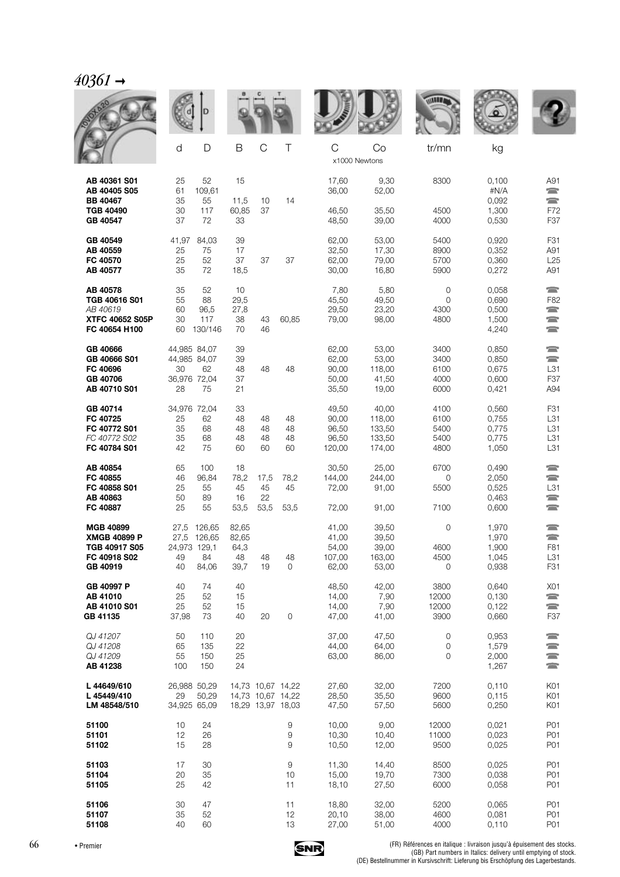## *40361 →*

| | d | D | B | C | T | C | Co | tr/mn | kg | |
|---|---|---|---|---|---|---|---|---|---|---|
| | | | | | | x1000 Newtons | | | | |
| **AB 40361 S01** | 25 | 52 | 15 | | | 17,60 | 9,30 | 8300 | 0,100 | A91 |
| **AB 40405 S05** | 61 | 109,61 | | | | 36,00 | 52,00 | | #N/A | ☎ |
| **BB 40467** | 35 | 55 | 11,5 | 10 | 14 | | | | 0,092 | ☎ |
| **TGB 40490** | 30 | 117 | 60,85 | 37 | | 46,50 | 35,50 | 4500 | 1,300 | F72 |
| **GB 40547** | 37 | 72 | 33 | | | 48,50 | 39,00 | 4000 | 0,530 | F37 |
| **GB 40549** | 41,97 | 84,03 | 39 | | | 62,00 | 53,00 | 5400 | 0,920 | F31 |
| **AB 40559** | 25 | 75 | 17 | | | 32,50 | 17,30 | 8900 | 0,352 | A91 |
| **FC 40570** | 25 | 52 | 37 | 37 | 37 | 62,00 | 79,00 | 5700 | 0,360 | L25 |
| **AB 40577** | 35 | 72 | 18,5 | | | 30,00 | 16,80 | 5900 | 0,272 | A91 |
| **AB 40578** | 35 | 52 | 10 | | | 7,80 | 5,80 | 0 | 0,058 | ☎ |
| **TGB 40616 S01** | 55 | 88 | 29,5 | | | 45,50 | 49,50 | 0 | 0,690 | F82 |
| *AB 40619* | 60 | 96,5 | 27,8 | | | 29,50 | 23,20 | 4300 | 0,500 | ☎ |
| **XTFC 40652 S05P** | 30 | 117 | 38 | 43 | 60,85 | 79,00 | 98,00 | 4800 | 1,500 | ☎ |
| **FC 40654 H100** | 60 | 130/146 | 70 | 46 | | | | | 4,240 | ☎ |
| **GB 40666** | 44,985 | 84,07 | 39 | | | 62,00 | 53,00 | 3400 | 0,850 | ☎ |
| **GB 40666 S01** | 44,985 | 84,07 | 39 | | | 62,00 | 53,00 | 3400 | 0,850 | ☎ |
| **FC 40696** | 30 | 62 | 48 | 48 | 48 | 90,00 | 118,00 | 6100 | 0,675 | L31 |
| **GB 40706** | 36,976 | 72,04 | 37 | | | 50,00 | 41,50 | 4000 | 0,600 | F37 |
| **AB 40710 S01** | 28 | 75 | 21 | | | 35,50 | 19,00 | 6000 | 0,421 | A94 |
| **GB 40714** | 34,976 | 72,04 | 33 | | | 49,50 | 40,00 | 4100 | 0,560 | F31 |
| **FC 40725** | 25 | 62 | 48 | 48 | 48 | 90,00 | 118,00 | 6100 | 0,755 | L31 |
| **FC 40772 S01** | 35 | 68 | 48 | 48 | 48 | 96,50 | 133,50 | 5400 | 0,775 | L31 |
| *FC 40772 S02* | 35 | 68 | 48 | 48 | 48 | 96,50 | 133,50 | 5400 | 0,775 | L31 |
| **FC 40784 S01** | 42 | 75 | 60 | 60 | 60 | 120,00 | 174,00 | 4800 | 1,050 | L31 |
| **AB 40854** | 65 | 100 | 18 | | | 30,50 | 25,00 | 6700 | 0,490 | ☎ |
| **FC 40855** | 46 | 96,84 | 78,2 | 17,5 | 78,2 | 144,00 | 244,00 | 0 | 2,050 | ☎ |
| **FC 40858 S01** | 25 | 55 | 45 | 45 | 45 | 72,00 | 91,00 | 5500 | 0,525 | L31 |
| **AB 40863** | 50 | 89 | 16 | 22 | | | | | 0,463 | ☎ |
| **FC 40887** | 25 | 55 | 53,5 | 53,5 | 53,5 | 72,00 | 91,00 | 7100 | 0,600 | ☎ |
| **MGB 40899** | 27,5 | 126,65 | 82,65 | | | 41,00 | 39,50 | 0 | 1,970 | ☎ |
| **XMGB 40899 P** | 27,5 | 126,65 | 82,65 | | | 41,00 | 39,50 | | 1,970 | ☎ |
| **TGB 40917 S05** | 24,973 | 129,1 | 64,3 | | | 54,00 | 39,00 | 4600 | 1,900 | F81 |
| **FC 40918 S02** | 49 | 84 | 48 | 48 | 48 | 107,00 | 163,00 | 4500 | 1,045 | L31 |
| **GB 40919** | 40 | 84,06 | 39,7 | 19 | 0 | 62,00 | 53,00 | 0 | 0,938 | F31 |
| **GB 40997 P** | 40 | 74 | 40 | | | 48,50 | 42,00 | 3800 | 0,640 | X01 |
| **AB 41010** | 25 | 52 | 15 | | | 14,00 | 7,90 | 12000 | 0,130 | ☎ |
| **AB 41010 S01** | 25 | 52 | 15 | | | 14,00 | 7,90 | 12000 | 0,122 | ☎ |
| **GB 41135** | 37,98 | 73 | 40 | 20 | 0 | 47,00 | 41,00 | 3900 | 0,660 | F37 |
| *QJ 41207* | 50 | 110 | 20 | | | 37,00 | 47,50 | 0 | 0,953 | ☎ |
| *QJ 41208* | 65 | 135 | 22 | | | 44,00 | 64,00 | 0 | 1,579 | ☎ |
| *QJ 41209* | 55 | 150 | 25 | | | 63,00 | 86,00 | 0 | 2,000 | ☎ |
| **AB 41238** | 100 | 150 | 24 | | | | | | 1,267 | ☎ |
| **L 44649/610** | 26,988 | 50,29 | 14,73 | 10,67 | 14,22 | 27,60 | 32,00 | 7200 | 0,110 | K01 |
| **L 45449/410** | 29 | 50,29 | 14,73 | 10,67 | 14,22 | 28,50 | 35,50 | 9600 | 0,115 | K01 |
| **LM 48548/510** | 34,925 | 65,09 | 18,29 | 13,97 | 18,03 | 47,50 | 57,50 | 5600 | 0,250 | K01 |
| **51100** | 10 | 24 | | | 9 | 10,00 | 9,00 | 12000 | 0,021 | P01 |
| **51101** | 12 | 26 | | | 9 | 10,30 | 10,40 | 11000 | 0,023 | P01 |
| **51102** | 15 | 28 | | | 9 | 10,50 | 12,00 | 9500 | 0,025 | P01 |
| **51103** | 17 | 30 | | | 9 | 11,30 | 14,40 | 8500 | 0,025 | P01 |
| **51104** | 20 | 35 | | | 10 | 15,00 | 19,70 | 7300 | 0,038 | P01 |
| **51105** | 25 | 42 | | | 11 | 18,10 | 27,50 | 6000 | 0,058 | P01 |
| **51106** | 30 | 47 | | | 11 | 18,80 | 32,00 | 5200 | 0,065 | P01 |
| **51107** | 35 | 52 | | | 12 | 20,10 | 38,00 | 4600 | 0,081 | P01 |
| **51108** | 40 | 60 | | | 13 | 27,00 | 51,00 | 4000 | 0,110 | P01 |

• Premier

(FR) Références en italique : livraison jusqu'à épuisement des stocks.
(GB) Part numbers in Italics: delivery until emptying of stock.
(DE) Bestellnummer in Kursivschrift: Lieferung bis Erschöpfung des Lagerbestands.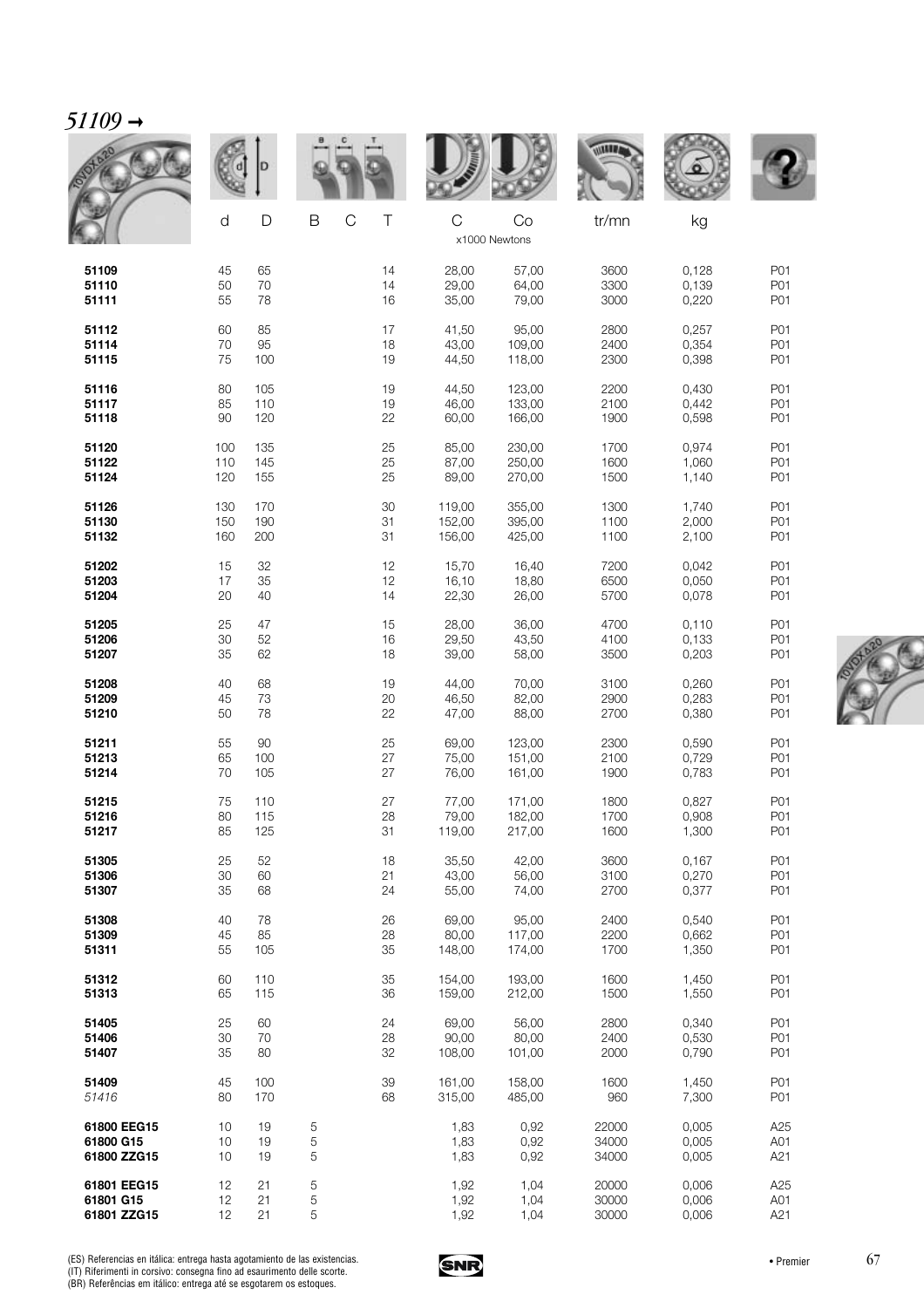# *51109 →*

| | d | D | B | C | T | C | Co | tr/mn | kg | |
|---|---|---|---|---|---|---|---|---|---|---|
| | | | | | | x1000 Newtons | | | | |
| **51109** | 45 | 65 | | | 14 | 28,00 | 57,00 | 3600 | 0,128 | P01 |
| **51110** | 50 | 70 | | | 14 | 29,00 | 64,00 | 3300 | 0,139 | P01 |
| **51111** | 55 | 78 | | | 16 | 35,00 | 79,00 | 3000 | 0,220 | P01 |
| **51112** | 60 | 85 | | | 17 | 41,50 | 95,00 | 2800 | 0,257 | P01 |
| **51114** | 70 | 95 | | | 18 | 43,00 | 109,00 | 2400 | 0,354 | P01 |
| **51115** | 75 | 100 | | | 19 | 44,50 | 118,00 | 2300 | 0,398 | P01 |
| **51116** | 80 | 105 | | | 19 | 44,50 | 123,00 | 2200 | 0,430 | P01 |
| **51117** | 85 | 110 | | | 19 | 46,00 | 133,00 | 2100 | 0,442 | P01 |
| **51118** | 90 | 120 | | | 22 | 60,00 | 166,00 | 1900 | 0,598 | P01 |
| **51120** | 100 | 135 | | | 25 | 85,00 | 230,00 | 1700 | 0,974 | P01 |
| **51122** | 110 | 145 | | | 25 | 87,00 | 250,00 | 1600 | 1,060 | P01 |
| **51124** | 120 | 155 | | | 25 | 89,00 | 270,00 | 1500 | 1,140 | P01 |
| **51126** | 130 | 170 | | | 30 | 119,00 | 355,00 | 1300 | 1,740 | P01 |
| **51130** | 150 | 190 | | | 31 | 152,00 | 395,00 | 1100 | 2,000 | P01 |
| **51132** | 160 | 200 | | | 31 | 156,00 | 425,00 | 1100 | 2,100 | P01 |
| **51202** | 15 | 32 | | | 12 | 15,70 | 16,40 | 7200 | 0,042 | P01 |
| **51203** | 17 | 35 | | | 12 | 16,10 | 18,80 | 6500 | 0,050 | P01 |
| **51204** | 20 | 40 | | | 14 | 22,30 | 26,00 | 5700 | 0,078 | P01 |
| **51205** | 25 | 47 | | | 15 | 28,00 | 36,00 | 4700 | 0,110 | P01 |
| **51206** | 30 | 52 | | | 16 | 29,50 | 43,50 | 4100 | 0,133 | P01 |
| **51207** | 35 | 62 | | | 18 | 39,00 | 58,00 | 3500 | 0,203 | P01 |
| **51208** | 40 | 68 | | | 19 | 44,00 | 70,00 | 3100 | 0,260 | P01 |
| **51209** | 45 | 73 | | | 20 | 46,50 | 82,00 | 2900 | 0,283 | P01 |
| **51210** | 50 | 78 | | | 22 | 47,00 | 88,00 | 2700 | 0,380 | P01 |
| **51211** | 55 | 90 | | | 25 | 69,00 | 123,00 | 2300 | 0,590 | P01 |
| **51213** | 65 | 100 | | | 27 | 75,00 | 151,00 | 2100 | 0,729 | P01 |
| **51214** | 70 | 105 | | | 27 | 76,00 | 161,00 | 1900 | 0,783 | P01 |
| **51215** | 75 | 110 | | | 27 | 77,00 | 171,00 | 1800 | 0,827 | P01 |
| **51216** | 80 | 115 | | | 28 | 79,00 | 182,00 | 1700 | 0,908 | P01 |
| **51217** | 85 | 125 | | | 31 | 119,00 | 217,00 | 1600 | 1,300 | P01 |
| **51305** | 25 | 52 | | | 18 | 35,50 | 42,00 | 3600 | 0,167 | P01 |
| **51306** | 30 | 60 | | | 21 | 43,00 | 56,00 | 3100 | 0,270 | P01 |
| **51307** | 35 | 68 | | | 24 | 55,00 | 74,00 | 2700 | 0,377 | P01 |
| **51308** | 40 | 78 | | | 26 | 69,00 | 95,00 | 2400 | 0,540 | P01 |
| **51309** | 45 | 85 | | | 28 | 80,00 | 117,00 | 2200 | 0,662 | P01 |
| **51311** | 55 | 105 | | | 35 | 148,00 | 174,00 | 1700 | 1,350 | P01 |
| **51312** | 60 | 110 | | | 35 | 154,00 | 193,00 | 1600 | 1,450 | P01 |
| **51313** | 65 | 115 | | | 36 | 159,00 | 212,00 | 1500 | 1,550 | P01 |
| **51405** | 25 | 60 | | | 24 | 69,00 | 56,00 | 2800 | 0,340 | P01 |
| **51406** | 30 | 70 | | | 28 | 90,00 | 80,00 | 2400 | 0,530 | P01 |
| **51407** | 35 | 80 | | | 32 | 108,00 | 101,00 | 2000 | 0,790 | P01 |
| **51409** | 45 | 100 | | | 39 | 161,00 | 158,00 | 1600 | 1,450 | P01 |
| *51416* | 80 | 170 | | | 68 | 315,00 | 485,00 | 960 | 7,300 | P01 |
| **61800 EEG15** | 10 | 19 | 5 | | | 1,83 | 0,92 | 22000 | 0,005 | A25 |
| **61800 G15** | 10 | 19 | 5 | | | 1,83 | 0,92 | 34000 | 0,005 | A01 |
| **61800 ZZG15** | 10 | 19 | 5 | | | 1,83 | 0,92 | 34000 | 0,005 | A21 |
| **61801 EEG15** | 12 | 21 | 5 | | | 1,92 | 1,04 | 20000 | 0,006 | A25 |
| **61801 G15** | 12 | 21 | 5 | | | 1,92 | 1,04 | 30000 | 0,006 | A01 |
| **61801 ZZG15** | 12 | 21 | 5 | | | 1,92 | 1,04 | 30000 | 0,006 | A21 |

(ES) Referencias en itálica: entrega hasta agotamiento de las existencias.
(IT) Riferimenti in corsivo: consegna fino ad esaurimento delle scorte.
(BR) Referências em itálico: entrega até se esgotarem os estoques.

• Premier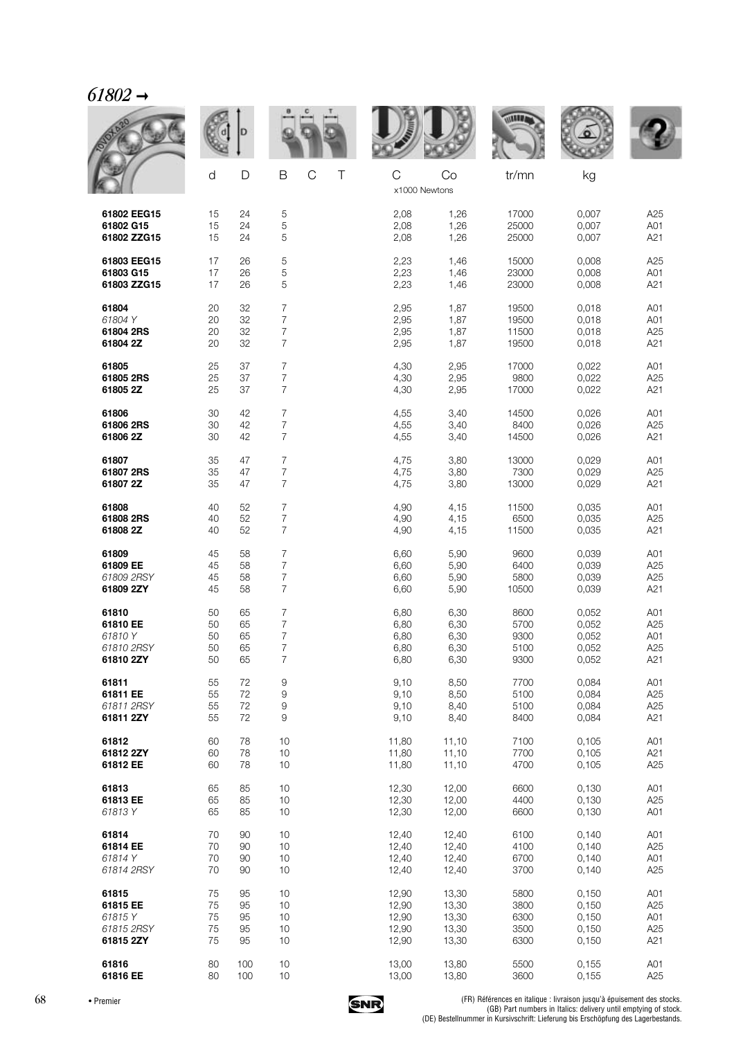# *61802 →*

| | d | D | B | C | T | C | Co | tr/mn | kg | |
|---|---|---|---|---|---|---|---|---|---|---|
| | | | | | | x1000 Newtons | | | | |
| **61802 EEG15** | 15 | 24 | 5 | | | 2,08 | 1,26 | 17000 | 0,007 | A25 |
| **61802 G15** | 15 | 24 | 5 | | | 2,08 | 1,26 | 25000 | 0,007 | A01 |
| **61802 ZZG15** | 15 | 24 | 5 | | | 2,08 | 1,26 | 25000 | 0,007 | A21 |
| **61803 EEG15** | 17 | 26 | 5 | | | 2,23 | 1,46 | 15000 | 0,008 | A25 |
| **61803 G15** | 17 | 26 | 5 | | | 2,23 | 1,46 | 23000 | 0,008 | A01 |
| **61803 ZZG15** | 17 | 26 | 5 | | | 2,23 | 1,46 | 23000 | 0,008 | A21 |
| **61804** | 20 | 32 | 7 | | | 2,95 | 1,87 | 19500 | 0,018 | A01 |
| *61804 Y* | 20 | 32 | 7 | | | 2,95 | 1,87 | 19500 | 0,018 | A01 |
| **61804 2RS** | 20 | 32 | 7 | | | 2,95 | 1,87 | 11500 | 0,018 | A25 |
| **61804 2Z** | 20 | 32 | 7 | | | 2,95 | 1,87 | 19500 | 0,018 | A21 |
| **61805** | 25 | 37 | 7 | | | 4,30 | 2,95 | 17000 | 0,022 | A01 |
| **61805 2RS** | 25 | 37 | 7 | | | 4,30 | 2,95 | 9800 | 0,022 | A25 |
| **61805 2Z** | 25 | 37 | 7 | | | 4,30 | 2,95 | 17000 | 0,022 | A21 |
| **61806** | 30 | 42 | 7 | | | 4,55 | 3,40 | 14500 | 0,026 | A01 |
| **61806 2RS** | 30 | 42 | 7 | | | 4,55 | 3,40 | 8400 | 0,026 | A25 |
| **61806 2Z** | 30 | 42 | 7 | | | 4,55 | 3,40 | 14500 | 0,026 | A21 |
| **61807** | 35 | 47 | 7 | | | 4,75 | 3,80 | 13000 | 0,029 | A01 |
| **61807 2RS** | 35 | 47 | 7 | | | 4,75 | 3,80 | 7300 | 0,029 | A25 |
| **61807 2Z** | 35 | 47 | 7 | | | 4,75 | 3,80 | 13000 | 0,029 | A21 |
| **61808** | 40 | 52 | 7 | | | 4,90 | 4,15 | 11500 | 0,035 | A01 |
| **61808 2RS** | 40 | 52 | 7 | | | 4,90 | 4,15 | 6500 | 0,035 | A25 |
| **61808 2Z** | 40 | 52 | 7 | | | 4,90 | 4,15 | 11500 | 0,035 | A21 |
| **61809** | 45 | 58 | 7 | | | 6,60 | 5,90 | 9600 | 0,039 | A01 |
| **61809 EE** | 45 | 58 | 7 | | | 6,60 | 5,90 | 6400 | 0,039 | A25 |
| *61809 2RSY* | 45 | 58 | 7 | | | 6,60 | 5,90 | 5800 | 0,039 | A25 |
| **61809 2ZY** | 45 | 58 | 7 | | | 6,60 | 5,90 | 10500 | 0,039 | A21 |
| **61810** | 50 | 65 | 7 | | | 6,80 | 6,30 | 8600 | 0,052 | A01 |
| **61810 EE** | 50 | 65 | 7 | | | 6,80 | 6,30 | 5700 | 0,052 | A25 |
| *61810 Y* | 50 | 65 | 7 | | | 6,80 | 6,30 | 9300 | 0,052 | A01 |
| *61810 2RSY* | 50 | 65 | 7 | | | 6,80 | 6,30 | 5100 | 0,052 | A25 |
| **61810 2ZY** | 50 | 65 | 7 | | | 6,80 | 6,30 | 9300 | 0,052 | A21 |
| **61811** | 55 | 72 | 9 | | | 9,10 | 8,50 | 7700 | 0,084 | A01 |
| **61811 EE** | 55 | 72 | 9 | | | 9,10 | 8,50 | 5100 | 0,084 | A25 |
| *61811 2RSY* | 55 | 72 | 9 | | | 9,10 | 8,40 | 5100 | 0,084 | A25 |
| **61811 2ZY** | 55 | 72 | 9 | | | 9,10 | 8,40 | 8400 | 0,084 | A21 |
| **61812** | 60 | 78 | 10 | | | 11,80 | 11,10 | 7100 | 0,105 | A01 |
| **61812 2ZY** | 60 | 78 | 10 | | | 11,80 | 11,10 | 7700 | 0,105 | A21 |
| **61812 EE** | 60 | 78 | 10 | | | 11,80 | 11,10 | 4700 | 0,105 | A25 |
| **61813** | 65 | 85 | 10 | | | 12,30 | 12,00 | 6600 | 0,130 | A01 |
| **61813 EE** | 65 | 85 | 10 | | | 12,30 | 12,00 | 4400 | 0,130 | A25 |
| *61813 Y* | 65 | 85 | 10 | | | 12,30 | 12,00 | 6600 | 0,130 | A01 |
| **61814** | 70 | 90 | 10 | | | 12,40 | 12,40 | 6100 | 0,140 | A01 |
| **61814 EE** | 70 | 90 | 10 | | | 12,40 | 12,40 | 4100 | 0,140 | A25 |
| *61814 Y* | 70 | 90 | 10 | | | 12,40 | 12,40 | 6700 | 0,140 | A01 |
| *61814 2RSY* | 70 | 90 | 10 | | | 12,40 | 12,40 | 3700 | 0,140 | A25 |
| **61815** | 75 | 95 | 10 | | | 12,90 | 13,30 | 5800 | 0,150 | A01 |
| **61815 EE** | 75 | 95 | 10 | | | 12,90 | 13,30 | 3800 | 0,150 | A25 |
| *61815 Y* | 75 | 95 | 10 | | | 12,90 | 13,30 | 6300 | 0,150 | A01 |
| *61815 2RSY* | 75 | 95 | 10 | | | 12,90 | 13,30 | 3500 | 0,150 | A25 |
| **61815 2ZY** | 75 | 95 | 10 | | | 12,90 | 13,30 | 6300 | 0,150 | A21 |
| **61816** | 80 | 100 | 10 | | | 13,00 | 13,80 | 5500 | 0,155 | A01 |
| **61816 EE** | 80 | 100 | 10 | | | 13,00 | 13,80 | 3600 | 0,155 | A25 |

• Premier

(FR) Références en italique : livraison jusqu'à épuisement des stocks.
(GB) Part numbers in Italics: delivery until emptying of stock.
(DE) Bestellnummer in Kursivschrift: Lieferung bis Erschöpfung des Lagerbestands.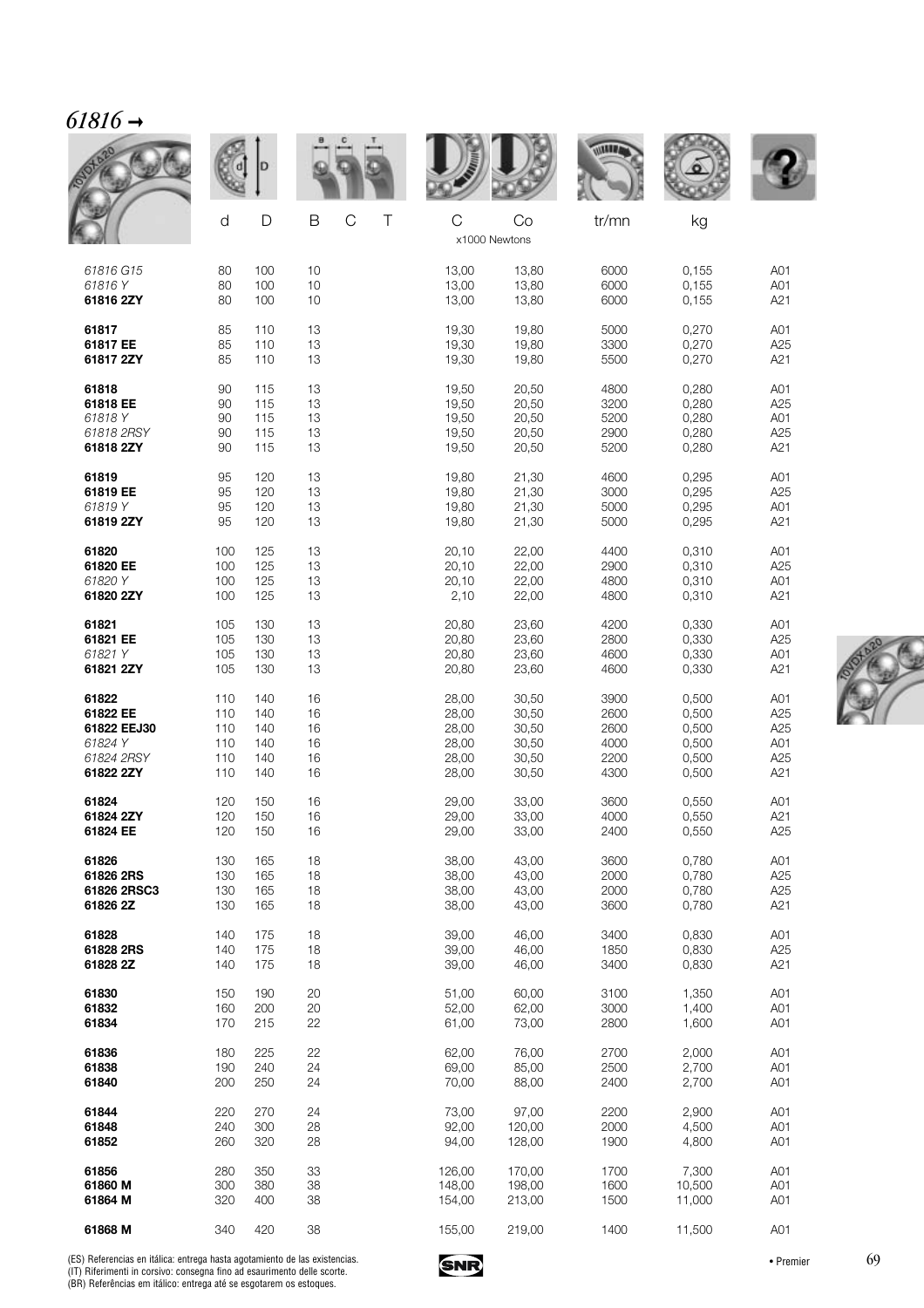## *61816* →

| | d | D | B | C | T | C | Co | tr/mn | kg | |
|---|---|---|---|---|---|---|---|---|---|---|
| | | | | | | x1000 Newtons | | | | |
| *61816 G15* | 80 | 100 | 10 | | | 13,00 | 13,80 | 6000 | 0,155 | A01 |
| *61816 Y* | 80 | 100 | 10 | | | 13,00 | 13,80 | 6000 | 0,155 | A01 |
| **61816 2ZY** | 80 | 100 | 10 | | | 13,00 | 13,80 | 6000 | 0,155 | A21 |
| **61817** | 85 | 110 | 13 | | | 19,30 | 19,80 | 5000 | 0,270 | A01 |
| **61817 EE** | 85 | 110 | 13 | | | 19,30 | 19,80 | 3300 | 0,270 | A25 |
| **61817 2ZY** | 85 | 110 | 13 | | | 19,30 | 19,80 | 5500 | 0,270 | A21 |
| **61818** | 90 | 115 | 13 | | | 19,50 | 20,50 | 4800 | 0,280 | A01 |
| **61818 EE** | 90 | 115 | 13 | | | 19,50 | 20,50 | 3200 | 0,280 | A25 |
| *61818 Y* | 90 | 115 | 13 | | | 19,50 | 20,50 | 5200 | 0,280 | A01 |
| *61818 2RSY* | 90 | 115 | 13 | | | 19,50 | 20,50 | 2900 | 0,280 | A25 |
| **61818 2ZY** | 90 | 115 | 13 | | | 19,50 | 20,50 | 5200 | 0,280 | A21 |
| **61819** | 95 | 120 | 13 | | | 19,80 | 21,30 | 4600 | 0,295 | A01 |
| **61819 EE** | 95 | 120 | 13 | | | 19,80 | 21,30 | 3000 | 0,295 | A25 |
| *61819 Y* | 95 | 120 | 13 | | | 19,80 | 21,30 | 5000 | 0,295 | A01 |
| **61819 2ZY** | 95 | 120 | 13 | | | 19,80 | 21,30 | 5000 | 0,295 | A21 |
| **61820** | 100 | 125 | 13 | | | 20,10 | 22,00 | 4400 | 0,310 | A01 |
| **61820 EE** | 100 | 125 | 13 | | | 20,10 | 22,00 | 2900 | 0,310 | A25 |
| *61820 Y* | 100 | 125 | 13 | | | 20,10 | 22,00 | 4800 | 0,310 | A01 |
| **61820 2ZY** | 100 | 125 | 13 | | | 2,10 | 22,00 | 4800 | 0,310 | A21 |
| **61821** | 105 | 130 | 13 | | | 20,80 | 23,60 | 4200 | 0,330 | A01 |
| **61821 EE** | 105 | 130 | 13 | | | 20,80 | 23,60 | 2800 | 0,330 | A25 |
| *61821 Y* | 105 | 130 | 13 | | | 20,80 | 23,60 | 4600 | 0,330 | A01 |
| **61821 2ZY** | 105 | 130 | 13 | | | 20,80 | 23,60 | 4600 | 0,330 | A21 |
| **61822** | 110 | 140 | 16 | | | 28,00 | 30,50 | 3900 | 0,500 | A01 |
| **61822 EE** | 110 | 140 | 16 | | | 28,00 | 30,50 | 2600 | 0,500 | A25 |
| **61822 EEJ30** | 110 | 140 | 16 | | | 28,00 | 30,50 | 2600 | 0,500 | A25 |
| *61824 Y* | 110 | 140 | 16 | | | 28,00 | 30,50 | 4000 | 0,500 | A01 |
| *61824 2RSY* | 110 | 140 | 16 | | | 28,00 | 30,50 | 2200 | 0,500 | A25 |
| **61822 2ZY** | 110 | 140 | 16 | | | 28,00 | 30,50 | 4300 | 0,500 | A21 |
| **61824** | 120 | 150 | 16 | | | 29,00 | 33,00 | 3600 | 0,550 | A01 |
| **61824 2ZY** | 120 | 150 | 16 | | | 29,00 | 33,00 | 4000 | 0,550 | A21 |
| **61824 EE** | 120 | 150 | 16 | | | 29,00 | 33,00 | 2400 | 0,550 | A25 |
| **61826** | 130 | 165 | 18 | | | 38,00 | 43,00 | 3600 | 0,780 | A01 |
| **61826 2RS** | 130 | 165 | 18 | | | 38,00 | 43,00 | 2000 | 0,780 | A25 |
| **61826 2RSC3** | 130 | 165 | 18 | | | 38,00 | 43,00 | 2000 | 0,780 | A25 |
| **61826 2Z** | 130 | 165 | 18 | | | 38,00 | 43,00 | 3600 | 0,780 | A21 |
| **61828** | 140 | 175 | 18 | | | 39,00 | 46,00 | 3400 | 0,830 | A01 |
| **61828 2RS** | 140 | 175 | 18 | | | 39,00 | 46,00 | 1850 | 0,830 | A25 |
| **61828 2Z** | 140 | 175 | 18 | | | 39,00 | 46,00 | 3400 | 0,830 | A21 |
| **61830** | 150 | 190 | 20 | | | 51,00 | 60,00 | 3100 | 1,350 | A01 |
| **61832** | 160 | 200 | 20 | | | 52,00 | 62,00 | 3000 | 1,400 | A01 |
| **61834** | 170 | 215 | 22 | | | 61,00 | 73,00 | 2800 | 1,600 | A01 |
| **61836** | 180 | 225 | 22 | | | 62,00 | 76,00 | 2700 | 2,000 | A01 |
| **61838** | 190 | 240 | 24 | | | 69,00 | 85,00 | 2500 | 2,700 | A01 |
| **61840** | 200 | 250 | 24 | | | 70,00 | 88,00 | 2400 | 2,700 | A01 |
| **61844** | 220 | 270 | 24 | | | 73,00 | 97,00 | 2200 | 2,900 | A01 |
| **61848** | 240 | 300 | 28 | | | 92,00 | 120,00 | 2000 | 4,500 | A01 |
| **61852** | 260 | 320 | 28 | | | 94,00 | 128,00 | 1900 | 4,800 | A01 |
| **61856** | 280 | 350 | 33 | | | 126,00 | 170,00 | 1700 | 7,300 | A01 |
| **61860 M** | 300 | 380 | 38 | | | 148,00 | 198,00 | 1600 | 10,500 | A01 |
| **61864 M** | 320 | 400 | 38 | | | 154,00 | 213,00 | 1500 | 11,000 | A01 |
| **61868 M** | 340 | 420 | 38 | | | 155,00 | 219,00 | 1400 | 11,500 | A01 |

(ES) Referencias en itálica: entrega hasta agotamiento de las existencias.
(IT) Riferimenti in corsivo: consegna fino ad esaurimento delle scorte.
(BR) Referências em itálico: entrega até se esgotarem os estoques.

• Premier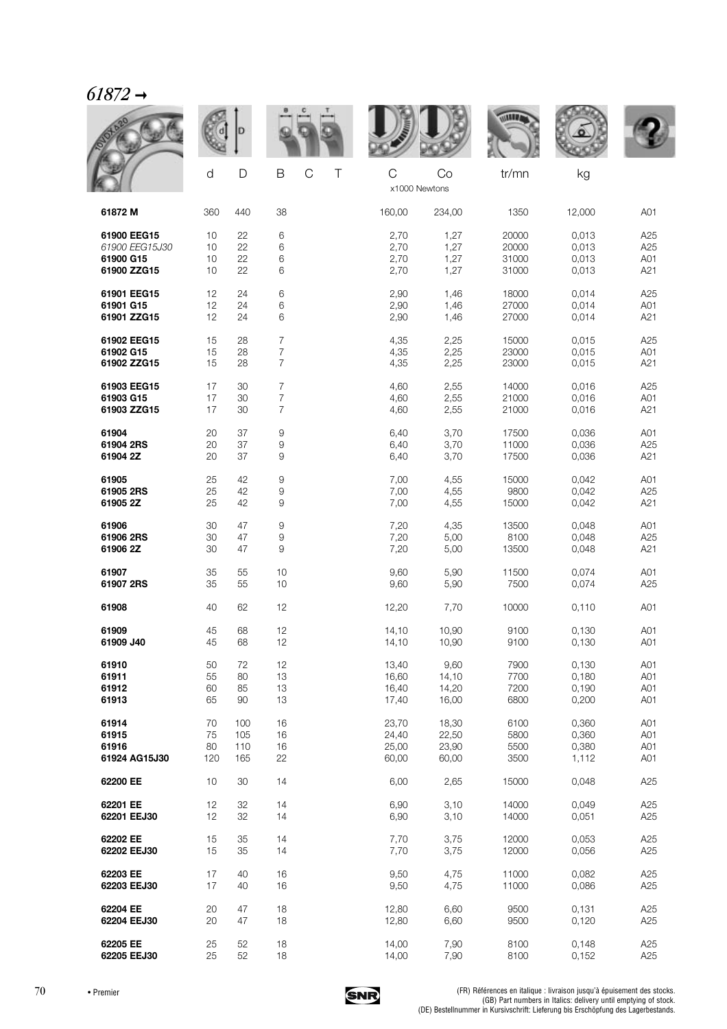# *61872 →*

| | d | D | B | C | T | C | Co | tr/mn | kg | |
|---|---|---|---|---|---|---|---|---|---|---|
| | | | | | | x1000 Newtons | | | | |
| **61872 M** | 360 | 440 | 38 | | | 160,00 | 234,00 | 1350 | 12,000 | A01 |
| **61900 EEG15** | 10 | 22 | 6 | | | 2,70 | 1,27 | 20000 | 0,013 | A25 |
| *61900 EEG15J30* | 10 | 22 | 6 | | | 2,70 | 1,27 | 20000 | 0,013 | A25 |
| **61900 G15** | 10 | 22 | 6 | | | 2,70 | 1,27 | 31000 | 0,013 | A01 |
| **61900 ZZG15** | 10 | 22 | 6 | | | 2,70 | 1,27 | 31000 | 0,013 | A21 |
| **61901 EEG15** | 12 | 24 | 6 | | | 2,90 | 1,46 | 18000 | 0,014 | A25 |
| **61901 G15** | 12 | 24 | 6 | | | 2,90 | 1,46 | 27000 | 0,014 | A01 |
| **61901 ZZG15** | 12 | 24 | 6 | | | 2,90 | 1,46 | 27000 | 0,014 | A21 |
| **61902 EEG15** | 15 | 28 | 7 | | | 4,35 | 2,25 | 15000 | 0,015 | A25 |
| **61902 G15** | 15 | 28 | 7 | | | 4,35 | 2,25 | 23000 | 0,015 | A01 |
| **61902 ZZG15** | 15 | 28 | 7 | | | 4,35 | 2,25 | 23000 | 0,015 | A21 |
| **61903 EEG15** | 17 | 30 | 7 | | | 4,60 | 2,55 | 14000 | 0,016 | A25 |
| **61903 G15** | 17 | 30 | 7 | | | 4,60 | 2,55 | 21000 | 0,016 | A01 |
| **61903 ZZG15** | 17 | 30 | 7 | | | 4,60 | 2,55 | 21000 | 0,016 | A21 |
| **61904** | 20 | 37 | 9 | | | 6,40 | 3,70 | 17500 | 0,036 | A01 |
| **61904 2RS** | 20 | 37 | 9 | | | 6,40 | 3,70 | 11000 | 0,036 | A25 |
| **61904 2Z** | 20 | 37 | 9 | | | 6,40 | 3,70 | 17500 | 0,036 | A21 |
| **61905** | 25 | 42 | 9 | | | 7,00 | 4,55 | 15000 | 0,042 | A01 |
| **61905 2RS** | 25 | 42 | 9 | | | 7,00 | 4,55 | 9800 | 0,042 | A25 |
| **61905 2Z** | 25 | 42 | 9 | | | 7,00 | 4,55 | 15000 | 0,042 | A21 |
| **61906** | 30 | 47 | 9 | | | 7,20 | 4,35 | 13500 | 0,048 | A01 |
| **61906 2RS** | 30 | 47 | 9 | | | 7,20 | 5,00 | 8100 | 0,048 | A25 |
| **61906 2Z** | 30 | 47 | 9 | | | 7,20 | 5,00 | 13500 | 0,048 | A21 |
| **61907** | 35 | 55 | 10 | | | 9,60 | 5,90 | 11500 | 0,074 | A01 |
| **61907 2RS** | 35 | 55 | 10 | | | 9,60 | 5,90 | 7500 | 0,074 | A25 |
| **61908** | 40 | 62 | 12 | | | 12,20 | 7,70 | 10000 | 0,110 | A01 |
| **61909** | 45 | 68 | 12 | | | 14,10 | 10,90 | 9100 | 0,130 | A01 |
| **61909 J40** | 45 | 68 | 12 | | | 14,10 | 10,90 | 9100 | 0,130 | A01 |
| **61910** | 50 | 72 | 12 | | | 13,40 | 9,60 | 7900 | 0,130 | A01 |
| **61911** | 55 | 80 | 13 | | | 16,60 | 14,10 | 7700 | 0,180 | A01 |
| **61912** | 60 | 85 | 13 | | | 16,40 | 14,20 | 7200 | 0,190 | A01 |
| **61913** | 65 | 90 | 13 | | | 17,40 | 16,00 | 6800 | 0,200 | A01 |
| **61914** | 70 | 100 | 16 | | | 23,70 | 18,30 | 6100 | 0,360 | A01 |
| **61915** | 75 | 105 | 16 | | | 24,40 | 22,50 | 5800 | 0,360 | A01 |
| **61916** | 80 | 110 | 16 | | | 25,00 | 23,90 | 5500 | 0,380 | A01 |
| **61924 AG15J30** | 120 | 165 | 22 | | | 60,00 | 60,00 | 3500 | 1,112 | A01 |
| **62200 EE** | 10 | 30 | 14 | | | 6,00 | 2,65 | 15000 | 0,048 | A25 |
| **62201 EE** | 12 | 32 | 14 | | | 6,90 | 3,10 | 14000 | 0,049 | A25 |
| **62201 EEJ30** | 12 | 32 | 14 | | | 6,90 | 3,10 | 14000 | 0,051 | A25 |
| **62202 EE** | 15 | 35 | 14 | | | 7,70 | 3,75 | 12000 | 0,053 | A25 |
| **62202 EEJ30** | 15 | 35 | 14 | | | 7,70 | 3,75 | 12000 | 0,056 | A25 |
| **62203 EE** | 17 | 40 | 16 | | | 9,50 | 4,75 | 11000 | 0,082 | A25 |
| **62203 EEJ30** | 17 | 40 | 16 | | | 9,50 | 4,75 | 11000 | 0,086 | A25 |
| **62204 EE** | 20 | 47 | 18 | | | 12,80 | 6,60 | 9500 | 0,131 | A25 |
| **62204 EEJ30** | 20 | 47 | 18 | | | 12,80 | 6,60 | 9500 | 0,120 | A25 |
| **62205 EE** | 25 | 52 | 18 | | | 14,00 | 7,90 | 8100 | 0,148 | A25 |
| **62205 EEJ30** | 25 | 52 | 18 | | | 14,00 | 7,90 | 8100 | 0,152 | A25 |

• Premier

(FR) Références en italique : livraison jusqu'à épuisement des stocks.
(GB) Part numbers in Italics: delivery until emptying of stock.
(DE) Bestellnummer in Kursivschrift: Lieferung bis Erschöpfung des Lagerbestands.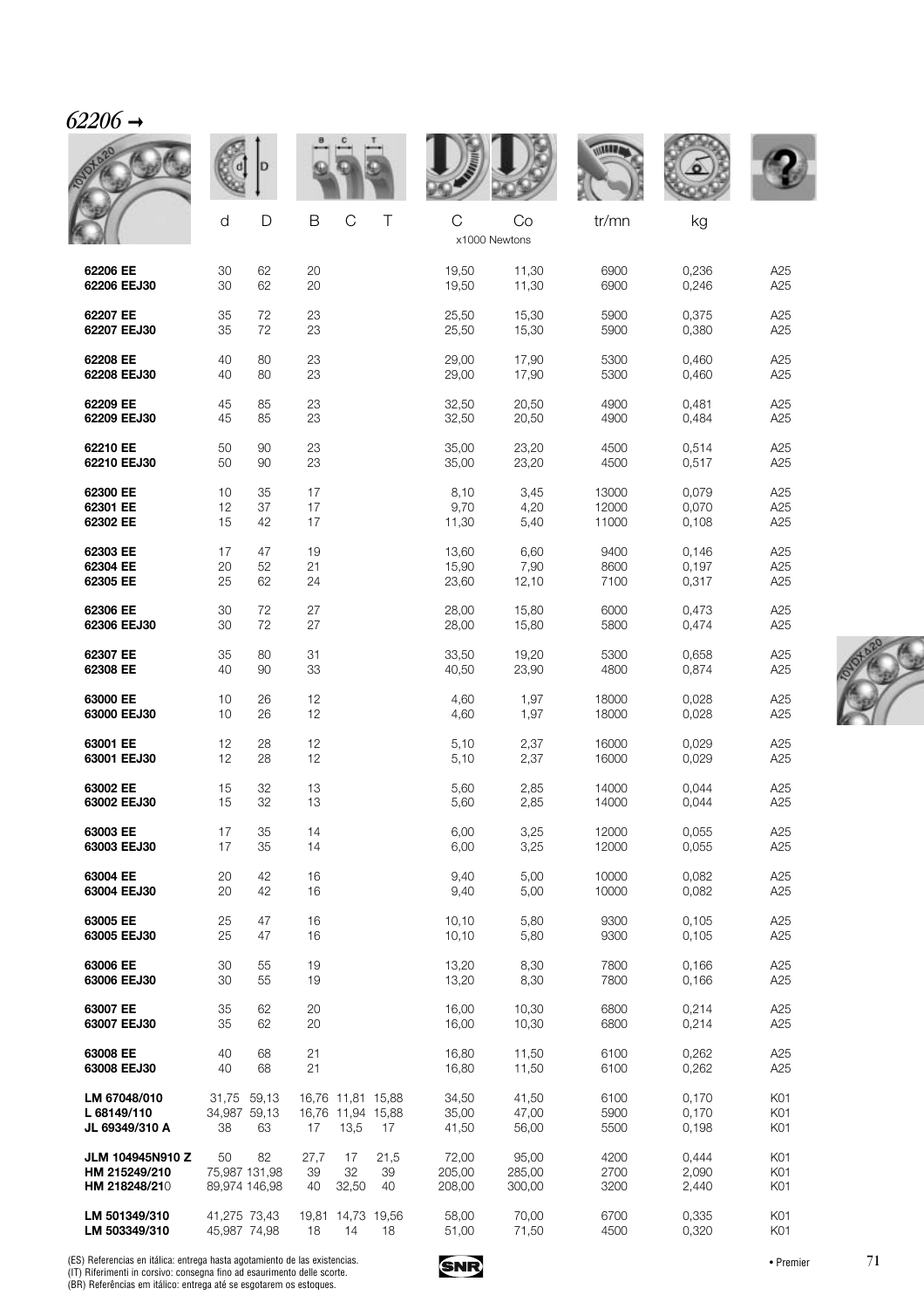# *62206 →*

| | d | D | B | C | T | C | Co | tr/mn | kg | |
|---|---|---|---|---|---|---|---|---|---|---|
| | | | | | | x1000 Newtons | | | | |
| **62206 EE** | 30 | 62 | 20 | | | 19,50 | 11,30 | 6900 | 0,236 | A25 |
| **62206 EEJ30** | 30 | 62 | 20 | | | 19,50 | 11,30 | 6900 | 0,246 | A25 |
| **62207 EE** | 35 | 72 | 23 | | | 25,50 | 15,30 | 5900 | 0,375 | A25 |
| **62207 EEJ30** | 35 | 72 | 23 | | | 25,50 | 15,30 | 5900 | 0,380 | A25 |
| **62208 EE** | 40 | 80 | 23 | | | 29,00 | 17,90 | 5300 | 0,460 | A25 |
| **62208 EEJ30** | 40 | 80 | 23 | | | 29,00 | 17,90 | 5300 | 0,460 | A25 |
| **62209 EE** | 45 | 85 | 23 | | | 32,50 | 20,50 | 4900 | 0,481 | A25 |
| **62209 EEJ30** | 45 | 85 | 23 | | | 32,50 | 20,50 | 4900 | 0,484 | A25 |
| **62210 EE** | 50 | 90 | 23 | | | 35,00 | 23,20 | 4500 | 0,514 | A25 |
| **62210 EEJ30** | 50 | 90 | 23 | | | 35,00 | 23,20 | 4500 | 0,517 | A25 |
| **62300 EE** | 10 | 35 | 17 | | | 8,10 | 3,45 | 13000 | 0,079 | A25 |
| **62301 EE** | 12 | 37 | 17 | | | 9,70 | 4,20 | 12000 | 0,070 | A25 |
| **62302 EE** | 15 | 42 | 17 | | | 11,30 | 5,40 | 11000 | 0,108 | A25 |
| **62303 EE** | 17 | 47 | 19 | | | 13,60 | 6,60 | 9400 | 0,146 | A25 |
| **62304 EE** | 20 | 52 | 21 | | | 15,90 | 7,90 | 8600 | 0,197 | A25 |
| **62305 EE** | 25 | 62 | 24 | | | 23,60 | 12,10 | 7100 | 0,317 | A25 |
| **62306 EE** | 30 | 72 | 27 | | | 28,00 | 15,80 | 6000 | 0,473 | A25 |
| **62306 EEJ30** | 30 | 72 | 27 | | | 28,00 | 15,80 | 5800 | 0,474 | A25 |
| **62307 EE** | 35 | 80 | 31 | | | 33,50 | 19,20 | 5300 | 0,658 | A25 |
| **62308 EE** | 40 | 90 | 33 | | | 40,50 | 23,90 | 4800 | 0,874 | A25 |
| **63000 EE** | 10 | 26 | 12 | | | 4,60 | 1,97 | 18000 | 0,028 | A25 |
| **63000 EEJ30** | 10 | 26 | 12 | | | 4,60 | 1,97 | 18000 | 0,028 | A25 |
| **63001 EE** | 12 | 28 | 12 | | | 5,10 | 2,37 | 16000 | 0,029 | A25 |
| **63001 EEJ30** | 12 | 28 | 12 | | | 5,10 | 2,37 | 16000 | 0,029 | A25 |
| **63002 EE** | 15 | 32 | 13 | | | 5,60 | 2,85 | 14000 | 0,044 | A25 |
| **63002 EEJ30** | 15 | 32 | 13 | | | 5,60 | 2,85 | 14000 | 0,044 | A25 |
| **63003 EE** | 17 | 35 | 14 | | | 6,00 | 3,25 | 12000 | 0,055 | A25 |
| **63003 EEJ30** | 17 | 35 | 14 | | | 6,00 | 3,25 | 12000 | 0,055 | A25 |
| **63004 EE** | 20 | 42 | 16 | | | 9,40 | 5,00 | 10000 | 0,082 | A25 |
| **63004 EEJ30** | 20 | 42 | 16 | | | 9,40 | 5,00 | 10000 | 0,082 | A25 |
| **63005 EE** | 25 | 47 | 16 | | | 10,10 | 5,80 | 9300 | 0,105 | A25 |
| **63005 EEJ30** | 25 | 47 | 16 | | | 10,10 | 5,80 | 9300 | 0,105 | A25 |
| **63006 EE** | 30 | 55 | 19 | | | 13,20 | 8,30 | 7800 | 0,166 | A25 |
| **63006 EEJ30** | 30 | 55 | 19 | | | 13,20 | 8,30 | 7800 | 0,166 | A25 |
| **63007 EE** | 35 | 62 | 20 | | | 16,00 | 10,30 | 6800 | 0,214 | A25 |
| **63007 EEJ30** | 35 | 62 | 20 | | | 16,00 | 10,30 | 6800 | 0,214 | A25 |
| **63008 EE** | 40 | 68 | 21 | | | 16,80 | 11,50 | 6100 | 0,262 | A25 |
| **63008 EEJ30** | 40 | 68 | 21 | | | 16,80 | 11,50 | 6100 | 0,262 | A25 |
| **LM 67048/010** | 31,75 | 59,13 | 16,76 | 11,81 | 15,88 | 34,50 | 41,50 | 6100 | 0,170 | K01 |
| **L 68149/110** | 34,987 | 59,13 | 16,76 | 11,94 | 15,88 | 35,00 | 47,00 | 5900 | 0,170 | K01 |
| **JL 69349/310 A** | 38 | 63 | 17 | 13,5 | 17 | 41,50 | 56,00 | 5500 | 0,198 | K01 |
| **JLM 104945N910 Z** | 50 | 82 | 27,7 | 17 | 21,5 | 72,00 | 95,00 | 4200 | 0,444 | K01 |
| **HM 215249/210** | 75,987 | 131,98 | 39 | 32 | 39 | 205,00 | 285,00 | 2700 | 2,090 | K01 |
| **HM 218248/21**0 | 89,974 | 146,98 | 40 | 32,50 | 40 | 208,00 | 300,00 | 3200 | 2,440 | K01 |
| **LM 501349/310** | 41,275 | 73,43 | 19,81 | 14,73 | 19,56 | 58,00 | 70,00 | 6700 | 0,335 | K01 |
| **LM 503349/310** | 45,987 | 74,98 | 18 | 14 | 18 | 51,00 | 71,50 | 4500 | 0,320 | K01 |

(ES) Referencias en itálica: entrega hasta agotamiento de las existencias.
(IT) Riferimenti in corsivo: consegna fino ad esaurimento delle scorte.
(BR) Referências em itálico: entrega até se esgotarem os estoques.

• Premier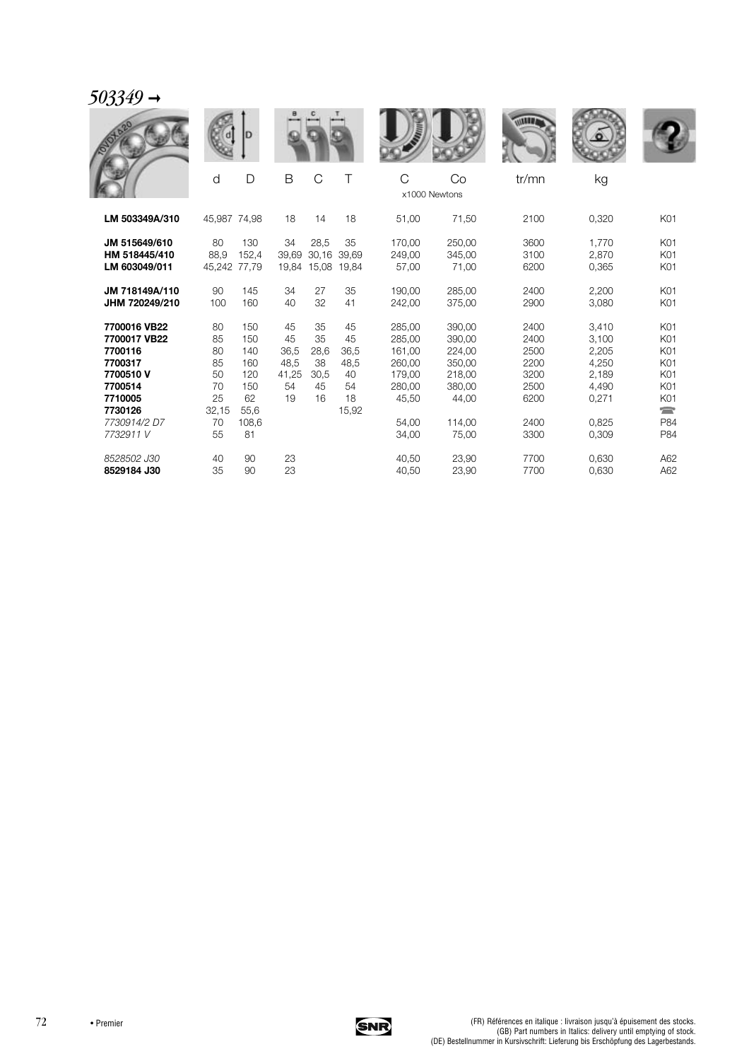# *503349* →

| | d | D | B | C | T | C | Co | tr/mn | kg | |
|---|---|---|---|---|---|---|---|---|---|---|
| | | | | | | x1000 Newtons | | | | |
| **LM 503349A/310** | 45,987 | 74,98 | 18 | 14 | 18 | 51,00 | 71,50 | 2100 | 0,320 | K01 |
| **JM 515649/610** | 80 | 130 | 34 | 28,5 | 35 | 170,00 | 250,00 | 3600 | 1,770 | K01 |
| **HM 518445/410** | 88,9 | 152,4 | 39,69 | 30,16 | 39,69 | 249,00 | 345,00 | 3100 | 2,870 | K01 |
| **LM 603049/011** | 45,242 | 77,79 | 19,84 | 15,08 | 19,84 | 57,00 | 71,00 | 6200 | 0,365 | K01 |
| **JM 718149A/110** | 90 | 145 | 34 | 27 | 35 | 190,00 | 285,00 | 2400 | 2,200 | K01 |
| **JHM 720249/210** | 100 | 160 | 40 | 32 | 41 | 242,00 | 375,00 | 2900 | 3,080 | K01 |
| **7700016 VB22** | 80 | 150 | 45 | 35 | 45 | 285,00 | 390,00 | 2400 | 3,410 | K01 |
| **7700017 VB22** | 85 | 150 | 45 | 35 | 45 | 285,00 | 390,00 | 2400 | 3,100 | K01 |
| **7700116** | 80 | 140 | 36,5 | 28,6 | 36,5 | 161,00 | 224,00 | 2500 | 2,205 | K01 |
| **7700317** | 85 | 160 | 48,5 | 38 | 48,5 | 260,00 | 350,00 | 2200 | 4,250 | K01 |
| **7700510 V** | 50 | 120 | 41,25 | 30,5 | 40 | 179,00 | 218,00 | 3200 | 2,189 | K01 |
| **7700514** | 70 | 150 | 54 | 45 | 54 | 280,00 | 380,00 | 2500 | 4,490 | K01 |
| **7710005** | 25 | 62 | 19 | 16 | 18 | 45,50 | 44,00 | 6200 | 0,271 | K01 |
| **7730126** | 32,15 | 55,6 | | | 15,92 | | | | | ☎ |
| *7730914/2 D7* | 70 | 108,6 | | | | 54,00 | 114,00 | 2400 | 0,825 | P84 |
| *7732911 V* | 55 | 81 | | | | 34,00 | 75,00 | 3300 | 0,309 | P84 |
| *8528502 J30* | 40 | 90 | 23 | | | 40,50 | 23,90 | 7700 | 0,630 | A62 |
| **8529184 J30** | 35 | 90 | 23 | | | 40,50 | 23,90 | 7700 | 0,630 | A62 |

• Premier

(FR) Références en italique : livraison jusqu'à épuisement des stocks.
(GB) Part numbers in Italics: delivery until emptying of stock.
(DE) Bestellnummer in Kursivschrift: Lieferung bis Erschöpfung des Lagerbestands.